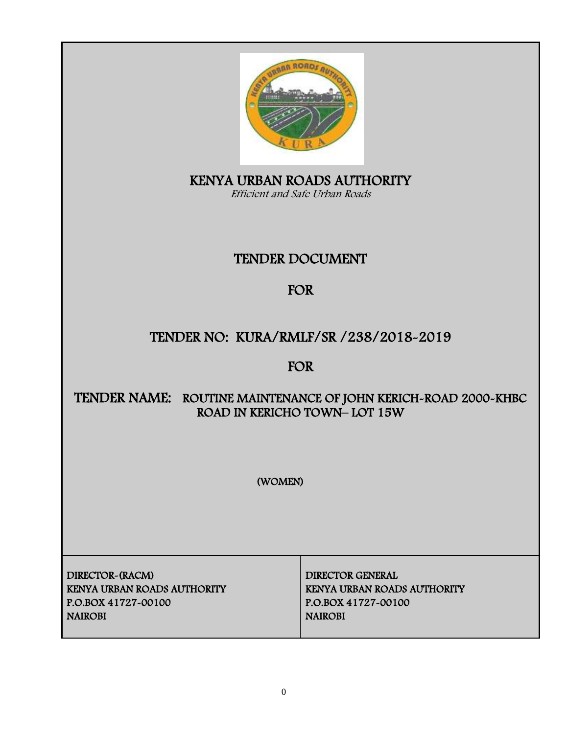# KENYA URBAN ROADS AUTHORITY

*Efficient and Safe Urban Roads*

## TENDER DOCUMENT

## FOR

## TENDER NO: KURA/RMLF/SR /238/2018-2019

## FOR

## TENDER NAME: ROUTINE MAINTENANCE OF JOHN KERICH-ROAD 2000-KHBC ROAD IN KERICHO TOWN– LOT 15W

(WOMEN)

| DIRECTOR-(RACM)<br>KENYA URBAN ROADS AUTHORITY<br>P.O.BOX 41727-00100<br>NAIROBI | DIRECTOR GENERAL<br>KENYA URBAN ROADS AUTHORITY<br>P.O.BOX 41727-00100<br>NAIROBI |
| --- | --- |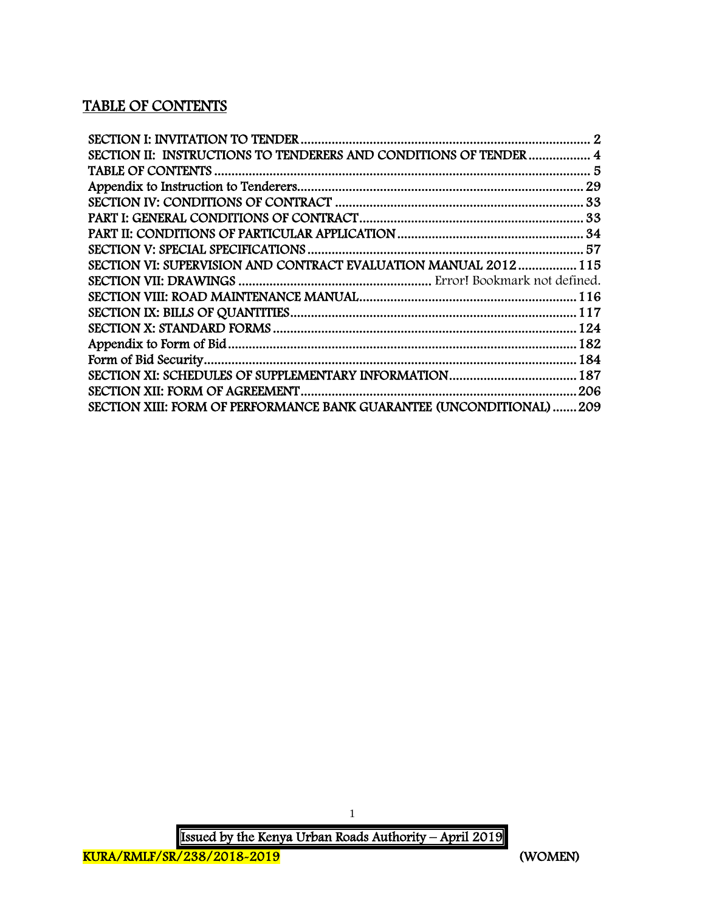## TABLE OF CONTENTS

SECTION I: INVITATION TO TENDER .................................................................................... 2
SECTION II: INSTRUCTIONS TO TENDERERS AND CONDITIONS OF TENDER .................. 4
TABLE OF CONTENTS ........................................................................................................ 5
Appendix to Instruction to Tenderers.................................................................................. 29
SECTION IV: CONDITIONS OF CONTRACT ...................................................................... 33
PART I: GENERAL CONDITIONS OF CONTRACT................................................................ 33
PART II: CONDITIONS OF PARTICULAR APPLICATION ...................................................... 34
SECTION V: SPECIAL SPECIFICATIONS ............................................................................ 57
SECTION VI: SUPERVISION AND CONTRACT EVALUATION MANUAL 2012................. 115
SECTION VII: DRAWINGS ....................................................... Error! Bookmark not defined.
SECTION VIII: ROAD MAINTENANCE MANUAL.............................................................. 116
SECTION IX: BILLS OF QUANTITIES.................................................................................. 117
SECTION X: STANDARD FORMS ........................................................................................ 124
Appendix to Form of Bid ..................................................................................................... 182
Form of Bid Security............................................................................................................ 184
SECTION XI: SCHEDULES OF SUPPLEMENTARY INFORMATION..................................... 187
SECTION XII: FORM OF AGREEMENT............................................................................... 206
SECTION XIII: FORM OF PERFORMANCE BANK GUARANTEE (UNCONDITIONAL) ....... 209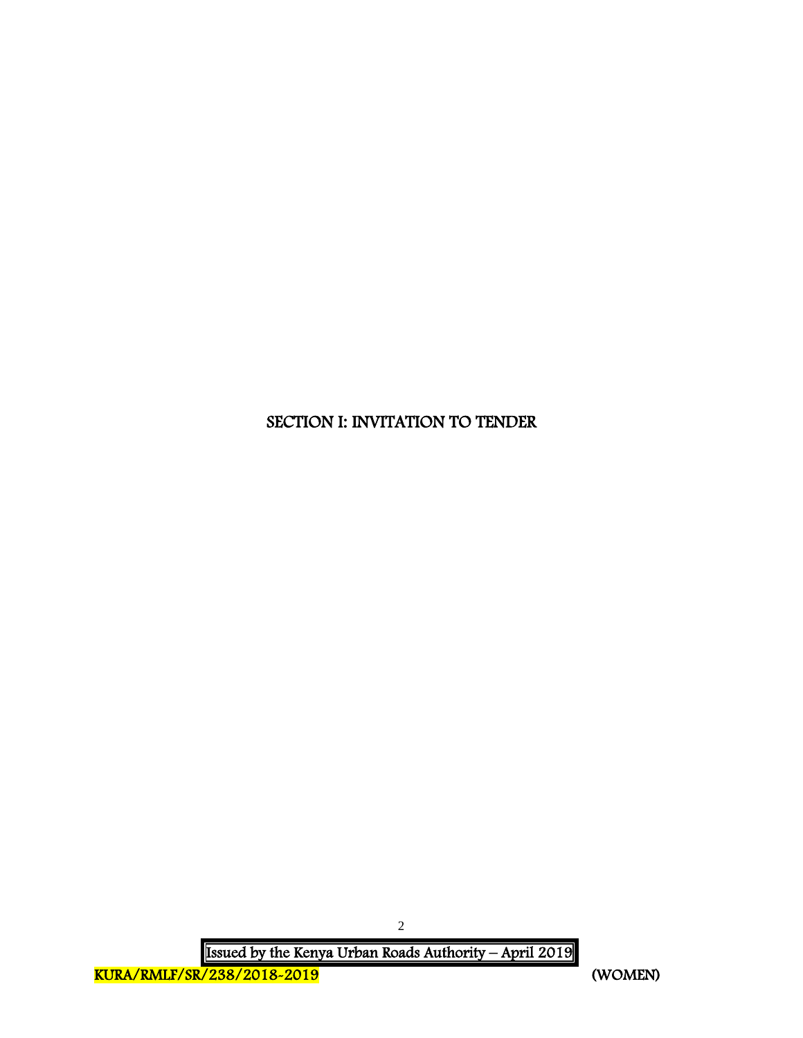# SECTION I: INVITATION TO TENDER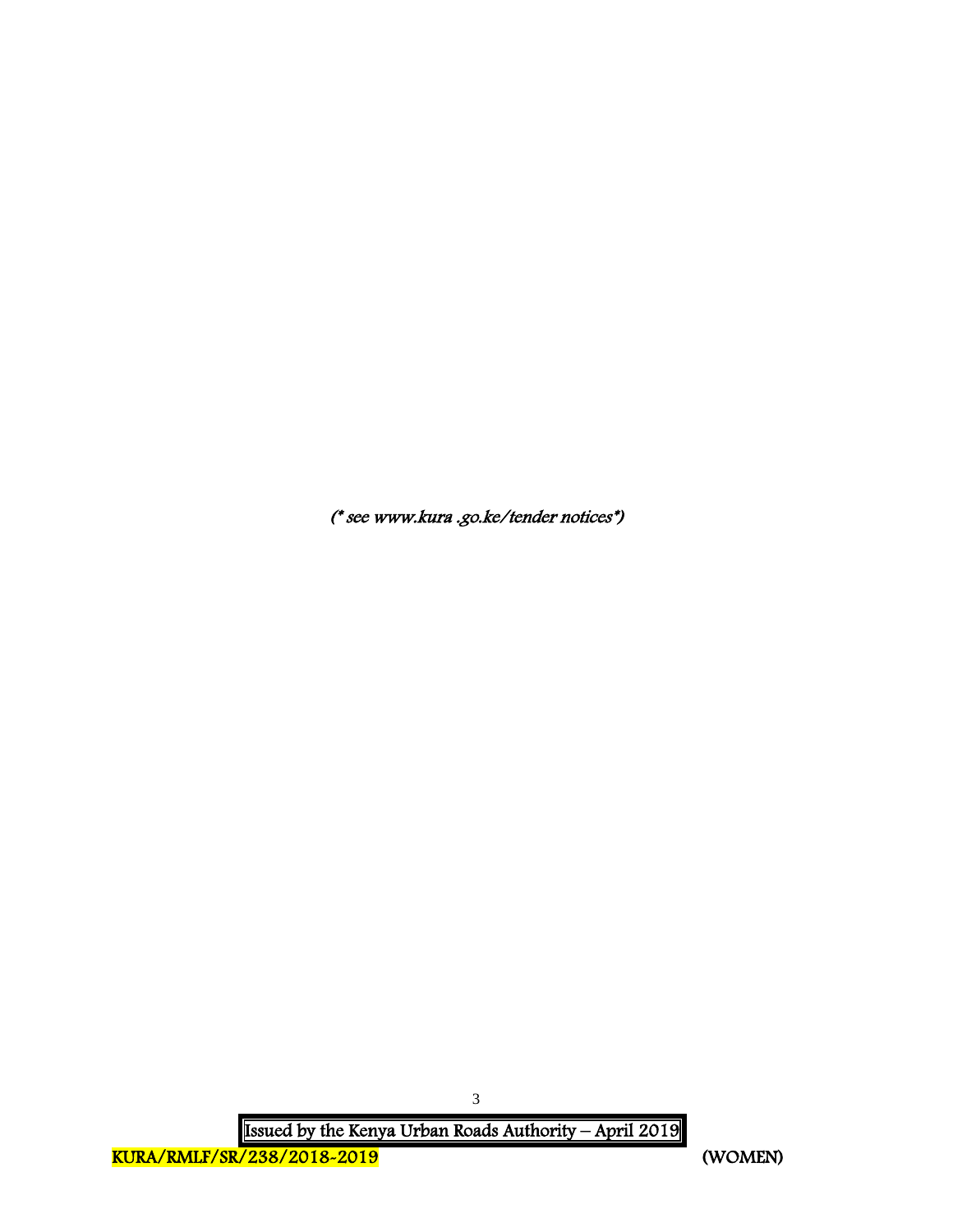*(* see www.kura .go.ke/tender notices*)*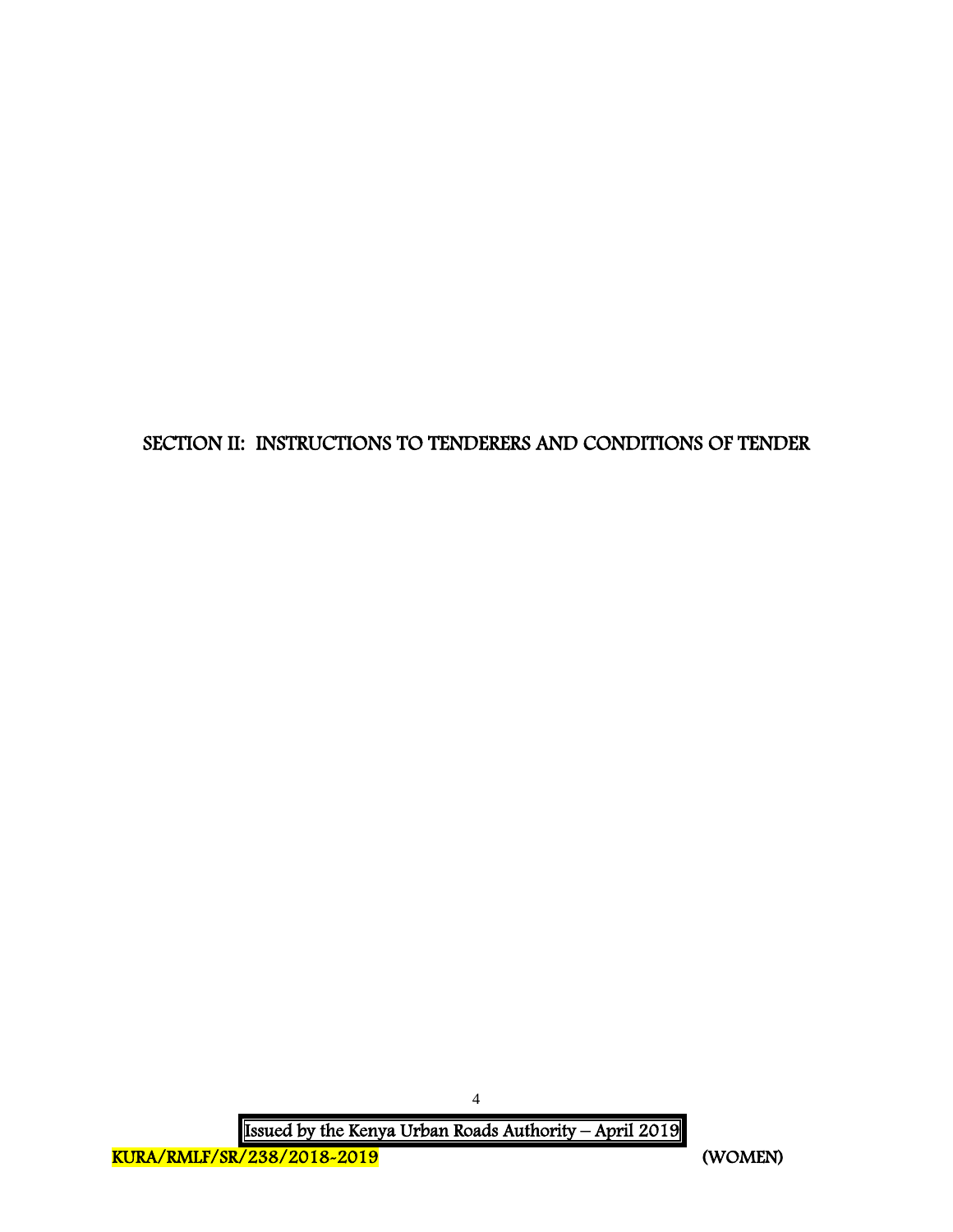# SECTION II: INSTRUCTIONS TO TENDERERS AND CONDITIONS OF TENDER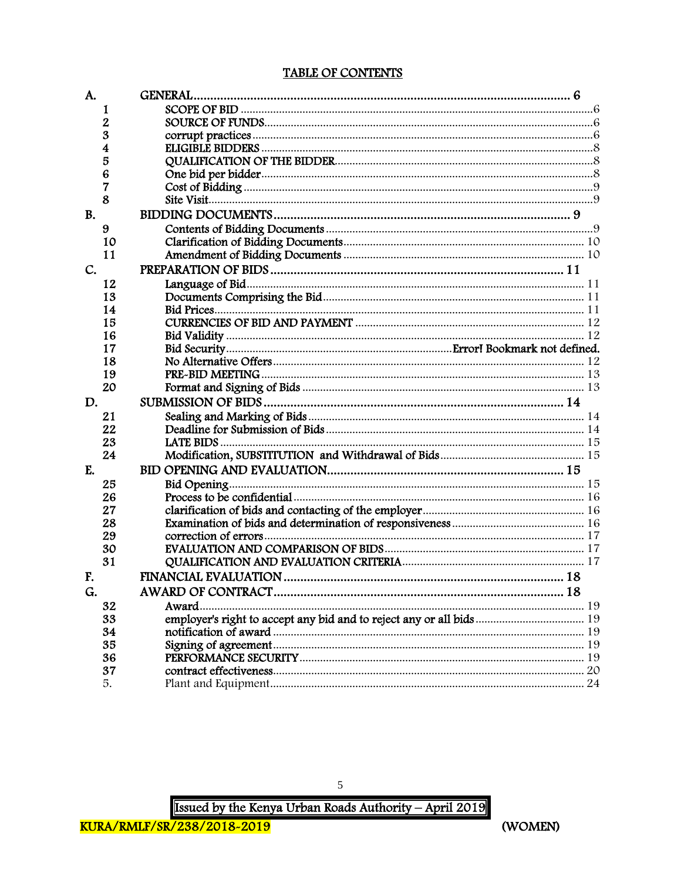# TABLE OF CONTENTS

| | | |
|---|---|---|
| **A.** | **GENERAL** | **6** |
| 1 | SCOPE OF BID | 6 |
| 2 | SOURCE OF FUNDS | 6 |
| 3 | corrupt practices | 6 |
| 4 | ELIGIBLE BIDDERS | 8 |
| 5 | QUALIFICATION OF THE BIDDER | 8 |
| 6 | One bid per bidder | 8 |
| 7 | Cost of Bidding | 9 |
| 8 | Site Visit | 9 |
| **B.** | **BIDDING DOCUMENTS** | **9** |
| 9 | Contents of Bidding Documents | 9 |
| 10 | Clarification of Bidding Documents | 10 |
| 11 | Amendment of Bidding Documents | 10 |
| **C.** | **PREPARATION OF BIDS** | **11** |
| 12 | Language of Bid | 11 |
| 13 | Documents Comprising the Bid | 11 |
| 14 | Bid Prices | 11 |
| 15 | CURRENCIES OF BID AND PAYMENT | 12 |
| 16 | Bid Validity | 12 |
| 17 | Bid Security | Error! Bookmark not defined. |
| 18 | No Alternative Offers | 12 |
| 19 | PRE-BID MEETING | 13 |
| 20 | Format and Signing of Bids | 13 |
| **D.** | **SUBMISSION OF BIDS** | **14** |
| 21 | Sealing and Marking of Bids | 14 |
| 22 | Deadline for Submission of Bids | 14 |
| 23 | LATE BIDS | 15 |
| 24 | Modification, SUBSTITUTION and Withdrawal of Bids | 15 |
| **E.** | **BID OPENING AND EVALUATION** | **15** |
| 25 | Bid Opening | 15 |
| 26 | Process to be confidential | 16 |
| 27 | clarification of bids and contacting of the employer | 16 |
| 28 | Examination of bids and determination of responsiveness | 16 |
| 29 | correction of errors | 17 |
| 30 | EVALUATION AND COMPARISON OF BIDS | 17 |
| 31 | QUALIFICATION AND EVALUATION CRITERIA | 17 |
| **F.** | **FINANCIAL EVALUATION** | **18** |
| **G.** | **AWARD OF CONTRACT** | **18** |
| 32 | Award | 19 |
| 33 | employer's right to accept any bid and to reject any or all bids | 19 |
| 34 | notification of award | 19 |
| 35 | Signing of agreement | 19 |
| 36 | PERFORMANCE SECURITY | 19 |
| 37 | contract effectiveness | 20 |
| 5. | Plant and Equipment | 24 |

Issued by the Kenya Urban Roads Authority – April 2019

KURA/RMLF/SR/238/2018-2019 (WOMEN)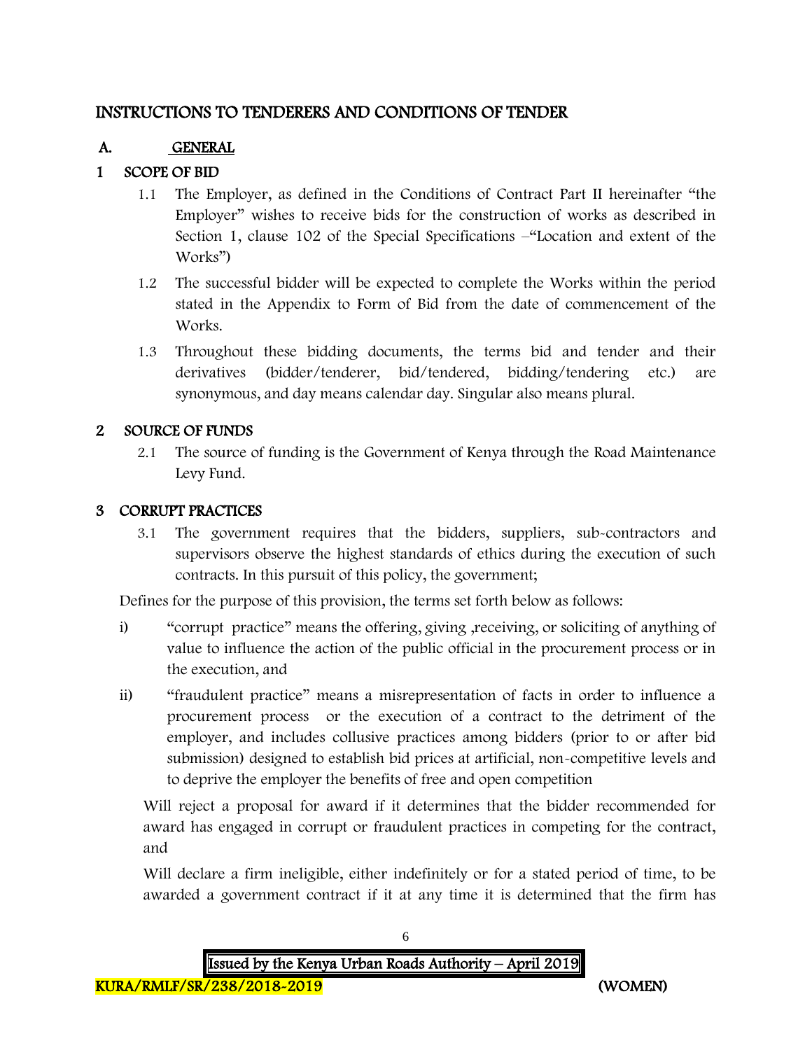## INSTRUCTIONS TO TENDERERS AND CONDITIONS OF TENDER

### A. GENERAL

### 1 SCOPE OF BID

1.1 The Employer, as defined in the Conditions of Contract Part II hereinafter "the Employer" wishes to receive bids for the construction of works as described in Section 1, clause 102 of the Special Specifications –"Location and extent of the Works")

1.2 The successful bidder will be expected to complete the Works within the period stated in the Appendix to Form of Bid from the date of commencement of the Works.

1.3 Throughout these bidding documents, the terms bid and tender and their derivatives (bidder/tenderer, bid/tendered, bidding/tendering etc.) are synonymous, and day means calendar day. Singular also means plural.

### 2 SOURCE OF FUNDS

2.1 The source of funding is the Government of Kenya through the Road Maintenance Levy Fund.

### 3 CORRUPT PRACTICES

3.1 The government requires that the bidders, suppliers, sub-contractors and supervisors observe the highest standards of ethics during the execution of such contracts. In this pursuit of this policy, the government;

Defines for the purpose of this provision, the terms set forth below as follows:

i) "corrupt practice" means the offering, giving ,receiving, or soliciting of anything of value to influence the action of the public official in the procurement process or in the execution, and

ii) "fraudulent practice" means a misrepresentation of facts in order to influence a procurement process or the execution of a contract to the detriment of the employer, and includes collusive practices among bidders (prior to or after bid submission) designed to establish bid prices at artificial, non-competitive levels and to deprive the employer the benefits of free and open competition

Will reject a proposal for award if it determines that the bidder recommended for award has engaged in corrupt or fraudulent practices in competing for the contract, and

Will declare a firm ineligible, either indefinitely or for a stated period of time, to be awarded a government contract if it at any time it is determined that the firm has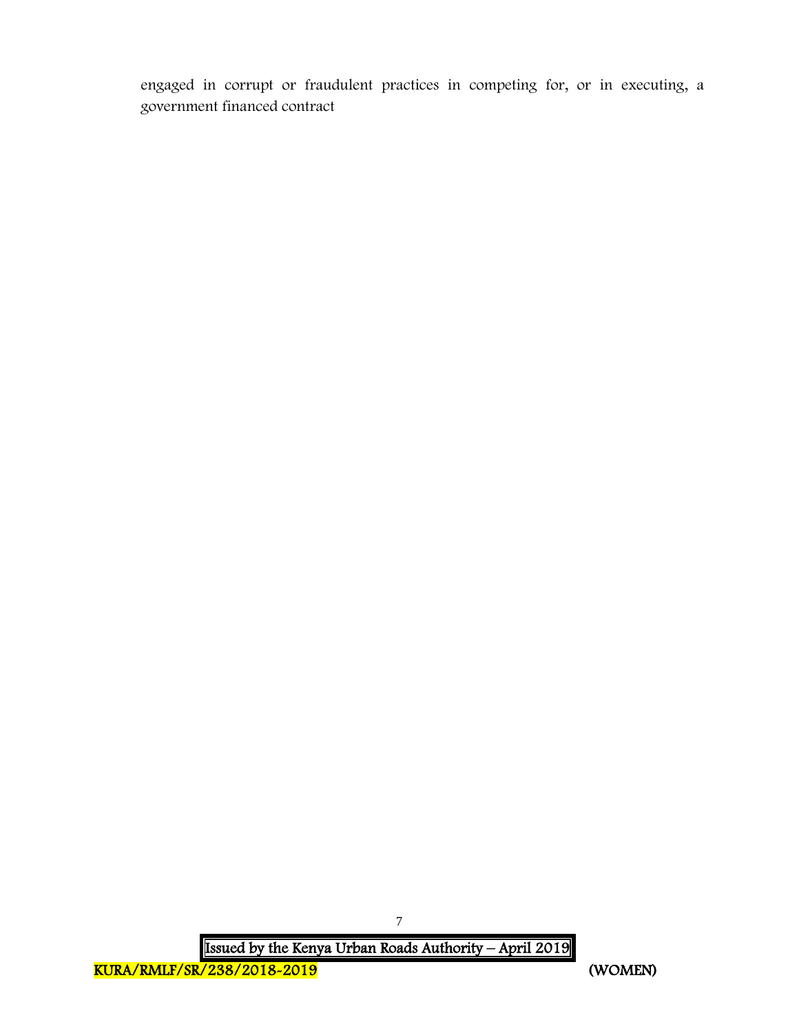engaged in corrupt or fraudulent practices in competing for, or in executing, a government financed contract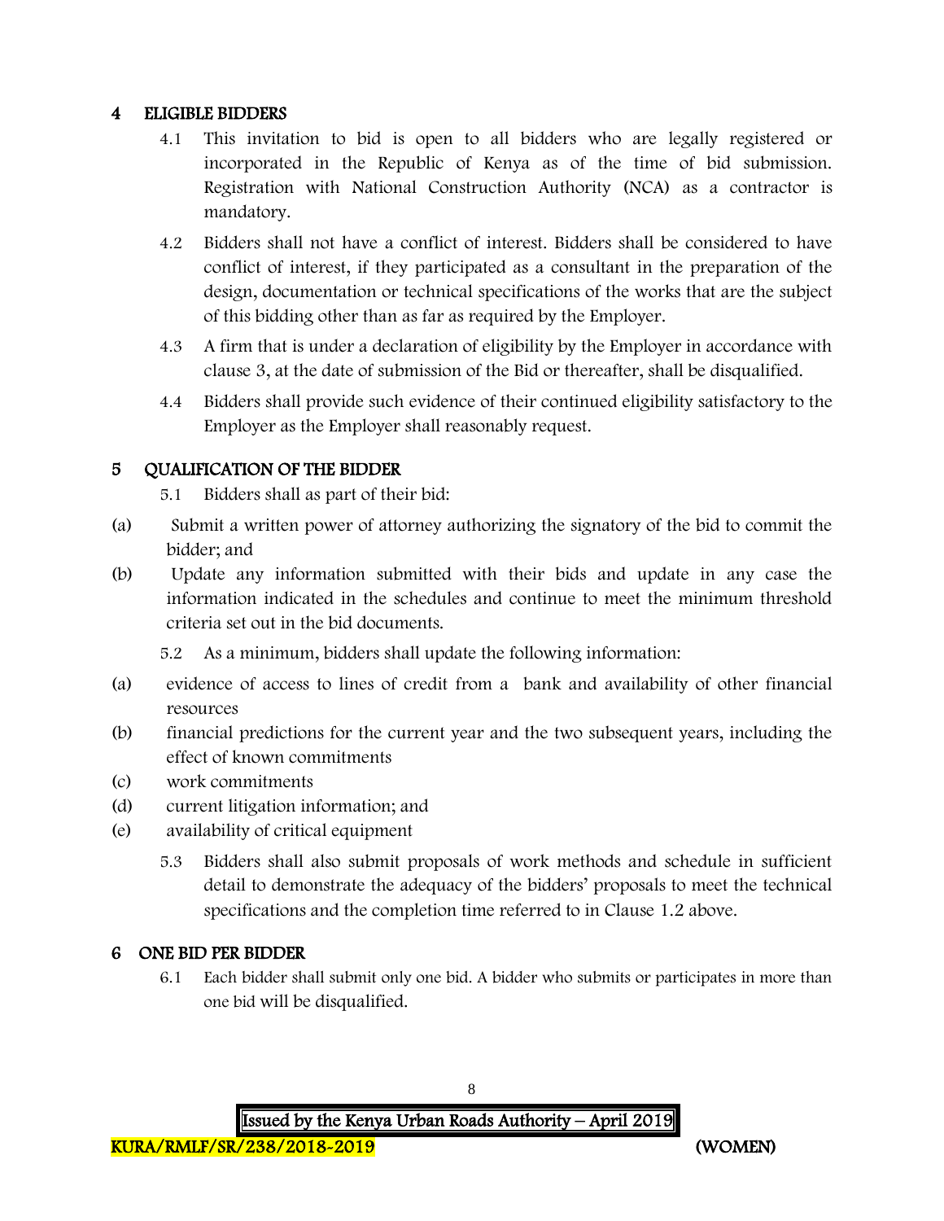## 4 ELIGIBLE BIDDERS

4.1 This invitation to bid is open to all bidders who are legally registered or incorporated in the Republic of Kenya as of the time of bid submission. Registration with National Construction Authority (NCA) as a contractor is mandatory.

4.2 Bidders shall not have a conflict of interest. Bidders shall be considered to have conflict of interest, if they participated as a consultant in the preparation of the design, documentation or technical specifications of the works that are the subject of this bidding other than as far as required by the Employer.

4.3 A firm that is under a declaration of eligibility by the Employer in accordance with clause 3, at the date of submission of the Bid or thereafter, shall be disqualified.

4.4 Bidders shall provide such evidence of their continued eligibility satisfactory to the Employer as the Employer shall reasonably request.

## 5 QUALIFICATION OF THE BIDDER

5.1 Bidders shall as part of their bid:

(a) Submit a written power of attorney authorizing the signatory of the bid to commit the bidder; and

(b) Update any information submitted with their bids and update in any case the information indicated in the schedules and continue to meet the minimum threshold criteria set out in the bid documents.

5.2 As a minimum, bidders shall update the following information:

(a) evidence of access to lines of credit from a bank and availability of other financial resources

(b) financial predictions for the current year and the two subsequent years, including the effect of known commitments

(c) work commitments

(d) current litigation information; and

(e) availability of critical equipment

5.3 Bidders shall also submit proposals of work methods and schedule in sufficient detail to demonstrate the adequacy of the bidders' proposals to meet the technical specifications and the completion time referred to in Clause 1.2 above.

## 6 ONE BID PER BIDDER

6.1 Each bidder shall submit only one bid. A bidder who submits or participates in more than one bid will be disqualified.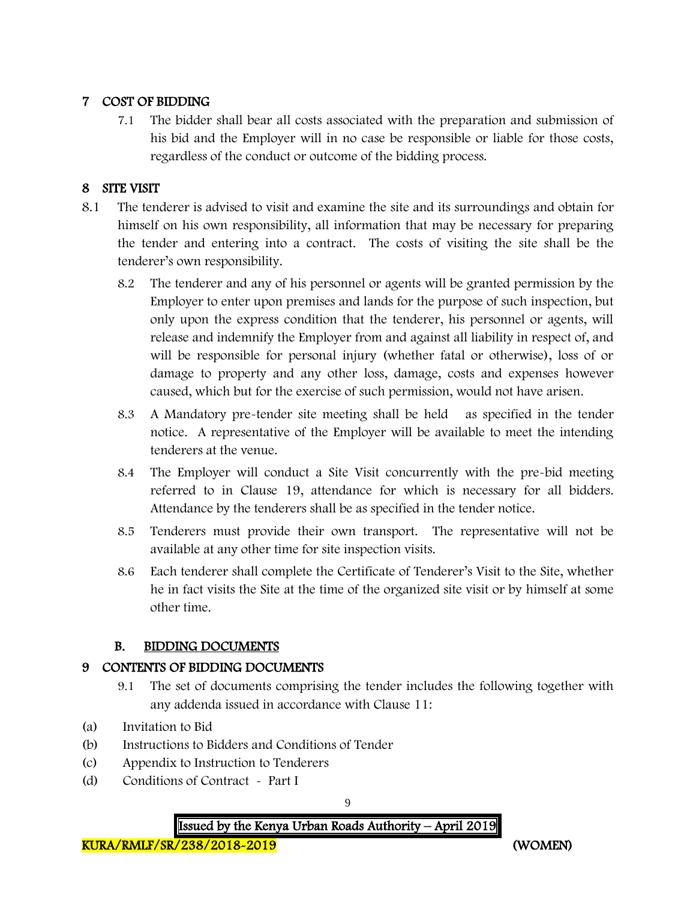## 7 COST OF BIDDING

7.1 The bidder shall bear all costs associated with the preparation and submission of his bid and the Employer will in no case be responsible or liable for those costs, regardless of the conduct or outcome of the bidding process.

## 8 SITE VISIT

8.1 The tenderer is advised to visit and examine the site and its surroundings and obtain for himself on his own responsibility, all information that may be necessary for preparing the tender and entering into a contract. The costs of visiting the site shall be the tenderer's own responsibility.

8.2 The tenderer and any of his personnel or agents will be granted permission by the Employer to enter upon premises and lands for the purpose of such inspection, but only upon the express condition that the tenderer, his personnel or agents, will release and indemnify the Employer from and against all liability in respect of, and will be responsible for personal injury (whether fatal or otherwise), loss of or damage to property and any other loss, damage, costs and expenses however caused, which but for the exercise of such permission, would not have arisen.

8.3 A Mandatory pre-tender site meeting shall be held as specified in the tender notice. A representative of the Employer will be available to meet the intending tenderers at the venue.

8.4 The Employer will conduct a Site Visit concurrently with the pre-bid meeting referred to in Clause 19, attendance for which is necessary for all bidders. Attendance by the tenderers shall be as specified in the tender notice.

8.5 Tenderers must provide their own transport. The representative will not be available at any other time for site inspection visits.

8.6 Each tenderer shall complete the Certificate of Tenderer's Visit to the Site, whether he in fact visits the Site at the time of the organized site visit or by himself at some other time.

## B. BIDDING DOCUMENTS

## 9 CONTENTS OF BIDDING DOCUMENTS

9.1 The set of documents comprising the tender includes the following together with any addenda issued in accordance with Clause 11:

(a) Invitation to Bid
(b) Instructions to Bidders and Conditions of Tender
(c) Appendix to Instruction to Tenderers
(d) Conditions of Contract - Part I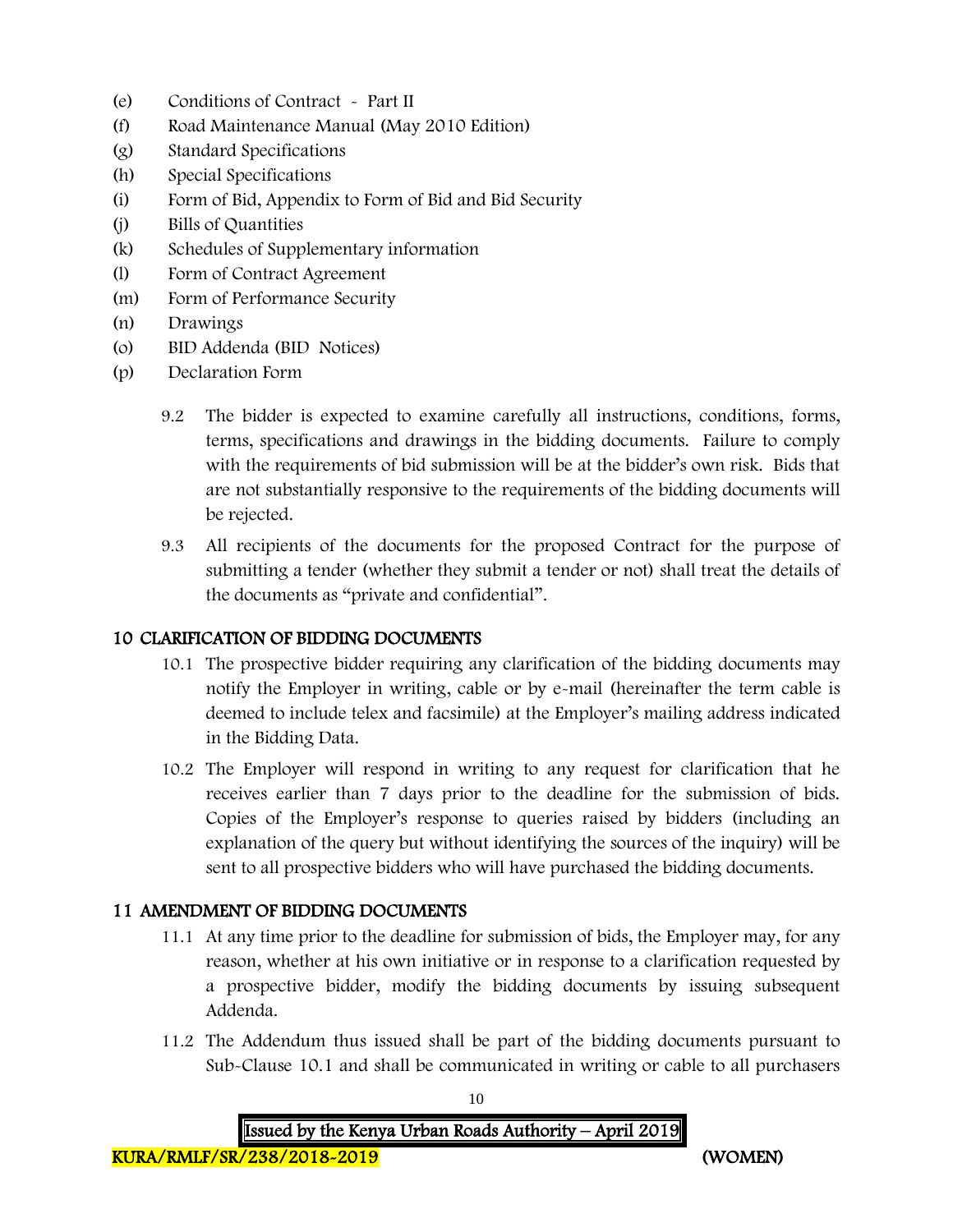(e) Conditions of Contract - Part II
(f) Road Maintenance Manual (May 2010 Edition)
(g) Standard Specifications
(h) Special Specifications
(i) Form of Bid, Appendix to Form of Bid and Bid Security
(j) Bills of Quantities
(k) Schedules of Supplementary information
(l) Form of Contract Agreement
(m) Form of Performance Security
(n) Drawings
(o) BID Addenda (BID Notices)
(p) Declaration Form

9.2 The bidder is expected to examine carefully all instructions, conditions, forms, terms, specifications and drawings in the bidding documents. Failure to comply with the requirements of bid submission will be at the bidder's own risk. Bids that are not substantially responsive to the requirements of the bidding documents will be rejected.

9.3 All recipients of the documents for the proposed Contract for the purpose of submitting a tender (whether they submit a tender or not) shall treat the details of the documents as "private and confidential".

## 10 CLARIFICATION OF BIDDING DOCUMENTS

10.1 The prospective bidder requiring any clarification of the bidding documents may notify the Employer in writing, cable or by e-mail (hereinafter the term cable is deemed to include telex and facsimile) at the Employer's mailing address indicated in the Bidding Data.

10.2 The Employer will respond in writing to any request for clarification that he receives earlier than 7 days prior to the deadline for the submission of bids. Copies of the Employer's response to queries raised by bidders (including an explanation of the query but without identifying the sources of the inquiry) will be sent to all prospective bidders who will have purchased the bidding documents.

## 11 AMENDMENT OF BIDDING DOCUMENTS

11.1 At any time prior to the deadline for submission of bids, the Employer may, for any reason, whether at his own initiative or in response to a clarification requested by a prospective bidder, modify the bidding documents by issuing subsequent Addenda.

11.2 The Addendum thus issued shall be part of the bidding documents pursuant to Sub-Clause 10.1 and shall be communicated in writing or cable to all purchasers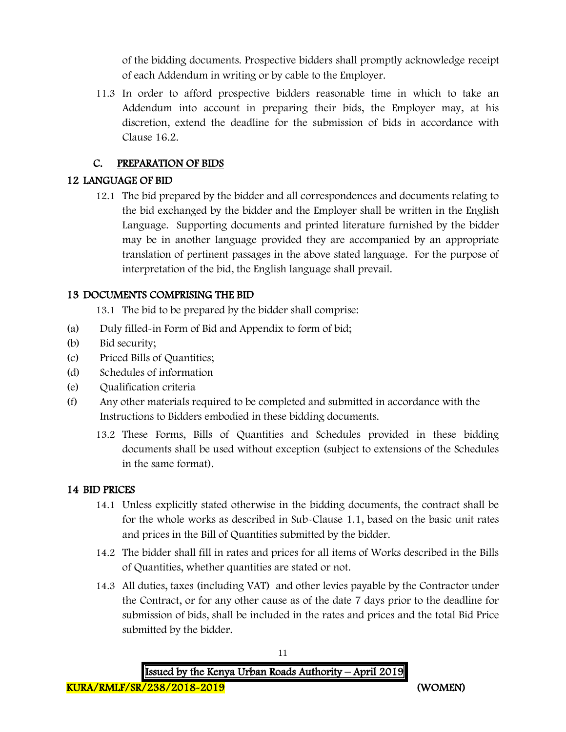of the bidding documents. Prospective bidders shall promptly acknowledge receipt of each Addendum in writing or by cable to the Employer.

11.3 In order to afford prospective bidders reasonable time in which to take an Addendum into account in preparing their bids, the Employer may, at his discretion, extend the deadline for the submission of bids in accordance with Clause 16.2.

## C. PREPARATION OF BIDS

### 12 LANGUAGE OF BID

12.1 The bid prepared by the bidder and all correspondences and documents relating to the bid exchanged by the bidder and the Employer shall be written in the English Language. Supporting documents and printed literature furnished by the bidder may be in another language provided they are accompanied by an appropriate translation of pertinent passages in the above stated language. For the purpose of interpretation of the bid, the English language shall prevail.

### 13 DOCUMENTS COMPRISING THE BID

13.1 The bid to be prepared by the bidder shall comprise:

(a) Duly filled-in Form of Bid and Appendix to form of bid;

(b) Bid security;

(c) Priced Bills of Quantities;

(d) Schedules of information

(e) Qualification criteria

(f) Any other materials required to be completed and submitted in accordance with the Instructions to Bidders embodied in these bidding documents.

13.2 These Forms, Bills of Quantities and Schedules provided in these bidding documents shall be used without exception (subject to extensions of the Schedules in the same format).

### 14 BID PRICES

14.1 Unless explicitly stated otherwise in the bidding documents, the contract shall be for the whole works as described in Sub-Clause 1.1, based on the basic unit rates and prices in the Bill of Quantities submitted by the bidder.

14.2 The bidder shall fill in rates and prices for all items of Works described in the Bills of Quantities, whether quantities are stated or not.

14.3 All duties, taxes (including VAT) and other levies payable by the Contractor under the Contract, or for any other cause as of the date 7 days prior to the deadline for submission of bids, shall be included in the rates and prices and the total Bid Price submitted by the bidder.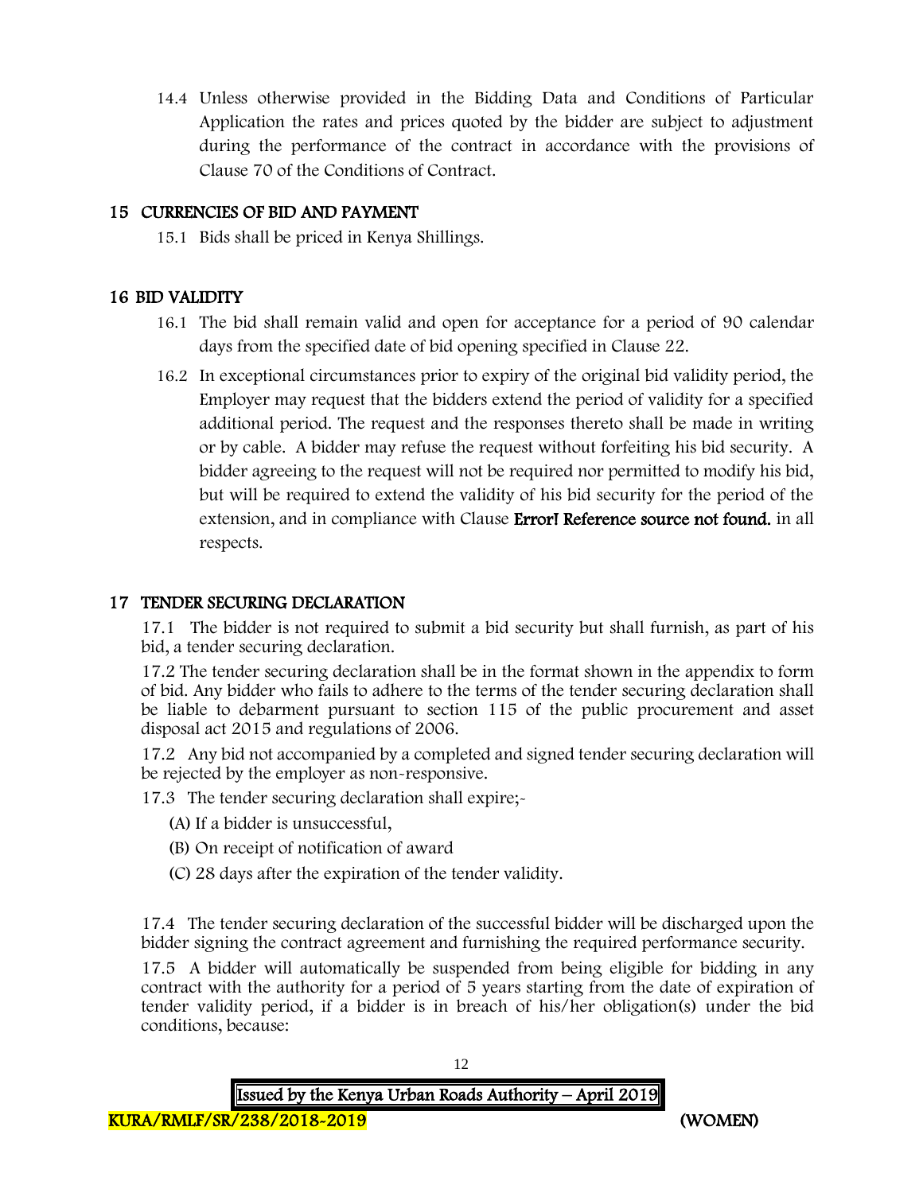14.4 Unless otherwise provided in the Bidding Data and Conditions of Particular Application the rates and prices quoted by the bidder are subject to adjustment during the performance of the contract in accordance with the provisions of Clause 70 of the Conditions of Contract.

## 15 CURRENCIES OF BID AND PAYMENT

15.1 Bids shall be priced in Kenya Shillings.

## 16 BID VALIDITY

16.1 The bid shall remain valid and open for acceptance for a period of 90 calendar days from the specified date of bid opening specified in Clause 22.

16.2 In exceptional circumstances prior to expiry of the original bid validity period, the Employer may request that the bidders extend the period of validity for a specified additional period. The request and the responses thereto shall be made in writing or by cable. A bidder may refuse the request without forfeiting his bid security. A bidder agreeing to the request will not be required nor permitted to modify his bid, but will be required to extend the validity of his bid security for the period of the extension, and in compliance with Clause **Error! Reference source not found.** in all respects.

## 17 TENDER SECURING DECLARATION

17.1 The bidder is not required to submit a bid security but shall furnish, as part of his bid, a tender securing declaration.

17.2 The tender securing declaration shall be in the format shown in the appendix to form of bid. Any bidder who fails to adhere to the terms of the tender securing declaration shall be liable to debarment pursuant to section 115 of the public procurement and asset disposal act 2015 and regulations of 2006.

17.2 Any bid not accompanied by a completed and signed tender securing declaration will be rejected by the employer as non-responsive.

17.3 The tender securing declaration shall expire;-

(A) If a bidder is unsuccessful,

(B) On receipt of notification of award

(C) 28 days after the expiration of the tender validity.

17.4 The tender securing declaration of the successful bidder will be discharged upon the bidder signing the contract agreement and furnishing the required performance security.

17.5 A bidder will automatically be suspended from being eligible for bidding in any contract with the authority for a period of 5 years starting from the date of expiration of tender validity period, if a bidder is in breach of his/her obligation(s) under the bid conditions, because: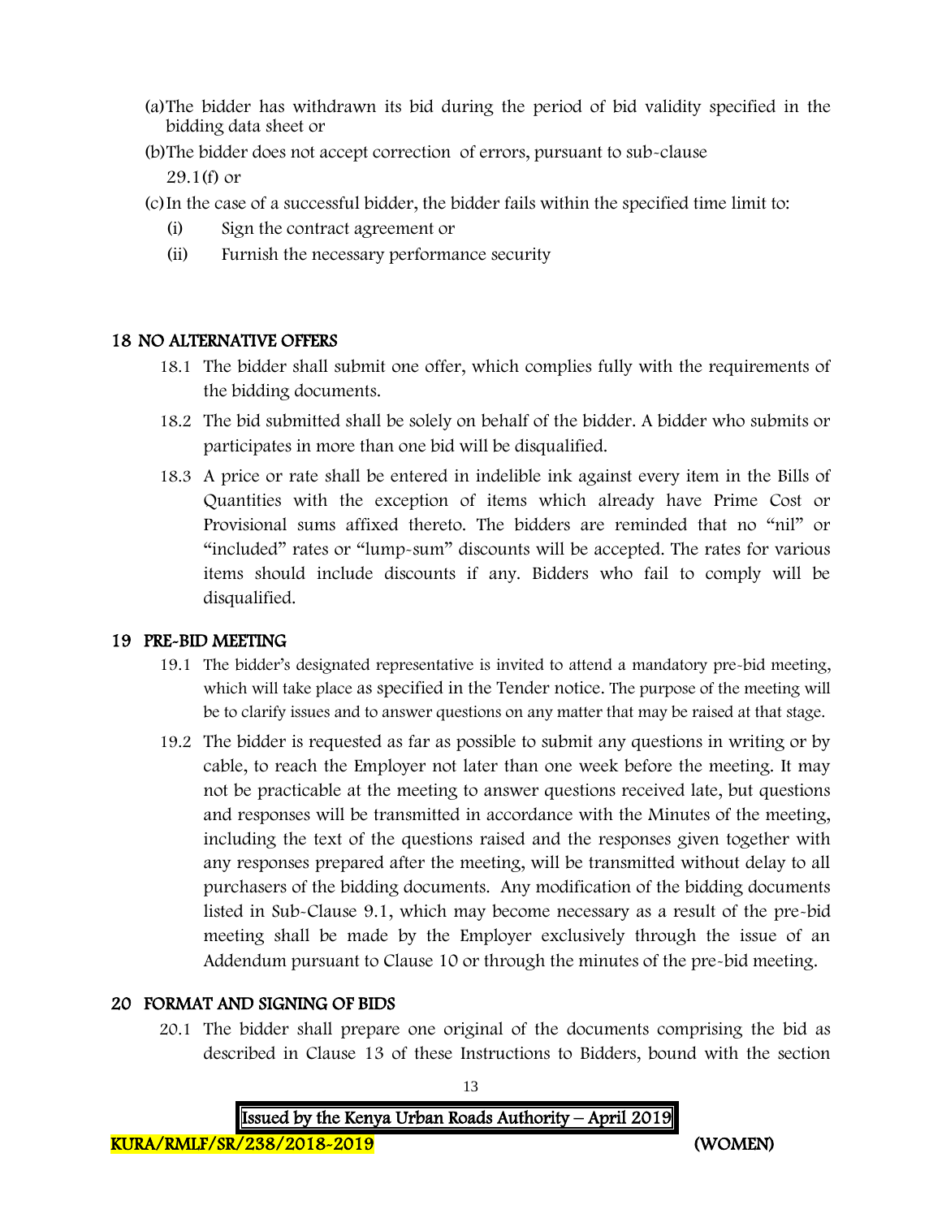(a) The bidder has withdrawn its bid during the period of bid validity specified in the bidding data sheet or

(b) The bidder does not accept correction of errors, pursuant to sub-clause 29.1(f) or

(c) In the case of a successful bidder, the bidder fails within the specified time limit to:

   (i) Sign the contract agreement or

   (ii) Furnish the necessary performance security

## 18 NO ALTERNATIVE OFFERS

18.1 The bidder shall submit one offer, which complies fully with the requirements of the bidding documents.

18.2 The bid submitted shall be solely on behalf of the bidder. A bidder who submits or participates in more than one bid will be disqualified.

18.3 A price or rate shall be entered in indelible ink against every item in the Bills of Quantities with the exception of items which already have Prime Cost or Provisional sums affixed thereto. The bidders are reminded that no "nil" or "included" rates or "lump-sum" discounts will be accepted. The rates for various items should include discounts if any. Bidders who fail to comply will be disqualified.

## 19 PRE-BID MEETING

19.1 The bidder's designated representative is invited to attend a mandatory pre-bid meeting, which will take place as specified in the Tender notice. The purpose of the meeting will be to clarify issues and to answer questions on any matter that may be raised at that stage.

19.2 The bidder is requested as far as possible to submit any questions in writing or by cable, to reach the Employer not later than one week before the meeting. It may not be practicable at the meeting to answer questions received late, but questions and responses will be transmitted in accordance with the Minutes of the meeting, including the text of the questions raised and the responses given together with any responses prepared after the meeting, will be transmitted without delay to all purchasers of the bidding documents. Any modification of the bidding documents listed in Sub-Clause 9.1, which may become necessary as a result of the pre-bid meeting shall be made by the Employer exclusively through the issue of an Addendum pursuant to Clause 10 or through the minutes of the pre-bid meeting.

## 20 FORMAT AND SIGNING OF BIDS

20.1 The bidder shall prepare one original of the documents comprising the bid as described in Clause 13 of these Instructions to Bidders, bound with the section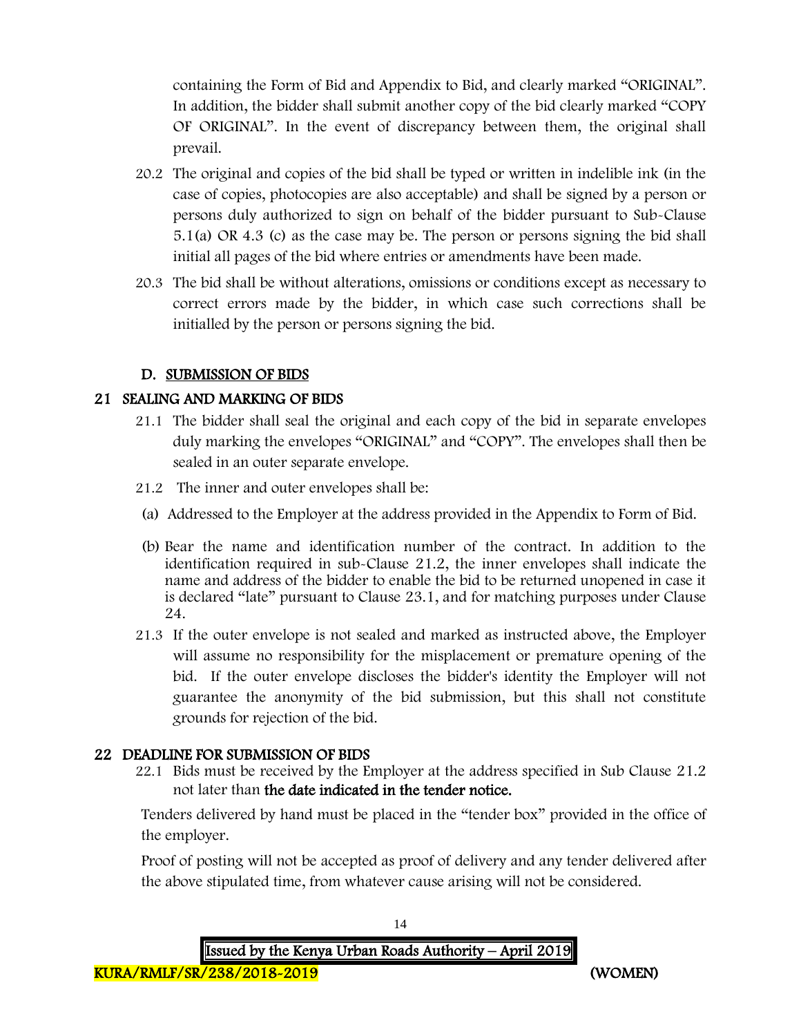containing the Form of Bid and Appendix to Bid, and clearly marked "ORIGINAL". In addition, the bidder shall submit another copy of the bid clearly marked "COPY OF ORIGINAL". In the event of discrepancy between them, the original shall prevail.

20.2 The original and copies of the bid shall be typed or written in indelible ink (in the case of copies, photocopies are also acceptable) and shall be signed by a person or persons duly authorized to sign on behalf of the bidder pursuant to Sub-Clause 5.1(a) OR 4.3 (c) as the case may be. The person or persons signing the bid shall initial all pages of the bid where entries or amendments have been made.

20.3 The bid shall be without alterations, omissions or conditions except as necessary to correct errors made by the bidder, in which case such corrections shall be initialled by the person or persons signing the bid.

## D. SUBMISSION OF BIDS

## 21 SEALING AND MARKING OF BIDS

21.1 The bidder shall seal the original and each copy of the bid in separate envelopes duly marking the envelopes "ORIGINAL" and "COPY". The envelopes shall then be sealed in an outer separate envelope.

21.2 The inner and outer envelopes shall be:

(a) Addressed to the Employer at the address provided in the Appendix to Form of Bid.

(b) Bear the name and identification number of the contract. In addition to the identification required in sub-Clause 21.2, the inner envelopes shall indicate the name and address of the bidder to enable the bid to be returned unopened in case it is declared "late" pursuant to Clause 23.1, and for matching purposes under Clause 24.

21.3 If the outer envelope is not sealed and marked as instructed above, the Employer will assume no responsibility for the misplacement or premature opening of the bid. If the outer envelope discloses the bidder's identity the Employer will not guarantee the anonymity of the bid submission, but this shall not constitute grounds for rejection of the bid.

## 22 DEADLINE FOR SUBMISSION OF BIDS

22.1 Bids must be received by the Employer at the address specified in Sub Clause 21.2 not later than **the date indicated in the tender notice.**

Tenders delivered by hand must be placed in the "tender box" provided in the office of the employer.

Proof of posting will not be accepted as proof of delivery and any tender delivered after the above stipulated time, from whatever cause arising will not be considered.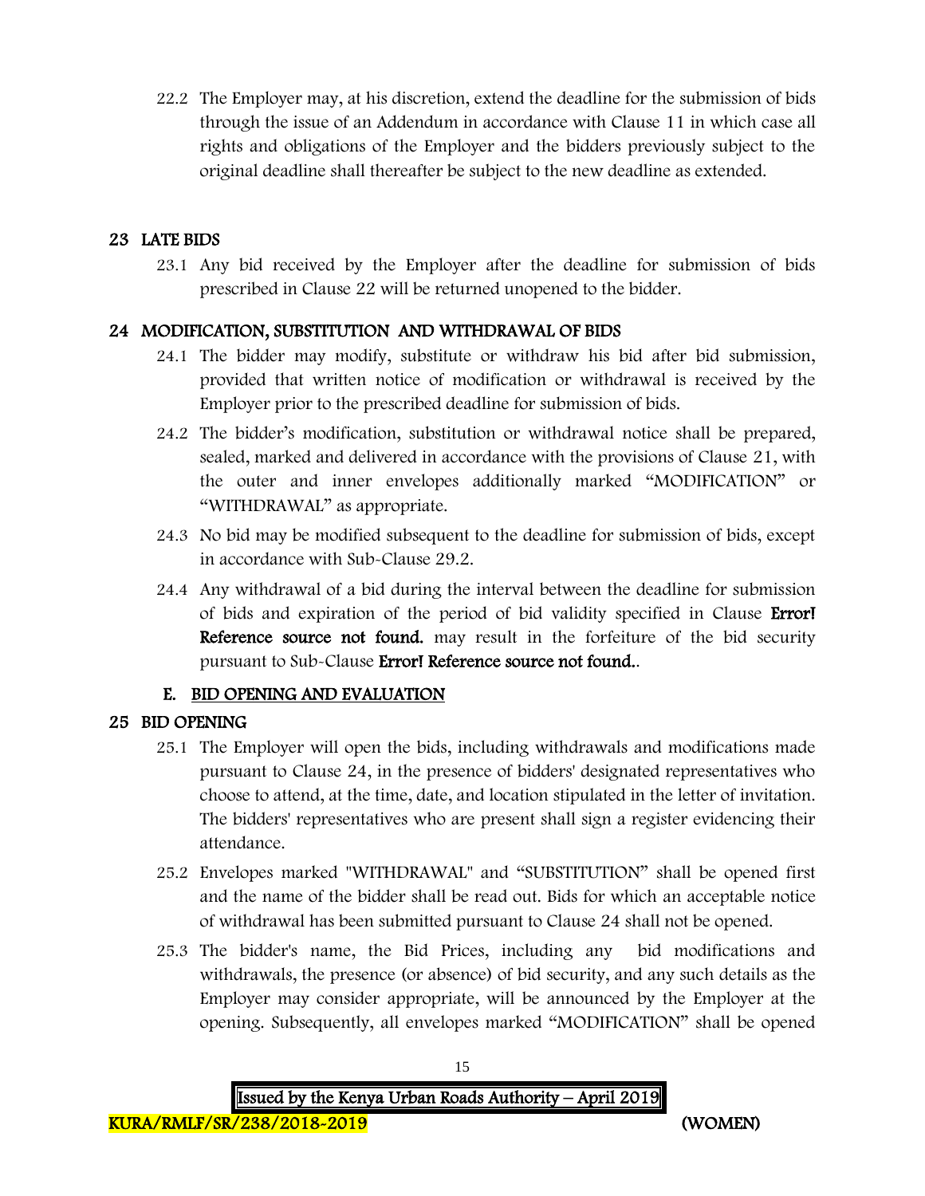22.2 The Employer may, at his discretion, extend the deadline for the submission of bids through the issue of an Addendum in accordance with Clause 11 in which case all rights and obligations of the Employer and the bidders previously subject to the original deadline shall thereafter be subject to the new deadline as extended.

## 23 LATE BIDS

23.1 Any bid received by the Employer after the deadline for submission of bids prescribed in Clause 22 will be returned unopened to the bidder.

## 24 MODIFICATION, SUBSTITUTION AND WITHDRAWAL OF BIDS

24.1 The bidder may modify, substitute or withdraw his bid after bid submission, provided that written notice of modification or withdrawal is received by the Employer prior to the prescribed deadline for submission of bids.

24.2 The bidder's modification, substitution or withdrawal notice shall be prepared, sealed, marked and delivered in accordance with the provisions of Clause 21, with the outer and inner envelopes additionally marked "MODIFICATION" or "WITHDRAWAL" as appropriate.

24.3 No bid may be modified subsequent to the deadline for submission of bids, except in accordance with Sub-Clause 29.2.

24.4 Any withdrawal of a bid during the interval between the deadline for submission of bids and expiration of the period of bid validity specified in Clause **Error! Reference source not found.** may result in the forfeiture of the bid security pursuant to Sub-Clause **Error! Reference source not found.**.

## E. BID OPENING AND EVALUATION

## 25 BID OPENING

25.1 The Employer will open the bids, including withdrawals and modifications made pursuant to Clause 24, in the presence of bidders' designated representatives who choose to attend, at the time, date, and location stipulated in the letter of invitation. The bidders' representatives who are present shall sign a register evidencing their attendance.

25.2 Envelopes marked "WITHDRAWAL" and "SUBSTITUTION" shall be opened first and the name of the bidder shall be read out. Bids for which an acceptable notice of withdrawal has been submitted pursuant to Clause 24 shall not be opened.

25.3 The bidder's name, the Bid Prices, including any bid modifications and withdrawals, the presence (or absence) of bid security, and any such details as the Employer may consider appropriate, will be announced by the Employer at the opening. Subsequently, all envelopes marked "MODIFICATION" shall be opened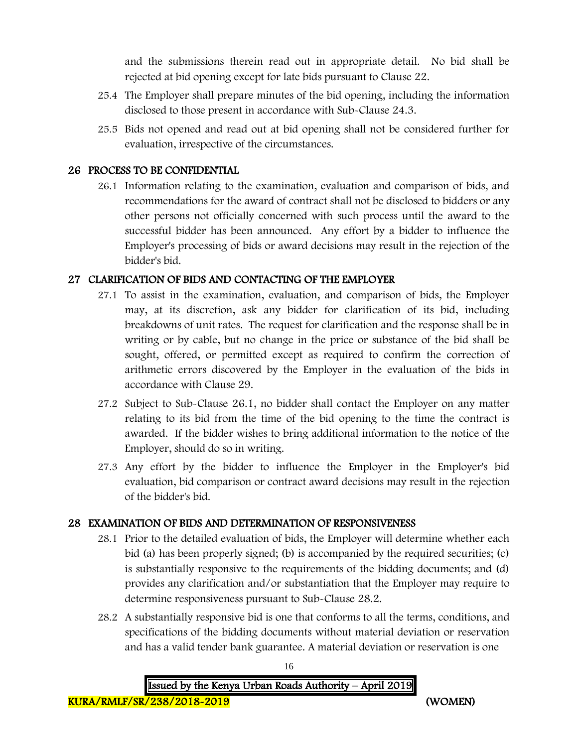and the submissions therein read out in appropriate detail. No bid shall be rejected at bid opening except for late bids pursuant to Clause 22.

25.4 The Employer shall prepare minutes of the bid opening, including the information disclosed to those present in accordance with Sub-Clause 24.3.

25.5 Bids not opened and read out at bid opening shall not be considered further for evaluation, irrespective of the circumstances.

## 26 PROCESS TO BE CONFIDENTIAL

26.1 Information relating to the examination, evaluation and comparison of bids, and recommendations for the award of contract shall not be disclosed to bidders or any other persons not officially concerned with such process until the award to the successful bidder has been announced. Any effort by a bidder to influence the Employer's processing of bids or award decisions may result in the rejection of the bidder's bid.

## 27 CLARIFICATION OF BIDS AND CONTACTING OF THE EMPLOYER

27.1 To assist in the examination, evaluation, and comparison of bids, the Employer may, at its discretion, ask any bidder for clarification of its bid, including breakdowns of unit rates. The request for clarification and the response shall be in writing or by cable, but no change in the price or substance of the bid shall be sought, offered, or permitted except as required to confirm the correction of arithmetic errors discovered by the Employer in the evaluation of the bids in accordance with Clause 29.

27.2 Subject to Sub-Clause 26.1, no bidder shall contact the Employer on any matter relating to its bid from the time of the bid opening to the time the contract is awarded. If the bidder wishes to bring additional information to the notice of the Employer, should do so in writing.

27.3 Any effort by the bidder to influence the Employer in the Employer's bid evaluation, bid comparison or contract award decisions may result in the rejection of the bidder's bid.

## 28 EXAMINATION OF BIDS AND DETERMINATION OF RESPONSIVENESS

28.1 Prior to the detailed evaluation of bids, the Employer will determine whether each bid (a) has been properly signed; (b) is accompanied by the required securities; (c) is substantially responsive to the requirements of the bidding documents; and (d) provides any clarification and/or substantiation that the Employer may require to determine responsiveness pursuant to Sub-Clause 28.2.

28.2 A substantially responsive bid is one that conforms to all the terms, conditions, and specifications of the bidding documents without material deviation or reservation and has a valid tender bank guarantee. A material deviation or reservation is one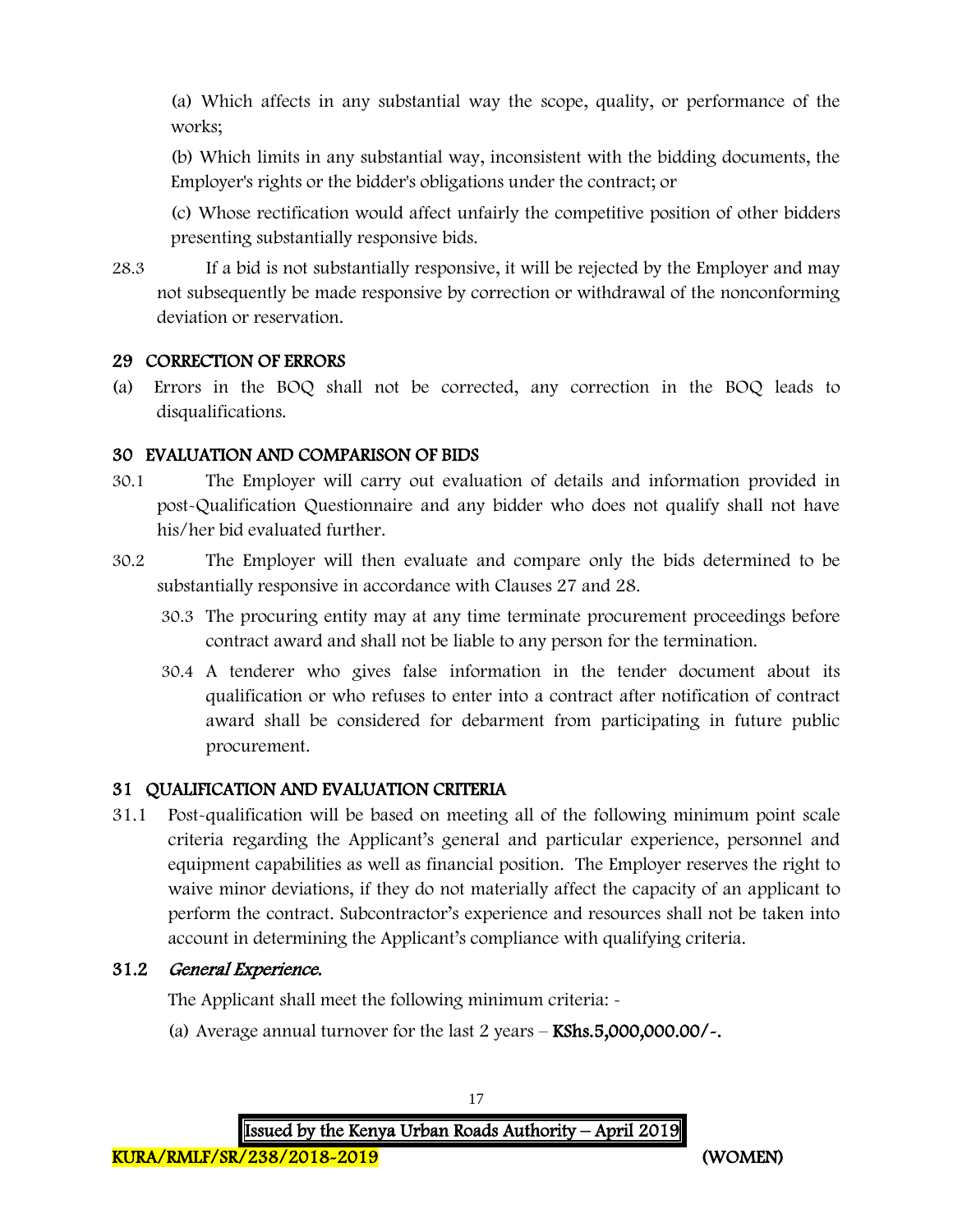(a) Which affects in any substantial way the scope, quality, or performance of the works;

(b) Which limits in any substantial way, inconsistent with the bidding documents, the Employer's rights or the bidder's obligations under the contract; or

(c) Whose rectification would affect unfairly the competitive position of other bidders presenting substantially responsive bids.

28.3 If a bid is not substantially responsive, it will be rejected by the Employer and may not subsequently be made responsive by correction or withdrawal of the nonconforming deviation or reservation.

## 29 CORRECTION OF ERRORS

(a) Errors in the BOQ shall not be corrected, any correction in the BOQ leads to disqualifications.

## 30 EVALUATION AND COMPARISON OF BIDS

30.1 The Employer will carry out evaluation of details and information provided in post-Qualification Questionnaire and any bidder who does not qualify shall not have his/her bid evaluated further.

30.2 The Employer will then evaluate and compare only the bids determined to be substantially responsive in accordance with Clauses 27 and 28.

30.3 The procuring entity may at any time terminate procurement proceedings before contract award and shall not be liable to any person for the termination.

30.4 A tenderer who gives false information in the tender document about its qualification or who refuses to enter into a contract after notification of contract award shall be considered for debarment from participating in future public procurement.

## 31 QUALIFICATION AND EVALUATION CRITERIA

31.1 Post-qualification will be based on meeting all of the following minimum point scale criteria regarding the Applicant's general and particular experience, personnel and equipment capabilities as well as financial position. The Employer reserves the right to waive minor deviations, if they do not materially affect the capacity of an applicant to perform the contract. Subcontractor's experience and resources shall not be taken into account in determining the Applicant's compliance with qualifying criteria.

### 31.2 *General Experience.*

The Applicant shall meet the following minimum criteria: -

(a) Average annual turnover for the last 2 years – **KShs.5,000,000.00/-.**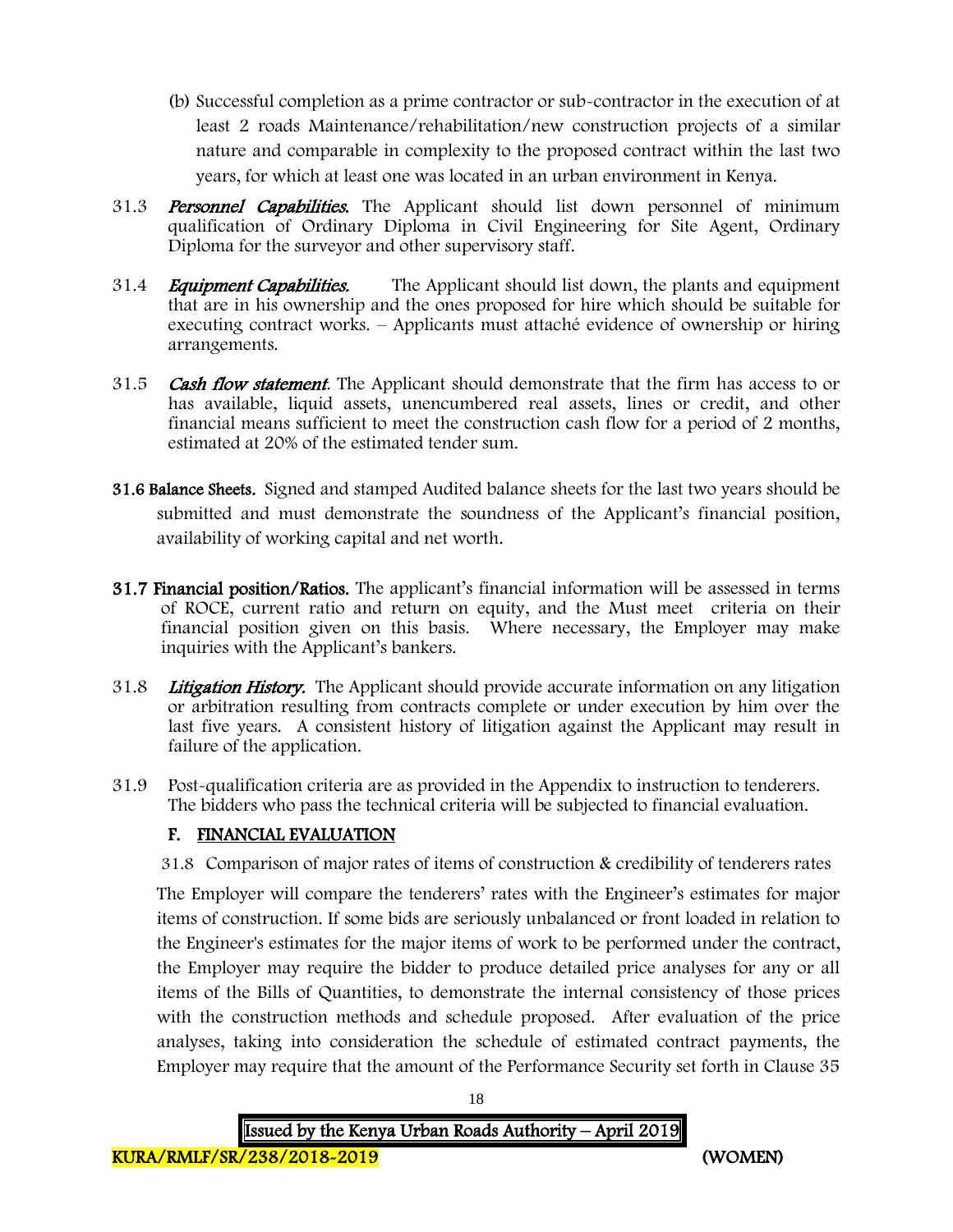(b) Successful completion as a prime contractor or sub-contractor in the execution of at least 2 roads Maintenance/rehabilitation/new construction projects of a similar nature and comparable in complexity to the proposed contract within the last two years, for which at least one was located in an urban environment in Kenya.

31.3 ***Personnel Capabilities.*** The Applicant should list down personnel of minimum qualification of Ordinary Diploma in Civil Engineering for Site Agent, Ordinary Diploma for the surveyor and other supervisory staff.

31.4 ***Equipment Capabilities.*** The Applicant should list down, the plants and equipment that are in his ownership and the ones proposed for hire which should be suitable for executing contract works. – Applicants must attaché evidence of ownership or hiring arrangements.

31.5 ***Cash flow statement.*** The Applicant should demonstrate that the firm has access to or has available, liquid assets, unencumbered real assets, lines or credit, and other financial means sufficient to meet the construction cash flow for a period of 2 months, estimated at 20% of the estimated tender sum.

**31.6 Balance Sheets.** Signed and stamped Audited balance sheets for the last two years should be submitted and must demonstrate the soundness of the Applicant's financial position, availability of working capital and net worth.

**31.7 Financial position/Ratios.** The applicant's financial information will be assessed in terms of ROCE, current ratio and return on equity, and the Must meet criteria on their financial position given on this basis. Where necessary, the Employer may make inquiries with the Applicant's bankers.

31.8 ***Litigation History.*** The Applicant should provide accurate information on any litigation or arbitration resulting from contracts complete or under execution by him over the last five years. A consistent history of litigation against the Applicant may result in failure of the application.

31.9 Post-qualification criteria are as provided in the Appendix to instruction to tenderers. The bidders who pass the technical criteria will be subjected to financial evaluation.

## F. FINANCIAL EVALUATION

31.8 Comparison of major rates of items of construction & credibility of tenderers rates

The Employer will compare the tenderers' rates with the Engineer's estimates for major items of construction. If some bids are seriously unbalanced or front loaded in relation to the Engineer's estimates for the major items of work to be performed under the contract, the Employer may require the bidder to produce detailed price analyses for any or all items of the Bills of Quantities, to demonstrate the internal consistency of those prices with the construction methods and schedule proposed. After evaluation of the price analyses, taking into consideration the schedule of estimated contract payments, the Employer may require that the amount of the Performance Security set forth in Clause 35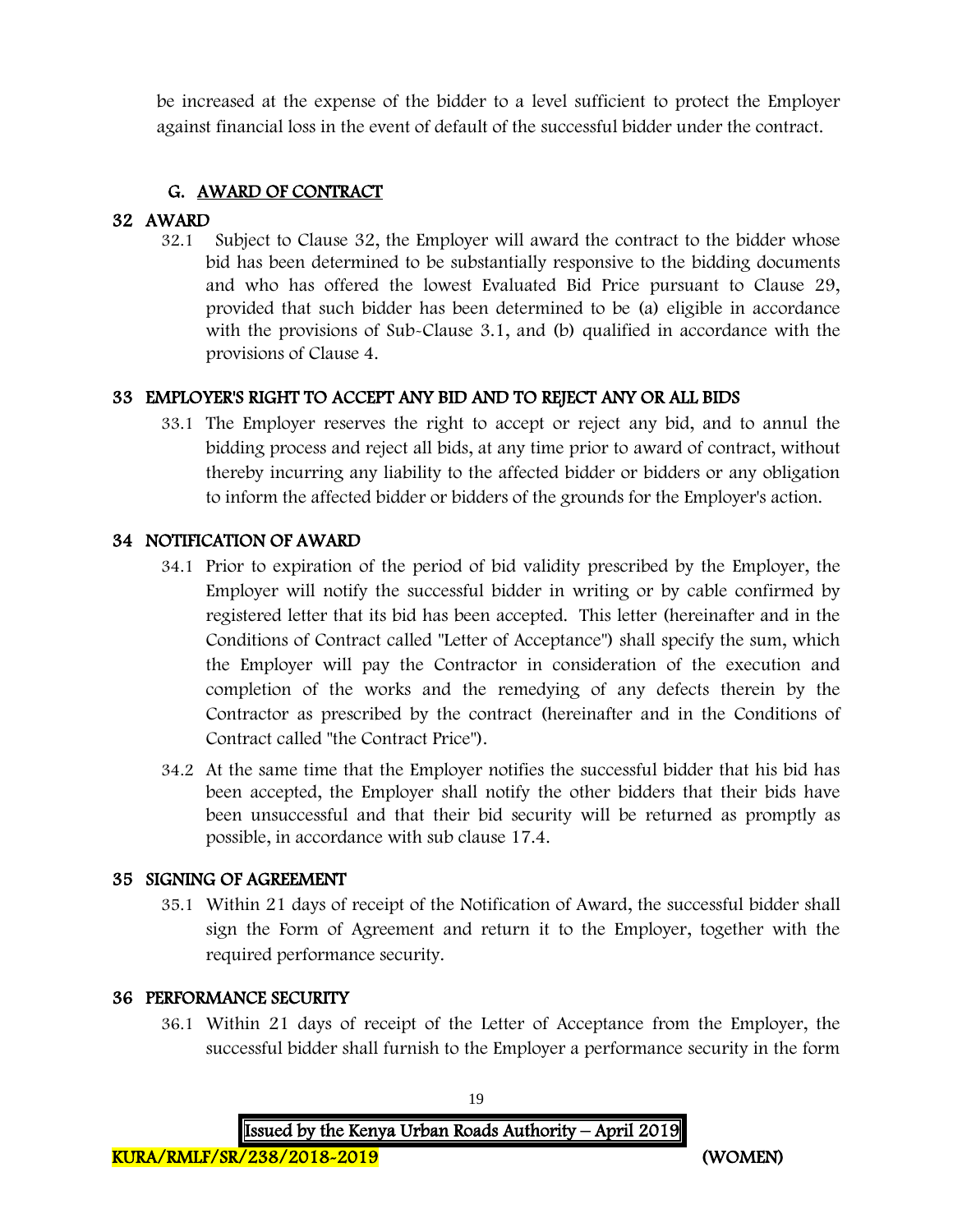be increased at the expense of the bidder to a level sufficient to protect the Employer against financial loss in the event of default of the successful bidder under the contract.

## G. AWARD OF CONTRACT

### 32 AWARD

32.1 Subject to Clause 32, the Employer will award the contract to the bidder whose bid has been determined to be substantially responsive to the bidding documents and who has offered the lowest Evaluated Bid Price pursuant to Clause 29, provided that such bidder has been determined to be (a) eligible in accordance with the provisions of Sub-Clause 3.1, and (b) qualified in accordance with the provisions of Clause 4.

### 33 EMPLOYER'S RIGHT TO ACCEPT ANY BID AND TO REJECT ANY OR ALL BIDS

33.1 The Employer reserves the right to accept or reject any bid, and to annul the bidding process and reject all bids, at any time prior to award of contract, without thereby incurring any liability to the affected bidder or bidders or any obligation to inform the affected bidder or bidders of the grounds for the Employer's action.

### 34 NOTIFICATION OF AWARD

34.1 Prior to expiration of the period of bid validity prescribed by the Employer, the Employer will notify the successful bidder in writing or by cable confirmed by registered letter that its bid has been accepted. This letter (hereinafter and in the Conditions of Contract called "Letter of Acceptance") shall specify the sum, which the Employer will pay the Contractor in consideration of the execution and completion of the works and the remedying of any defects therein by the Contractor as prescribed by the contract (hereinafter and in the Conditions of Contract called "the Contract Price").

34.2 At the same time that the Employer notifies the successful bidder that his bid has been accepted, the Employer shall notify the other bidders that their bids have been unsuccessful and that their bid security will be returned as promptly as possible, in accordance with sub clause 17.4.

### 35 SIGNING OF AGREEMENT

35.1 Within 21 days of receipt of the Notification of Award, the successful bidder shall sign the Form of Agreement and return it to the Employer, together with the required performance security.

### 36 PERFORMANCE SECURITY

36.1 Within 21 days of receipt of the Letter of Acceptance from the Employer, the successful bidder shall furnish to the Employer a performance security in the form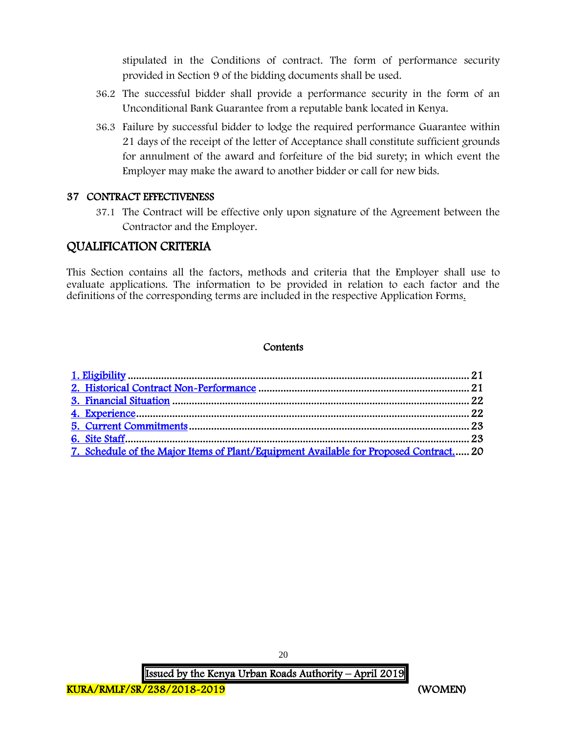stipulated in the Conditions of contract. The form of performance security provided in Section 9 of the bidding documents shall be used.

36.2 The successful bidder shall provide a performance security in the form of an Unconditional Bank Guarantee from a reputable bank located in Kenya.

36.3 Failure by successful bidder to lodge the required performance Guarantee within 21 days of the receipt of the letter of Acceptance shall constitute sufficient grounds for annulment of the award and forfeiture of the bid surety; in which event the Employer may make the award to another bidder or call for new bids.

### 37 CONTRACT EFFECTIVENESS

37.1 The Contract will be effective only upon signature of the Agreement between the Contractor and the Employer.

## QUALIFICATION CRITERIA

This Section contains all the factors, methods and criteria that the Employer shall use to evaluate applications. The information to be provided in relation to each factor and the definitions of the corresponding terms are included in the respective Application Forms.

**Contents**

1. Eligibility ........ 21
2. Historical Contract Non-Performance ........ 21
3. Financial Situation ........ 22
4. Experience ........ 22
5. Current Commitments ........ 23
6. Site Staff ........ 23
7. Schedule of the Major Items of Plant/Equipment Available for Proposed Contract. ........ 20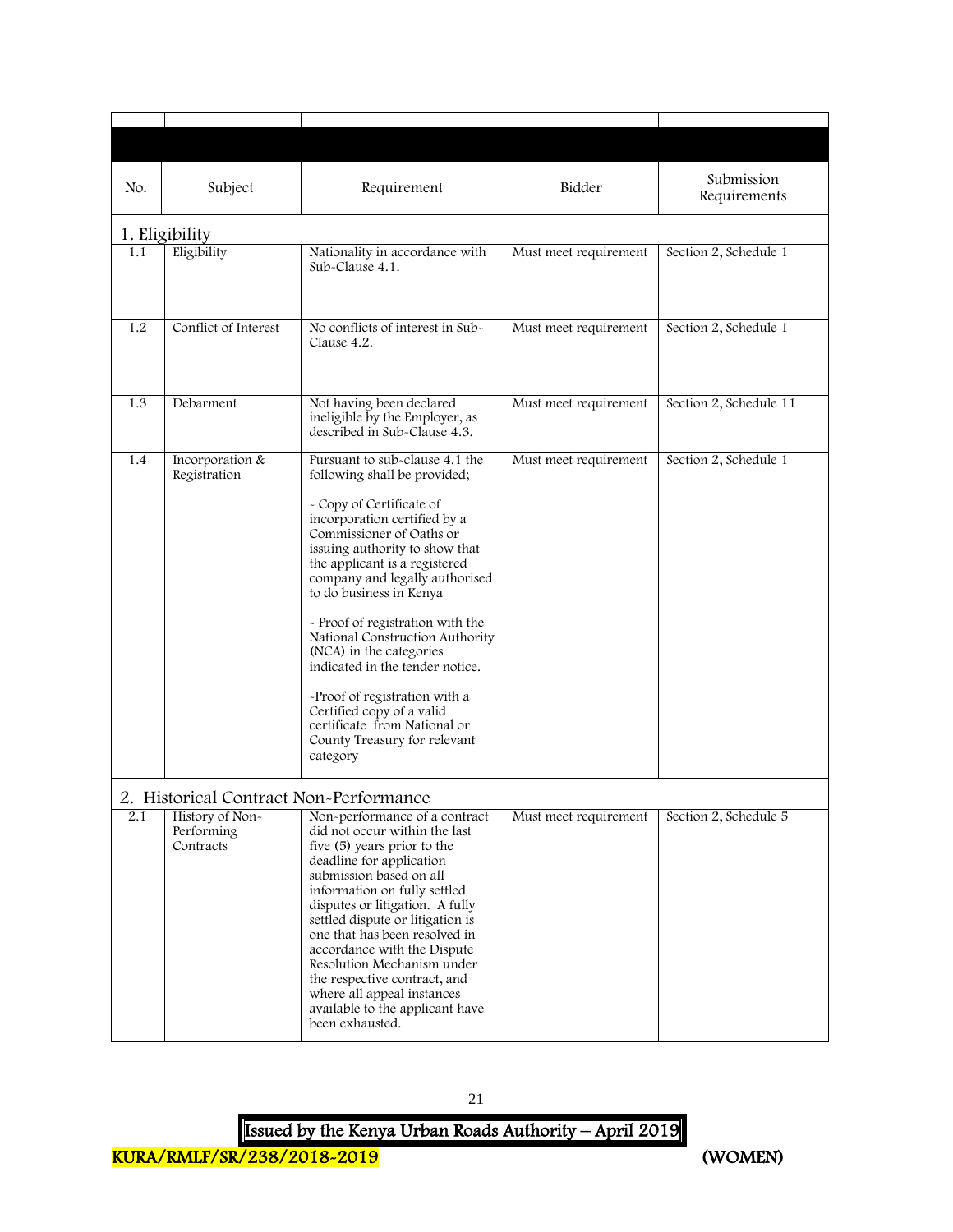| No. | Subject | Requirement | Bidder | Submission Requirements |
|---|---|---|---|---|
| **1. Eligibility** | | | | |
| 1.1 | Eligibility | Nationality in accordance with Sub-Clause 4.1. | Must meet requirement | Section 2, Schedule 1 |
| 1.2 | Conflict of Interest | No conflicts of interest in Sub-Clause 4.2. | Must meet requirement | Section 2, Schedule 1 |
| 1.3 | Debarment | Not having been declared ineligible by the Employer, as described in Sub-Clause 4.3. | Must meet requirement | Section 2, Schedule 11 |
| 1.4 | Incorporation & Registration | Pursuant to sub-clause 4.1 the following shall be provided;<br><br>- Copy of Certificate of incorporation certified by a Commissioner of Oaths or issuing authority to show that the applicant is a registered company and legally authorised to do business in Kenya<br><br>- Proof of registration with the National Construction Authority (NCA) in the categories indicated in the tender notice.<br><br>-Proof of registration with a Certified copy of a valid certificate from National or County Treasury for relevant category | Must meet requirement | Section 2, Schedule 1 |
| **2. Historical Contract Non-Performance** | | | | |
| 2.1 | History of Non-Performing Contracts | Non-performance of a contract did not occur within the last five (5) years prior to the deadline for application submission based on all information on fully settled disputes or litigation. A fully settled dispute or litigation is one that has been resolved in accordance with the Dispute Resolution Mechanism under the respective contract, and where all appeal instances available to the applicant have been exhausted. | Must meet requirement | Section 2, Schedule 5 |

KURA/RMLF/SR/238/2018-2019 (WOMEN)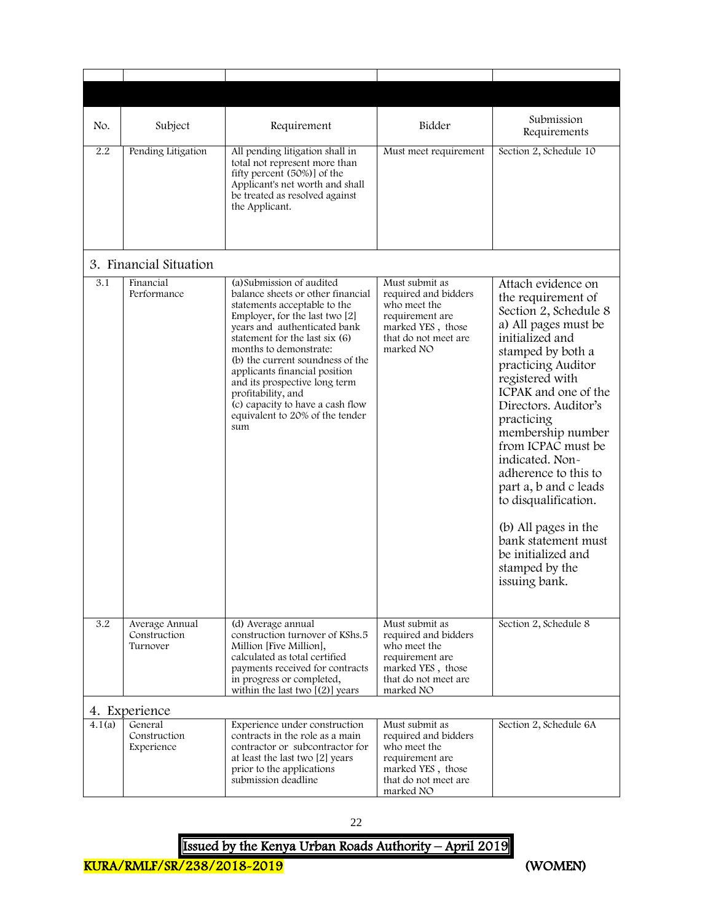| No. | Subject | Requirement | Bidder | Submission Requirements |
|---|---|---|---|---|
| 2.2 | Pending Litigation | All pending litigation shall in total not represent more than fifty percent (50%)] of the Applicant's net worth and shall be treated as resolved against the Applicant. | Must meet requirement | Section 2, Schedule 10 |
| 3. Financial Situation | | | | |
| 3.1 | Financial Performance | (a)Submission of audited balance sheets or other financial statements acceptable to the Employer, for the last two [2] years and authenticated bank statement for the last six (6) months to demonstrate:<br>(b) the current soundness of the applicants financial position and its prospective long term profitability, and<br>(c) capacity to have a cash flow equivalent to 20% of the tender sum | Must submit as required and bidders who meet the requirement are marked YES , those that do not meet are marked NO | Attach evidence on the requirement of Section 2, Schedule 8 a) All pages must be initialized and stamped by both a practicing Auditor registered with ICPAK and one of the Directors. Auditor's practicing membership number from ICPAC must be indicated. Non-adherence to this to part a, b and c leads to disqualification.<br><br>(b) All pages in the bank statement must be initialized and stamped by the issuing bank. |
| 3.2 | Average Annual Construction Turnover | (d) Average annual construction turnover of KShs.5 Million [Five Million], calculated as total certified payments received for contracts in progress or completed, within the last two [(2)] years | Must submit as required and bidders who meet the requirement are marked YES , those that do not meet are marked NO | Section 2, Schedule 8 |
| 4. Experience | | | | |
| 4.1(a) | General Construction Experience | Experience under construction contracts in the role as a main contractor or subcontractor for at least the last two [2] years prior to the applications submission deadline | Must submit as required and bidders who meet the requirement are marked YES , those that do not meet are marked NO | Section 2, Schedule 6A |

Issued by the Kenya Urban Roads Authority – April 2019

KURA/RMLF/SR/238/2018-2019 (WOMEN)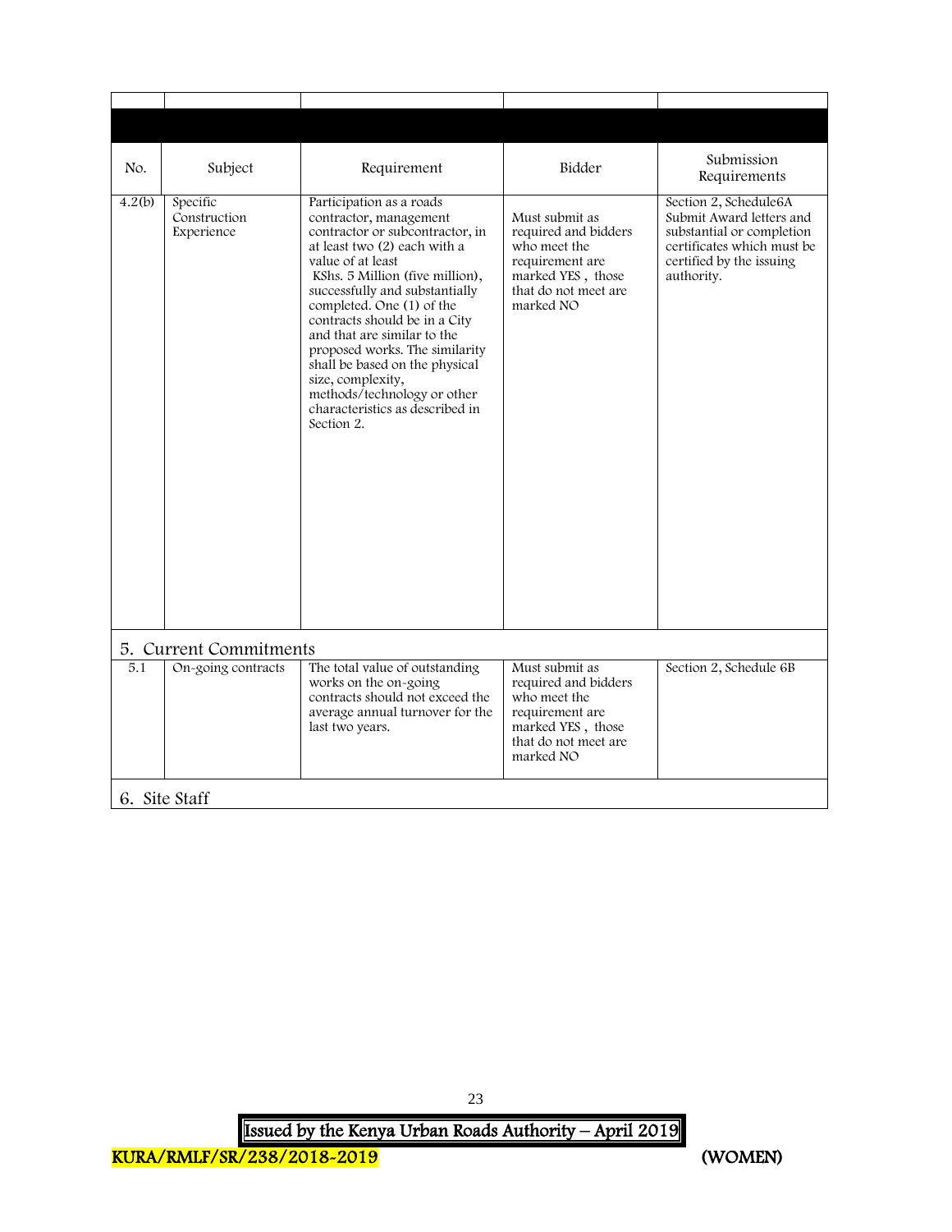| No. | Subject | Requirement | Bidder | Submission Requirements |
|---|---|---|---|---|
| 4.2(b) | Specific Construction Experience | Participation as a roads contractor, management contractor or subcontractor, in at least two (2) each with a value of at least KShs. 5 Million (five million), successfully and substantially completed. One (1) of the contracts should be in a City and that are similar to the proposed works. The similarity shall be based on the physical size, complexity, methods/technology or other characteristics as described in Section 2. | Must submit as required and bidders who meet the requirement are marked YES , those that do not meet are marked NO | Section 2, Schedule6A Submit Award letters and substantial or completion certificates which must be certified by the issuing authority. |
| **5. Current Commitments** | | | | |
| 5.1 | On-going contracts | The total value of outstanding works on the on-going contracts should not exceed the average annual turnover for the last two years. | Must submit as required and bidders who meet the requirement are marked YES , those that do not meet are marked NO | Section 2, Schedule 6B |
| **6. Site Staff** | | | | |

KURA/RMLF/SR/238/2018-2019 (WOMEN)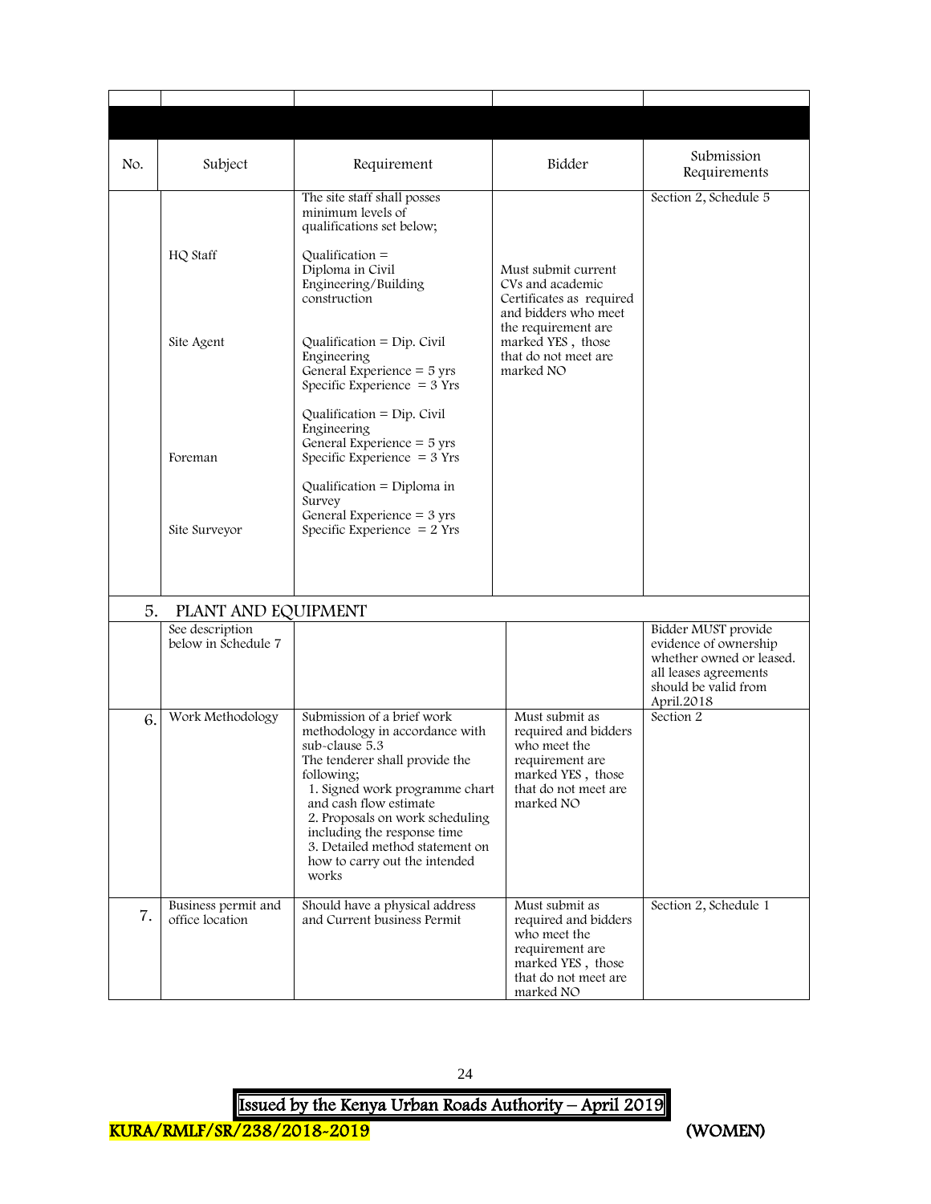| No. | Subject | Requirement | Bidder | Submission Requirements |
|---|---|---|---|---|
| | HQ Staff<br><br>Site Agent<br><br>Foreman<br><br>Site Surveyor | The site staff shall posses minimum levels of qualifications set below;<br><br>Qualification = Diploma in Civil Engineering/Building construction<br><br>Qualification = Dip. Civil Engineering<br>General Experience = 5 yrs<br>Specific Experience = 3 Yrs<br><br>Qualification = Dip. Civil Engineering<br>General Experience = 5 yrs<br>Specific Experience = 3 Yrs<br><br>Qualification = Diploma in Survey<br>General Experience = 3 yrs<br>Specific Experience = 2 Yrs | Must submit current CVs and academic Certificates as required and bidders who meet the requirement are marked YES , those that do not meet are marked NO | Section 2, Schedule 5 |
| 5. | PLANT AND EQUIPMENT | | | |
| | See description below in Schedule 7 | | | Bidder MUST provide evidence of ownership whether owned or leased. all leases agreements should be valid from April.2018 |
| 6. | Work Methodology | Submission of a brief work methodology in accordance with sub-clause 5.3<br>The tenderer shall provide the following;<br>1. Signed work programme chart and cash flow estimate<br>2. Proposals on work scheduling including the response time<br>3. Detailed method statement on how to carry out the intended works | Must submit as required and bidders who meet the requirement are marked YES , those that do not meet are marked NO | Section 2 |
| 7. | Business permit and office location | Should have a physical address and Current business Permit | Must submit as required and bidders who meet the requirement are marked YES , those that do not meet are marked NO | Section 2, Schedule 1 |

**Issued by the Kenya Urban Roads Authority – April 2019**

KURA/RMLF/SR/238/2018-2019 (WOMEN)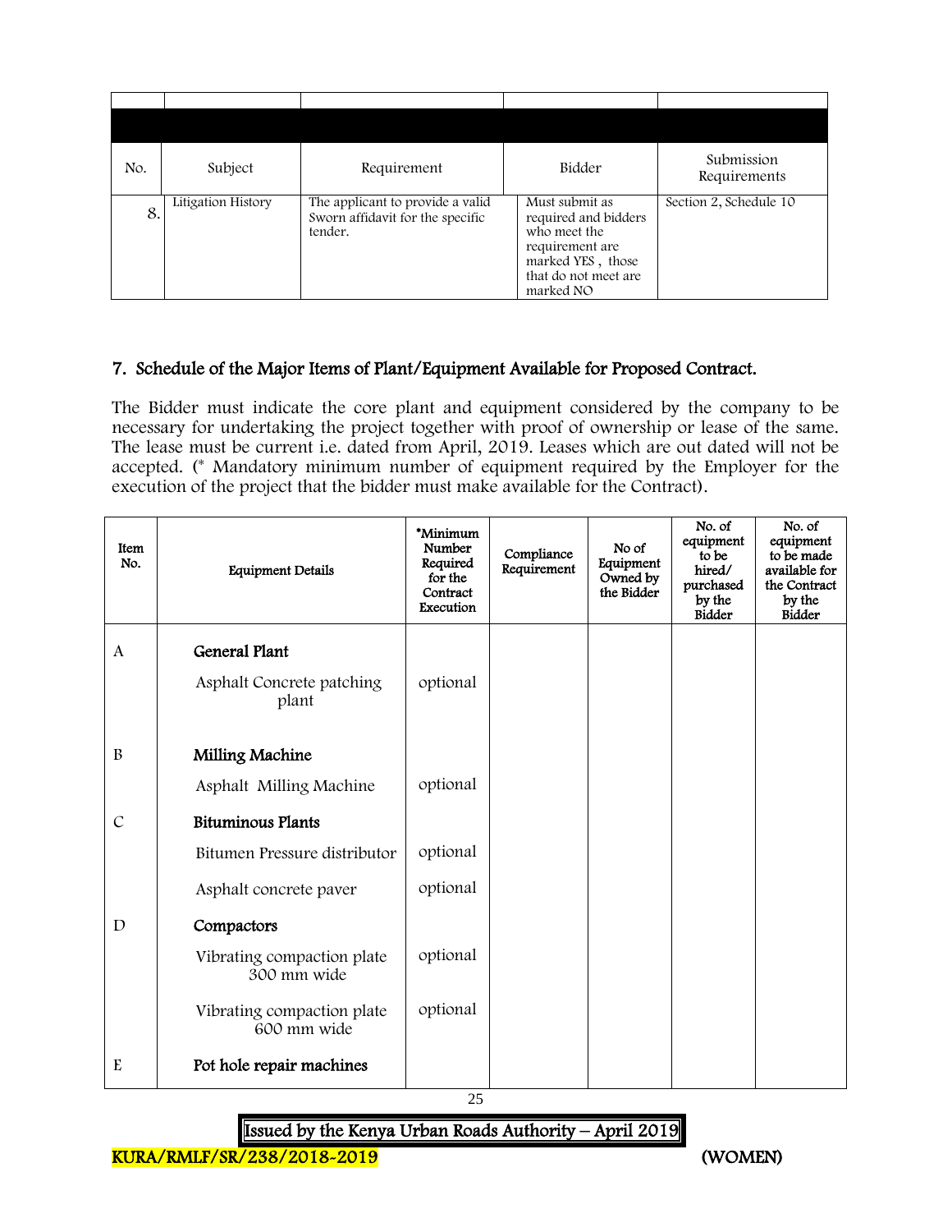| No. | Subject | Requirement | Bidder | Submission Requirements |
|---|---|---|---|---|
| 8. | Litigation History | The applicant to provide a valid Sworn affidavit for the specific tender. | Must submit as required and bidders who meet the requirement are marked YES , those that do not meet are marked NO | Section 2, Schedule 10 |

## 7. Schedule of the Major Items of Plant/Equipment Available for Proposed Contract.

The Bidder must indicate the core plant and equipment considered by the company to be necessary for undertaking the project together with proof of ownership or lease of the same. The lease must be current i.e. dated from April, 2019. Leases which are out dated will not be accepted. (* Mandatory minimum number of equipment required by the Employer for the execution of the project that the bidder must make available for the Contract).

| Item No. | Equipment Details | *Minimum Number Required for the Contract Execution | Compliance Requirement | No of Equipment Owned by the Bidder | No. of equipment to be hired/ purchased by the Bidder | No. of equipment to be made available for the Contract by the Bidder |
|---|---|---|---|---|---|---|
| A | **General Plant** | | | | | |
| | Asphalt Concrete patching plant | optional | | | | |
| B | **Milling Machine** | | | | | |
| | Asphalt Milling Machine | optional | | | | |
| C | **Bituminous Plants** | | | | | |
| | Bitumen Pressure distributor | optional | | | | |
| | Asphalt concrete paver | optional | | | | |
| D | **Compactors** | | | | | |
| | Vibrating compaction plate 300 mm wide | optional | | | | |
| | Vibrating compaction plate 600 mm wide | optional | | | | |
| E | **Pot hole repair machines** | | | | | |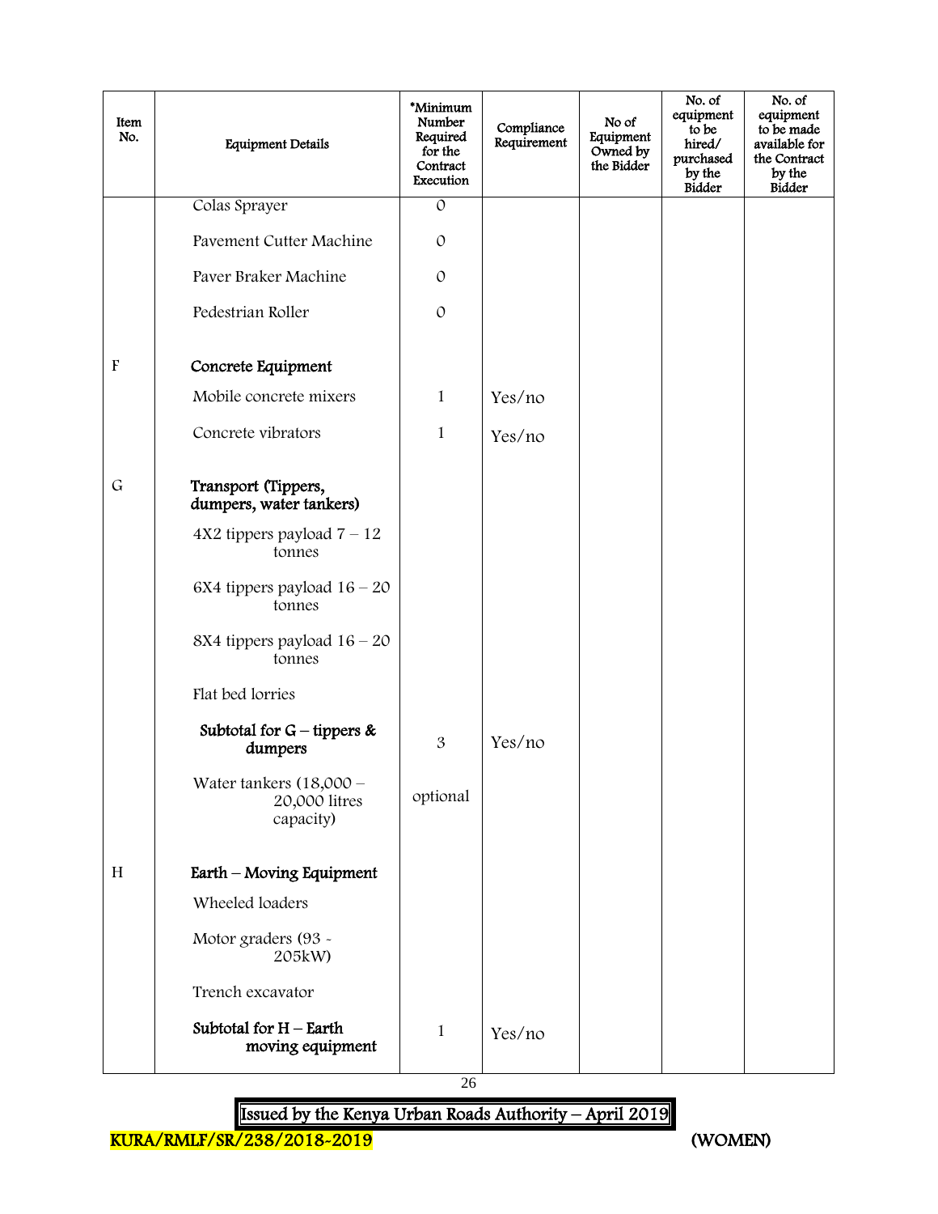| Item No. | Equipment Details | *Minimum Number Required for the Contract Execution | Compliance Requirement | No of Equipment Owned by the Bidder | No. of equipment to be hired/ purchased by the Bidder | No. of equipment to be made available for the Contract by the Bidder |
|---|---|---|---|---|---|---|
| | Colas Sprayer | 0 | | | | |
| | Pavement Cutter Machine | 0 | | | | |
| | Paver Braker Machine | 0 | | | | |
| | Pedestrian Roller | 0 | | | | |
| F | **Concrete Equipment** | | | | | |
| | Mobile concrete mixers | 1 | Yes/no | | | |
| | Concrete vibrators | 1 | Yes/no | | | |
| G | **Transport (Tippers, dumpers, water tankers)** | | | | | |
| | 4X2 tippers payload 7 – 12 tonnes | | | | | |
| | 6X4 tippers payload 16 – 20 tonnes | | | | | |
| | 8X4 tippers payload 16 – 20 tonnes | | | | | |
| | Flat bed lorries | | | | | |
| | **Subtotal for G – tippers & dumpers** | 3 | Yes/no | | | |
| | Water tankers (18,000 – 20,000 litres capacity) | optional | | | | |
| H | **Earth – Moving Equipment** | | | | | |
| | Wheeled loaders | | | | | |
| | Motor graders (93 - 205kW) | | | | | |
| | Trench excavator | | | | | |
| | **Subtotal for H – Earth moving equipment** | 1 | Yes/no | | | |

Issued by the Kenya Urban Roads Authority – April 2019

KURA/RMLF/SR/238/2018-2019 (WOMEN)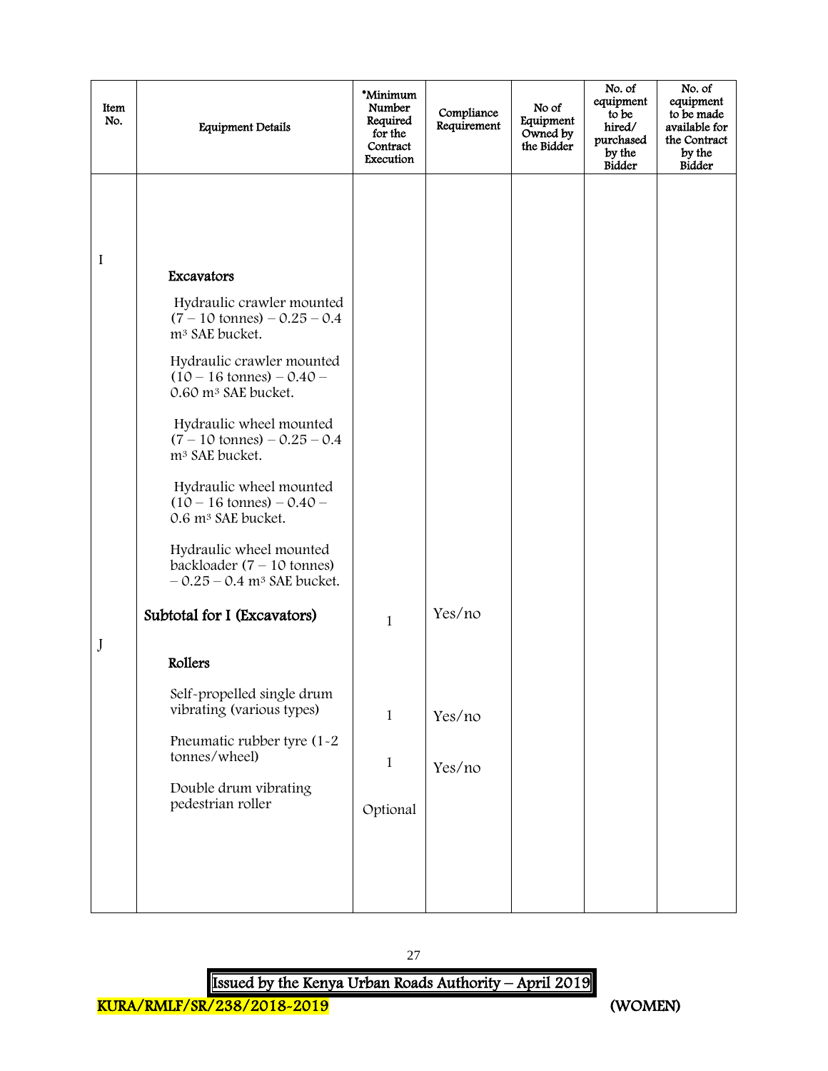| Item No. | Equipment Details | *Minimum Number Required for the Contract Execution | Compliance Requirement | No of Equipment Owned by the Bidder | No. of equipment to be hired/ purchased by the Bidder | No. of equipment to be made available for the Contract by the Bidder |
|---|---|---|---|---|---|---|
| I | **Excavators** | | | | | |
| | Hydraulic crawler mounted (7 – 10 tonnes) – 0.25 – 0.4 $m^3$ SAE bucket. | | | | | |
| | Hydraulic crawler mounted (10 – 16 tonnes) – 0.40 – 0.60 $m^3$ SAE bucket. | | | | | |
| | Hydraulic wheel mounted (7 – 10 tonnes) – 0.25 – 0.4 $m^3$ SAE bucket. | | | | | |
| | Hydraulic wheel mounted (10 – 16 tonnes) – 0.40 – 0.6 $m^3$ SAE bucket. | | | | | |
| | Hydraulic wheel mounted backloader (7 – 10 tonnes) – 0.25 – 0.4 $m^3$ SAE bucket. | | | | | |
| | **Subtotal for I (Excavators)** | 1 | Yes/no | | | |
| J | **Rollers** | | | | | |
| | Self-propelled single drum vibrating (various types) | 1 | Yes/no | | | |
| | Pneumatic rubber tyre (1-2 tonnes/wheel) | 1 | Yes/no | | | |
| | Double drum vibrating pedestrian roller | Optional | | | | |

KURA/RMLF/SR/238/2018-2019 (WOMEN)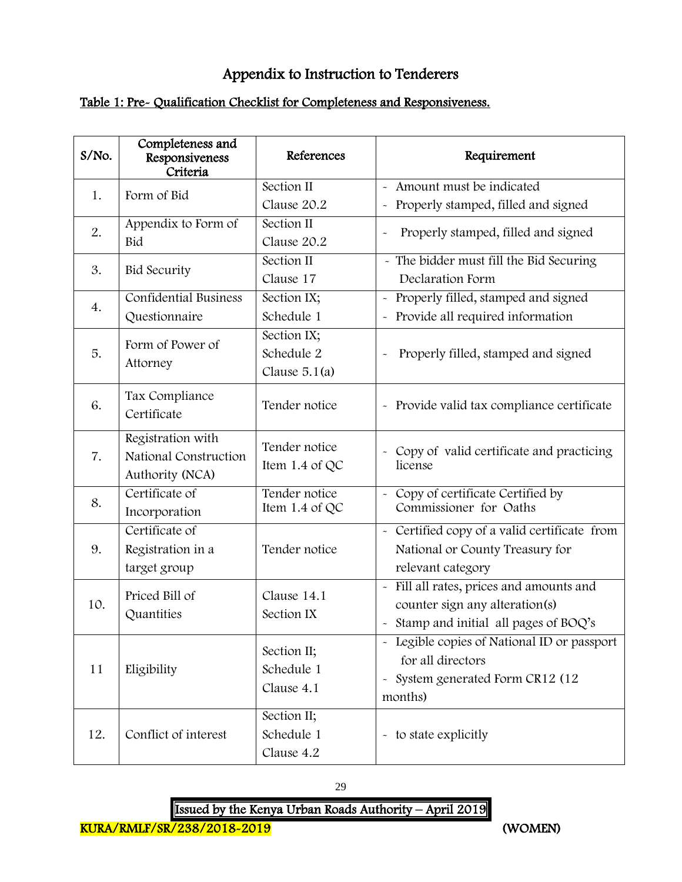# Appendix to Instruction to Tenderers

## Table 1: Pre- Qualification Checklist for Completeness and Responsiveness.

| S/No. | Completeness and Responsiveness Criteria | References | Requirement |
|---|---|---|---|
| 1. | Form of Bid | Section II Clause 20.2 | - Amount must be indicated<br>- Properly stamped, filled and signed |
| 2. | Appendix to Form of Bid | Section II Clause 20.2 | - Properly stamped, filled and signed |
| 3. | Bid Security | Section II Clause 17 | - The bidder must fill the Bid Securing Declaration Form |
| 4. | Confidential Business Questionnaire | Section IX; Schedule 1 | - Properly filled, stamped and signed<br>- Provide all required information |
| 5. | Form of Power of Attorney | Section IX; Schedule 2 Clause 5.1(a) | - Properly filled, stamped and signed |
| 6. | Tax Compliance Certificate | Tender notice | - Provide valid tax compliance certificate |
| 7. | Registration with National Construction Authority (NCA) | Tender notice Item 1.4 of QC | - Copy of valid certificate and practicing license |
| 8. | Certificate of Incorporation | Tender notice Item 1.4 of QC | - Copy of certificate Certified by Commissioner for Oaths |
| 9. | Certificate of Registration in a target group | Tender notice | - Certified copy of a valid certificate from National or County Treasury for relevant category |
| 10. | Priced Bill of Quantities | Clause 14.1 Section IX | - Fill all rates, prices and amounts and counter sign any alteration(s)<br>- Stamp and initial all pages of BOQ's |
| 11 | Eligibility | Section II; Schedule 1 Clause 4.1 | - Legible copies of National ID or passport for all directors<br>- System generated Form CR12 (12 months) |
| 12. | Conflict of interest | Section II; Schedule 1 Clause 4.2 | - to state explicitly |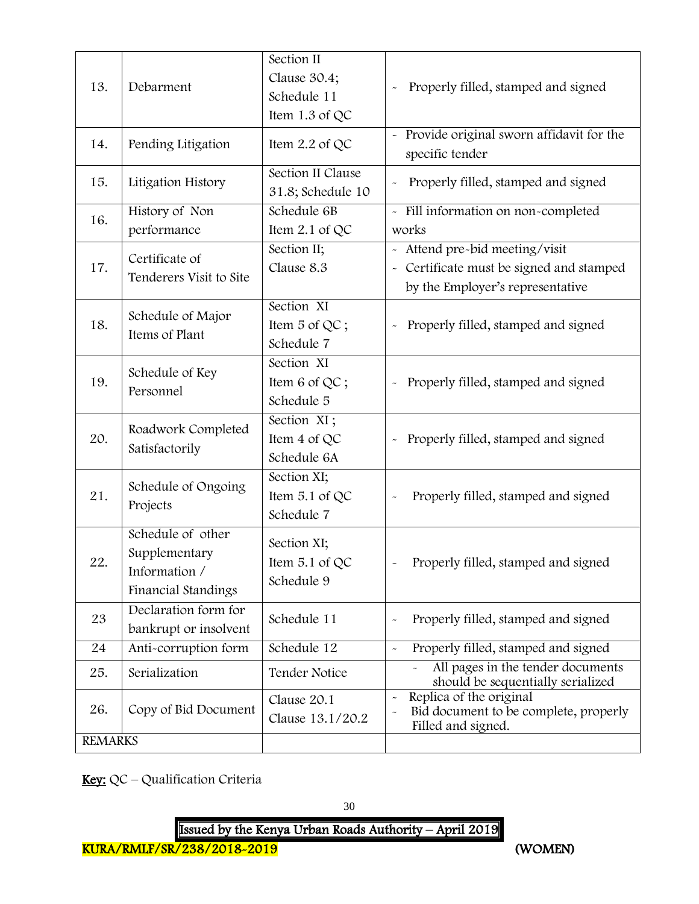| 13. | Debarment | Section II Clause 30.4; Schedule 11 Item 1.3 of QC | - Properly filled, stamped and signed |
|---|---|---|---|
| 14. | Pending Litigation | Item 2.2 of QC | - Provide original sworn affidavit for the specific tender |
| 15. | Litigation History | Section II Clause 31.8; Schedule 10 | - Properly filled, stamped and signed |
| 16. | History of Non performance | Schedule 6B Item 2.1 of QC | - Fill information on non-completed works |
| 17. | Certificate of Tenderers Visit to Site | Section II; Clause 8.3 | - Attend pre-bid meeting/visit<br>- Certificate must be signed and stamped by the Employer's representative |
| 18. | Schedule of Major Items of Plant | Section XI Item 5 of QC ; Schedule 7 | - Properly filled, stamped and signed |
| 19. | Schedule of Key Personnel | Section XI Item 6 of QC ; Schedule 5 | - Properly filled, stamped and signed |
| 20. | Roadwork Completed Satisfactorily | Section XI ; Item 4 of QC Schedule 6A | - Properly filled, stamped and signed |
| 21. | Schedule of Ongoing Projects | Section XI; Item 5.1 of QC Schedule 7 | - Properly filled, stamped and signed |
| 22. | Schedule of other Supplementary Information / Financial Standings | Section XI; Item 5.1 of QC Schedule 9 | - Properly filled, stamped and signed |
| 23 | Declaration form for bankrupt or insolvent | Schedule 11 | - Properly filled, stamped and signed |
| 24 | Anti-corruption form | Schedule 12 | - Properly filled, stamped and signed |
| 25. | Serialization | Tender Notice | - All pages in the tender documents should be sequentially serialized |
| 26. | Copy of Bid Document | Clause 20.1 Clause 13.1/20.2 | - Replica of the original<br>- Bid document to be complete, properly Filled and signed. |
| REMARKS | | | |

**Key:** QC – Qualification Criteria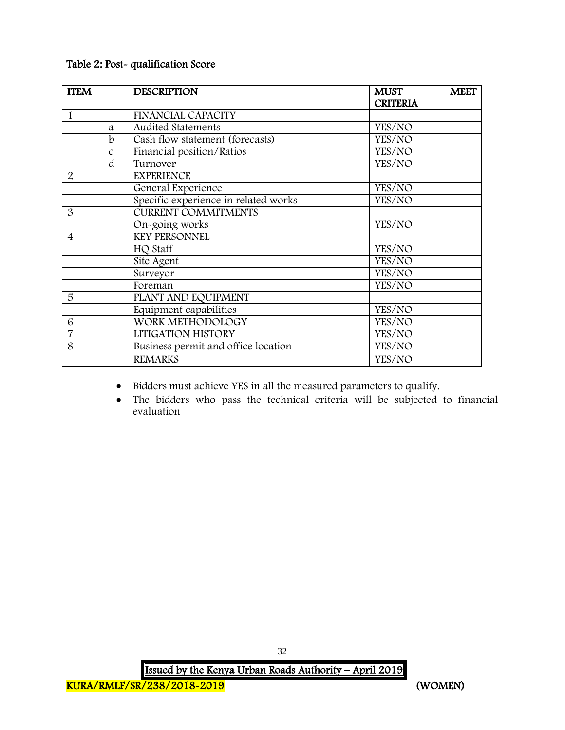Table 2: Post- qualification Score

| ITEM | | DESCRIPTION | MUST MEET CRITERIA |
|---|---|---|---|
| 1 | | FINANCIAL CAPACITY | |
| | a | Audited Statements | YES/NO |
| | b | Cash flow statement (forecasts) | YES/NO |
| | c | Financial position/Ratios | YES/NO |
| | d | Turnover | YES/NO |
| 2 | | EXPERIENCE | |
| | | General Experience | YES/NO |
| | | Specific experience in related works | YES/NO |
| 3 | | CURRENT COMMITMENTS | |
| | | On-going works | YES/NO |
| 4 | | KEY PERSONNEL | |
| | | HQ Staff | YES/NO |
| | | Site Agent | YES/NO |
| | | Surveyor | YES/NO |
| | | Foreman | YES/NO |
| 5 | | PLANT AND EQUIPMENT | |
| | | Equipment capabilities | YES/NO |
| 6 | | WORK METHODOLOGY | YES/NO |
| 7 | | LITIGATION HISTORY | YES/NO |
| 8 | | Business permit and office location | YES/NO |
| | | REMARKS | YES/NO |

- Bidders must achieve YES in all the measured parameters to qualify.
- The bidders who pass the technical criteria will be subjected to financial evaluation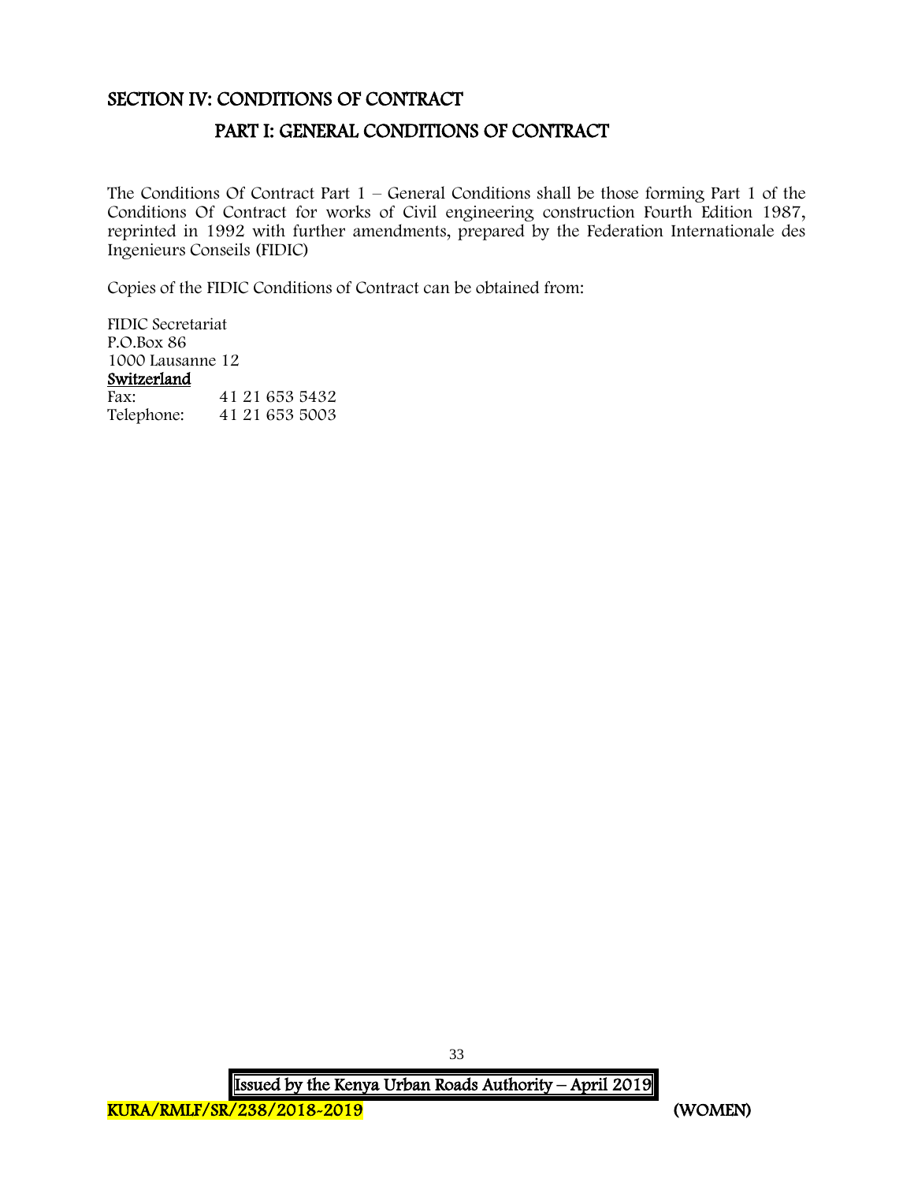# SECTION IV: CONDITIONS OF CONTRACT

## PART I: GENERAL CONDITIONS OF CONTRACT

The Conditions Of Contract Part 1 – General Conditions shall be those forming Part 1 of the Conditions Of Contract for works of Civil engineering construction Fourth Edition 1987, reprinted in 1992 with further amendments, prepared by the Federation Internationale des Ingenieurs Conseils (FIDIC)

Copies of the FIDIC Conditions of Contract can be obtained from:

FIDIC Secretariat
P.O.Box 86
1000 Lausanne 12
**Switzerland**

| | |
|---|---|
| Fax: | 41 21 653 5432 |
| Telephone: | 41 21 653 5003 |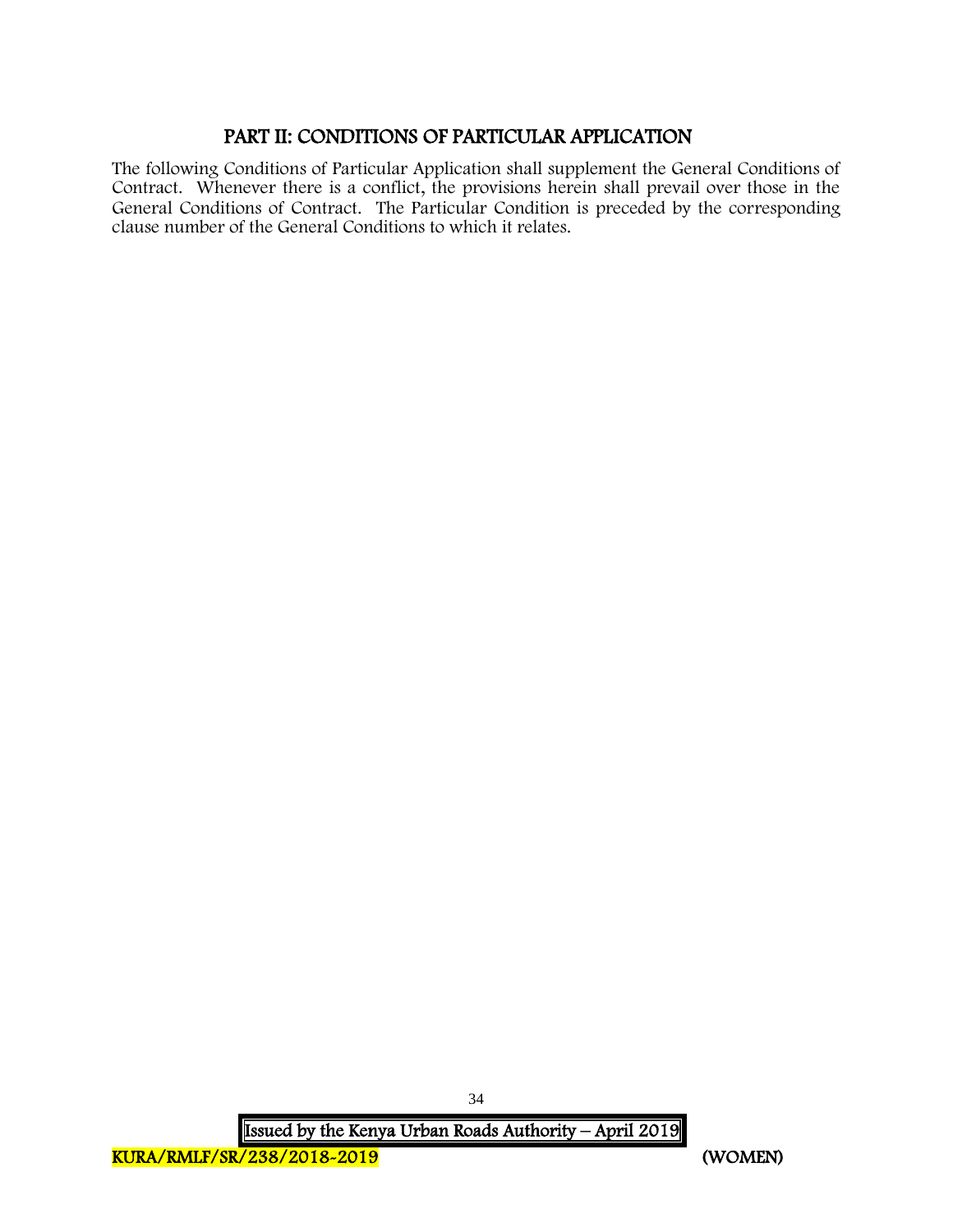# PART II: CONDITIONS OF PARTICULAR APPLICATION

The following Conditions of Particular Application shall supplement the General Conditions of Contract. Whenever there is a conflict, the provisions herein shall prevail over those in the General Conditions of Contract. The Particular Condition is preceded by the corresponding clause number of the General Conditions to which it relates.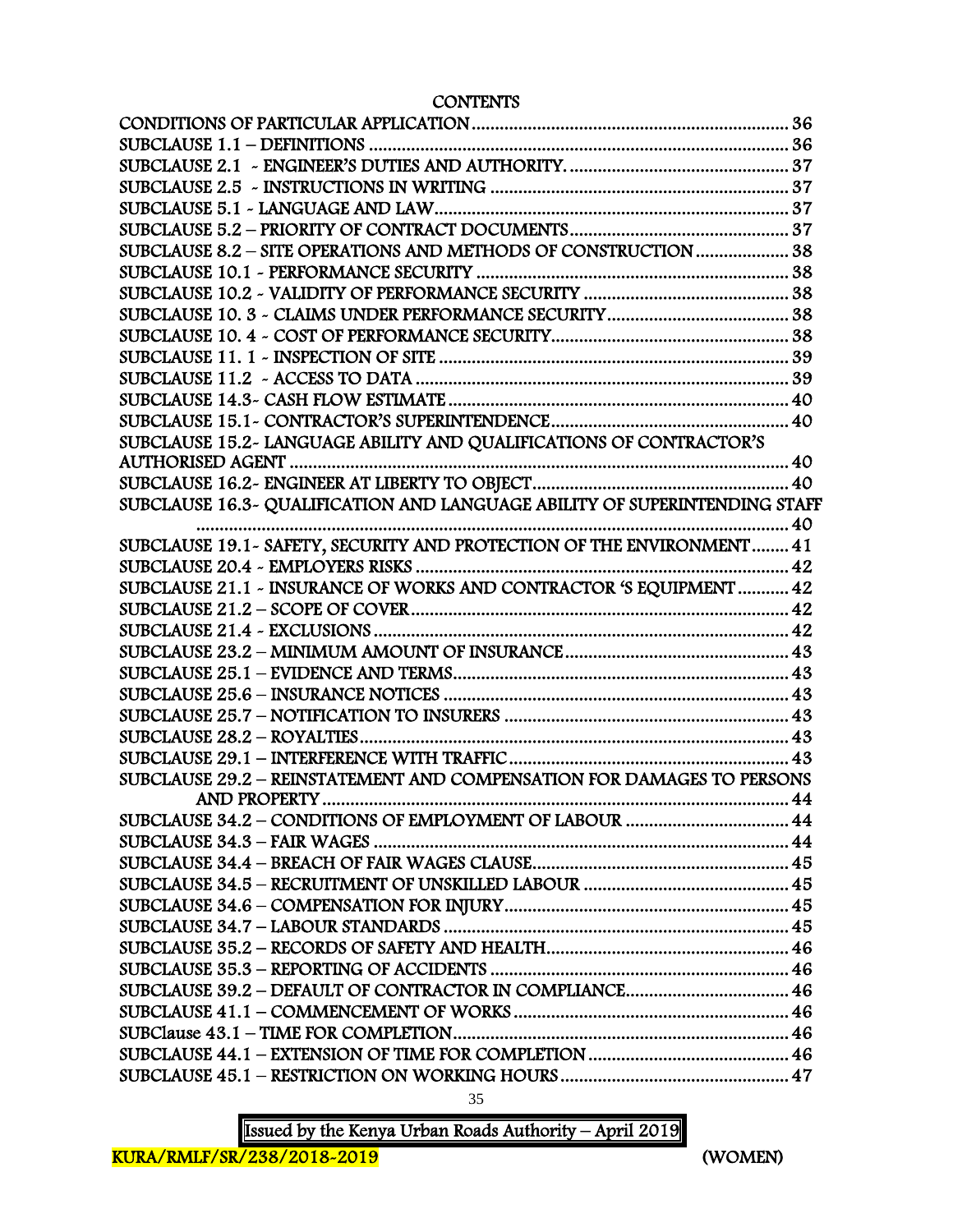# CONTENTS

CONDITIONS OF PARTICULAR APPLICATION....................................................................... 36
SUBCLAUSE 1.1 – DEFINITIONS ............................................................................................ 36
SUBCLAUSE 2.1 - ENGINEER'S DUTIES AND AUTHORITY. ................................................ 37
SUBCLAUSE 2.5 - INSTRUCTIONS IN WRITING ................................................................ 37
SUBCLAUSE 5.1 - LANGUAGE AND LAW............................................................................ 37
SUBCLAUSE 5.2 – PRIORITY OF CONTRACT DOCUMENTS............................................... 37
SUBCLAUSE 8.2 – SITE OPERATIONS AND METHODS OF CONSTRUCTION .................... 38
SUBCLAUSE 10.1 - PERFORMANCE SECURITY .................................................................. 38
SUBCLAUSE 10.2 - VALIDITY OF PERFORMANCE SECURITY ........................................... 38
SUBCLAUSE 10. 3 - CLAIMS UNDER PERFORMANCE SECURITY...................................... 38
SUBCLAUSE 10. 4 - COST OF PERFORMANCE SECURITY.................................................. 38
SUBCLAUSE 11. 1 - INSPECTION OF SITE .......................................................................... 39
SUBCLAUSE 11.2 - ACCESS TO DATA ................................................................................ 39
SUBCLAUSE 14.3- CASH FLOW ESTIMATE ......................................................................... 40
SUBCLAUSE 15.1- CONTRACTOR'S SUPERINTENDENCE.................................................... 40
SUBCLAUSE 15.2- LANGUAGE ABILITY AND QUALIFICATIONS OF CONTRACTOR'S AUTHORISED AGENT ............................................................................................................ 40
SUBCLAUSE 16.2- ENGINEER AT LIBERTY TO OBJECT....................................................... 40
SUBCLAUSE 16.3- QUALIFICATION AND LANGUAGE ABILITY OF SUPERINTENDING STAFF ................................................................................................................................. 40
SUBCLAUSE 19.1- SAFETY, SECURITY AND PROTECTION OF THE ENVIRONMENT........ 41
SUBCLAUSE 20.4 - EMPLOYERS RISKS ............................................................................... 42
SUBCLAUSE 21.1 - INSURANCE OF WORKS AND CONTRACTOR 'S EQUIPMENT ........... 42
SUBCLAUSE 21.2 – SCOPE OF COVER.................................................................................. 42
SUBCLAUSE 21.4 - EXCLUSIONS .......................................................................................... 42
SUBCLAUSE 23.2 – MINIMUM AMOUNT OF INSURANCE................................................. 43
SUBCLAUSE 25.1 – EVIDENCE AND TERMS......................................................................... 43
SUBCLAUSE 25.6 – INSURANCE NOTICES ........................................................................... 43
SUBCLAUSE 25.7 – NOTIFICATION TO INSURERS ............................................................. 43
SUBCLAUSE 28.2 – ROYALTIES.............................................................................................. 43
SUBCLAUSE 29.1 – INTERFERENCE WITH TRAFFIC............................................................. 43
SUBCLAUSE 29.2 – REINSTATEMENT AND COMPENSATION FOR DAMAGES TO PERSONS AND PROPERTY .................................................................................................... 44
SUBCLAUSE 34.2 – CONDITIONS OF EMPLOYMENT OF LABOUR ................................... 44
SUBCLAUSE 34.3 – FAIR WAGES ......................................................................................... 44
SUBCLAUSE 34.4 – BREACH OF FAIR WAGES CLAUSE....................................................... 45
SUBCLAUSE 34.5 – RECRUITMENT OF UNSKILLED LABOUR ............................................ 45
SUBCLAUSE 34.6 – COMPENSATION FOR INJURY............................................................. 45
SUBCLAUSE 34.7 – LABOUR STANDARDS ........................................................................... 45
SUBCLAUSE 35.2 – RECORDS OF SAFETY AND HEALTH..................................................... 46
SUBCLAUSE 35.3 – REPORTING OF ACCIDENTS ................................................................ 46
SUBCLAUSE 39.2 – DEFAULT OF CONTRACTOR IN COMPLIANCE.................................... 46
SUBCLAUSE 41.1 – COMMENCEMENT OF WORKS ............................................................ 46
SUBClause 43.1 – TIME FOR COMPLETION........................................................................ 46
SUBCLAUSE 44.1 – EXTENSION OF TIME FOR COMPLETION ............................................ 46
SUBCLAUSE 45.1 – RESTRICTION ON WORKING HOURS .................................................. 47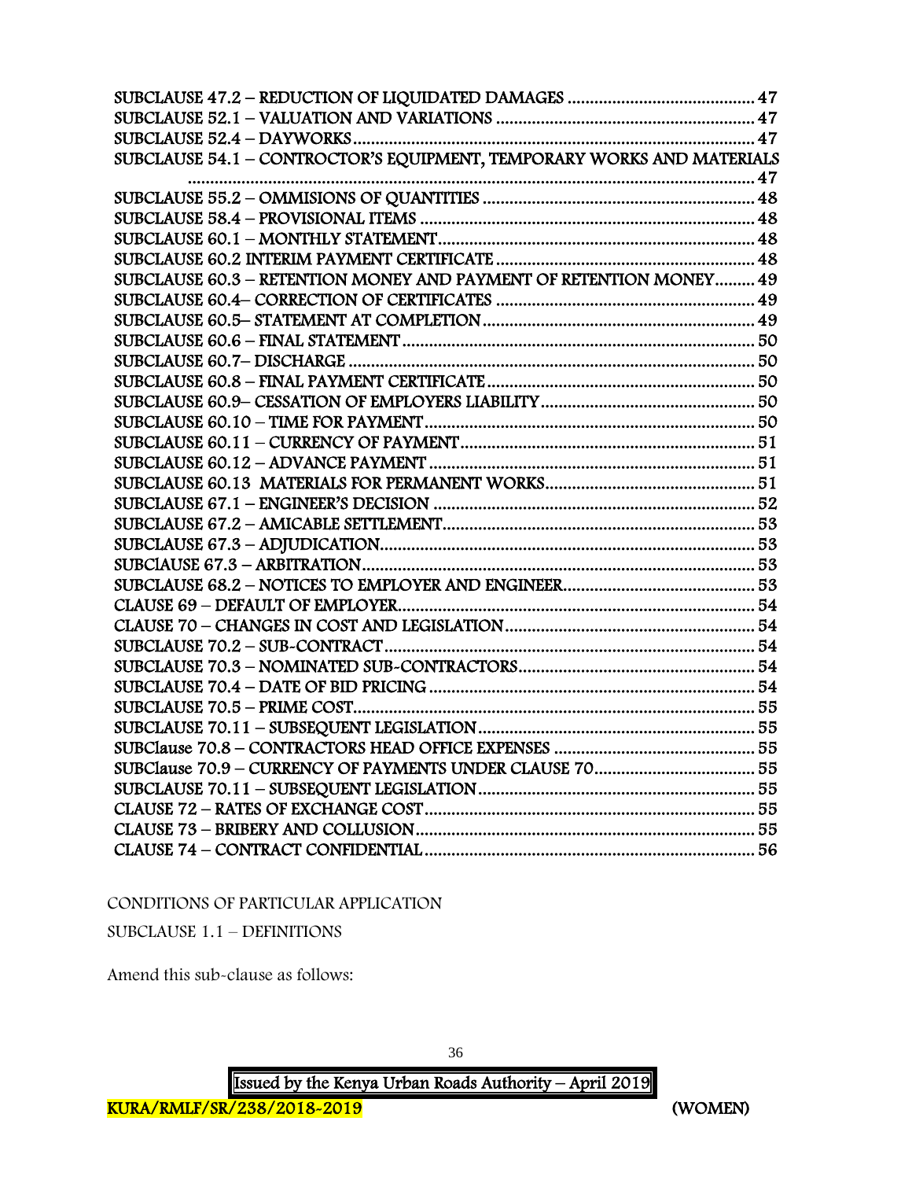SUBCLAUSE 47.2 – REDUCTION OF LIQUIDATED DAMAGES .......................................... 47
SUBCLAUSE 52.1 – VALUATION AND VARIATIONS ........................................................ 47
SUBCLAUSE 52.4 – DAYWORKS ............................................................................................ 47
SUBCLAUSE 54.1 – CONTROCTOR'S EQUIPMENT, TEMPORARY WORKS AND MATERIALS ........................................................................................................................................ 47
SUBCLAUSE 55.2 – OMMISIONS OF QUANTITIES ............................................................ 48
SUBCLAUSE 58.4 – PROVISIONAL ITEMS ........................................................................... 48
SUBCLAUSE 60.1 – MONTHLY STATEMENT ....................................................................... 48
SUBCLAUSE 60.2 INTERIM PAYMENT CERTIFICATE ......................................................... 48
SUBCLAUSE 60.3 – RETENTION MONEY AND PAYMENT OF RETENTION MONEY ......... 49
SUBCLAUSE 60.4– CORRECTION OF CERTIFICATES ......................................................... 49
SUBCLAUSE 60.5– STATEMENT AT COMPLETION ............................................................ 49
SUBCLAUSE 60.6 – FINAL STATEMENT ............................................................................... 50
SUBCLAUSE 60.7– DISCHARGE ............................................................................................ 50
SUBCLAUSE 60.8 – FINAL PAYMENT CERTIFICATE ............................................................ 50
SUBCLAUSE 60.9– CESSATION OF EMPLOYERS LIABILITY ................................................ 50
SUBCLAUSE 60.10 – TIME FOR PAYMENT ........................................................................... 50
SUBCLAUSE 60.11 – CURRENCY OF PAYMENT ................................................................... 51
SUBCLAUSE 60.12 – ADVANCE PAYMENT .......................................................................... 51
SUBCLAUSE 60.13 MATERIALS FOR PERMANENT WORKS ................................................ 51
SUBCLAUSE 67.1 – ENGINEER'S DECISION ........................................................................ 52
SUBCLAUSE 67.2 – AMICABLE SETTLEMENT ...................................................................... 53
SUBCLAUSE 67.3 – ADJUDICATION ..................................................................................... 53
SUBClAUSE 67.3 – ARBITRATION ........................................................................................ 53
SUBCLAUSE 68.2 – NOTICES TO EMPLOYER AND ENGINEER ........................................... 53
CLAUSE 69 – DEFAULT OF EMPLOYER ............................................................................... 54
CLAUSE 70 – CHANGES IN COST AND LEGISLATION ........................................................ 54
SUBCLAUSE 70.2 – SUB-CONTRACT .................................................................................... 54
SUBCLAUSE 70.3 – NOMINATED SUB-CONTRACTORS ...................................................... 54
SUBCLAUSE 70.4 – DATE OF BID PRICING ......................................................................... 54
SUBCLAUSE 70.5 – PRIME COST .......................................................................................... 55
SUBCLAUSE 70.11 – SUBSEQUENT LEGISLATION .............................................................. 55
SUBClause 70.8 – CONTRACTORS HEAD OFFICE EXPENSES ............................................ 55
SUBClause 70.9 – CURRENCY OF PAYMENTS UNDER CLAUSE 70 .................................... 55
SUBCLAUSE 70.11 – SUBSEQUENT LEGISLATION .............................................................. 55
CLAUSE 72 – RATES OF EXCHANGE COST .......................................................................... 55
CLAUSE 73 – BRIBERY AND COLLUSION ............................................................................ 55
CLAUSE 74 – CONTRACT CONFIDENTIAL ........................................................................... 56

CONDITIONS OF PARTICULAR APPLICATION

SUBCLAUSE 1.1 – DEFINITIONS

Amend this sub-clause as follows: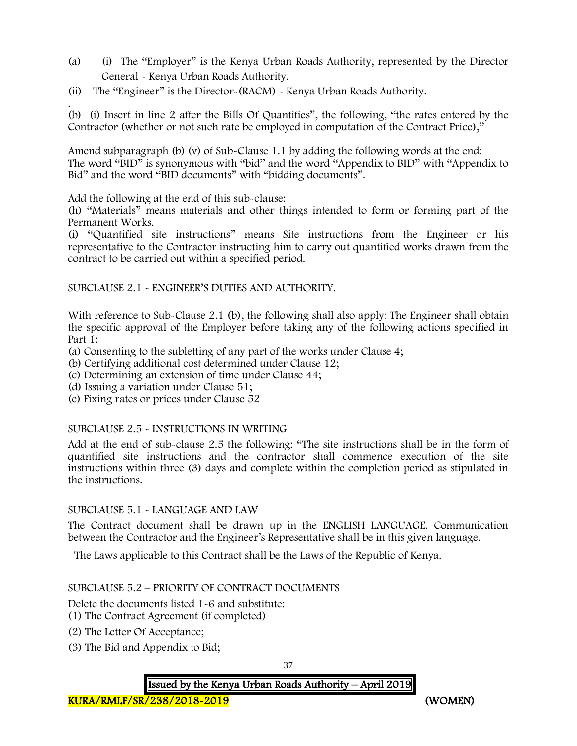(a) (i) The "Employer" is the Kenya Urban Roads Authority, represented by the Director General - Kenya Urban Roads Authority.

(ii) The "Engineer" is the Director-(RACM) - Kenya Urban Roads Authority.

.
(b) (i) Insert in line 2 after the Bills Of Quantities", the following, "the rates entered by the Contractor (whether or not such rate be employed in computation of the Contract Price),"

Amend subparagraph (b) (v) of Sub-Clause 1.1 by adding the following words at the end: The word "BID" is synonymous with "bid" and the word "Appendix to BID" with "Appendix to Bid" and the word "BID documents" with "bidding documents".

Add the following at the end of this sub-clause:
(h) "Materials" means materials and other things intended to form or forming part of the Permanent Works.
(i) "Quantified site instructions" means Site instructions from the Engineer or his representative to the Contractor instructing him to carry out quantified works drawn from the contract to be carried out within a specified period.

SUBCLAUSE 2.1 - ENGINEER'S DUTIES AND AUTHORITY.

With reference to Sub-Clause 2.1 (b), the following shall also apply: The Engineer shall obtain the specific approval of the Employer before taking any of the following actions specified in Part 1:

(a) Consenting to the subletting of any part of the works under Clause 4;
(b) Certifying additional cost determined under Clause 12;
(c) Determining an extension of time under Clause 44;
(d) Issuing a variation under Clause 51;
(e) Fixing rates or prices under Clause 52

SUBCLAUSE 2.5 - INSTRUCTIONS IN WRITING

Add at the end of sub-clause 2.5 the following: "The site instructions shall be in the form of quantified site instructions and the contractor shall commence execution of the site instructions within three (3) days and complete within the completion period as stipulated in the instructions.

SUBCLAUSE 5.1 - LANGUAGE AND LAW

The Contract document shall be drawn up in the ENGLISH LANGUAGE. Communication between the Contractor and the Engineer's Representative shall be in this given language.

The Laws applicable to this Contract shall be the Laws of the Republic of Kenya.

SUBCLAUSE 5.2 – PRIORITY OF CONTRACT DOCUMENTS

Delete the documents listed 1-6 and substitute:

(1) The Contract Agreement (if completed)

(2) The Letter Of Acceptance;

(3) The Bid and Appendix to Bid;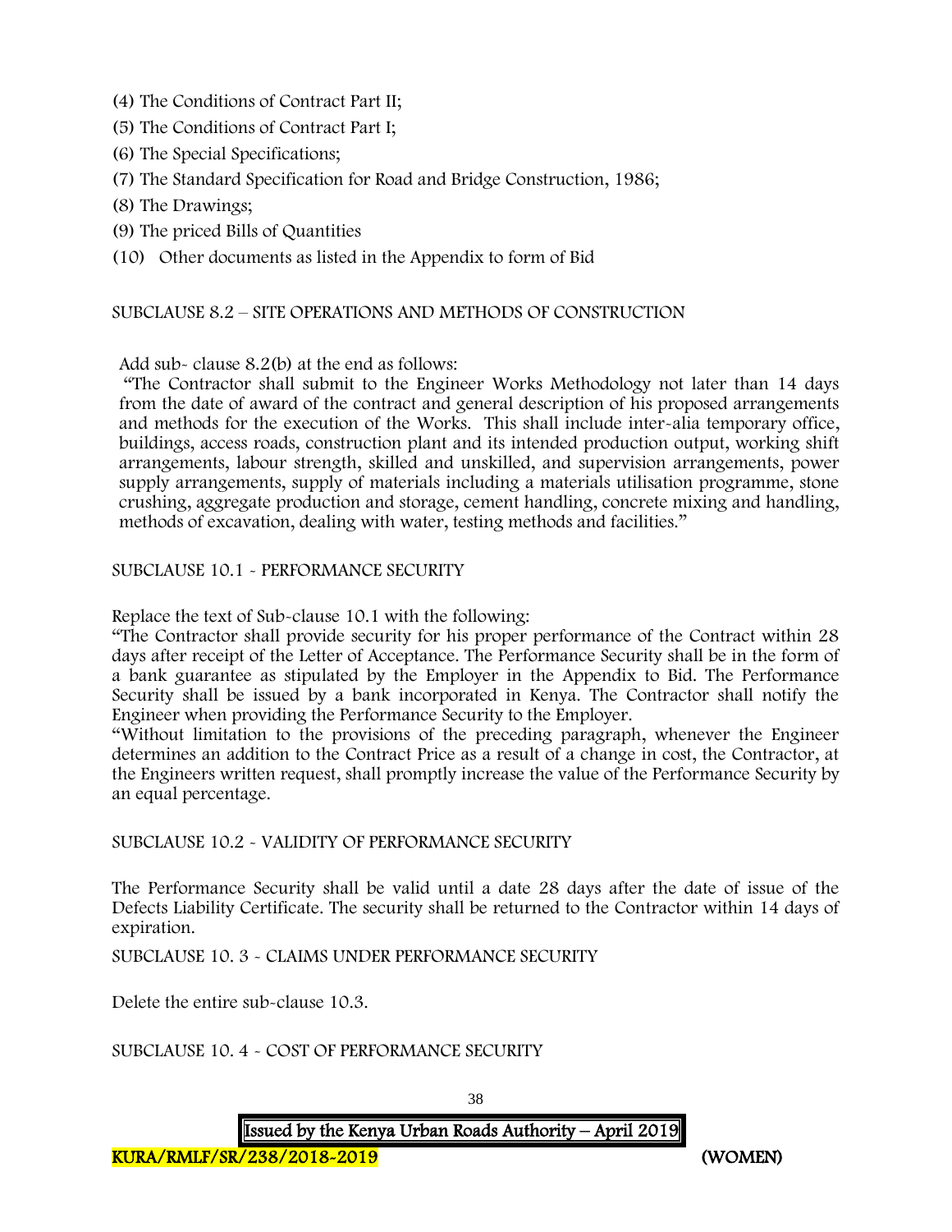(4) The Conditions of Contract Part II;

(5) The Conditions of Contract Part I;

(6) The Special Specifications;

(7) The Standard Specification for Road and Bridge Construction, 1986;

(8) The Drawings;

(9) The priced Bills of Quantities

(10) Other documents as listed in the Appendix to form of Bid

SUBCLAUSE 8.2 – SITE OPERATIONS AND METHODS OF CONSTRUCTION

Add sub- clause 8.2(b) at the end as follows:

"The Contractor shall submit to the Engineer Works Methodology not later than 14 days from the date of award of the contract and general description of his proposed arrangements and methods for the execution of the Works. This shall include inter-alia temporary office, buildings, access roads, construction plant and its intended production output, working shift arrangements, labour strength, skilled and unskilled, and supervision arrangements, power supply arrangements, supply of materials including a materials utilisation programme, stone crushing, aggregate production and storage, cement handling, concrete mixing and handling, methods of excavation, dealing with water, testing methods and facilities."

SUBCLAUSE 10.1 - PERFORMANCE SECURITY

Replace the text of Sub-clause 10.1 with the following:

"The Contractor shall provide security for his proper performance of the Contract within 28 days after receipt of the Letter of Acceptance. The Performance Security shall be in the form of a bank guarantee as stipulated by the Employer in the Appendix to Bid. The Performance Security shall be issued by a bank incorporated in Kenya. The Contractor shall notify the Engineer when providing the Performance Security to the Employer.

"Without limitation to the provisions of the preceding paragraph, whenever the Engineer determines an addition to the Contract Price as a result of a change in cost, the Contractor, at the Engineers written request, shall promptly increase the value of the Performance Security by an equal percentage.

SUBCLAUSE 10.2 - VALIDITY OF PERFORMANCE SECURITY

The Performance Security shall be valid until a date 28 days after the date of issue of the Defects Liability Certificate. The security shall be returned to the Contractor within 14 days of expiration.

SUBCLAUSE 10. 3 - CLAIMS UNDER PERFORMANCE SECURITY

Delete the entire sub-clause 10.3.

SUBCLAUSE 10. 4 - COST OF PERFORMANCE SECURITY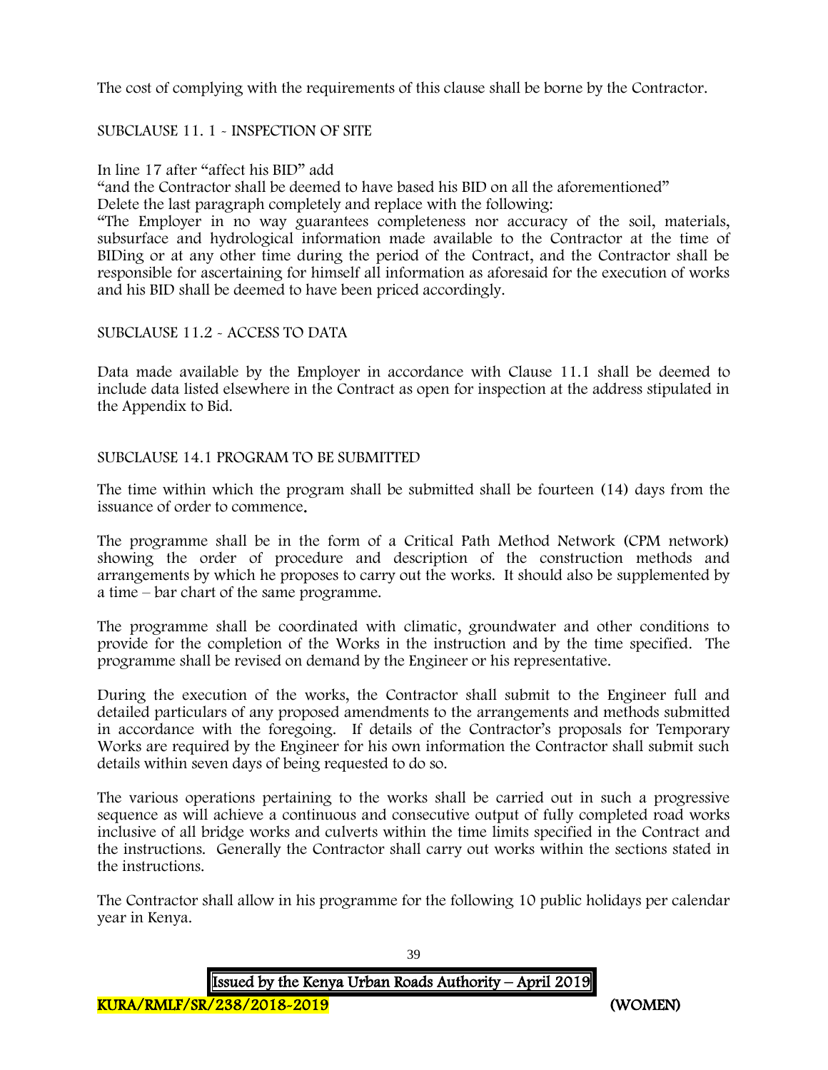The cost of complying with the requirements of this clause shall be borne by the Contractor.

SUBCLAUSE 11. 1 - INSPECTION OF SITE

In line 17 after "affect his BID" add

"and the Contractor shall be deemed to have based his BID on all the aforementioned"

Delete the last paragraph completely and replace with the following:

"The Employer in no way guarantees completeness nor accuracy of the soil, materials, subsurface and hydrological information made available to the Contractor at the time of BIDing or at any other time during the period of the Contract, and the Contractor shall be responsible for ascertaining for himself all information as aforesaid for the execution of works and his BID shall be deemed to have been priced accordingly.

SUBCLAUSE 11.2 - ACCESS TO DATA

Data made available by the Employer in accordance with Clause 11.1 shall be deemed to include data listed elsewhere in the Contract as open for inspection at the address stipulated in the Appendix to Bid.

SUBCLAUSE 14.1 PROGRAM TO BE SUBMITTED

The time within which the program shall be submitted shall be fourteen (14) days from the issuance of order to commence.

The programme shall be in the form of a Critical Path Method Network (CPM network) showing the order of procedure and description of the construction methods and arrangements by which he proposes to carry out the works. It should also be supplemented by a time – bar chart of the same programme.

The programme shall be coordinated with climatic, groundwater and other conditions to provide for the completion of the Works in the instruction and by the time specified. The programme shall be revised on demand by the Engineer or his representative.

During the execution of the works, the Contractor shall submit to the Engineer full and detailed particulars of any proposed amendments to the arrangements and methods submitted in accordance with the foregoing. If details of the Contractor's proposals for Temporary Works are required by the Engineer for his own information the Contractor shall submit such details within seven days of being requested to do so.

The various operations pertaining to the works shall be carried out in such a progressive sequence as will achieve a continuous and consecutive output of fully completed road works inclusive of all bridge works and culverts within the time limits specified in the Contract and the instructions. Generally the Contractor shall carry out works within the sections stated in the instructions.

The Contractor shall allow in his programme for the following 10 public holidays per calendar year in Kenya.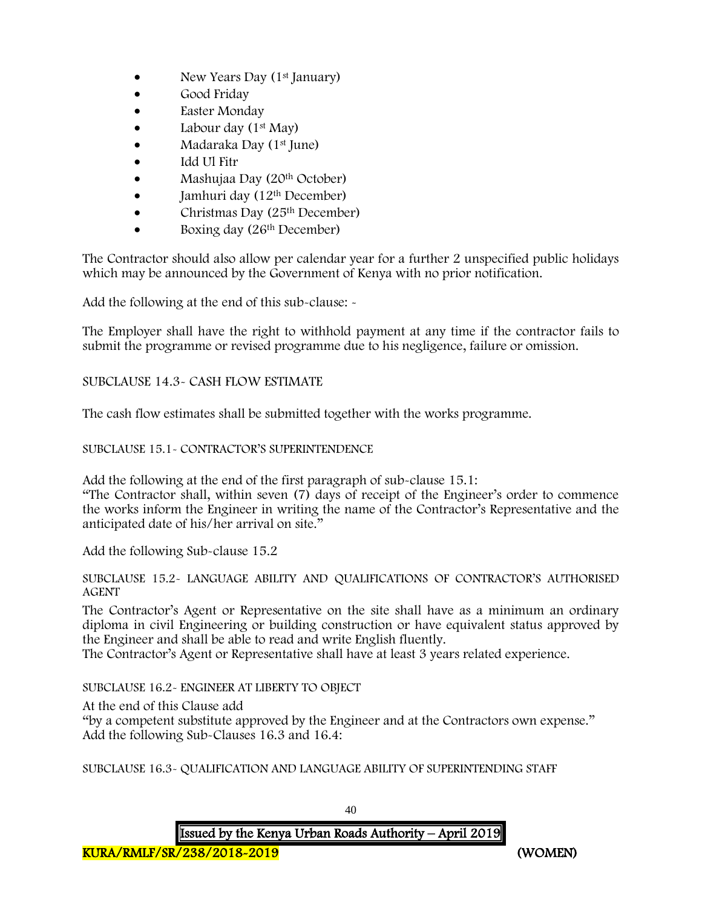- New Years Day (1st January)
- Good Friday
- Easter Monday
- Labour day (1st May)
- Madaraka Day (1st June)
- Idd Ul Fitr
- Mashujaa Day (20th October)
- Jamhuri day (12th December)
- Christmas Day (25th December)
- Boxing day (26th December)

The Contractor should also allow per calendar year for a further 2 unspecified public holidays which may be announced by the Government of Kenya with no prior notification.

Add the following at the end of this sub-clause: -

The Employer shall have the right to withhold payment at any time if the contractor fails to submit the programme or revised programme due to his negligence, failure or omission.

SUBCLAUSE 14.3- CASH FLOW ESTIMATE

The cash flow estimates shall be submitted together with the works programme.

SUBCLAUSE 15.1- CONTRACTOR'S SUPERINTENDENCE

Add the following at the end of the first paragraph of sub-clause 15.1:
"The Contractor shall, within seven (7) days of receipt of the Engineer's order to commence the works inform the Engineer in writing the name of the Contractor's Representative and the anticipated date of his/her arrival on site."

Add the following Sub-clause 15.2

SUBCLAUSE 15.2- LANGUAGE ABILITY AND QUALIFICATIONS OF CONTRACTOR'S AUTHORISED AGENT

The Contractor's Agent or Representative on the site shall have as a minimum an ordinary diploma in civil Engineering or building construction or have equivalent status approved by the Engineer and shall be able to read and write English fluently.
The Contractor's Agent or Representative shall have at least 3 years related experience.

SUBCLAUSE 16.2- ENGINEER AT LIBERTY TO OBJECT

At the end of this Clause add
"by a competent substitute approved by the Engineer and at the Contractors own expense."
Add the following Sub-Clauses 16.3 and 16.4:

SUBCLAUSE 16.3- QUALIFICATION AND LANGUAGE ABILITY OF SUPERINTENDING STAFF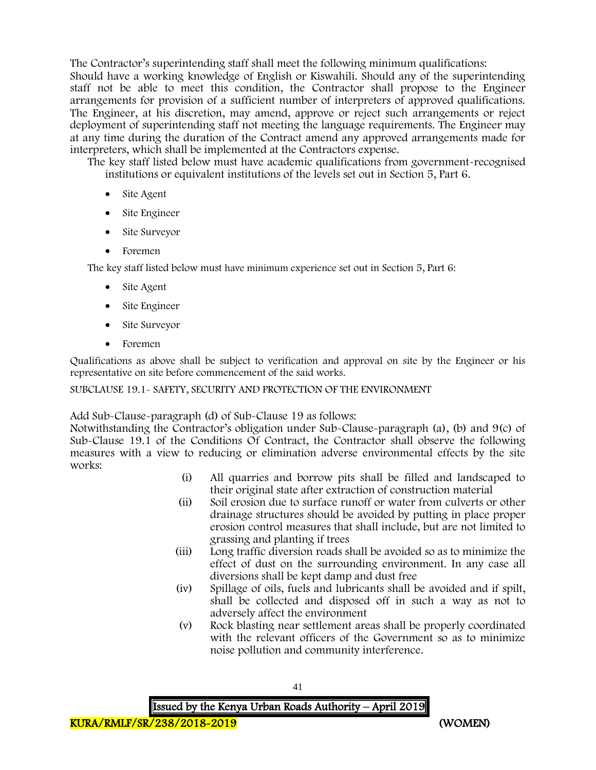The Contractor's superintending staff shall meet the following minimum qualifications:
Should have a working knowledge of English or Kiswahili. Should any of the superintending staff not be able to meet this condition, the Contractor shall propose to the Engineer arrangements for provision of a sufficient number of interpreters of approved qualifications. The Engineer, at his discretion, may amend, approve or reject such arrangements or reject deployment of superintending staff not meeting the language requirements. The Engineer may at any time during the duration of the Contract amend any approved arrangements made for interpreters, which shall be implemented at the Contractors expense.

The key staff listed below must have academic qualifications from government-recognised institutions or equivalent institutions of the levels set out in Section 5, Part 6.

- Site Agent
- Site Engineer
- Site Surveyor
- Foremen

The key staff listed below must have minimum experience set out in Section 5, Part 6:

- Site Agent
- Site Engineer
- Site Surveyor
- Foremen

Qualifications as above shall be subject to verification and approval on site by the Engineer or his representative on site before commencement of the said works.

SUBCLAUSE 19.1- SAFETY, SECURITY AND PROTECTION OF THE ENVIRONMENT

Add Sub-Clause-paragraph (d) of Sub-Clause 19 as follows:
Notwithstanding the Contractor's obligation under Sub-Clause-paragraph (a), (b) and 9(c) of Sub-Clause 19.1 of the Conditions Of Contract, the Contractor shall observe the following measures with a view to reducing or elimination adverse environmental effects by the site works:

(i) All quarries and borrow pits shall be filled and landscaped to their original state after extraction of construction material

(ii) Soil erosion due to surface runoff or water from culverts or other drainage structures should be avoided by putting in place proper erosion control measures that shall include, but are not limited to grassing and planting if trees

(iii) Long traffic diversion roads shall be avoided so as to minimize the effect of dust on the surrounding environment. In any case all diversions shall be kept damp and dust free

(iv) Spillage of oils, fuels and lubricants shall be avoided and if spilt, shall be collected and disposed off in such a way as not to adversely affect the environment

(v) Rock blasting near settlement areas shall be properly coordinated with the relevant officers of the Government so as to minimize noise pollution and community interference.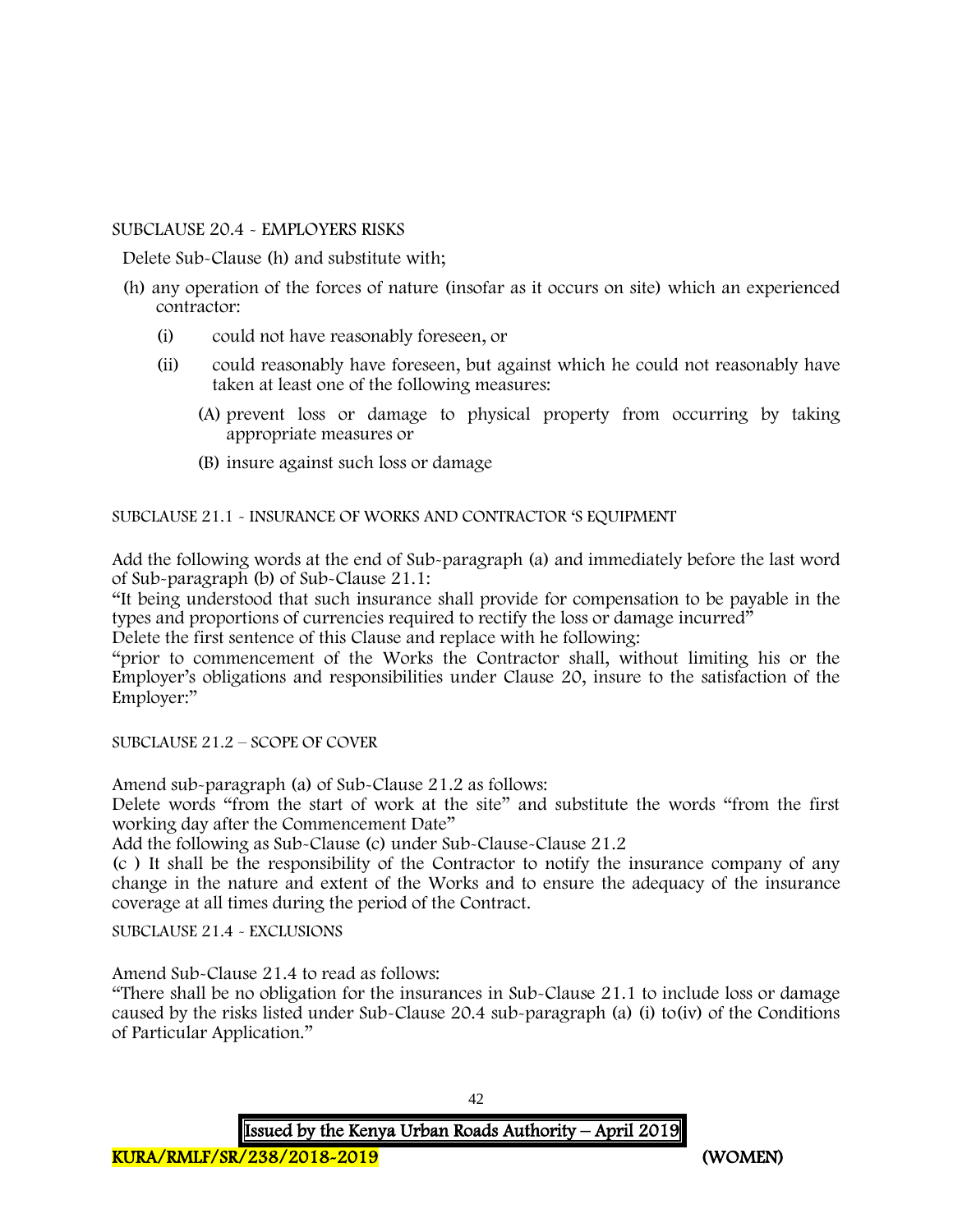SUBCLAUSE 20.4 - EMPLOYERS RISKS

Delete Sub-Clause (h) and substitute with;

(h) any operation of the forces of nature (insofar as it occurs on site) which an experienced contractor:

   (i) could not have reasonably foreseen, or

   (ii) could reasonably have foreseen, but against which he could not reasonably have taken at least one of the following measures:

      (A) prevent loss or damage to physical property from occurring by taking appropriate measures or

      (B) insure against such loss or damage

SUBCLAUSE 21.1 - INSURANCE OF WORKS AND CONTRACTOR 'S EQUIPMENT

Add the following words at the end of Sub-paragraph (a) and immediately before the last word of Sub-paragraph (b) of Sub-Clause 21.1:

"It being understood that such insurance shall provide for compensation to be payable in the types and proportions of currencies required to rectify the loss or damage incurred"

Delete the first sentence of this Clause and replace with he following:

"prior to commencement of the Works the Contractor shall, without limiting his or the Employer's obligations and responsibilities under Clause 20, insure to the satisfaction of the Employer:"

SUBCLAUSE 21.2 – SCOPE OF COVER

Amend sub-paragraph (a) of Sub-Clause 21.2 as follows:

Delete words "from the start of work at the site" and substitute the words "from the first working day after the Commencement Date"

Add the following as Sub-Clause (c) under Sub-Clause-Clause 21.2

(c ) It shall be the responsibility of the Contractor to notify the insurance company of any change in the nature and extent of the Works and to ensure the adequacy of the insurance coverage at all times during the period of the Contract.

SUBCLAUSE 21.4 - EXCLUSIONS

Amend Sub-Clause 21.4 to read as follows:

"There shall be no obligation for the insurances in Sub-Clause 21.1 to include loss or damage caused by the risks listed under Sub-Clause 20.4 sub-paragraph (a) (i) to(iv) of the Conditions of Particular Application."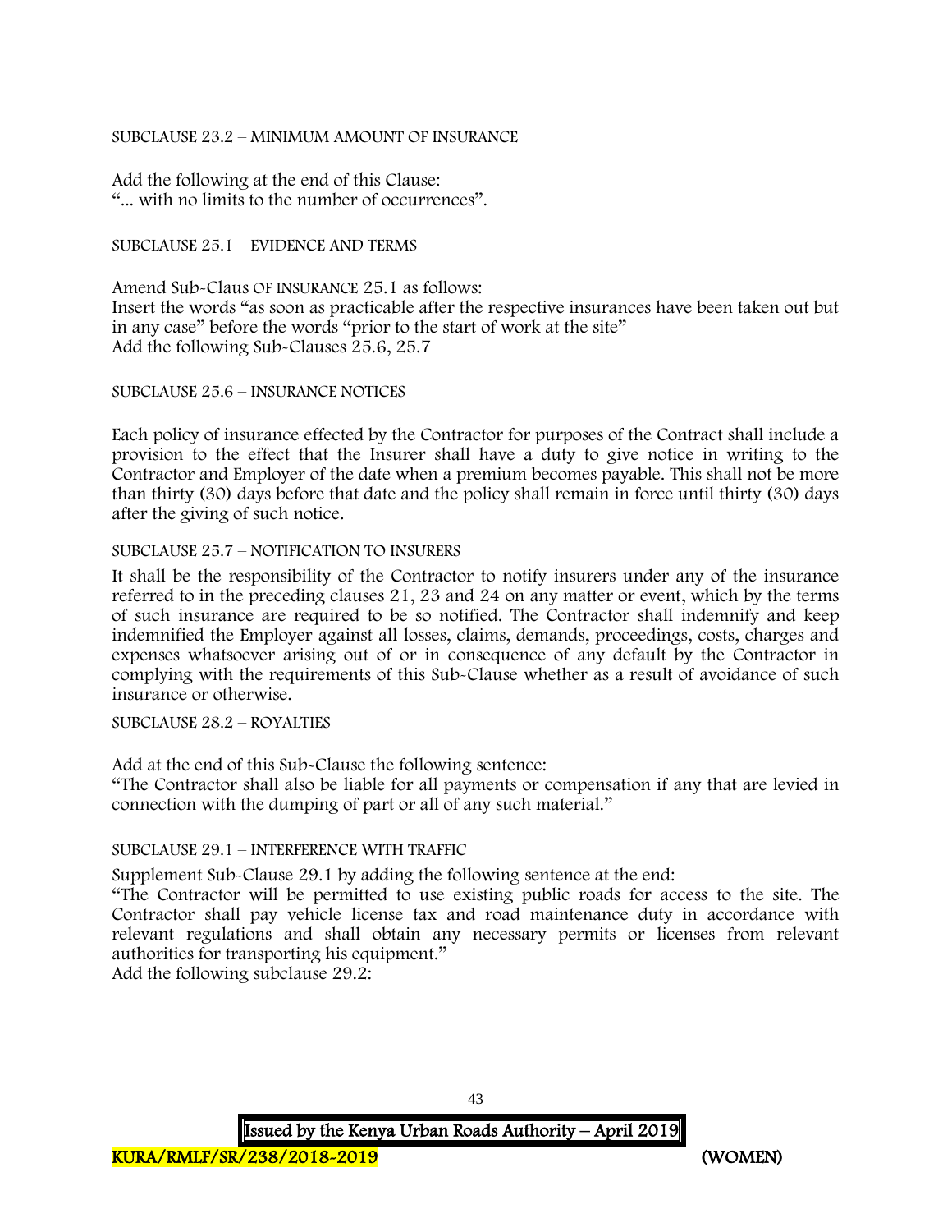SUBCLAUSE 23.2 – MINIMUM AMOUNT OF INSURANCE

Add the following at the end of this Clause:
"... with no limits to the number of occurrences".

SUBCLAUSE 25.1 – EVIDENCE AND TERMS

Amend Sub-Claus OF INSURANCE 25.1 as follows:
Insert the words "as soon as practicable after the respective insurances have been taken out but in any case" before the words "prior to the start of work at the site"
Add the following Sub-Clauses 25.6, 25.7

SUBCLAUSE 25.6 – INSURANCE NOTICES

Each policy of insurance effected by the Contractor for purposes of the Contract shall include a provision to the effect that the Insurer shall have a duty to give notice in writing to the Contractor and Employer of the date when a premium becomes payable. This shall not be more than thirty (30) days before that date and the policy shall remain in force until thirty (30) days after the giving of such notice.

SUBCLAUSE 25.7 – NOTIFICATION TO INSURERS

It shall be the responsibility of the Contractor to notify insurers under any of the insurance referred to in the preceding clauses 21, 23 and 24 on any matter or event, which by the terms of such insurance are required to be so notified. The Contractor shall indemnify and keep indemnified the Employer against all losses, claims, demands, proceedings, costs, charges and expenses whatsoever arising out of or in consequence of any default by the Contractor in complying with the requirements of this Sub-Clause whether as a result of avoidance of such insurance or otherwise.

SUBCLAUSE 28.2 – ROYALTIES

Add at the end of this Sub-Clause the following sentence:
"The Contractor shall also be liable for all payments or compensation if any that are levied in connection with the dumping of part or all of any such material."

SUBCLAUSE 29.1 – INTERFERENCE WITH TRAFFIC

Supplement Sub-Clause 29.1 by adding the following sentence at the end:
"The Contractor will be permitted to use existing public roads for access to the site. The Contractor shall pay vehicle license tax and road maintenance duty in accordance with relevant regulations and shall obtain any necessary permits or licenses from relevant authorities for transporting his equipment."
Add the following subclause 29.2: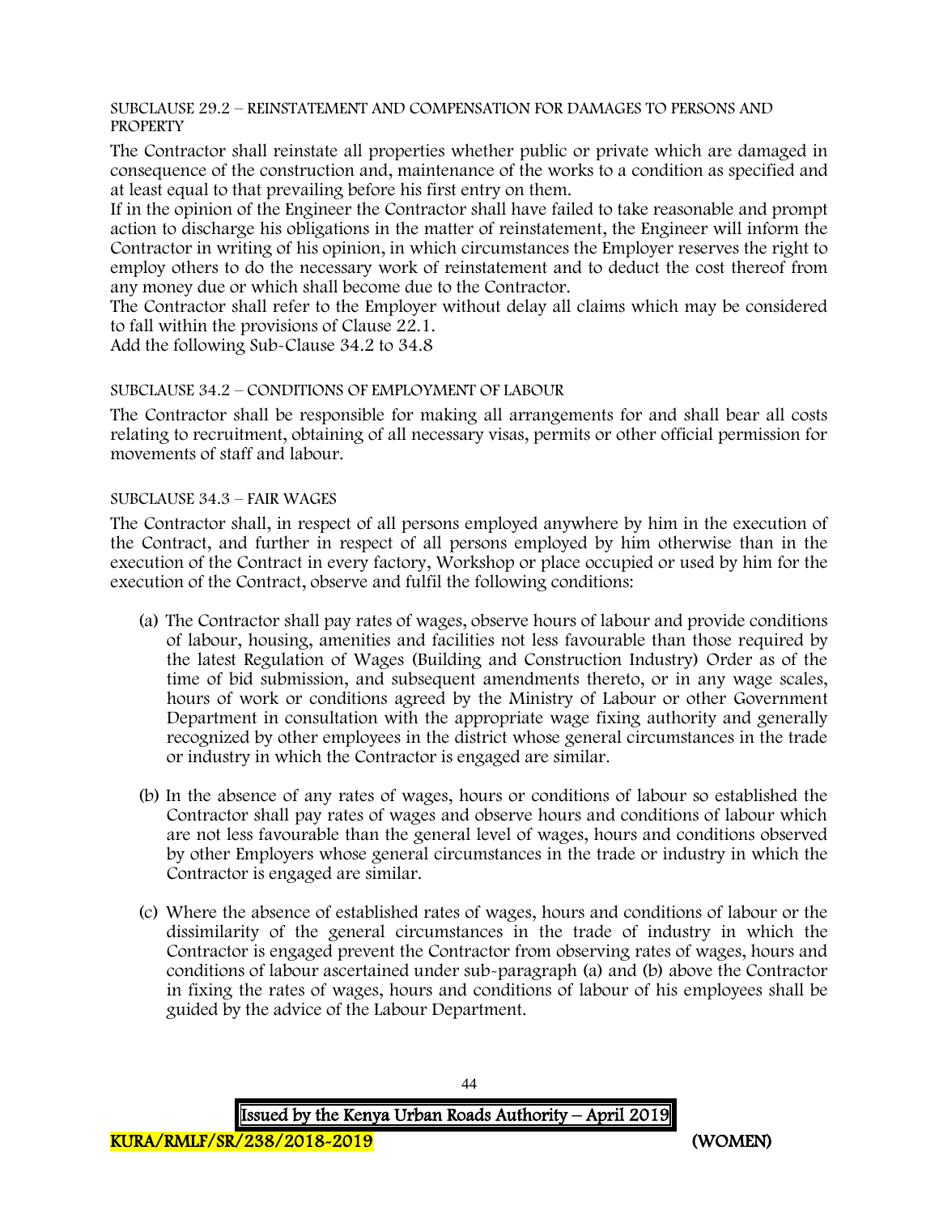SUBCLAUSE 29.2 – REINSTATEMENT AND COMPENSATION FOR DAMAGES TO PERSONS AND PROPERTY

The Contractor shall reinstate all properties whether public or private which are damaged in consequence of the construction and, maintenance of the works to a condition as specified and at least equal to that prevailing before his first entry on them.

If in the opinion of the Engineer the Contractor shall have failed to take reasonable and prompt action to discharge his obligations in the matter of reinstatement, the Engineer will inform the Contractor in writing of his opinion, in which circumstances the Employer reserves the right to employ others to do the necessary work of reinstatement and to deduct the cost thereof from any money due or which shall become due to the Contractor.

The Contractor shall refer to the Employer without delay all claims which may be considered to fall within the provisions of Clause 22.1.

Add the following Sub-Clause 34.2 to 34.8

SUBCLAUSE 34.2 – CONDITIONS OF EMPLOYMENT OF LABOUR

The Contractor shall be responsible for making all arrangements for and shall bear all costs relating to recruitment, obtaining of all necessary visas, permits or other official permission for movements of staff and labour.

SUBCLAUSE 34.3 – FAIR WAGES

The Contractor shall, in respect of all persons employed anywhere by him in the execution of the Contract, and further in respect of all persons employed by him otherwise than in the execution of the Contract in every factory, Workshop or place occupied or used by him for the execution of the Contract, observe and fulfil the following conditions:

(a) The Contractor shall pay rates of wages, observe hours of labour and provide conditions of labour, housing, amenities and facilities not less favourable than those required by the latest Regulation of Wages (Building and Construction Industry) Order as of the time of bid submission, and subsequent amendments thereto, or in any wage scales, hours of work or conditions agreed by the Ministry of Labour or other Government Department in consultation with the appropriate wage fixing authority and generally recognized by other employees in the district whose general circumstances in the trade or industry in which the Contractor is engaged are similar.

(b) In the absence of any rates of wages, hours or conditions of labour so established the Contractor shall pay rates of wages and observe hours and conditions of labour which are not less favourable than the general level of wages, hours and conditions observed by other Employers whose general circumstances in the trade or industry in which the Contractor is engaged are similar.

(c) Where the absence of established rates of wages, hours and conditions of labour or the dissimilarity of the general circumstances in the trade of industry in which the Contractor is engaged prevent the Contractor from observing rates of wages, hours and conditions of labour ascertained under sub-paragraph (a) and (b) above the Contractor in fixing the rates of wages, hours and conditions of labour of his employees shall be guided by the advice of the Labour Department.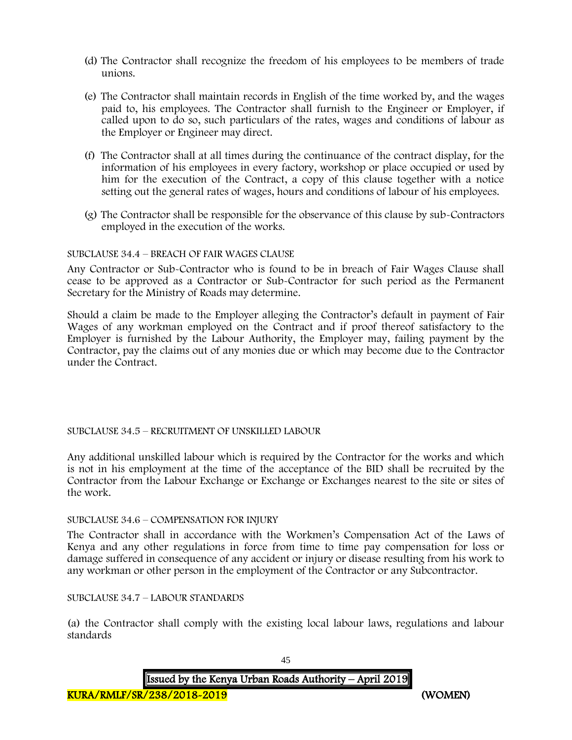(d) The Contractor shall recognize the freedom of his employees to be members of trade unions.

(e) The Contractor shall maintain records in English of the time worked by, and the wages paid to, his employees. The Contractor shall furnish to the Engineer or Employer, if called upon to do so, such particulars of the rates, wages and conditions of labour as the Employer or Engineer may direct.

(f) The Contractor shall at all times during the continuance of the contract display, for the information of his employees in every factory, workshop or place occupied or used by him for the execution of the Contract, a copy of this clause together with a notice setting out the general rates of wages, hours and conditions of labour of his employees.

(g) The Contractor shall be responsible for the observance of this clause by sub-Contractors employed in the execution of the works.

SUBCLAUSE 34.4 – BREACH OF FAIR WAGES CLAUSE

Any Contractor or Sub-Contractor who is found to be in breach of Fair Wages Clause shall cease to be approved as a Contractor or Sub-Contractor for such period as the Permanent Secretary for the Ministry of Roads may determine.

Should a claim be made to the Employer alleging the Contractor's default in payment of Fair Wages of any workman employed on the Contract and if proof thereof satisfactory to the Employer is furnished by the Labour Authority, the Employer may, failing payment by the Contractor, pay the claims out of any monies due or which may become due to the Contractor under the Contract.

SUBCLAUSE 34.5 – RECRUITMENT OF UNSKILLED LABOUR

Any additional unskilled labour which is required by the Contractor for the works and which is not in his employment at the time of the acceptance of the BID shall be recruited by the Contractor from the Labour Exchange or Exchange or Exchanges nearest to the site or sites of the work.

SUBCLAUSE 34.6 – COMPENSATION FOR INJURY

The Contractor shall in accordance with the Workmen's Compensation Act of the Laws of Kenya and any other regulations in force from time to time pay compensation for loss or damage suffered in consequence of any accident or injury or disease resulting from his work to any workman or other person in the employment of the Contractor or any Subcontractor.

SUBCLAUSE 34.7 – LABOUR STANDARDS

(a) the Contractor shall comply with the existing local labour laws, regulations and labour standards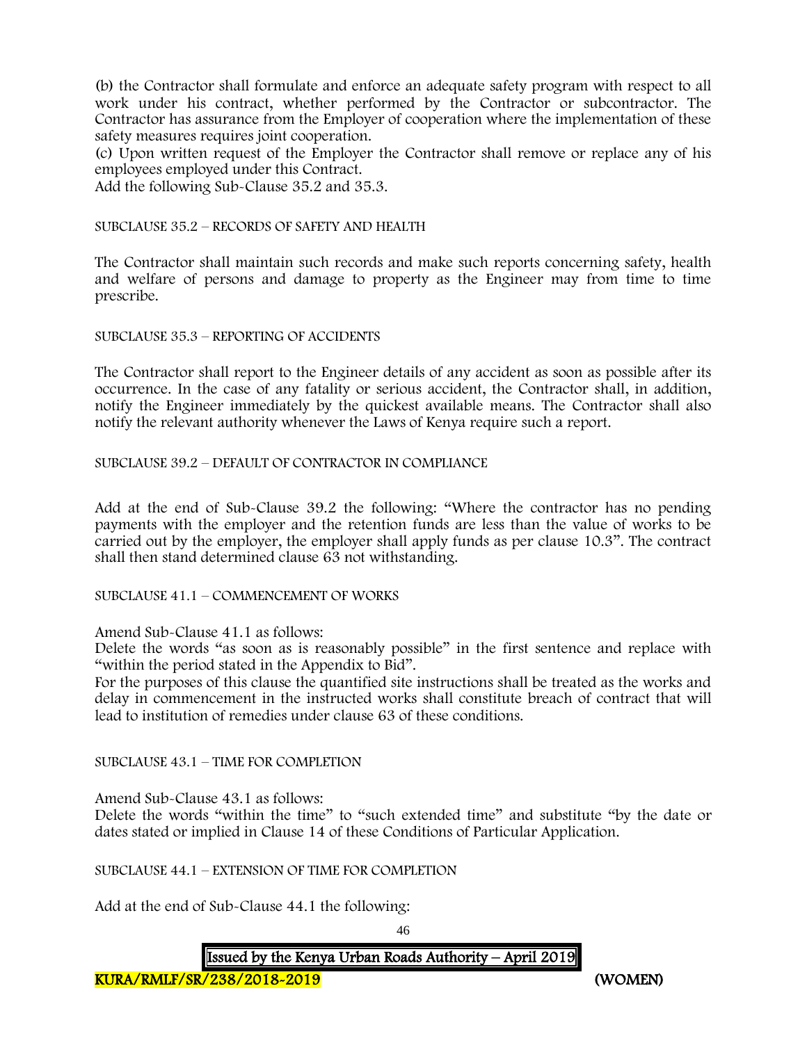(b) the Contractor shall formulate and enforce an adequate safety program with respect to all work under his contract, whether performed by the Contractor or subcontractor. The Contractor has assurance from the Employer of cooperation where the implementation of these safety measures requires joint cooperation.

(c) Upon written request of the Employer the Contractor shall remove or replace any of his employees employed under this Contract.

Add the following Sub-Clause 35.2 and 35.3.

SUBCLAUSE 35.2 – RECORDS OF SAFETY AND HEALTH

The Contractor shall maintain such records and make such reports concerning safety, health and welfare of persons and damage to property as the Engineer may from time to time prescribe.

SUBCLAUSE 35.3 – REPORTING OF ACCIDENTS

The Contractor shall report to the Engineer details of any accident as soon as possible after its occurrence. In the case of any fatality or serious accident, the Contractor shall, in addition, notify the Engineer immediately by the quickest available means. The Contractor shall also notify the relevant authority whenever the Laws of Kenya require such a report.

SUBCLAUSE 39.2 – DEFAULT OF CONTRACTOR IN COMPLIANCE

Add at the end of Sub-Clause 39.2 the following: "Where the contractor has no pending payments with the employer and the retention funds are less than the value of works to be carried out by the employer, the employer shall apply funds as per clause 10.3". The contract shall then stand determined clause 63 not withstanding.

SUBCLAUSE 41.1 – COMMENCEMENT OF WORKS

Amend Sub-Clause 41.1 as follows:

Delete the words "as soon as is reasonably possible" in the first sentence and replace with "within the period stated in the Appendix to Bid".

For the purposes of this clause the quantified site instructions shall be treated as the works and delay in commencement in the instructed works shall constitute breach of contract that will lead to institution of remedies under clause 63 of these conditions.

SUBCLAUSE 43.1 – TIME FOR COMPLETION

Amend Sub-Clause 43.1 as follows:

Delete the words "within the time" to "such extended time" and substitute "by the date or dates stated or implied in Clause 14 of these Conditions of Particular Application.

SUBCLAUSE 44.1 – EXTENSION OF TIME FOR COMPLETION

Add at the end of Sub-Clause 44.1 the following: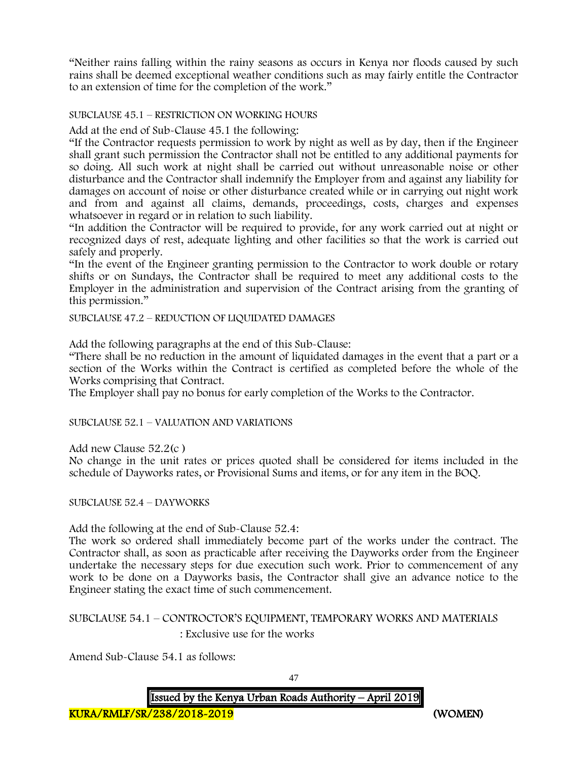"Neither rains falling within the rainy seasons as occurs in Kenya nor floods caused by such rains shall be deemed exceptional weather conditions such as may fairly entitle the Contractor to an extension of time for the completion of the work."

SUBCLAUSE 45.1 – RESTRICTION ON WORKING HOURS

Add at the end of Sub-Clause 45.1 the following:

"If the Contractor requests permission to work by night as well as by day, then if the Engineer shall grant such permission the Contractor shall not be entitled to any additional payments for so doing. All such work at night shall be carried out without unreasonable noise or other disturbance and the Contractor shall indemnify the Employer from and against any liability for damages on account of noise or other disturbance created while or in carrying out night work and from and against all claims, demands, proceedings, costs, charges and expenses whatsoever in regard or in relation to such liability.

"In addition the Contractor will be required to provide, for any work carried out at night or recognized days of rest, adequate lighting and other facilities so that the work is carried out safely and properly.

"In the event of the Engineer granting permission to the Contractor to work double or rotary shifts or on Sundays, the Contractor shall be required to meet any additional costs to the Employer in the administration and supervision of the Contract arising from the granting of this permission."

SUBCLAUSE 47.2 – REDUCTION OF LIQUIDATED DAMAGES

Add the following paragraphs at the end of this Sub-Clause:

"There shall be no reduction in the amount of liquidated damages in the event that a part or a section of the Works within the Contract is certified as completed before the whole of the Works comprising that Contract.

The Employer shall pay no bonus for early completion of the Works to the Contractor.

SUBCLAUSE 52.1 – VALUATION AND VARIATIONS

Add new Clause 52.2(c )

No change in the unit rates or prices quoted shall be considered for items included in the schedule of Dayworks rates, or Provisional Sums and items, or for any item in the BOQ.

SUBCLAUSE 52.4 – DAYWORKS

Add the following at the end of Sub-Clause 52.4:

The work so ordered shall immediately become part of the works under the contract. The Contractor shall, as soon as practicable after receiving the Dayworks order from the Engineer undertake the necessary steps for due execution such work. Prior to commencement of any work to be done on a Dayworks basis, the Contractor shall give an advance notice to the Engineer stating the exact time of such commencement.

SUBCLAUSE 54.1 – CONTRОCTOR'S EQUIPMENT, TEMPORARY WORKS AND MATERIALS : Exclusive use for the works

Amend Sub-Clause 54.1 as follows: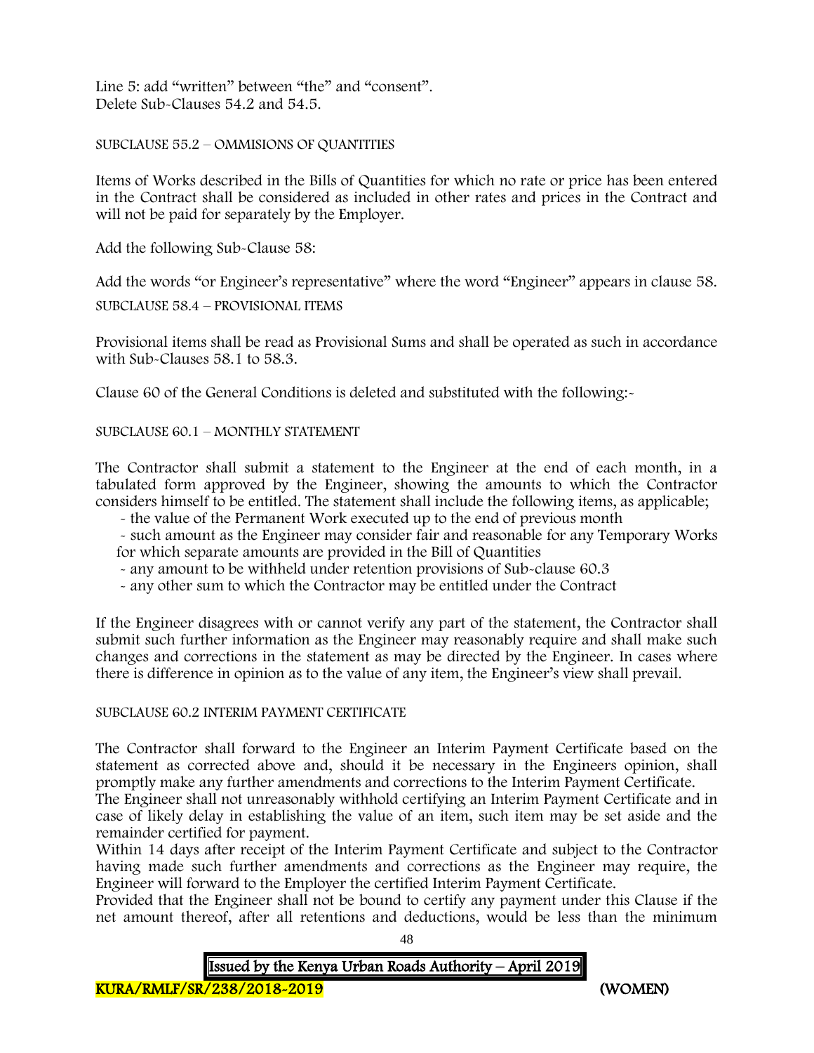Line 5: add "written" between "the" and "consent".
Delete Sub-Clauses 54.2 and 54.5.

SUBCLAUSE 55.2 – OMMISIONS OF QUANTITIES

Items of Works described in the Bills of Quantities for which no rate or price has been entered in the Contract shall be considered as included in other rates and prices in the Contract and will not be paid for separately by the Employer.

Add the following Sub-Clause 58:

Add the words "or Engineer's representative" where the word "Engineer" appears in clause 58.

SUBCLAUSE 58.4 – PROVISIONAL ITEMS

Provisional items shall be read as Provisional Sums and shall be operated as such in accordance with Sub-Clauses 58.1 to 58.3.

Clause 60 of the General Conditions is deleted and substituted with the following:-

SUBCLAUSE 60.1 – MONTHLY STATEMENT

The Contractor shall submit a statement to the Engineer at the end of each month, in a tabulated form approved by the Engineer, showing the amounts to which the Contractor considers himself to be entitled. The statement shall include the following items, as applicable;

- the value of the Permanent Work executed up to the end of previous month
- such amount as the Engineer may consider fair and reasonable for any Temporary Works for which separate amounts are provided in the Bill of Quantities
- any amount to be withheld under retention provisions of Sub-clause 60.3
- any other sum to which the Contractor may be entitled under the Contract

If the Engineer disagrees with or cannot verify any part of the statement, the Contractor shall submit such further information as the Engineer may reasonably require and shall make such changes and corrections in the statement as may be directed by the Engineer. In cases where there is difference in opinion as to the value of any item, the Engineer's view shall prevail.

SUBCLAUSE 60.2 INTERIM PAYMENT CERTIFICATE

The Contractor shall forward to the Engineer an Interim Payment Certificate based on the statement as corrected above and, should it be necessary in the Engineers opinion, shall promptly make any further amendments and corrections to the Interim Payment Certificate.
The Engineer shall not unreasonably withhold certifying an Interim Payment Certificate and in case of likely delay in establishing the value of an item, such item may be set aside and the remainder certified for payment.
Within 14 days after receipt of the Interim Payment Certificate and subject to the Contractor having made such further amendments and corrections as the Engineer may require, the Engineer will forward to the Employer the certified Interim Payment Certificate.
Provided that the Engineer shall not be bound to certify any payment under this Clause if the net amount thereof, after all retentions and deductions, would be less than the minimum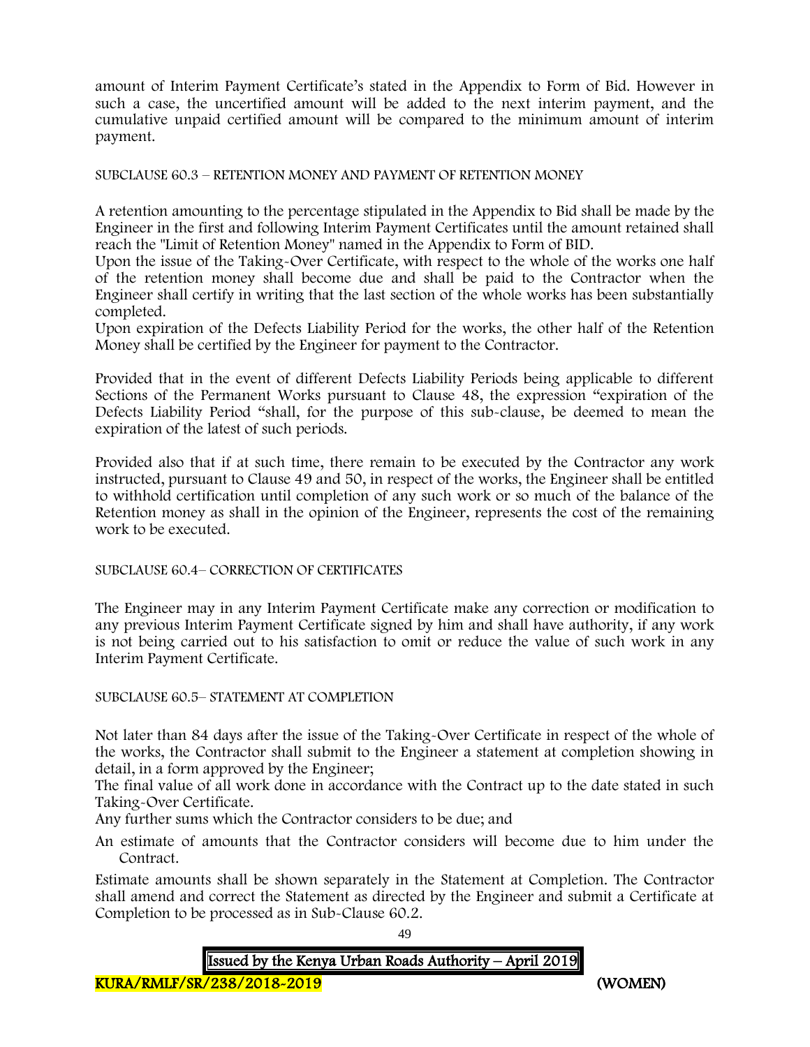amount of Interim Payment Certificate's stated in the Appendix to Form of Bid. However in such a case, the uncertified amount will be added to the next interim payment, and the cumulative unpaid certified amount will be compared to the minimum amount of interim payment.

SUBCLAUSE 60.3 – RETENTION MONEY AND PAYMENT OF RETENTION MONEY

A retention amounting to the percentage stipulated in the Appendix to Bid shall be made by the Engineer in the first and following Interim Payment Certificates until the amount retained shall reach the "Limit of Retention Money" named in the Appendix to Form of BID.

Upon the issue of the Taking-Over Certificate, with respect to the whole of the works one half of the retention money shall become due and shall be paid to the Contractor when the Engineer shall certify in writing that the last section of the whole works has been substantially completed.

Upon expiration of the Defects Liability Period for the works, the other half of the Retention Money shall be certified by the Engineer for payment to the Contractor.

Provided that in the event of different Defects Liability Periods being applicable to different Sections of the Permanent Works pursuant to Clause 48, the expression "expiration of the Defects Liability Period "shall, for the purpose of this sub-clause, be deemed to mean the expiration of the latest of such periods.

Provided also that if at such time, there remain to be executed by the Contractor any work instructed, pursuant to Clause 49 and 50, in respect of the works, the Engineer shall be entitled to withhold certification until completion of any such work or so much of the balance of the Retention money as shall in the opinion of the Engineer, represents the cost of the remaining work to be executed.

SUBCLAUSE 60.4– CORRECTION OF CERTIFICATES

The Engineer may in any Interim Payment Certificate make any correction or modification to any previous Interim Payment Certificate signed by him and shall have authority, if any work is not being carried out to his satisfaction to omit or reduce the value of such work in any Interim Payment Certificate.

SUBCLAUSE 60.5– STATEMENT AT COMPLETION

Not later than 84 days after the issue of the Taking-Over Certificate in respect of the whole of the works, the Contractor shall submit to the Engineer a statement at completion showing in detail, in a form approved by the Engineer;

The final value of all work done in accordance with the Contract up to the date stated in such Taking-Over Certificate.

Any further sums which the Contractor considers to be due; and

An estimate of amounts that the Contractor considers will become due to him under the Contract.

Estimate amounts shall be shown separately in the Statement at Completion. The Contractor shall amend and correct the Statement as directed by the Engineer and submit a Certificate at Completion to be processed as in Sub-Clause 60.2.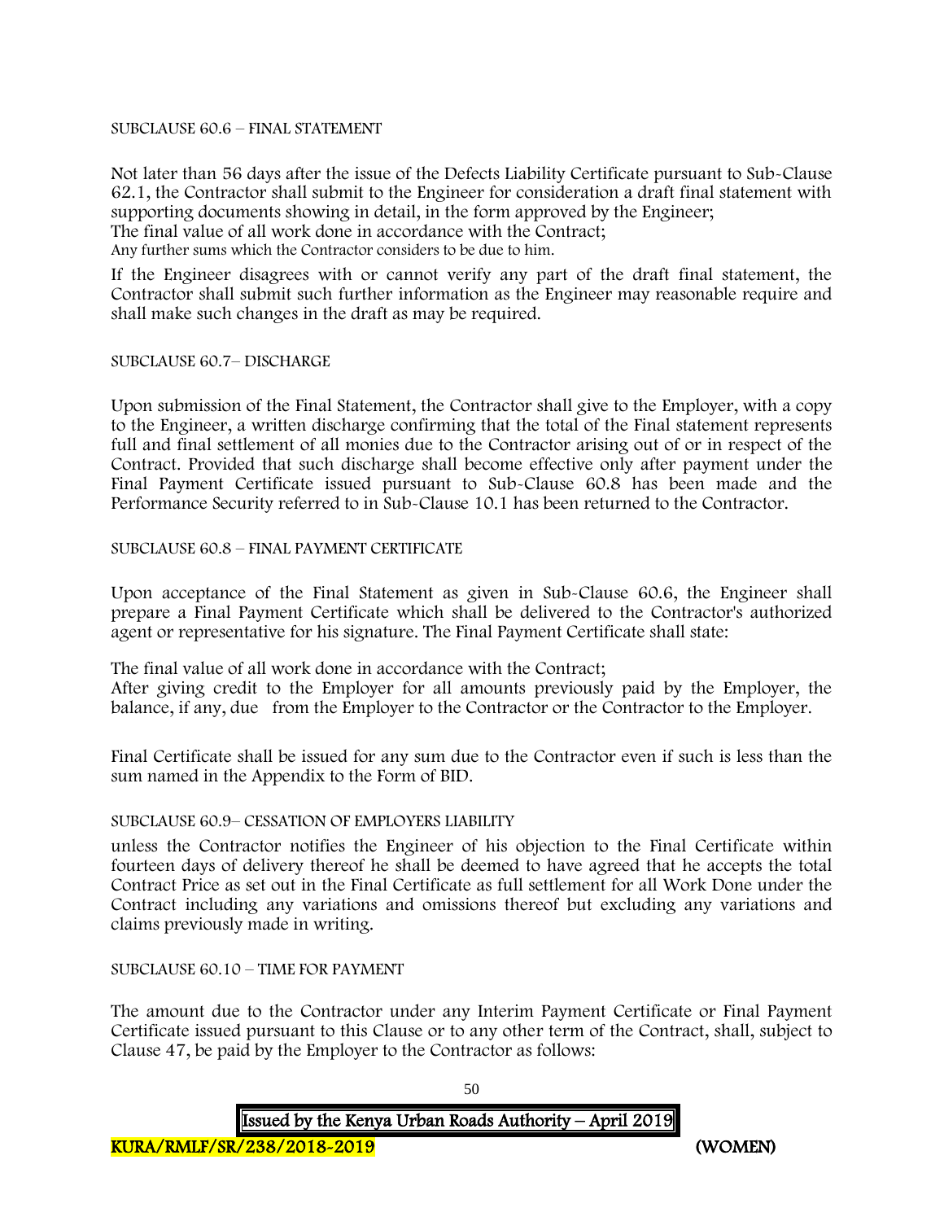SUBCLAUSE 60.6 – FINAL STATEMENT

Not later than 56 days after the issue of the Defects Liability Certificate pursuant to Sub-Clause 62.1, the Contractor shall submit to the Engineer for consideration a draft final statement with supporting documents showing in detail, in the form approved by the Engineer;
The final value of all work done in accordance with the Contract;
Any further sums which the Contractor considers to be due to him.

If the Engineer disagrees with or cannot verify any part of the draft final statement, the Contractor shall submit such further information as the Engineer may reasonable require and shall make such changes in the draft as may be required.

SUBCLAUSE 60.7– DISCHARGE

Upon submission of the Final Statement, the Contractor shall give to the Employer, with a copy to the Engineer, a written discharge confirming that the total of the Final statement represents full and final settlement of all monies due to the Contractor arising out of or in respect of the Contract. Provided that such discharge shall become effective only after payment under the Final Payment Certificate issued pursuant to Sub-Clause 60.8 has been made and the Performance Security referred to in Sub-Clause 10.1 has been returned to the Contractor.

SUBCLAUSE 60.8 – FINAL PAYMENT CERTIFICATE

Upon acceptance of the Final Statement as given in Sub-Clause 60.6, the Engineer shall prepare a Final Payment Certificate which shall be delivered to the Contractor's authorized agent or representative for his signature. The Final Payment Certificate shall state:

The final value of all work done in accordance with the Contract;
After giving credit to the Employer for all amounts previously paid by the Employer, the balance, if any, due from the Employer to the Contractor or the Contractor to the Employer.

Final Certificate shall be issued for any sum due to the Contractor even if such is less than the sum named in the Appendix to the Form of BID.

SUBCLAUSE 60.9– CESSATION OF EMPLOYERS LIABILITY

unless the Contractor notifies the Engineer of his objection to the Final Certificate within fourteen days of delivery thereof he shall be deemed to have agreed that he accepts the total Contract Price as set out in the Final Certificate as full settlement for all Work Done under the Contract including any variations and omissions thereof but excluding any variations and claims previously made in writing.

SUBCLAUSE 60.10 – TIME FOR PAYMENT

The amount due to the Contractor under any Interim Payment Certificate or Final Payment Certificate issued pursuant to this Clause or to any other term of the Contract, shall, subject to Clause 47, be paid by the Employer to the Contractor as follows: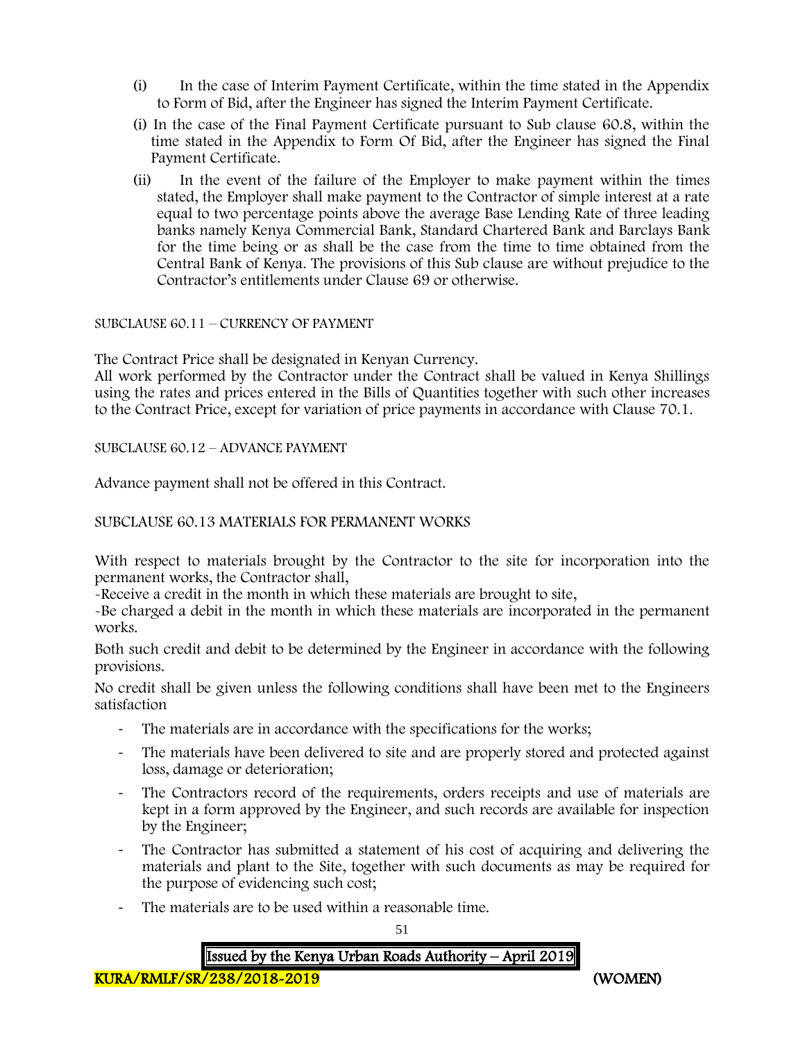(i) In the case of Interim Payment Certificate, within the time stated in the Appendix to Form of Bid, after the Engineer has signed the Interim Payment Certificate.

(i) In the case of the Final Payment Certificate pursuant to Sub clause 60.8, within the time stated in the Appendix to Form Of Bid, after the Engineer has signed the Final Payment Certificate.

(ii) In the event of the failure of the Employer to make payment within the times stated, the Employer shall make payment to the Contractor of simple interest at a rate equal to two percentage points above the average Base Lending Rate of three leading banks namely Kenya Commercial Bank, Standard Chartered Bank and Barclays Bank for the time being or as shall be the case from the time to time obtained from the Central Bank of Kenya. The provisions of this Sub clause are without prejudice to the Contractor's entitlements under Clause 69 or otherwise.

SUBCLAUSE 60.11 – CURRENCY OF PAYMENT

The Contract Price shall be designated in Kenyan Currency.
All work performed by the Contractor under the Contract shall be valued in Kenya Shillings using the rates and prices entered in the Bills of Quantities together with such other increases to the Contract Price, except for variation of price payments in accordance with Clause 70.1.

SUBCLAUSE 60.12 – ADVANCE PAYMENT

Advance payment shall not be offered in this Contract.

SUBCLAUSE 60.13 MATERIALS FOR PERMANENT WORKS

With respect to materials brought by the Contractor to the site for incorporation into the permanent works, the Contractor shall,
-Receive a credit in the month in which these materials are brought to site,
-Be charged a debit in the month in which these materials are incorporated in the permanent works.

Both such credit and debit to be determined by the Engineer in accordance with the following provisions.

No credit shall be given unless the following conditions shall have been met to the Engineers satisfaction

- The materials are in accordance with the specifications for the works;
- The materials have been delivered to site and are properly stored and protected against loss, damage or deterioration;
- The Contractors record of the requirements, orders receipts and use of materials are kept in a form approved by the Engineer, and such records are available for inspection by the Engineer;
- The Contractor has submitted a statement of his cost of acquiring and delivering the materials and plant to the Site, together with such documents as may be required for the purpose of evidencing such cost;
- The materials are to be used within a reasonable time.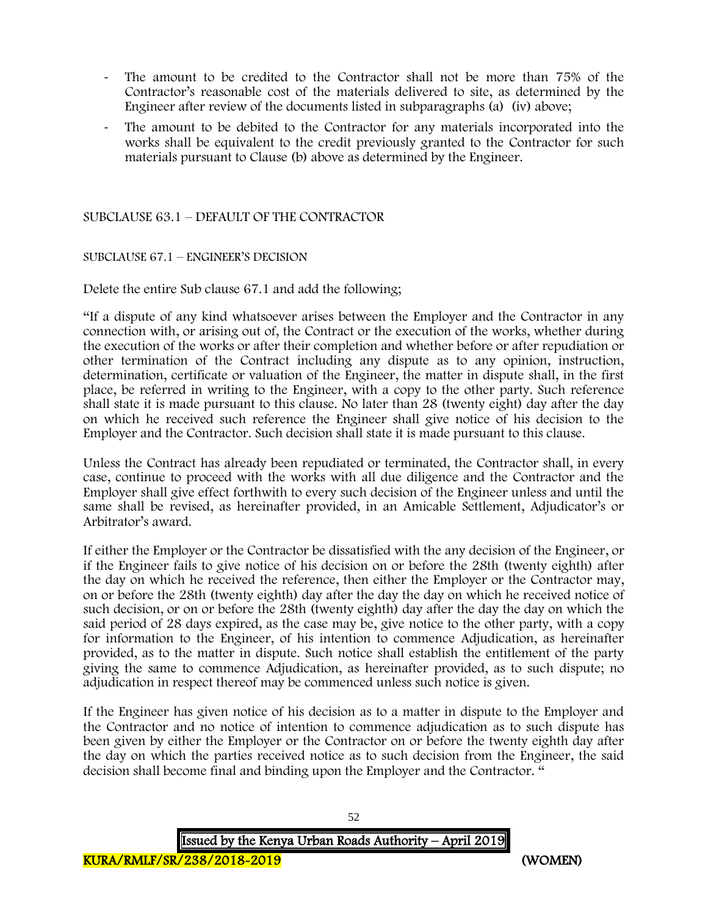- The amount to be credited to the Contractor shall not be more than 75% of the Contractor's reasonable cost of the materials delivered to site, as determined by the Engineer after review of the documents listed in subparagraphs (a) (iv) above;
- The amount to be debited to the Contractor for any materials incorporated into the works shall be equivalent to the credit previously granted to the Contractor for such materials pursuant to Clause (b) above as determined by the Engineer.

SUBCLAUSE 63.1 – DEFAULT OF THE CONTRACTOR

SUBCLAUSE 67.1 – ENGINEER'S DECISION

Delete the entire Sub clause 67.1 and add the following;

"If a dispute of any kind whatsoever arises between the Employer and the Contractor in any connection with, or arising out of, the Contract or the execution of the works, whether during the execution of the works or after their completion and whether before or after repudiation or other termination of the Contract including any dispute as to any opinion, instruction, determination, certificate or valuation of the Engineer, the matter in dispute shall, in the first place, be referred in writing to the Engineer, with a copy to the other party. Such reference shall state it is made pursuant to this clause. No later than 28 (twenty eight) day after the day on which he received such reference the Engineer shall give notice of his decision to the Employer and the Contractor. Such decision shall state it is made pursuant to this clause.

Unless the Contract has already been repudiated or terminated, the Contractor shall, in every case, continue to proceed with the works with all due diligence and the Contractor and the Employer shall give effect forthwith to every such decision of the Engineer unless and until the same shall be revised, as hereinafter provided, in an Amicable Settlement, Adjudicator's or Arbitrator's award.

If either the Employer or the Contractor be dissatisfied with the any decision of the Engineer, or if the Engineer fails to give notice of his decision on or before the 28th (twenty eighth) after the day on which he received the reference, then either the Employer or the Contractor may, on or before the 28th (twenty eighth) day after the day the day on which he received notice of such decision, or on or before the 28th (twenty eighth) day after the day the day on which the said period of 28 days expired, as the case may be, give notice to the other party, with a copy for information to the Engineer, of his intention to commence Adjudication, as hereinafter provided, as to the matter in dispute. Such notice shall establish the entitlement of the party giving the same to commence Adjudication, as hereinafter provided, as to such dispute; no adjudication in respect thereof may be commenced unless such notice is given.

If the Engineer has given notice of his decision as to a matter in dispute to the Employer and the Contractor and no notice of intention to commence adjudication as to such dispute has been given by either the Employer or the Contractor on or before the twenty eighth day after the day on which the parties received notice as to such decision from the Engineer, the said decision shall become final and binding upon the Employer and the Contractor. "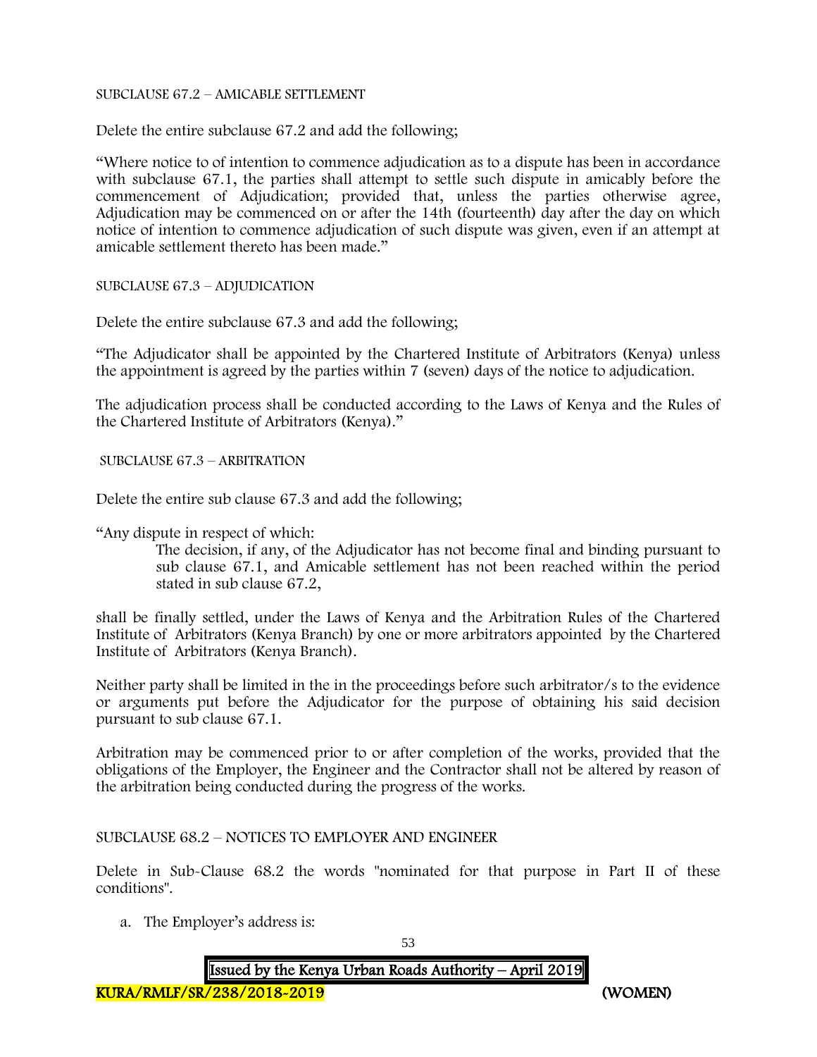SUBCLAUSE 67.2 – AMICABLE SETTLEMENT

Delete the entire subclause 67.2 and add the following;

"Where notice to of intention to commence adjudication as to a dispute has been in accordance with subclause 67.1, the parties shall attempt to settle such dispute in amicably before the commencement of Adjudication; provided that, unless the parties otherwise agree, Adjudication may be commenced on or after the 14th (fourteenth) day after the day on which notice of intention to commence adjudication of such dispute was given, even if an attempt at amicable settlement thereto has been made."

SUBCLAUSE 67.3 – ADJUDICATION

Delete the entire subclause 67.3 and add the following;

"The Adjudicator shall be appointed by the Chartered Institute of Arbitrators (Kenya) unless the appointment is agreed by the parties within 7 (seven) days of the notice to adjudication.

The adjudication process shall be conducted according to the Laws of Kenya and the Rules of the Chartered Institute of Arbitrators (Kenya)."

SUBCLAUSE 67.3 – ARBITRATION

Delete the entire sub clause 67.3 and add the following;

"Any dispute in respect of which:

> The decision, if any, of the Adjudicator has not become final and binding pursuant to sub clause 67.1, and Amicable settlement has not been reached within the period stated in sub clause 67.2,

shall be finally settled, under the Laws of Kenya and the Arbitration Rules of the Chartered Institute of Arbitrators (Kenya Branch) by one or more arbitrators appointed by the Chartered Institute of Arbitrators (Kenya Branch).

Neither party shall be limited in the in the proceedings before such arbitrator/s to the evidence or arguments put before the Adjudicator for the purpose of obtaining his said decision pursuant to sub clause 67.1.

Arbitration may be commenced prior to or after completion of the works, provided that the obligations of the Employer, the Engineer and the Contractor shall not be altered by reason of the arbitration being conducted during the progress of the works.

SUBCLAUSE 68.2 – NOTICES TO EMPLOYER AND ENGINEER

Delete in Sub-Clause 68.2 the words "nominated for that purpose in Part II of these conditions".

a. The Employer's address is: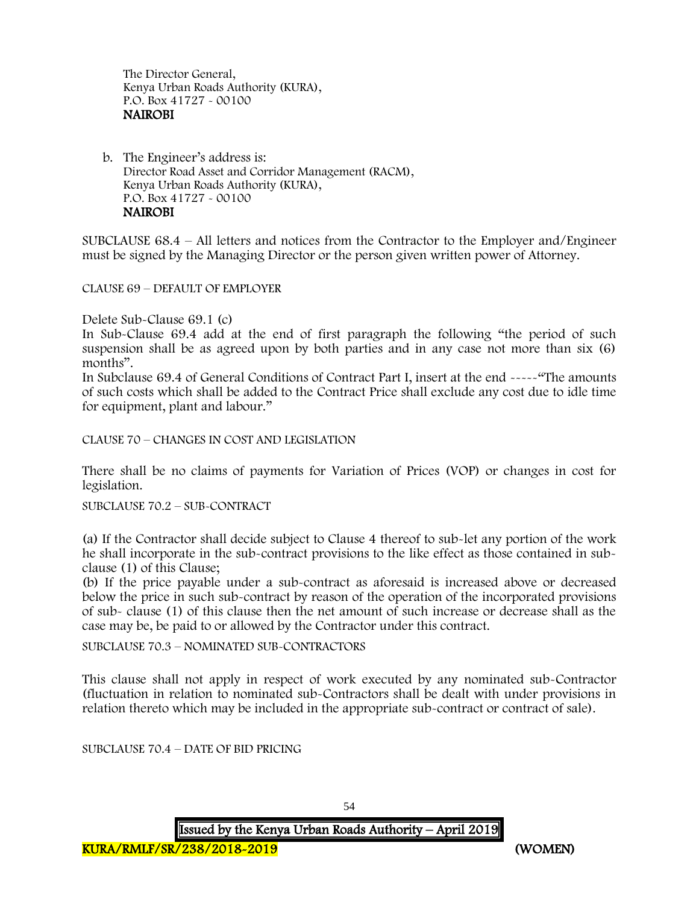The Director General,
Kenya Urban Roads Authority (KURA),
P.O. Box 41727 - 00100
**NAIROBI**

b. The Engineer's address is:
Director Road Asset and Corridor Management (RACM),
Kenya Urban Roads Authority (KURA),
P.O. Box 41727 - 00100
**NAIROBI**

SUBCLAUSE 68.4 – All letters and notices from the Contractor to the Employer and/Engineer must be signed by the Managing Director or the person given written power of Attorney.

CLAUSE 69 – DEFAULT OF EMPLOYER

Delete Sub-Clause 69.1 (c)
In Sub-Clause 69.4 add at the end of first paragraph the following "the period of such suspension shall be as agreed upon by both parties and in any case not more than six (6) months".
In Subclause 69.4 of General Conditions of Contract Part I, insert at the end -----"The amounts of such costs which shall be added to the Contract Price shall exclude any cost due to idle time for equipment, plant and labour."

CLAUSE 70 – CHANGES IN COST AND LEGISLATION

There shall be no claims of payments for Variation of Prices (VOP) or changes in cost for legislation.

SUBCLAUSE 70.2 – SUB-CONTRACT

(a) If the Contractor shall decide subject to Clause 4 thereof to sub-let any portion of the work he shall incorporate in the sub-contract provisions to the like effect as those contained in sub-clause (1) of this Clause;
(b) If the price payable under a sub-contract as aforesaid is increased above or decreased below the price in such sub-contract by reason of the operation of the incorporated provisions of sub- clause (1) of this clause then the net amount of such increase or decrease shall as the case may be, be paid to or allowed by the Contractor under this contract.

SUBCLAUSE 70.3 – NOMINATED SUB-CONTRACTORS

This clause shall not apply in respect of work executed by any nominated sub-Contractor (fluctuation in relation to nominated sub-Contractors shall be dealt with under provisions in relation thereto which may be included in the appropriate sub-contract or contract of sale).

SUBCLAUSE 70.4 – DATE OF BID PRICING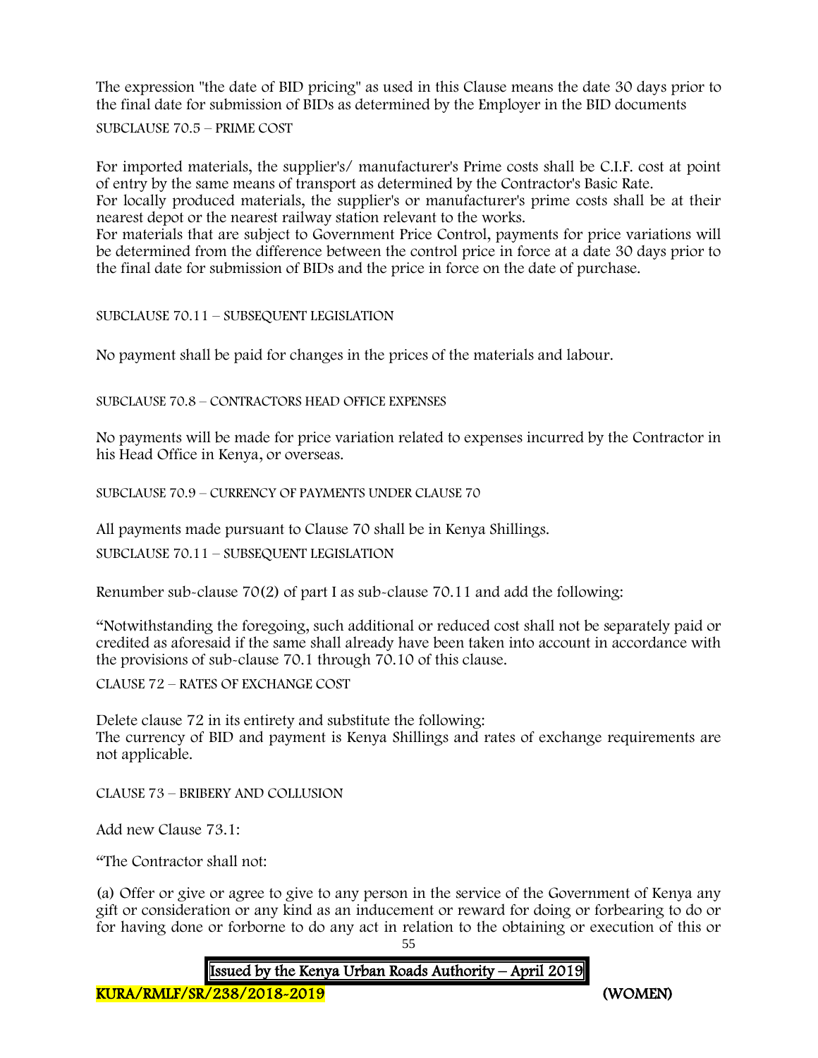The expression "the date of BID pricing" as used in this Clause means the date 30 days prior to the final date for submission of BIDs as determined by the Employer in the BID documents

SUBCLAUSE 70.5 – PRIME COST

For imported materials, the supplier's/ manufacturer's Prime costs shall be C.I.F. cost at point of entry by the same means of transport as determined by the Contractor's Basic Rate.
For locally produced materials, the supplier's or manufacturer's prime costs shall be at their nearest depot or the nearest railway station relevant to the works.
For materials that are subject to Government Price Control, payments for price variations will be determined from the difference between the control price in force at a date 30 days prior to the final date for submission of BIDs and the price in force on the date of purchase.

SUBCLAUSE 70.11 – SUBSEQUENT LEGISLATION

No payment shall be paid for changes in the prices of the materials and labour.

SUBCLAUSE 70.8 – CONTRACTORS HEAD OFFICE EXPENSES

No payments will be made for price variation related to expenses incurred by the Contractor in his Head Office in Kenya, or overseas.

SUBCLAUSE 70.9 – CURRENCY OF PAYMENTS UNDER CLAUSE 70

All payments made pursuant to Clause 70 shall be in Kenya Shillings.

SUBCLAUSE 70.11 – SUBSEQUENT LEGISLATION

Renumber sub-clause 70(2) of part I as sub-clause 70.11 and add the following:

"Notwithstanding the foregoing, such additional or reduced cost shall not be separately paid or credited as aforesaid if the same shall already have been taken into account in accordance with the provisions of sub-clause 70.1 through 70.10 of this clause.

CLAUSE 72 – RATES OF EXCHANGE COST

Delete clause 72 in its entirety and substitute the following:
The currency of BID and payment is Kenya Shillings and rates of exchange requirements are not applicable.

CLAUSE 73 – BRIBERY AND COLLUSION

Add new Clause 73.1:

"The Contractor shall not:

(a) Offer or give or agree to give to any person in the service of the Government of Kenya any gift or consideration or any kind as an inducement or reward for doing or forbearing to do or for having done or forborne to do any act in relation to the obtaining or execution of this or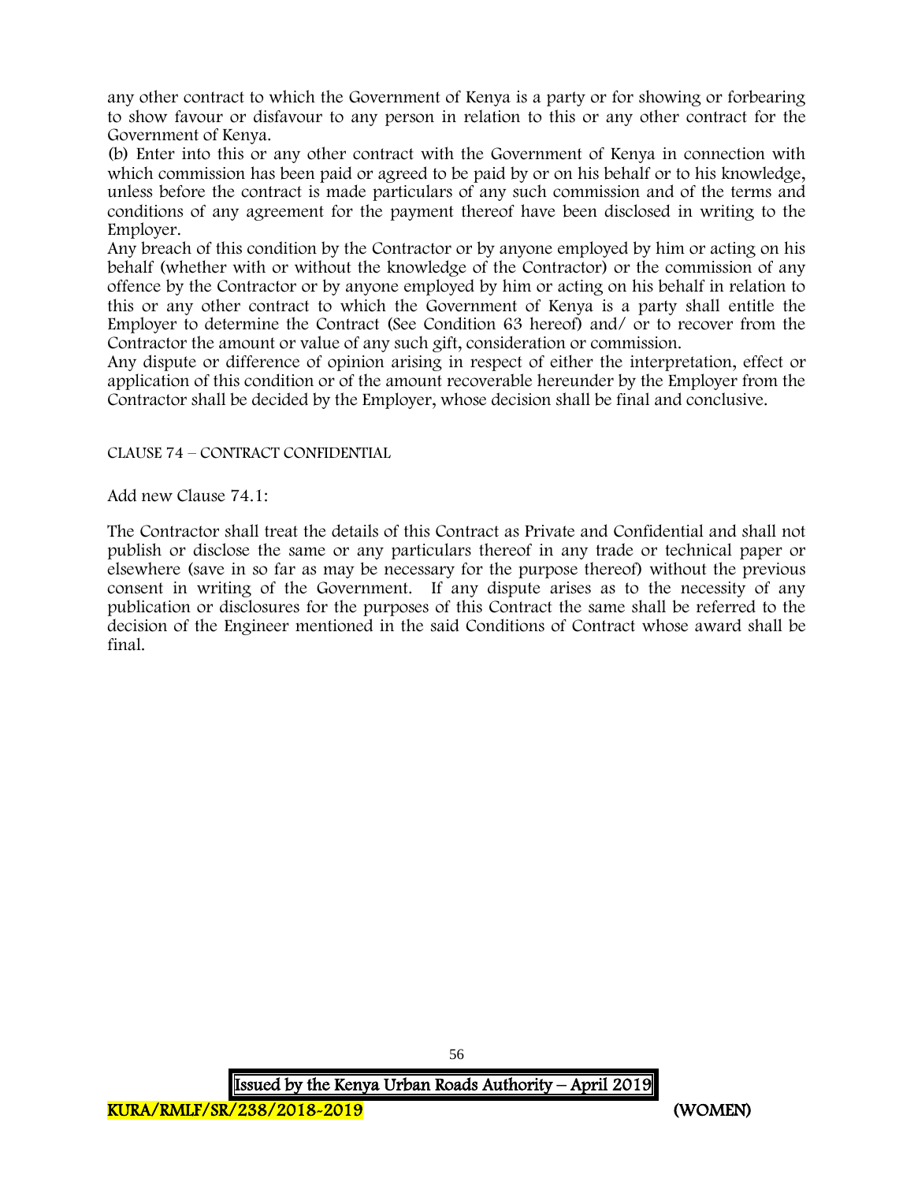any other contract to which the Government of Kenya is a party or for showing or forbearing to show favour or disfavour to any person in relation to this or any other contract for the Government of Kenya.

(b) Enter into this or any other contract with the Government of Kenya in connection with which commission has been paid or agreed to be paid by or on his behalf or to his knowledge, unless before the contract is made particulars of any such commission and of the terms and conditions of any agreement for the payment thereof have been disclosed in writing to the Employer.

Any breach of this condition by the Contractor or by anyone employed by him or acting on his behalf (whether with or without the knowledge of the Contractor) or the commission of any offence by the Contractor or by anyone employed by him or acting on his behalf in relation to this or any other contract to which the Government of Kenya is a party shall entitle the Employer to determine the Contract (See Condition 63 hereof) and/ or to recover from the Contractor the amount or value of any such gift, consideration or commission.

Any dispute or difference of opinion arising in respect of either the interpretation, effect or application of this condition or of the amount recoverable hereunder by the Employer from the Contractor shall be decided by the Employer, whose decision shall be final and conclusive.

CLAUSE 74 – CONTRACT CONFIDENTIAL

Add new Clause 74.1:

The Contractor shall treat the details of this Contract as Private and Confidential and shall not publish or disclose the same or any particulars thereof in any trade or technical paper or elsewhere (save in so far as may be necessary for the purpose thereof) without the previous consent in writing of the Government. If any dispute arises as to the necessity of any publication or disclosures for the purposes of this Contract the same shall be referred to the decision of the Engineer mentioned in the said Conditions of Contract whose award shall be final.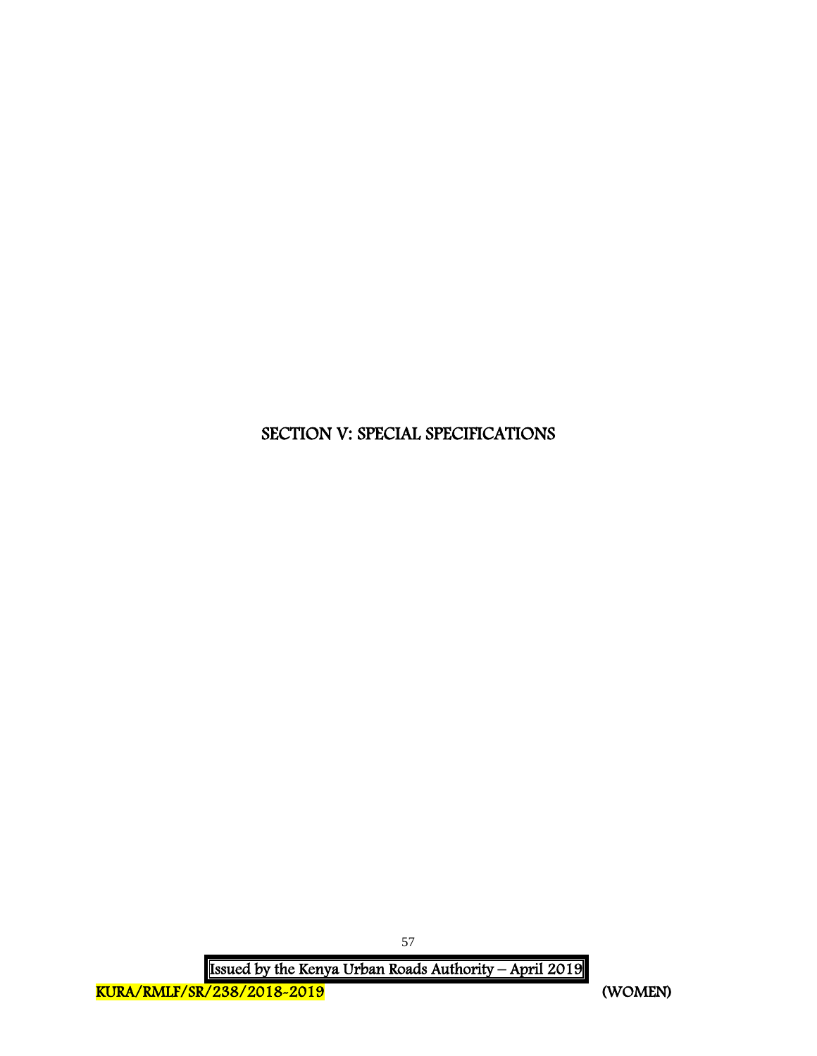# SECTION V: SPECIAL SPECIFICATIONS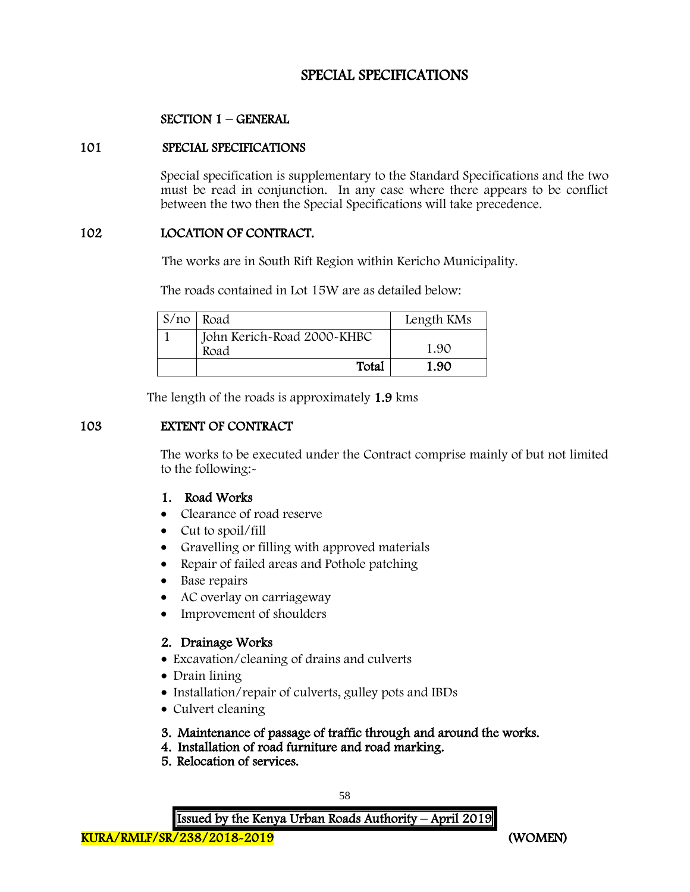# SPECIAL SPECIFICATIONS

## SECTION 1 – GENERAL

### 101 SPECIAL SPECIFICATIONS

Special specification is supplementary to the Standard Specifications and the two must be read in conjunction. In any case where there appears to be conflict between the two then the Special Specifications will take precedence.

### 102 LOCATION OF CONTRACT.

The works are in South Rift Region within Kericho Municipality.

The roads contained in Lot 15W are as detailed below:

| S/no | Road | Length KMs |
|---|---|---|
| 1 | John Kerich-Road 2000-KHBC Road | 1.90 |
| | **Total** | **1.90** |

The length of the roads is approximately **1.9** kms

### 103 EXTENT OF CONTRACT

The works to be executed under the Contract comprise mainly of but not limited to the following:-

**1. Road Works**

- Clearance of road reserve
- Cut to spoil/fill
- Gravelling or filling with approved materials
- Repair of failed areas and Pothole patching
- Base repairs
- AC overlay on carriageway
- Improvement of shoulders

**2. Drainage Works**

- Excavation/cleaning of drains and culverts
- Drain lining
- Installation/repair of culverts, gulley pots and IBDs
- Culvert cleaning

**3. Maintenance of passage of traffic through and around the works.**

**4. Installation of road furniture and road marking.**

**5. Relocation of services.**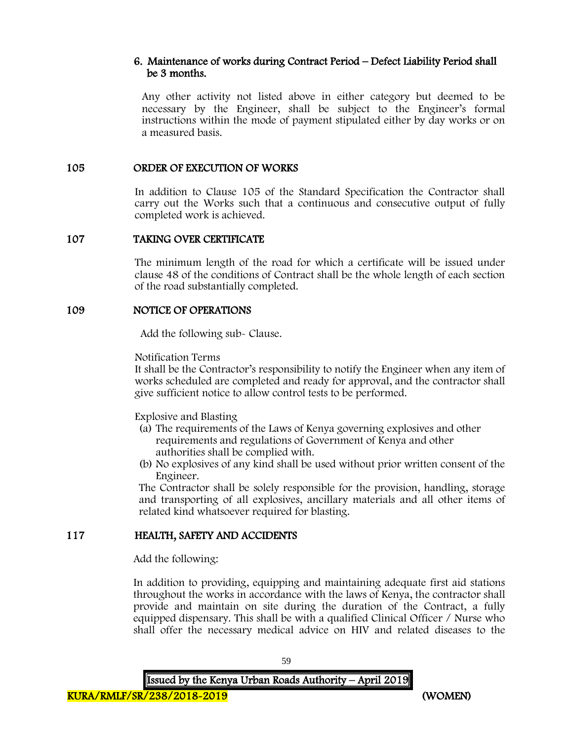### 6. Maintenance of works during Contract Period – Defect Liability Period shall be 3 months.

Any other activity not listed above in either category but deemed to be necessary by the Engineer, shall be subject to the Engineer's formal instructions within the mode of payment stipulated either by day works or on a measured basis.

## 105 ORDER OF EXECUTION OF WORKS

In addition to Clause 105 of the Standard Specification the Contractor shall carry out the Works such that a continuous and consecutive output of fully completed work is achieved.

## 107 TAKING OVER CERTIFICATE

The minimum length of the road for which a certificate will be issued under clause 48 of the conditions of Contract shall be the whole length of each section of the road substantially completed.

## 109 NOTICE OF OPERATIONS

Add the following sub- Clause.

Notification Terms

It shall be the Contractor's responsibility to notify the Engineer when any item of works scheduled are completed and ready for approval, and the contractor shall give sufficient notice to allow control tests to be performed.

Explosive and Blasting

(a) The requirements of the Laws of Kenya governing explosives and other requirements and regulations of Government of Kenya and other authorities shall be complied with.

(b) No explosives of any kind shall be used without prior written consent of the Engineer.

The Contractor shall be solely responsible for the provision, handling, storage and transporting of all explosives, ancillary materials and all other items of related kind whatsoever required for blasting.

## 117 HEALTH, SAFETY AND ACCIDENTS

Add the following:

In addition to providing, equipping and maintaining adequate first aid stations throughout the works in accordance with the laws of Kenya, the contractor shall provide and maintain on site during the duration of the Contract, a fully equipped dispensary. This shall be with a qualified Clinical Officer / Nurse who shall offer the necessary medical advice on HIV and related diseases to the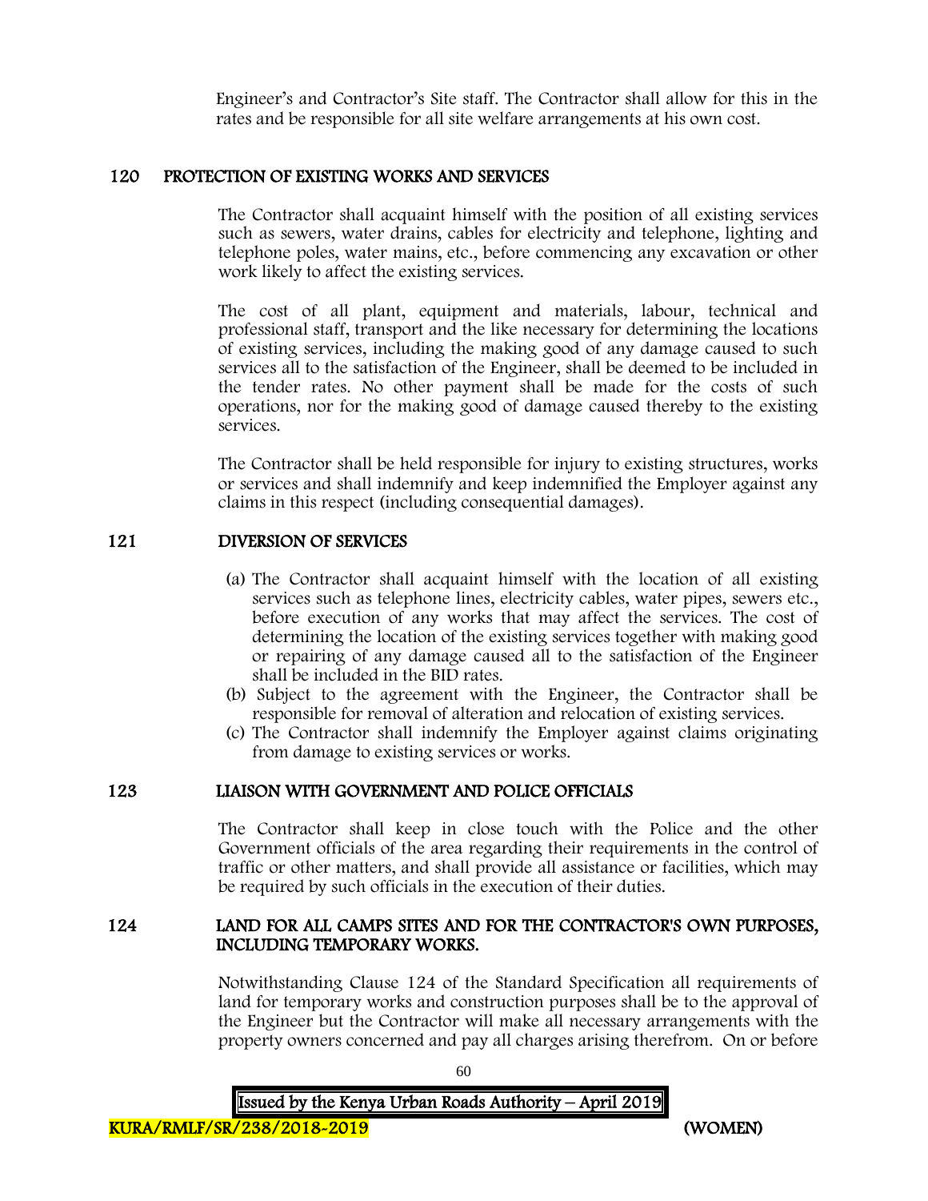Engineer's and Contractor's Site staff. The Contractor shall allow for this in the rates and be responsible for all site welfare arrangements at his own cost.

## 120 PROTECTION OF EXISTING WORKS AND SERVICES

The Contractor shall acquaint himself with the position of all existing services such as sewers, water drains, cables for electricity and telephone, lighting and telephone poles, water mains, etc., before commencing any excavation or other work likely to affect the existing services.

The cost of all plant, equipment and materials, labour, technical and professional staff, transport and the like necessary for determining the locations of existing services, including the making good of any damage caused to such services all to the satisfaction of the Engineer, shall be deemed to be included in the tender rates. No other payment shall be made for the costs of such operations, nor for the making good of damage caused thereby to the existing services.

The Contractor shall be held responsible for injury to existing structures, works or services and shall indemnify and keep indemnified the Employer against any claims in this respect (including consequential damages).

## 121 DIVERSION OF SERVICES

(a) The Contractor shall acquaint himself with the location of all existing services such as telephone lines, electricity cables, water pipes, sewers etc., before execution of any works that may affect the services. The cost of determining the location of the existing services together with making good or repairing of any damage caused all to the satisfaction of the Engineer shall be included in the BID rates.

(b) Subject to the agreement with the Engineer, the Contractor shall be responsible for removal of alteration and relocation of existing services.

(c) The Contractor shall indemnify the Employer against claims originating from damage to existing services or works.

## 123 LIAISON WITH GOVERNMENT AND POLICE OFFICIALS

The Contractor shall keep in close touch with the Police and the other Government officials of the area regarding their requirements in the control of traffic or other matters, and shall provide all assistance or facilities, which may be required by such officials in the execution of their duties.

## 124 LAND FOR ALL CAMPS SITES AND FOR THE CONTRACTOR'S OWN PURPOSES, INCLUDING TEMPORARY WORKS.

Notwithstanding Clause 124 of the Standard Specification all requirements of land for temporary works and construction purposes shall be to the approval of the Engineer but the Contractor will make all necessary arrangements with the property owners concerned and pay all charges arising therefrom. On or before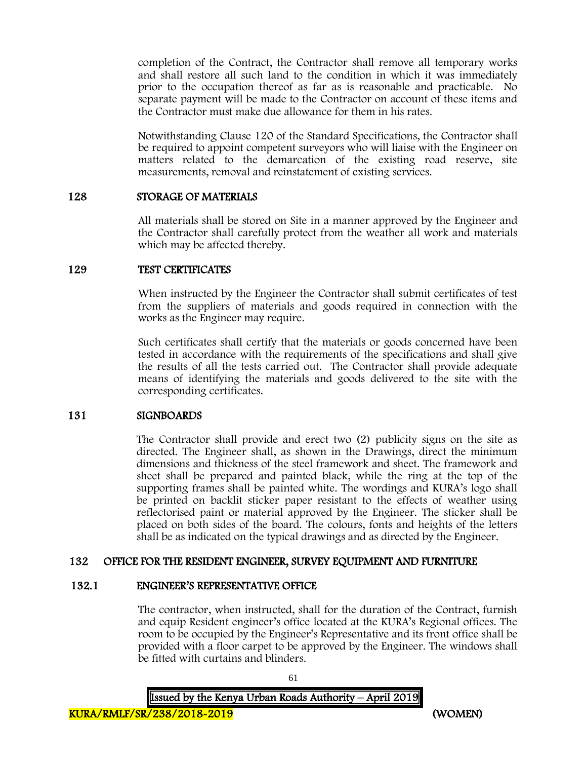completion of the Contract, the Contractor shall remove all temporary works and shall restore all such land to the condition in which it was immediately prior to the occupation thereof as far as is reasonable and practicable. No separate payment will be made to the Contractor on account of these items and the Contractor must make due allowance for them in his rates.

Notwithstanding Clause 120 of the Standard Specifications, the Contractor shall be required to appoint competent surveyors who will liaise with the Engineer on matters related to the demarcation of the existing road reserve, site measurements, removal and reinstatement of existing services.

## 128 STORAGE OF MATERIALS

All materials shall be stored on Site in a manner approved by the Engineer and the Contractor shall carefully protect from the weather all work and materials which may be affected thereby.

## 129 TEST CERTIFICATES

When instructed by the Engineer the Contractor shall submit certificates of test from the suppliers of materials and goods required in connection with the works as the Engineer may require.

Such certificates shall certify that the materials or goods concerned have been tested in accordance with the requirements of the specifications and shall give the results of all the tests carried out. The Contractor shall provide adequate means of identifying the materials and goods delivered to the site with the corresponding certificates.

## 131 SIGNBOARDS

The Contractor shall provide and erect two (2) publicity signs on the site as directed. The Engineer shall, as shown in the Drawings, direct the minimum dimensions and thickness of the steel framework and sheet. The framework and sheet shall be prepared and painted black, while the ring at the top of the supporting frames shall be painted white. The wordings and KURA's logo shall be printed on backlit sticker paper resistant to the effects of weather using reflectorised paint or material approved by the Engineer. The sticker shall be placed on both sides of the board. The colours, fonts and heights of the letters shall be as indicated on the typical drawings and as directed by the Engineer.

## 132 OFFICE FOR THE RESIDENT ENGINEER, SURVEY EQUIPMENT AND FURNITURE

### 132.1 ENGINEER'S REPRESENTATIVE OFFICE

The contractor, when instructed, shall for the duration of the Contract, furnish and equip Resident engineer's office located at the KURA's Regional offices. The room to be occupied by the Engineer's Representative and its front office shall be provided with a floor carpet to be approved by the Engineer. The windows shall be fitted with curtains and blinders.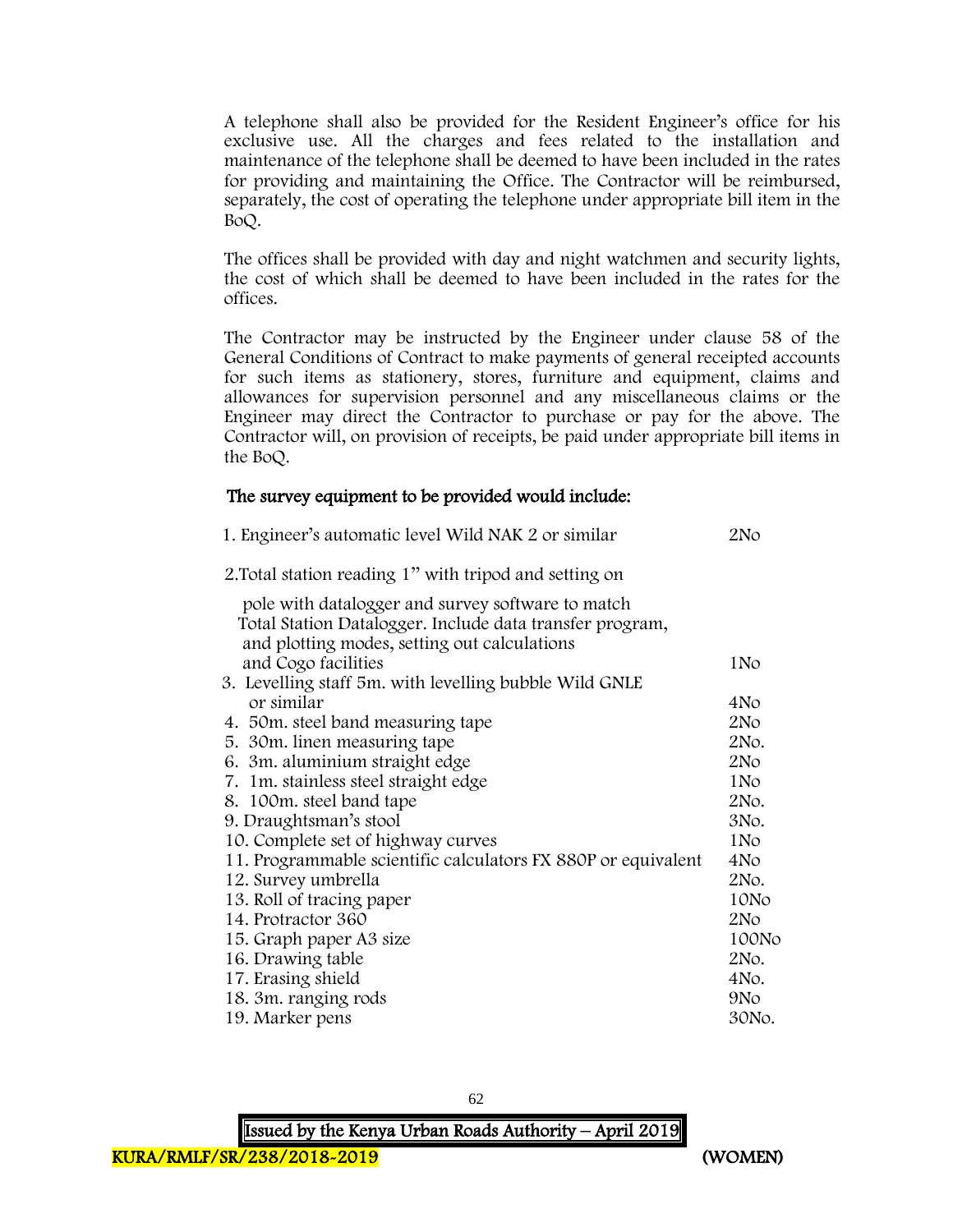A telephone shall also be provided for the Resident Engineer's office for his exclusive use. All the charges and fees related to the installation and maintenance of the telephone shall be deemed to have been included in the rates for providing and maintaining the Office. The Contractor will be reimbursed, separately, the cost of operating the telephone under appropriate bill item in the BoQ.

The offices shall be provided with day and night watchmen and security lights, the cost of which shall be deemed to have been included in the rates for the offices.

The Contractor may be instructed by the Engineer under clause 58 of the General Conditions of Contract to make payments of general receipted accounts for such items as stationery, stores, furniture and equipment, claims and allowances for supervision personnel and any miscellaneous claims or the Engineer may direct the Contractor to purchase or pay for the above. The Contractor will, on provision of receipts, be paid under appropriate bill items in the BoQ.

**The survey equipment to be provided would include:**

| Item | Quantity |
|---|---|
| 1. Engineer's automatic level Wild NAK 2 or similar | 2No |
| 2. Total station reading 1" with tripod and setting on pole with datalogger and survey software to match Total Station Datalogger. Include data transfer program, and plotting modes, setting out calculations and Cogo facilities | 1No |
| 3. Levelling staff 5m. with levelling bubble Wild GNLE or similar | 4No |
| 4. 50m. steel band measuring tape | 2No |
| 5. 30m. linen measuring tape | 2No. |
| 6. 3m. aluminium straight edge | 2No |
| 7. 1m. stainless steel straight edge | 1No |
| 8. 100m. steel band tape | 2No. |
| 9. Draughtsman's stool | 3No. |
| 10. Complete set of highway curves | 1No |
| 11. Programmable scientific calculators FX 880P or equivalent | 4No |
| 12. Survey umbrella | 2No. |
| 13. Roll of tracing paper | 10No |
| 14. Protractor 360 | 2No |
| 15. Graph paper A3 size | 100No |
| 16. Drawing table | 2No. |
| 17. Erasing shield | 4No. |
| 18. 3m. ranging rods | 9No |
| 19. Marker pens | 30No. |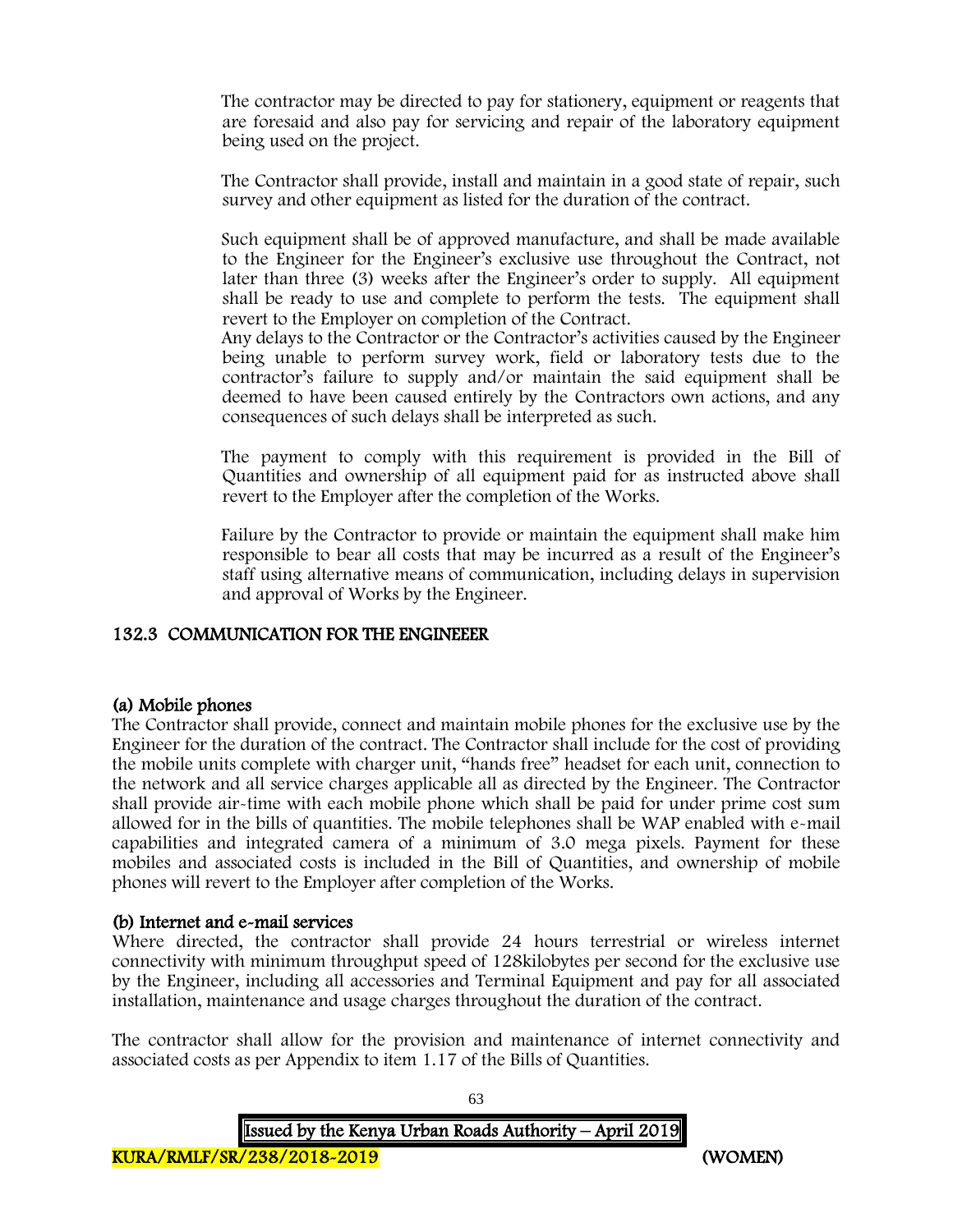The contractor may be directed to pay for stationery, equipment or reagents that are foresaid and also pay for servicing and repair of the laboratory equipment being used on the project.

The Contractor shall provide, install and maintain in a good state of repair, such survey and other equipment as listed for the duration of the contract.

Such equipment shall be of approved manufacture, and shall be made available to the Engineer for the Engineer's exclusive use throughout the Contract, not later than three (3) weeks after the Engineer's order to supply. All equipment shall be ready to use and complete to perform the tests. The equipment shall revert to the Employer on completion of the Contract.
Any delays to the Contractor or the Contractor's activities caused by the Engineer being unable to perform survey work, field or laboratory tests due to the contractor's failure to supply and/or maintain the said equipment shall be deemed to have been caused entirely by the Contractors own actions, and any consequences of such delays shall be interpreted as such.

The payment to comply with this requirement is provided in the Bill of Quantities and ownership of all equipment paid for as instructed above shall revert to the Employer after the completion of the Works.

Failure by the Contractor to provide or maintain the equipment shall make him responsible to bear all costs that may be incurred as a result of the Engineer's staff using alternative means of communication, including delays in supervision and approval of Works by the Engineer.

## 132.3 COMMUNICATION FOR THE ENGINEEER

### (a) Mobile phones

The Contractor shall provide, connect and maintain mobile phones for the exclusive use by the Engineer for the duration of the contract. The Contractor shall include for the cost of providing the mobile units complete with charger unit, "hands free" headset for each unit, connection to the network and all service charges applicable all as directed by the Engineer. The Contractor shall provide air-time with each mobile phone which shall be paid for under prime cost sum allowed for in the bills of quantities. The mobile telephones shall be WAP enabled with e-mail capabilities and integrated camera of a minimum of 3.0 mega pixels. Payment for these mobiles and associated costs is included in the Bill of Quantities, and ownership of mobile phones will revert to the Employer after completion of the Works.

### (b) Internet and e-mail services

Where directed, the contractor shall provide 24 hours terrestrial or wireless internet connectivity with minimum throughput speed of 128kilobytes per second for the exclusive use by the Engineer, including all accessories and Terminal Equipment and pay for all associated installation, maintenance and usage charges throughout the duration of the contract.

The contractor shall allow for the provision and maintenance of internet connectivity and associated costs as per Appendix to item 1.17 of the Bills of Quantities.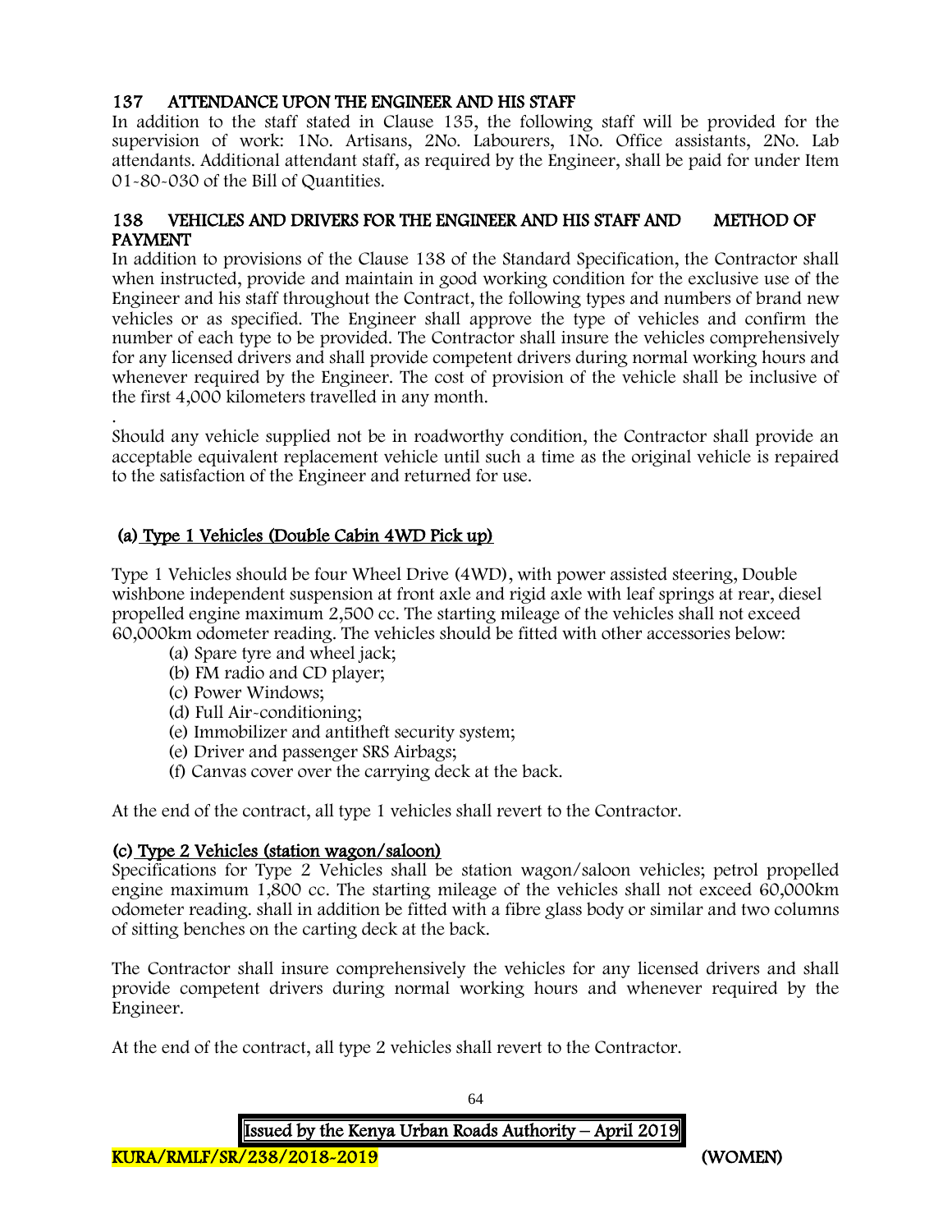## 137 ATTENDANCE UPON THE ENGINEER AND HIS STAFF

In addition to the staff stated in Clause 135, the following staff will be provided for the supervision of work: 1No. Artisans, 2No. Labourers, 1No. Office assistants, 2No. Lab attendants. Additional attendant staff, as required by the Engineer, shall be paid for under Item 01-80-030 of the Bill of Quantities.

## 138 VEHICLES AND DRIVERS FOR THE ENGINEER AND HIS STAFF AND METHOD OF PAYMENT

In addition to provisions of the Clause 138 of the Standard Specification, the Contractor shall when instructed, provide and maintain in good working condition for the exclusive use of the Engineer and his staff throughout the Contract, the following types and numbers of brand new vehicles or as specified. The Engineer shall approve the type of vehicles and confirm the number of each type to be provided. The Contractor shall insure the vehicles comprehensively for any licensed drivers and shall provide competent drivers during normal working hours and whenever required by the Engineer. The cost of provision of the vehicle shall be inclusive of the first 4,000 kilometers travelled in any month.

.

Should any vehicle supplied not be in roadworthy condition, the Contractor shall provide an acceptable equivalent replacement vehicle until such a time as the original vehicle is repaired to the satisfaction of the Engineer and returned for use.

### (a) Type 1 Vehicles (Double Cabin 4WD Pick up)

Type 1 Vehicles should be four Wheel Drive (4WD), with power assisted steering, Double wishbone independent suspension at front axle and rigid axle with leaf springs at rear, diesel propelled engine maximum 2,500 cc. The starting mileage of the vehicles shall not exceed 60,000km odometer reading. The vehicles should be fitted with other accessories below:

- (a) Spare tyre and wheel jack;
- (b) FM radio and CD player;
- (c) Power Windows;
- (d) Full Air-conditioning;
- (e) Immobilizer and antitheft security system;
- (e) Driver and passenger SRS Airbags;
- (f) Canvas cover over the carrying deck at the back.

At the end of the contract, all type 1 vehicles shall revert to the Contractor.

### (c) Type 2 Vehicles (station wagon/saloon)

Specifications for Type 2 Vehicles shall be station wagon/saloon vehicles; petrol propelled engine maximum 1,800 cc. The starting mileage of the vehicles shall not exceed 60,000km odometer reading. shall in addition be fitted with a fibre glass body or similar and two columns of sitting benches on the carting deck at the back.

The Contractor shall insure comprehensively the vehicles for any licensed drivers and shall provide competent drivers during normal working hours and whenever required by the Engineer.

At the end of the contract, all type 2 vehicles shall revert to the Contractor.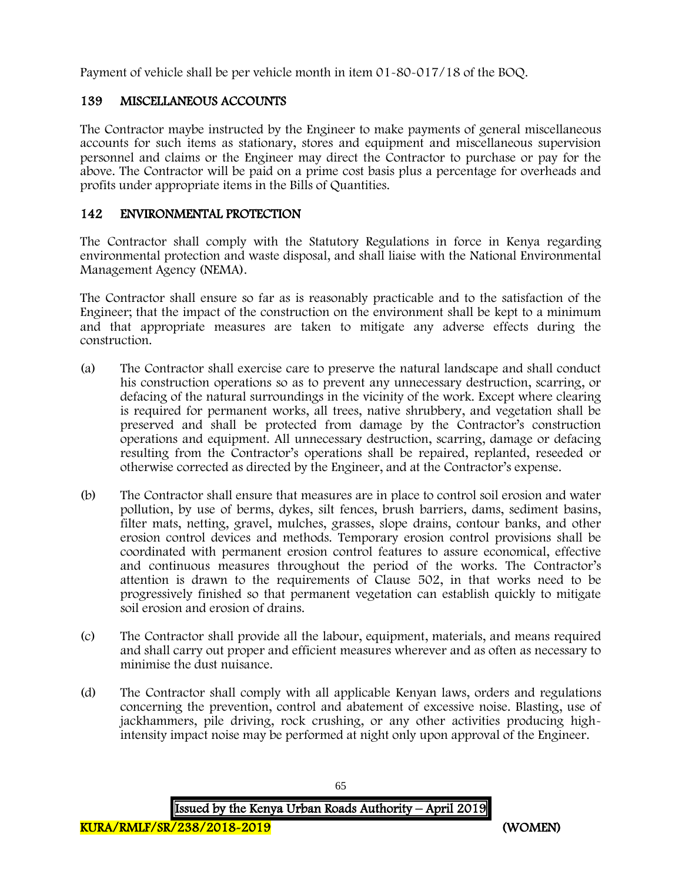Payment of vehicle shall be per vehicle month in item 01-80-017/18 of the BOQ.

## 139 MISCELLANEOUS ACCOUNTS

The Contractor maybe instructed by the Engineer to make payments of general miscellaneous accounts for such items as stationary, stores and equipment and miscellaneous supervision personnel and claims or the Engineer may direct the Contractor to purchase or pay for the above. The Contractor will be paid on a prime cost basis plus a percentage for overheads and profits under appropriate items in the Bills of Quantities.

## 142 ENVIRONMENTAL PROTECTION

The Contractor shall comply with the Statutory Regulations in force in Kenya regarding environmental protection and waste disposal, and shall liaise with the National Environmental Management Agency (NEMA).

The Contractor shall ensure so far as is reasonably practicable and to the satisfaction of the Engineer; that the impact of the construction on the environment shall be kept to a minimum and that appropriate measures are taken to mitigate any adverse effects during the construction.

(a) The Contractor shall exercise care to preserve the natural landscape and shall conduct his construction operations so as to prevent any unnecessary destruction, scarring, or defacing of the natural surroundings in the vicinity of the work. Except where clearing is required for permanent works, all trees, native shrubbery, and vegetation shall be preserved and shall be protected from damage by the Contractor's construction operations and equipment. All unnecessary destruction, scarring, damage or defacing resulting from the Contractor's operations shall be repaired, replanted, reseeded or otherwise corrected as directed by the Engineer, and at the Contractor's expense.

(b) The Contractor shall ensure that measures are in place to control soil erosion and water pollution, by use of berms, dykes, silt fences, brush barriers, dams, sediment basins, filter mats, netting, gravel, mulches, grasses, slope drains, contour banks, and other erosion control devices and methods. Temporary erosion control provisions shall be coordinated with permanent erosion control features to assure economical, effective and continuous measures throughout the period of the works. The Contractor's attention is drawn to the requirements of Clause 502, in that works need to be progressively finished so that permanent vegetation can establish quickly to mitigate soil erosion and erosion of drains.

(c) The Contractor shall provide all the labour, equipment, materials, and means required and shall carry out proper and efficient measures wherever and as often as necessary to minimise the dust nuisance.

(d) The Contractor shall comply with all applicable Kenyan laws, orders and regulations concerning the prevention, control and abatement of excessive noise. Blasting, use of jackhammers, pile driving, rock crushing, or any other activities producing high-intensity impact noise may be performed at night only upon approval of the Engineer.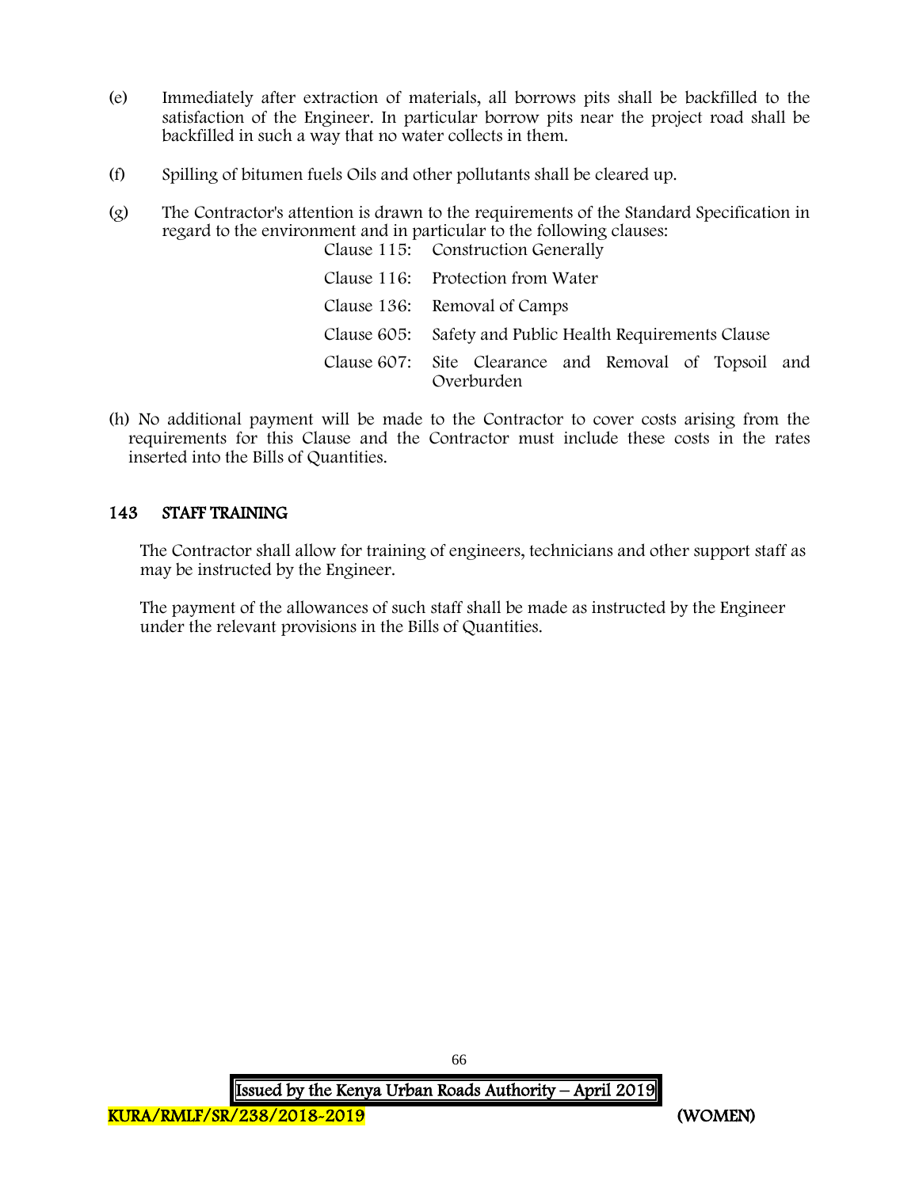(e) Immediately after extraction of materials, all borrows pits shall be backfilled to the satisfaction of the Engineer. In particular borrow pits near the project road shall be backfilled in such a way that no water collects in them.

(f) Spilling of bitumen fuels Oils and other pollutants shall be cleared up.

(g) The Contractor's attention is drawn to the requirements of the Standard Specification in regard to the environment and in particular to the following clauses:

| | |
|---|---|
| Clause 115: | Construction Generally |
| Clause 116: | Protection from Water |
| Clause 136: | Removal of Camps |
| Clause 605: | Safety and Public Health Requirements Clause |
| Clause 607: | Site Clearance and Removal of Topsoil and Overburden |

(h) No additional payment will be made to the Contractor to cover costs arising from the requirements for this Clause and the Contractor must include these costs in the rates inserted into the Bills of Quantities.

## 143 STAFF TRAINING

The Contractor shall allow for training of engineers, technicians and other support staff as may be instructed by the Engineer.

The payment of the allowances of such staff shall be made as instructed by the Engineer under the relevant provisions in the Bills of Quantities.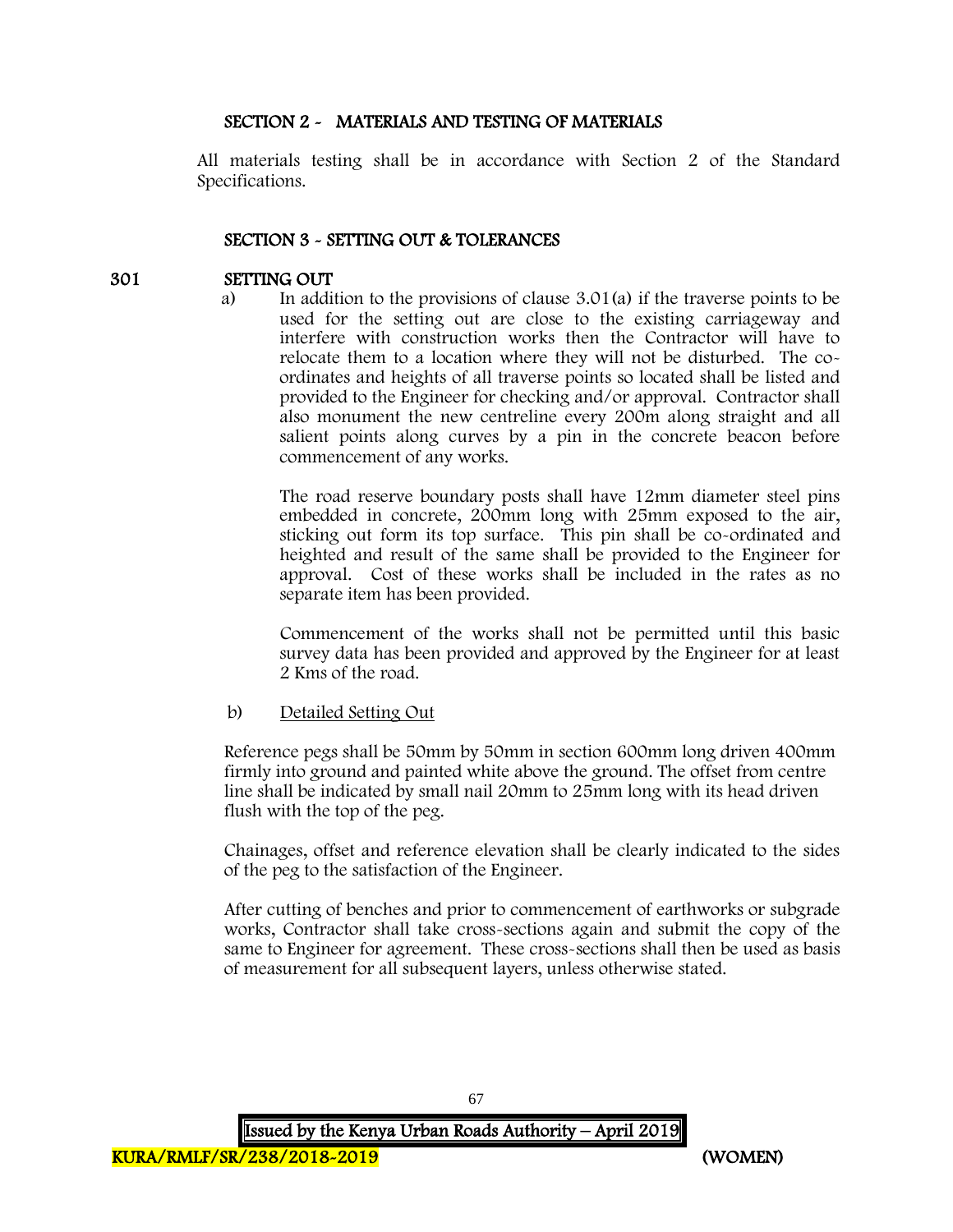## SECTION 2 - MATERIALS AND TESTING OF MATERIALS

All materials testing shall be in accordance with Section 2 of the Standard Specifications.

## SECTION 3 - SETTING OUT & TOLERANCES

### 301 SETTING OUT

a) In addition to the provisions of clause 3.01(a) if the traverse points to be used for the setting out are close to the existing carriageway and interfere with construction works then the Contractor will have to relocate them to a location where they will not be disturbed. The co-ordinates and heights of all traverse points so located shall be listed and provided to the Engineer for checking and/or approval. Contractor shall also monument the new centreline every 200m along straight and all salient points along curves by a pin in the concrete beacon before commencement of any works.

The road reserve boundary posts shall have 12mm diameter steel pins embedded in concrete, 200mm long with 25mm exposed to the air, sticking out form its top surface. This pin shall be co-ordinated and heighted and result of the same shall be provided to the Engineer for approval. Cost of these works shall be included in the rates as no separate item has been provided.

Commencement of the works shall not be permitted until this basic survey data has been provided and approved by the Engineer for at least 2 Kms of the road.

b) Detailed Setting Out

Reference pegs shall be 50mm by 50mm in section 600mm long driven 400mm firmly into ground and painted white above the ground. The offset from centre line shall be indicated by small nail 20mm to 25mm long with its head driven flush with the top of the peg.

Chainages, offset and reference elevation shall be clearly indicated to the sides of the peg to the satisfaction of the Engineer.

After cutting of benches and prior to commencement of earthworks or subgrade works, Contractor shall take cross-sections again and submit the copy of the same to Engineer for agreement. These cross-sections shall then be used as basis of measurement for all subsequent layers, unless otherwise stated.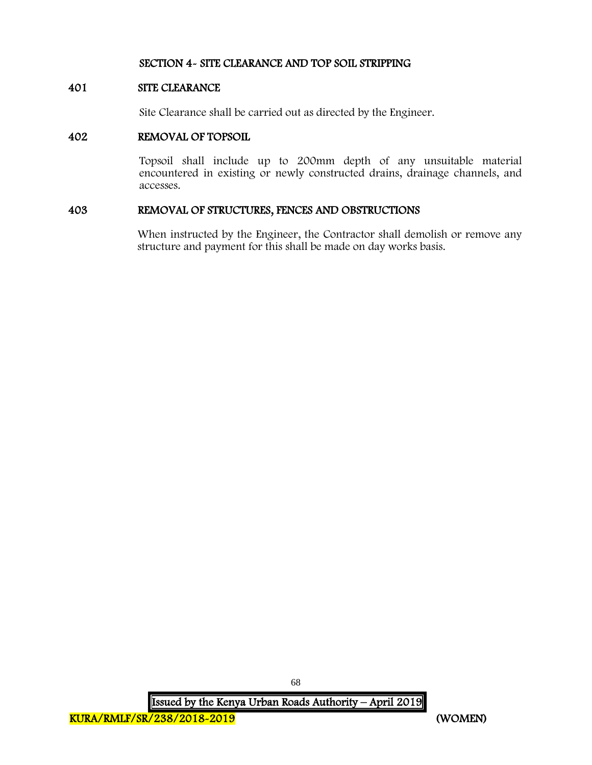## SECTION 4- SITE CLEARANCE AND TOP SOIL STRIPPING

### 401 SITE CLEARANCE

Site Clearance shall be carried out as directed by the Engineer.

### 402 REMOVAL OF TOPSOIL

Topsoil shall include up to 200mm depth of any unsuitable material encountered in existing or newly constructed drains, drainage channels, and accesses.

### 403 REMOVAL OF STRUCTURES, FENCES AND OBSTRUCTIONS

When instructed by the Engineer, the Contractor shall demolish or remove any structure and payment for this shall be made on day works basis.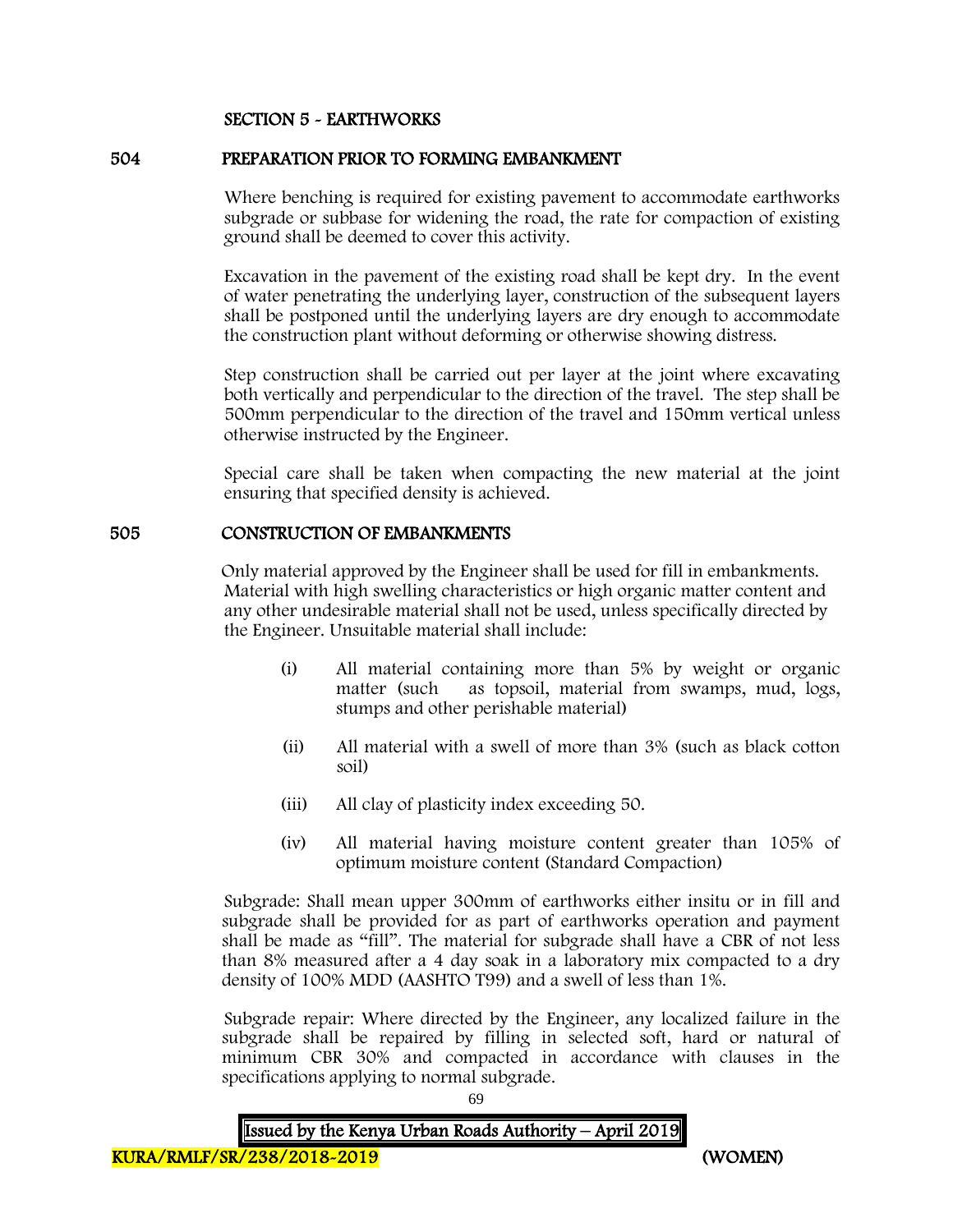## SECTION 5 - EARTHWORKS

### 504 PREPARATION PRIOR TO FORMING EMBANKMENT

Where benching is required for existing pavement to accommodate earthworks subgrade or subbase for widening the road, the rate for compaction of existing ground shall be deemed to cover this activity.

Excavation in the pavement of the existing road shall be kept dry. In the event of water penetrating the underlying layer, construction of the subsequent layers shall be postponed until the underlying layers are dry enough to accommodate the construction plant without deforming or otherwise showing distress.

Step construction shall be carried out per layer at the joint where excavating both vertically and perpendicular to the direction of the travel. The step shall be 500mm perpendicular to the direction of the travel and 150mm vertical unless otherwise instructed by the Engineer.

Special care shall be taken when compacting the new material at the joint ensuring that specified density is achieved.

### 505 CONSTRUCTION OF EMBANKMENTS

Only material approved by the Engineer shall be used for fill in embankments. Material with high swelling characteristics or high organic matter content and any other undesirable material shall not be used, unless specifically directed by the Engineer. Unsuitable material shall include:

(i) All material containing more than 5% by weight or organic matter (such as topsoil, material from swamps, mud, logs, stumps and other perishable material)

(ii) All material with a swell of more than 3% (such as black cotton soil)

(iii) All clay of plasticity index exceeding 50.

(iv) All material having moisture content greater than 105% of optimum moisture content (Standard Compaction)

Subgrade: Shall mean upper 300mm of earthworks either insitu or in fill and subgrade shall be provided for as part of earthworks operation and payment shall be made as "fill". The material for subgrade shall have a CBR of not less than 8% measured after a 4 day soak in a laboratory mix compacted to a dry density of 100% MDD (AASHTO T99) and a swell of less than 1%.

Subgrade repair: Where directed by the Engineer, any localized failure in the subgrade shall be repaired by filling in selected soft, hard or natural of minimum CBR 30% and compacted in accordance with clauses in the specifications applying to normal subgrade.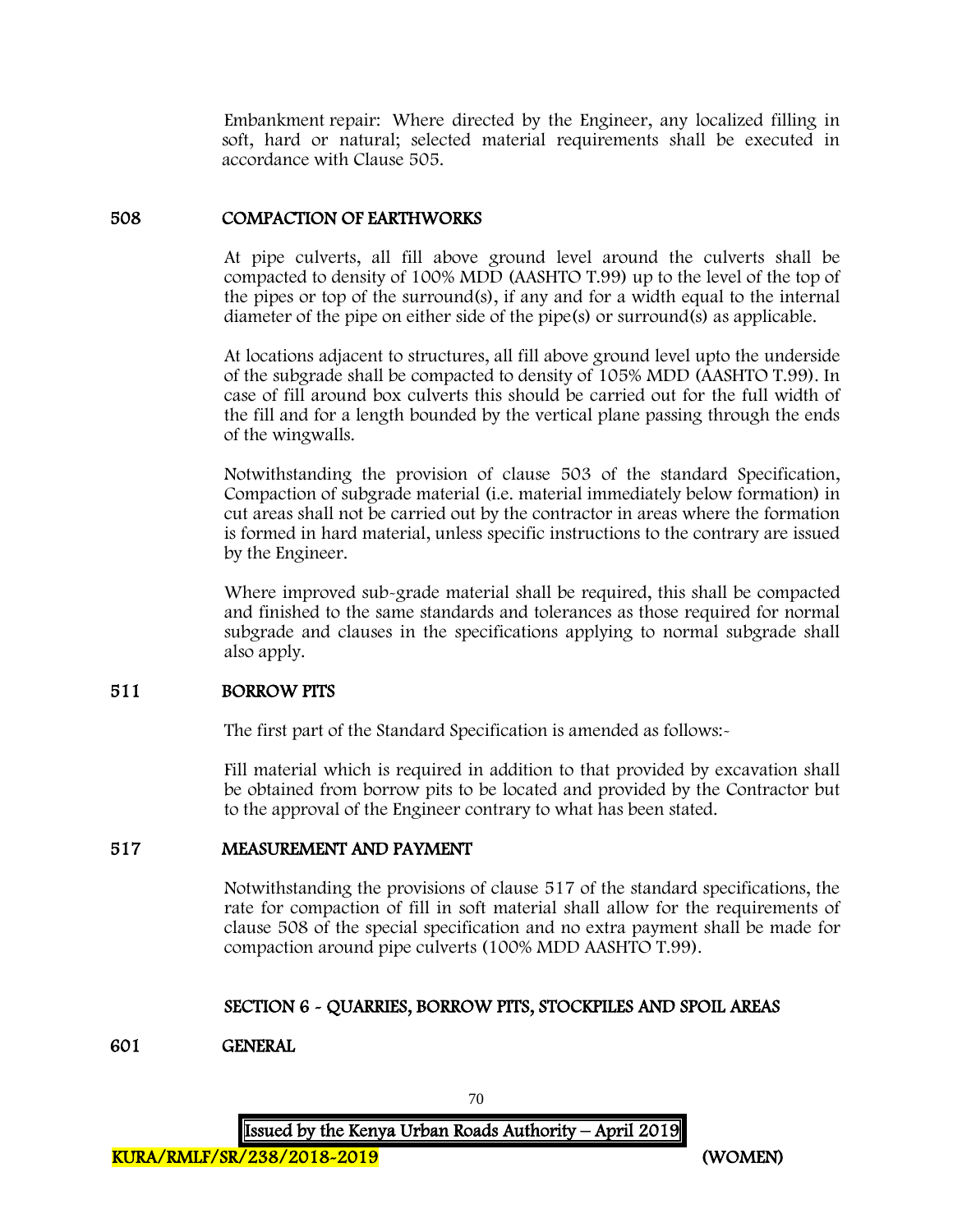Embankment repair: Where directed by the Engineer, any localized filling in soft, hard or natural; selected material requirements shall be executed in accordance with Clause 505.

## 508 COMPACTION OF EARTHWORKS

At pipe culverts, all fill above ground level around the culverts shall be compacted to density of 100% MDD (AASHTO T.99) up to the level of the top of the pipes or top of the surround(s), if any and for a width equal to the internal diameter of the pipe on either side of the pipe(s) or surround(s) as applicable.

At locations adjacent to structures, all fill above ground level upto the underside of the subgrade shall be compacted to density of 105% MDD (AASHTO T.99). In case of fill around box culverts this should be carried out for the full width of the fill and for a length bounded by the vertical plane passing through the ends of the wingwalls.

Notwithstanding the provision of clause 503 of the standard Specification, Compaction of subgrade material (i.e. material immediately below formation) in cut areas shall not be carried out by the contractor in areas where the formation is formed in hard material, unless specific instructions to the contrary are issued by the Engineer.

Where improved sub-grade material shall be required, this shall be compacted and finished to the same standards and tolerances as those required for normal subgrade and clauses in the specifications applying to normal subgrade shall also apply.

## 511 BORROW PITS

The first part of the Standard Specification is amended as follows:-

Fill material which is required in addition to that provided by excavation shall be obtained from borrow pits to be located and provided by the Contractor but to the approval of the Engineer contrary to what has been stated.

## 517 MEASUREMENT AND PAYMENT

Notwithstanding the provisions of clause 517 of the standard specifications, the rate for compaction of fill in soft material shall allow for the requirements of clause 508 of the special specification and no extra payment shall be made for compaction around pipe culverts (100% MDD AASHTO T.99).

# SECTION 6 - QUARRIES, BORROW PITS, STOCKPILES AND SPOIL AREAS

## 601 GENERAL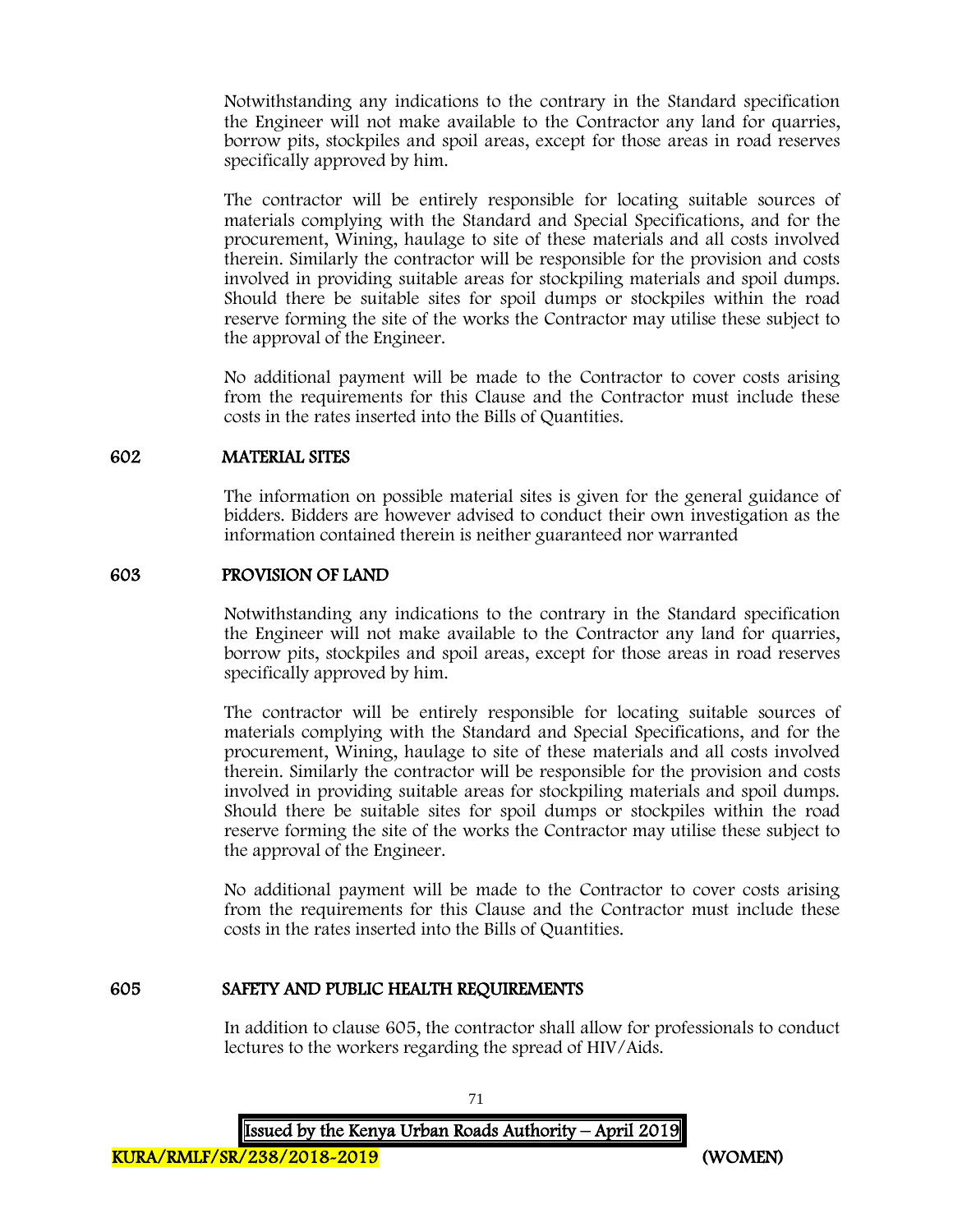Notwithstanding any indications to the contrary in the Standard specification the Engineer will not make available to the Contractor any land for quarries, borrow pits, stockpiles and spoil areas, except for those areas in road reserves specifically approved by him.

The contractor will be entirely responsible for locating suitable sources of materials complying with the Standard and Special Specifications, and for the procurement, Wining, haulage to site of these materials and all costs involved therein. Similarly the contractor will be responsible for the provision and costs involved in providing suitable areas for stockpiling materials and spoil dumps. Should there be suitable sites for spoil dumps or stockpiles within the road reserve forming the site of the works the Contractor may utilise these subject to the approval of the Engineer.

No additional payment will be made to the Contractor to cover costs arising from the requirements for this Clause and the Contractor must include these costs in the rates inserted into the Bills of Quantities.

## 602 MATERIAL SITES

The information on possible material sites is given for the general guidance of bidders. Bidders are however advised to conduct their own investigation as the information contained therein is neither guaranteed nor warranted

## 603 PROVISION OF LAND

Notwithstanding any indications to the contrary in the Standard specification the Engineer will not make available to the Contractor any land for quarries, borrow pits, stockpiles and spoil areas, except for those areas in road reserves specifically approved by him.

The contractor will be entirely responsible for locating suitable sources of materials complying with the Standard and Special Specifications, and for the procurement, Wining, haulage to site of these materials and all costs involved therein. Similarly the contractor will be responsible for the provision and costs involved in providing suitable areas for stockpiling materials and spoil dumps. Should there be suitable sites for spoil dumps or stockpiles within the road reserve forming the site of the works the Contractor may utilise these subject to the approval of the Engineer.

No additional payment will be made to the Contractor to cover costs arising from the requirements for this Clause and the Contractor must include these costs in the rates inserted into the Bills of Quantities.

## 605 SAFETY AND PUBLIC HEALTH REQUIREMENTS

In addition to clause 605, the contractor shall allow for professionals to conduct lectures to the workers regarding the spread of HIV/Aids.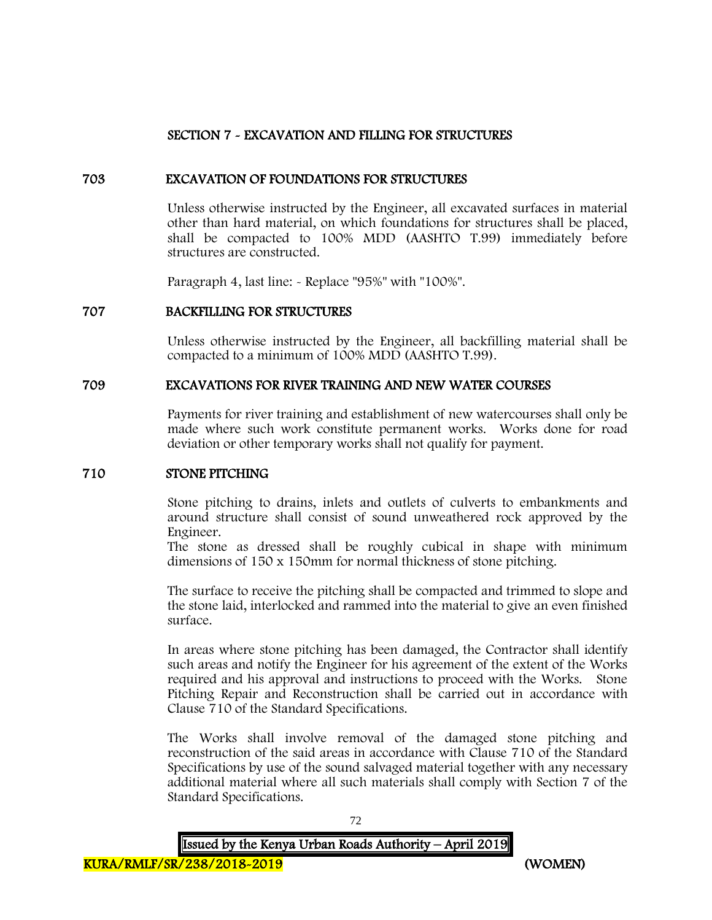## SECTION 7 - EXCAVATION AND FILLING FOR STRUCTURES

### 703 EXCAVATION OF FOUNDATIONS FOR STRUCTURES

Unless otherwise instructed by the Engineer, all excavated surfaces in material other than hard material, on which foundations for structures shall be placed, shall be compacted to 100% MDD (AASHTO T.99) immediately before structures are constructed.

Paragraph 4, last line: - Replace "95%" with "100%".

### 707 BACKFILLING FOR STRUCTURES

Unless otherwise instructed by the Engineer, all backfilling material shall be compacted to a minimum of 100% MDD (AASHTO T.99).

### 709 EXCAVATIONS FOR RIVER TRAINING AND NEW WATER COURSES

Payments for river training and establishment of new watercourses shall only be made where such work constitute permanent works. Works done for road deviation or other temporary works shall not qualify for payment.

### 710 STONE PITCHING

Stone pitching to drains, inlets and outlets of culverts to embankments and around structure shall consist of sound unweathered rock approved by the Engineer.
The stone as dressed shall be roughly cubical in shape with minimum dimensions of 150 x 150mm for normal thickness of stone pitching.

The surface to receive the pitching shall be compacted and trimmed to slope and the stone laid, interlocked and rammed into the material to give an even finished surface.

In areas where stone pitching has been damaged, the Contractor shall identify such areas and notify the Engineer for his agreement of the extent of the Works required and his approval and instructions to proceed with the Works. Stone Pitching Repair and Reconstruction shall be carried out in accordance with Clause 710 of the Standard Specifications.

The Works shall involve removal of the damaged stone pitching and reconstruction of the said areas in accordance with Clause 710 of the Standard Specifications by use of the sound salvaged material together with any necessary additional material where all such materials shall comply with Section 7 of the Standard Specifications.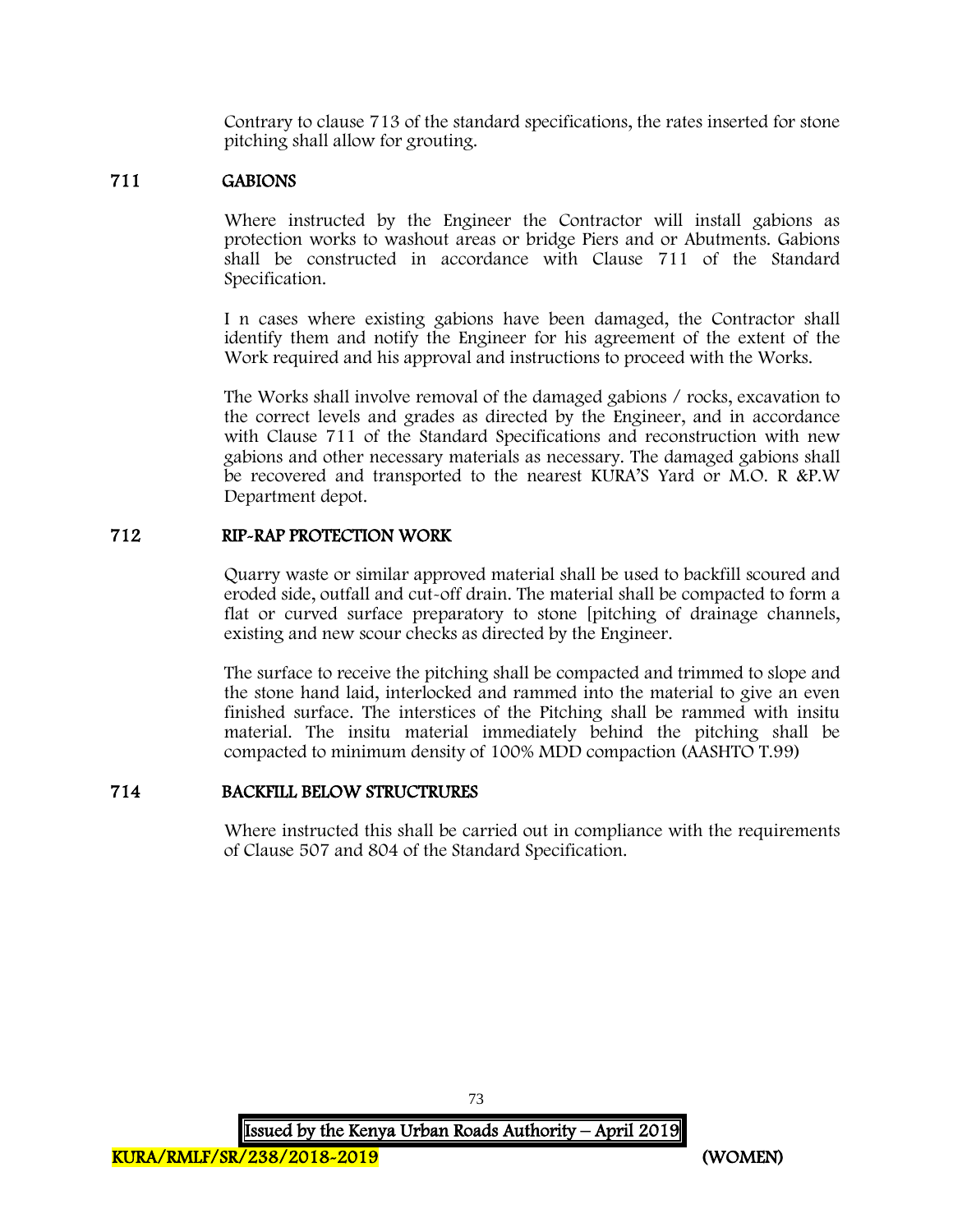Contrary to clause 713 of the standard specifications, the rates inserted for stone pitching shall allow for grouting.

## 711 GABIONS

Where instructed by the Engineer the Contractor will install gabions as protection works to washout areas or bridge Piers and or Abutments. Gabions shall be constructed in accordance with Clause 711 of the Standard Specification.

I n cases where existing gabions have been damaged, the Contractor shall identify them and notify the Engineer for his agreement of the extent of the Work required and his approval and instructions to proceed with the Works.

The Works shall involve removal of the damaged gabions / rocks, excavation to the correct levels and grades as directed by the Engineer, and in accordance with Clause 711 of the Standard Specifications and reconstruction with new gabions and other necessary materials as necessary. The damaged gabions shall be recovered and transported to the nearest KURA'S Yard or M.O. R &P.W Department depot.

## 712 RIP-RAP PROTECTION WORK

Quarry waste or similar approved material shall be used to backfill scoured and eroded side, outfall and cut-off drain. The material shall be compacted to form a flat or curved surface preparatory to stone [pitching of drainage channels, existing and new scour checks as directed by the Engineer.

The surface to receive the pitching shall be compacted and trimmed to slope and the stone hand laid, interlocked and rammed into the material to give an even finished surface. The interstices of the Pitching shall be rammed with insitu material. The insitu material immediately behind the pitching shall be compacted to minimum density of 100% MDD compaction (AASHTO T.99)

## 714 BACKFILL BELOW STRUCTRURES

Where instructed this shall be carried out in compliance with the requirements of Clause 507 and 804 of the Standard Specification.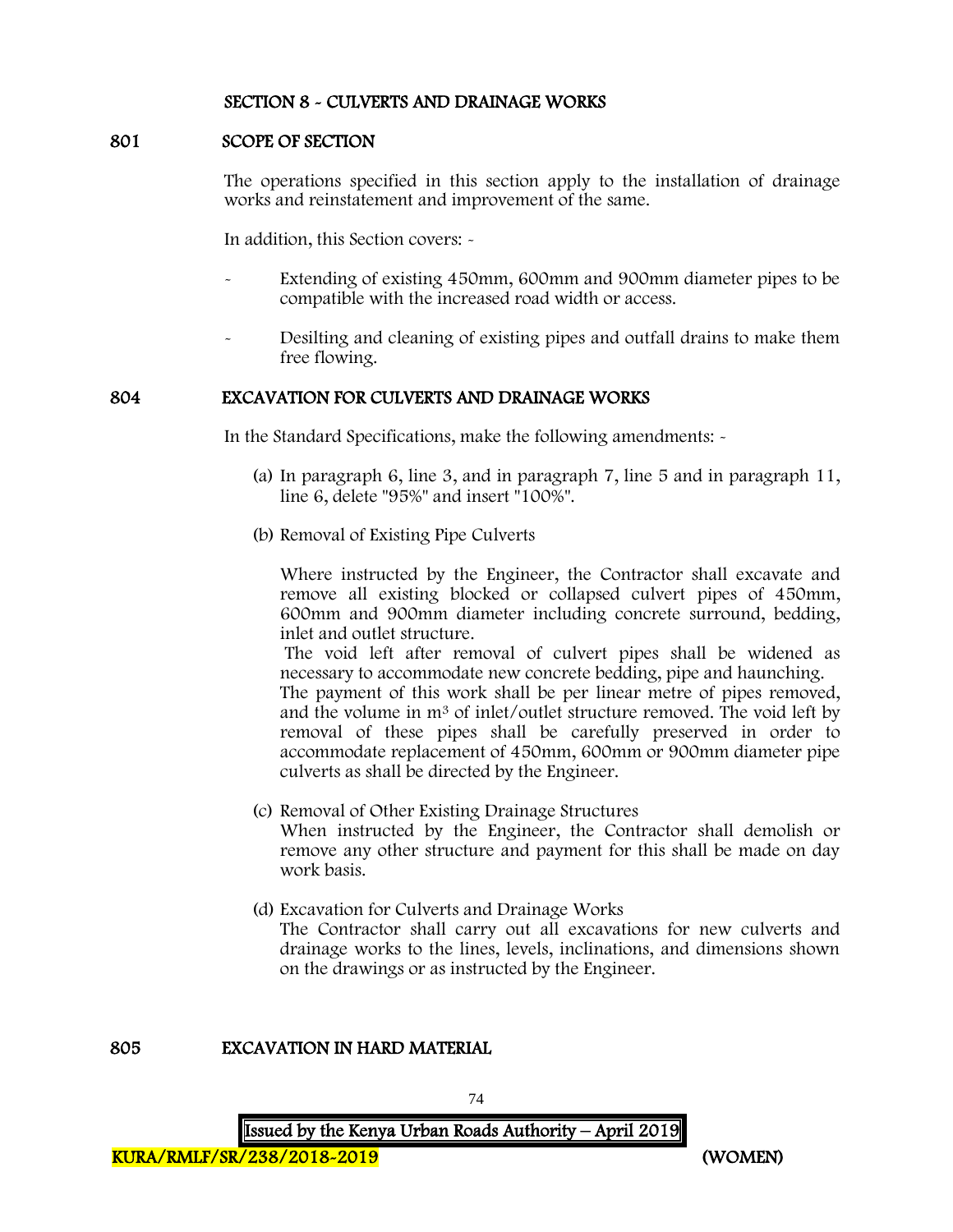## SECTION 8 - CULVERTS AND DRAINAGE WORKS

### 801 SCOPE OF SECTION

The operations specified in this section apply to the installation of drainage works and reinstatement and improvement of the same.

In addition, this Section covers: -

- Extending of existing 450mm, 600mm and 900mm diameter pipes to be compatible with the increased road width or access.
- Desilting and cleaning of existing pipes and outfall drains to make them free flowing.

### 804 EXCAVATION FOR CULVERTS AND DRAINAGE WORKS

In the Standard Specifications, make the following amendments: -

(a) In paragraph 6, line 3, and in paragraph 7, line 5 and in paragraph 11, line 6, delete "95%" and insert "100%".

(b) Removal of Existing Pipe Culverts

Where instructed by the Engineer, the Contractor shall excavate and remove all existing blocked or collapsed culvert pipes of 450mm, 600mm and 900mm diameter including concrete surround, bedding, inlet and outlet structure.
The void left after removal of culvert pipes shall be widened as necessary to accommodate new concrete bedding, pipe and haunching.
The payment of this work shall be per linear metre of pipes removed, and the volume in $m^3$ of inlet/outlet structure removed. The void left by removal of these pipes shall be carefully preserved in order to accommodate replacement of 450mm, 600mm or 900mm diameter pipe culverts as shall be directed by the Engineer.

(c) Removal of Other Existing Drainage Structures
When instructed by the Engineer, the Contractor shall demolish or remove any other structure and payment for this shall be made on day work basis.

(d) Excavation for Culverts and Drainage Works
The Contractor shall carry out all excavations for new culverts and drainage works to the lines, levels, inclinations, and dimensions shown on the drawings or as instructed by the Engineer.

### 805 EXCAVATION IN HARD MATERIAL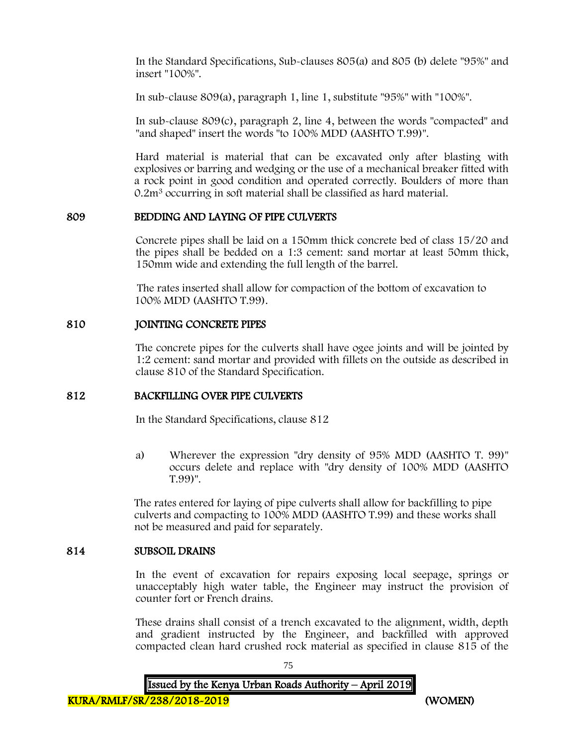In the Standard Specifications, Sub-clauses 805(a) and 805 (b) delete "95%" and insert "100%".

In sub-clause 809(a), paragraph 1, line 1, substitute "95%" with "100%".

In sub-clause 809(c), paragraph 2, line 4, between the words "compacted" and "and shaped" insert the words "to 100% MDD (AASHTO T.99)".

Hard material is material that can be excavated only after blasting with explosives or barring and wedging or the use of a mechanical breaker fitted with a rock point in good condition and operated correctly. Boulders of more than $0.2m^3$ occurring in soft material shall be classified as hard material.

## 809 BEDDING AND LAYING OF PIPE CULVERTS

Concrete pipes shall be laid on a 150mm thick concrete bed of class 15/20 and the pipes shall be bedded on a 1:3 cement: sand mortar at least 50mm thick, 150mm wide and extending the full length of the barrel.

The rates inserted shall allow for compaction of the bottom of excavation to 100% MDD (AASHTO T.99).

## 810 JOINTING CONCRETE PIPES

The concrete pipes for the culverts shall have ogee joints and will be jointed by 1:2 cement: sand mortar and provided with fillets on the outside as described in clause 810 of the Standard Specification.

## 812 BACKFILLING OVER PIPE CULVERTS

In the Standard Specifications, clause 812

a) Wherever the expression "dry density of 95% MDD (AASHTO T. 99)" occurs delete and replace with "dry density of 100% MDD (AASHTO T.99)".

The rates entered for laying of pipe culverts shall allow for backfilling to pipe culverts and compacting to 100% MDD (AASHTO T.99) and these works shall not be measured and paid for separately.

## 814 SUBSOIL DRAINS

In the event of excavation for repairs exposing local seepage, springs or unacceptably high water table, the Engineer may instruct the provision of counter fort or French drains.

These drains shall consist of a trench excavated to the alignment, width, depth and gradient instructed by the Engineer, and backfilled with approved compacted clean hard crushed rock material as specified in clause 815 of the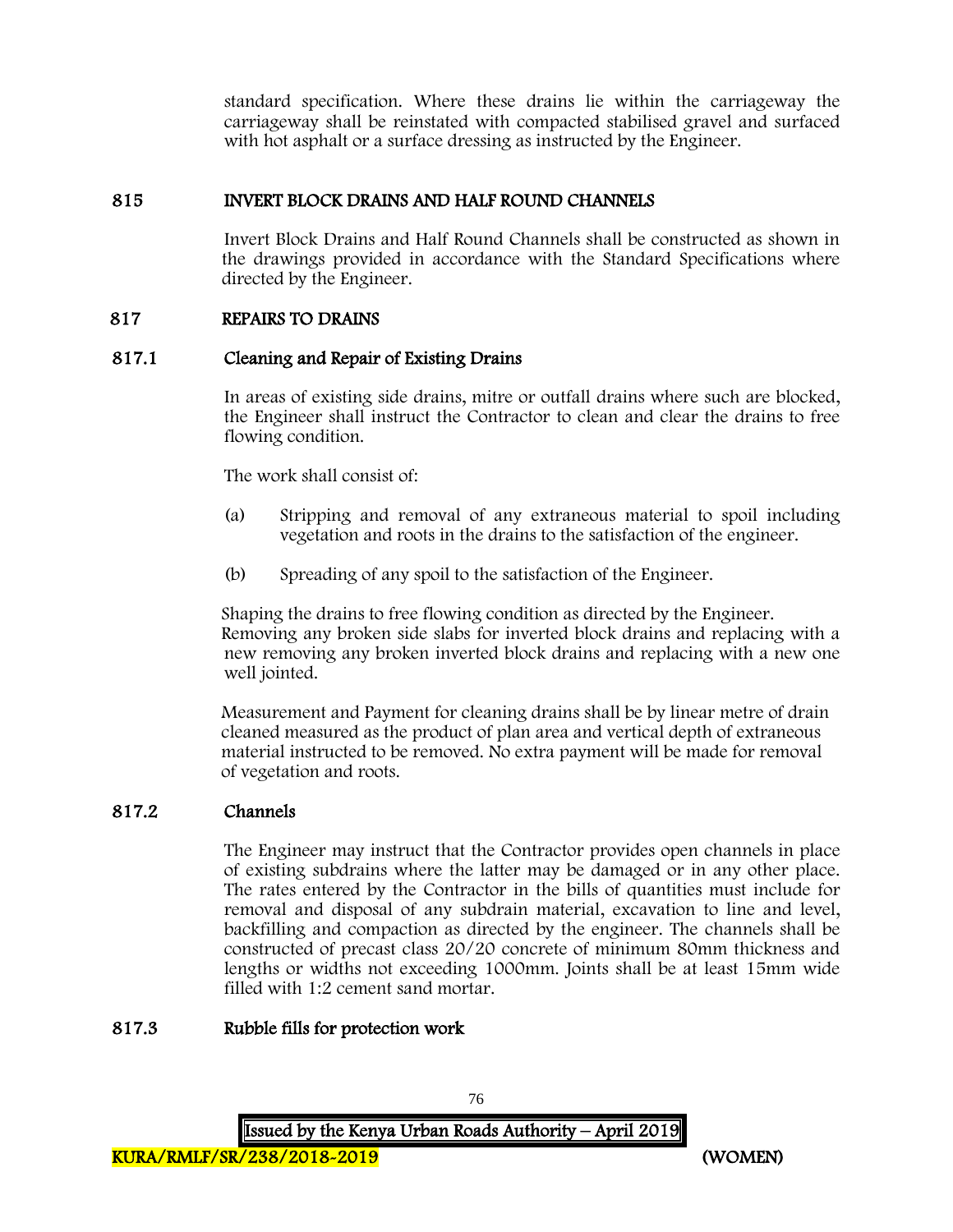standard specification. Where these drains lie within the carriageway the carriageway shall be reinstated with compacted stabilised gravel and surfaced with hot asphalt or a surface dressing as instructed by the Engineer.

## 815 INVERT BLOCK DRAINS AND HALF ROUND CHANNELS

Invert Block Drains and Half Round Channels shall be constructed as shown in the drawings provided in accordance with the Standard Specifications where directed by the Engineer.

## 817 REPAIRS TO DRAINS

### 817.1 Cleaning and Repair of Existing Drains

In areas of existing side drains, mitre or outfall drains where such are blocked, the Engineer shall instruct the Contractor to clean and clear the drains to free flowing condition.

The work shall consist of:

(a) Stripping and removal of any extraneous material to spoil including vegetation and roots in the drains to the satisfaction of the engineer.

(b) Spreading of any spoil to the satisfaction of the Engineer.

Shaping the drains to free flowing condition as directed by the Engineer. Removing any broken side slabs for inverted block drains and replacing with a new removing any broken inverted block drains and replacing with a new one well jointed.

Measurement and Payment for cleaning drains shall be by linear metre of drain cleaned measured as the product of plan area and vertical depth of extraneous material instructed to be removed. No extra payment will be made for removal of vegetation and roots.

### 817.2 Channels

The Engineer may instruct that the Contractor provides open channels in place of existing subdrains where the latter may be damaged or in any other place. The rates entered by the Contractor in the bills of quantities must include for removal and disposal of any subdrain material, excavation to line and level, backfilling and compaction as directed by the engineer. The channels shall be constructed of precast class 20/20 concrete of minimum 80mm thickness and lengths or widths not exceeding 1000mm. Joints shall be at least 15mm wide filled with 1:2 cement sand mortar.

### 817.3 Rubble fills for protection work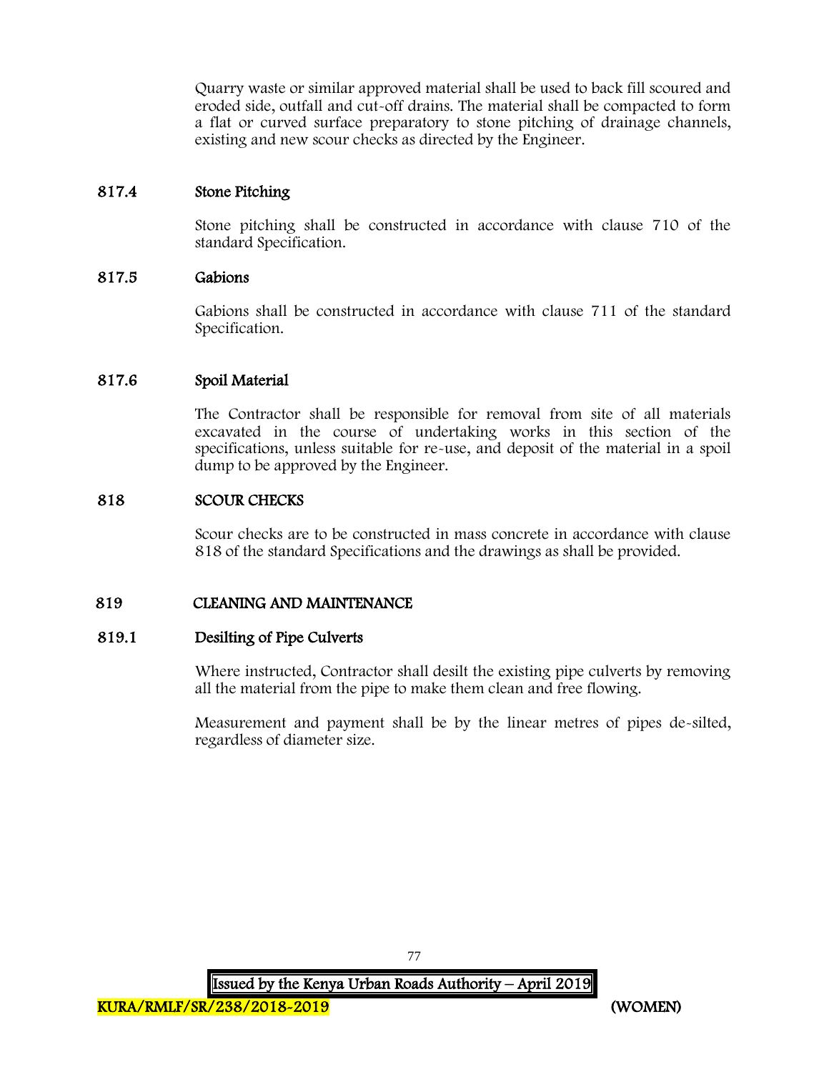Quarry waste or similar approved material shall be used to back fill scoured and eroded side, outfall and cut-off drains. The material shall be compacted to form a flat or curved surface preparatory to stone pitching of drainage channels, existing and new scour checks as directed by the Engineer.

### 817.4 Stone Pitching

Stone pitching shall be constructed in accordance with clause 710 of the standard Specification.

### 817.5 Gabions

Gabions shall be constructed in accordance with clause 711 of the standard Specification.

### 817.6 Spoil Material

The Contractor shall be responsible for removal from site of all materials excavated in the course of undertaking works in this section of the specifications, unless suitable for re-use, and deposit of the material in a spoil dump to be approved by the Engineer.

## 818 SCOUR CHECKS

Scour checks are to be constructed in mass concrete in accordance with clause 818 of the standard Specifications and the drawings as shall be provided.

## 819 CLEANING AND MAINTENANCE

### 819.1 Desilting of Pipe Culverts

Where instructed, Contractor shall desilt the existing pipe culverts by removing all the material from the pipe to make them clean and free flowing.

Measurement and payment shall be by the linear metres of pipes de-silted, regardless of diameter size.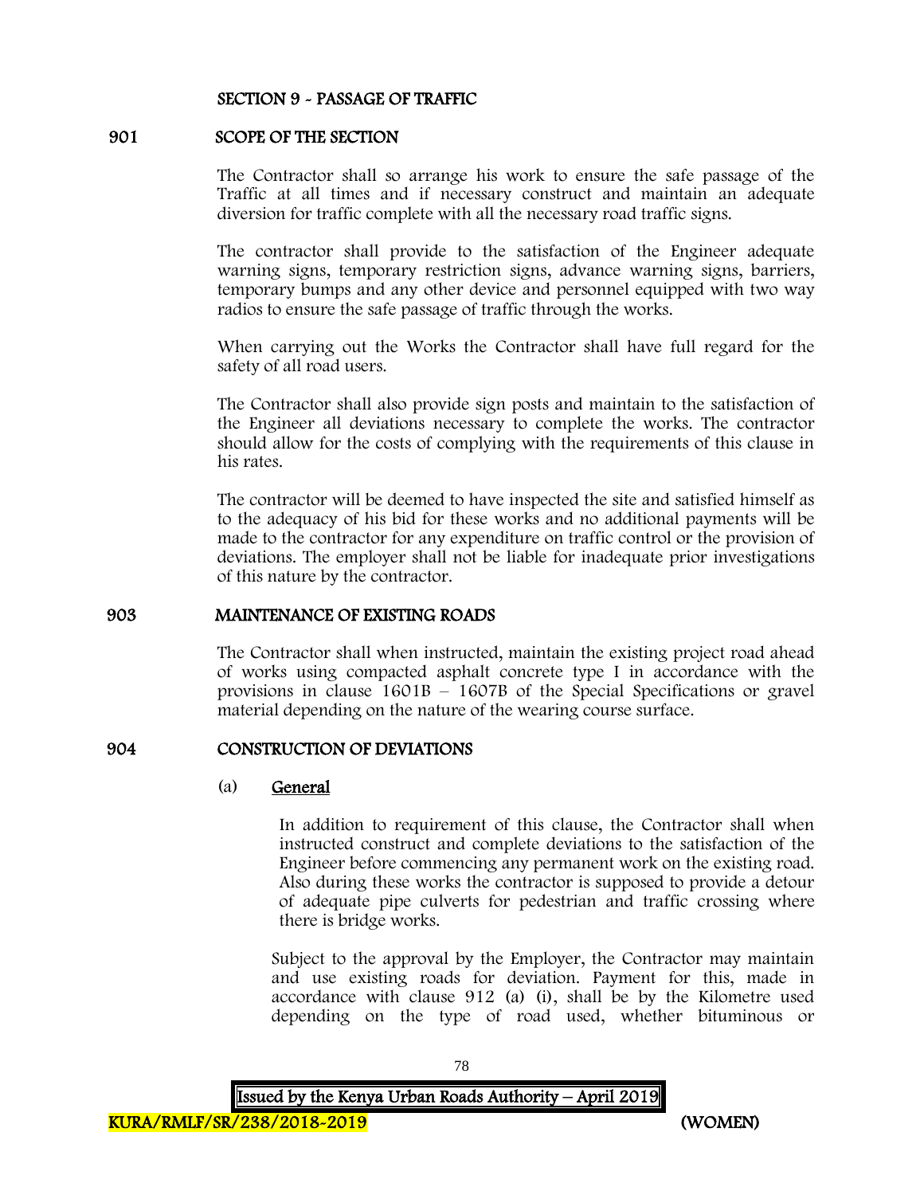## SECTION 9 - PASSAGE OF TRAFFIC

### 901 SCOPE OF THE SECTION

The Contractor shall so arrange his work to ensure the safe passage of the Traffic at all times and if necessary construct and maintain an adequate diversion for traffic complete with all the necessary road traffic signs.

The contractor shall provide to the satisfaction of the Engineer adequate warning signs, temporary restriction signs, advance warning signs, barriers, temporary bumps and any other device and personnel equipped with two way radios to ensure the safe passage of traffic through the works.

When carrying out the Works the Contractor shall have full regard for the safety of all road users.

The Contractor shall also provide sign posts and maintain to the satisfaction of the Engineer all deviations necessary to complete the works. The contractor should allow for the costs of complying with the requirements of this clause in his rates.

The contractor will be deemed to have inspected the site and satisfied himself as to the adequacy of his bid for these works and no additional payments will be made to the contractor for any expenditure on traffic control or the provision of deviations. The employer shall not be liable for inadequate prior investigations of this nature by the contractor.

### 903 MAINTENANCE OF EXISTING ROADS

The Contractor shall when instructed, maintain the existing project road ahead of works using compacted asphalt concrete type I in accordance with the provisions in clause 1601B – 1607B of the Special Specifications or gravel material depending on the nature of the wearing course surface.

### 904 CONSTRUCTION OF DEVIATIONS

(a) **General**

In addition to requirement of this clause, the Contractor shall when instructed construct and complete deviations to the satisfaction of the Engineer before commencing any permanent work on the existing road. Also during these works the contractor is supposed to provide a detour of adequate pipe culverts for pedestrian and traffic crossing where there is bridge works.

Subject to the approval by the Employer, the Contractor may maintain and use existing roads for deviation. Payment for this, made in accordance with clause 912 (a) (i), shall be by the Kilometre used depending on the type of road used, whether bituminous or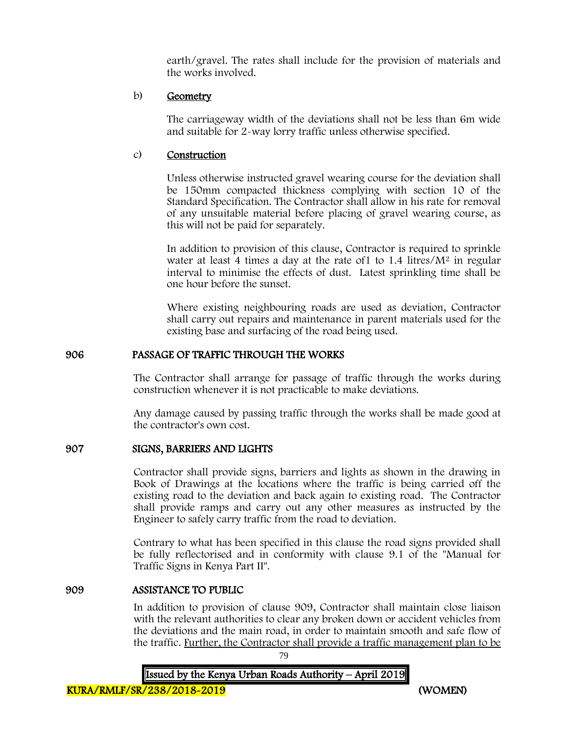earth/gravel. The rates shall include for the provision of materials and the works involved.

b) **Geometry**

The carriageway width of the deviations shall not be less than 6m wide and suitable for 2-way lorry traffic unless otherwise specified.

c) **Construction**

Unless otherwise instructed gravel wearing course for the deviation shall be 150mm compacted thickness complying with section 10 of the Standard Specification. The Contractor shall allow in his rate for removal of any unsuitable material before placing of gravel wearing course, as this will not be paid for separately.

In addition to provision of this clause, Contractor is required to sprinkle water at least 4 times a day at the rate of1 to 1.4 litres/$M^2$ in regular interval to minimise the effects of dust. Latest sprinkling time shall be one hour before the sunset.

Where existing neighbouring roads are used as deviation, Contractor shall carry out repairs and maintenance in parent materials used for the existing base and surfacing of the road being used.

## 906 PASSAGE OF TRAFFIC THROUGH THE WORKS

The Contractor shall arrange for passage of traffic through the works during construction whenever it is not practicable to make deviations.

Any damage caused by passing traffic through the works shall be made good at the contractor's own cost.

## 907 SIGNS, BARRIERS AND LIGHTS

Contractor shall provide signs, barriers and lights as shown in the drawing in Book of Drawings at the locations where the traffic is being carried off the existing road to the deviation and back again to existing road. The Contractor shall provide ramps and carry out any other measures as instructed by the Engineer to safely carry traffic from the road to deviation.

Contrary to what has been specified in this clause the road signs provided shall be fully reflectorised and in conformity with clause 9.1 of the "Manual for Traffic Signs in Kenya Part II".

## 909 ASSISTANCE TO PUBLIC

In addition to provision of clause 909, Contractor shall maintain close liaison with the relevant authorities to clear any broken down or accident vehicles from the deviations and the main road, in order to maintain smooth and safe flow of the traffic. Further, the Contractor shall provide a traffic management plan to be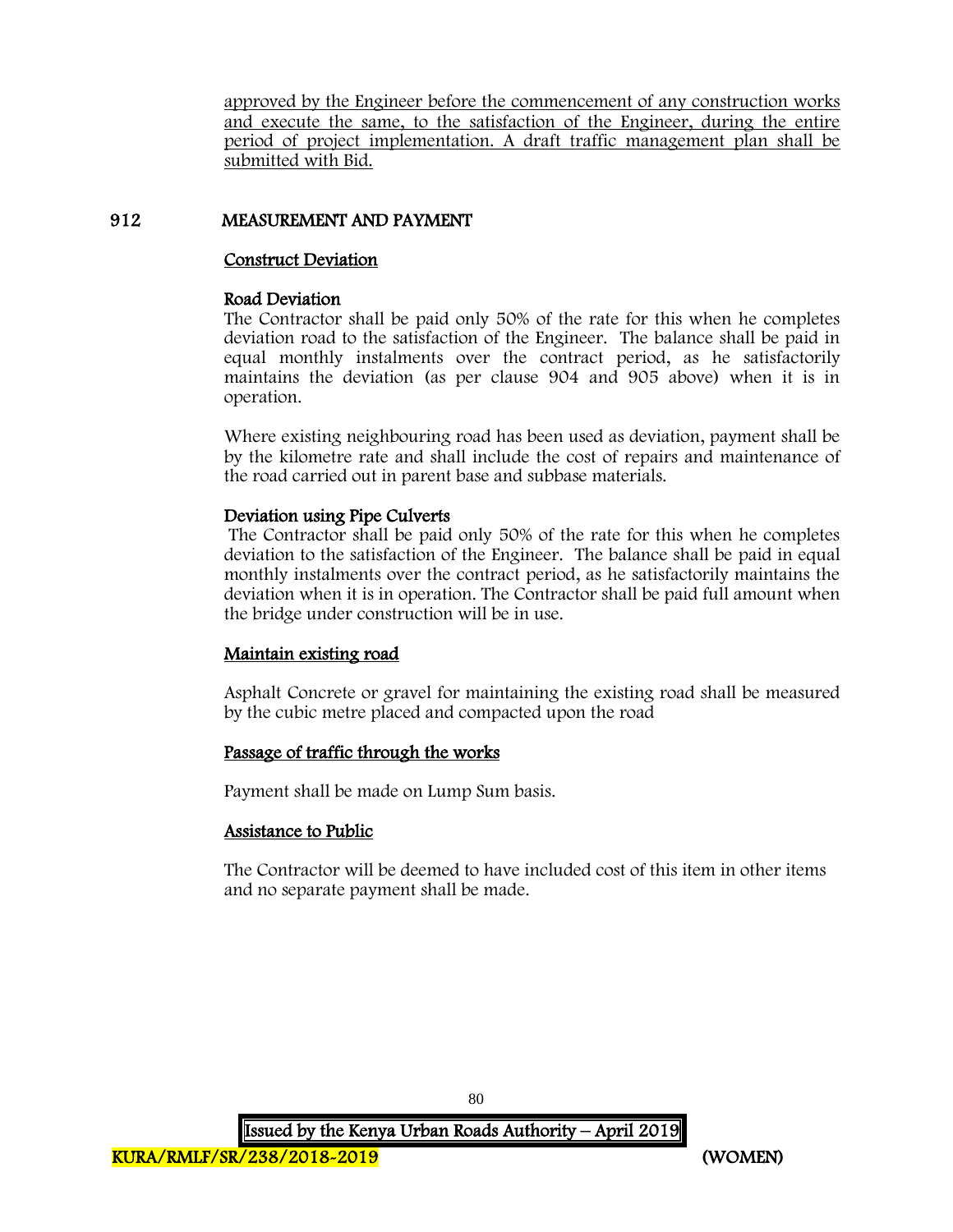approved by the Engineer before the commencement of any construction works and execute the same, to the satisfaction of the Engineer, during the entire period of project implementation. A draft traffic management plan shall be submitted with Bid.

## 912 MEASUREMENT AND PAYMENT

### Construct Deviation

**Road Deviation**

The Contractor shall be paid only 50% of the rate for this when he completes deviation road to the satisfaction of the Engineer. The balance shall be paid in equal monthly instalments over the contract period, as he satisfactorily maintains the deviation (as per clause 904 and 905 above) when it is in operation.

Where existing neighbouring road has been used as deviation, payment shall be by the kilometre rate and shall include the cost of repairs and maintenance of the road carried out in parent base and subbase materials.

**Deviation using Pipe Culverts**

The Contractor shall be paid only 50% of the rate for this when he completes deviation to the satisfaction of the Engineer. The balance shall be paid in equal monthly instalments over the contract period, as he satisfactorily maintains the deviation when it is in operation. The Contractor shall be paid full amount when the bridge under construction will be in use.

### Maintain existing road

Asphalt Concrete or gravel for maintaining the existing road shall be measured by the cubic metre placed and compacted upon the road

### Passage of traffic through the works

Payment shall be made on Lump Sum basis.

### Assistance to Public

The Contractor will be deemed to have included cost of this item in other items and no separate payment shall be made.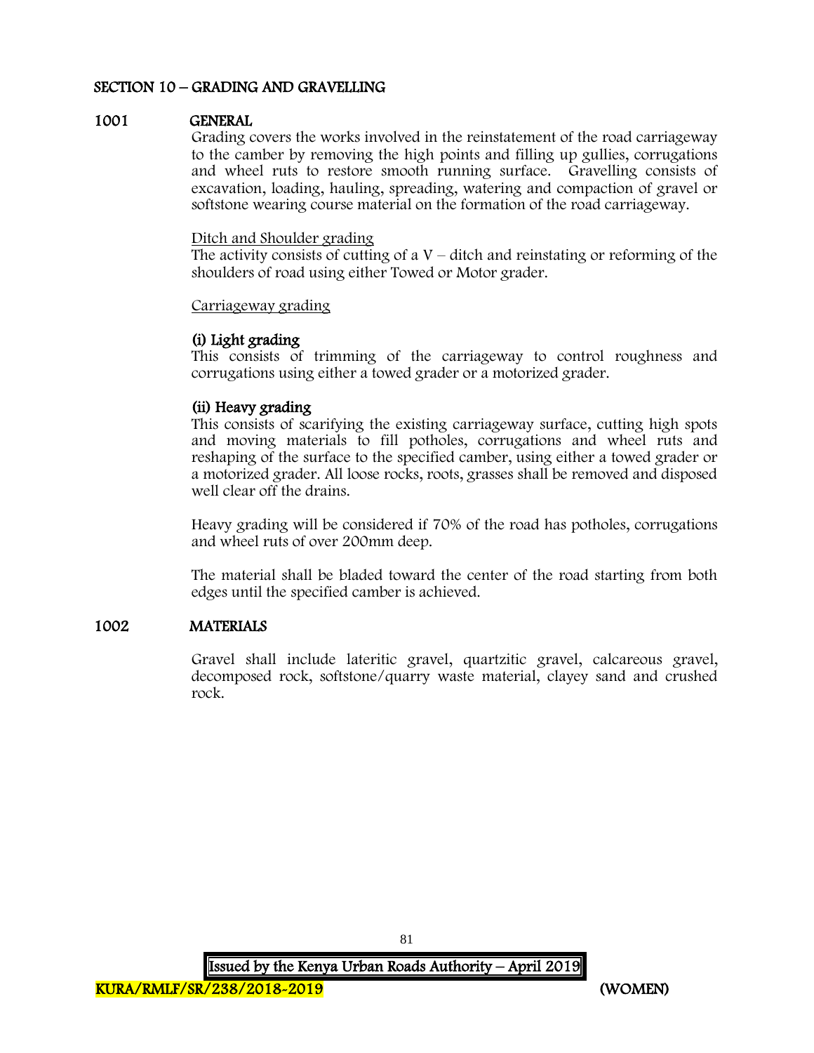## SECTION 10 – GRADING AND GRAVELLING

### 1001 GENERAL

Grading covers the works involved in the reinstatement of the road carriageway to the camber by removing the high points and filling up gullies, corrugations and wheel ruts to restore smooth running surface. Gravelling consists of excavation, loading, hauling, spreading, watering and compaction of gravel or softstone wearing course material on the formation of the road carriageway.

Ditch and Shoulder grading

The activity consists of cutting of a V – ditch and reinstating or reforming of the shoulders of road using either Towed or Motor grader.

Carriageway grading

**(i) Light grading**

This consists of trimming of the carriageway to control roughness and corrugations using either a towed grader or a motorized grader.

**(ii) Heavy grading**

This consists of scarifying the existing carriageway surface, cutting high spots and moving materials to fill potholes, corrugations and wheel ruts and reshaping of the surface to the specified camber, using either a towed grader or a motorized grader. All loose rocks, roots, grasses shall be removed and disposed well clear off the drains.

Heavy grading will be considered if 70% of the road has potholes, corrugations and wheel ruts of over 200mm deep.

The material shall be bladed toward the center of the road starting from both edges until the specified camber is achieved.

### 1002 MATERIALS

Gravel shall include lateritic gravel, quartzitic gravel, calcareous gravel, decomposed rock, softstone/quarry waste material, clayey sand and crushed rock.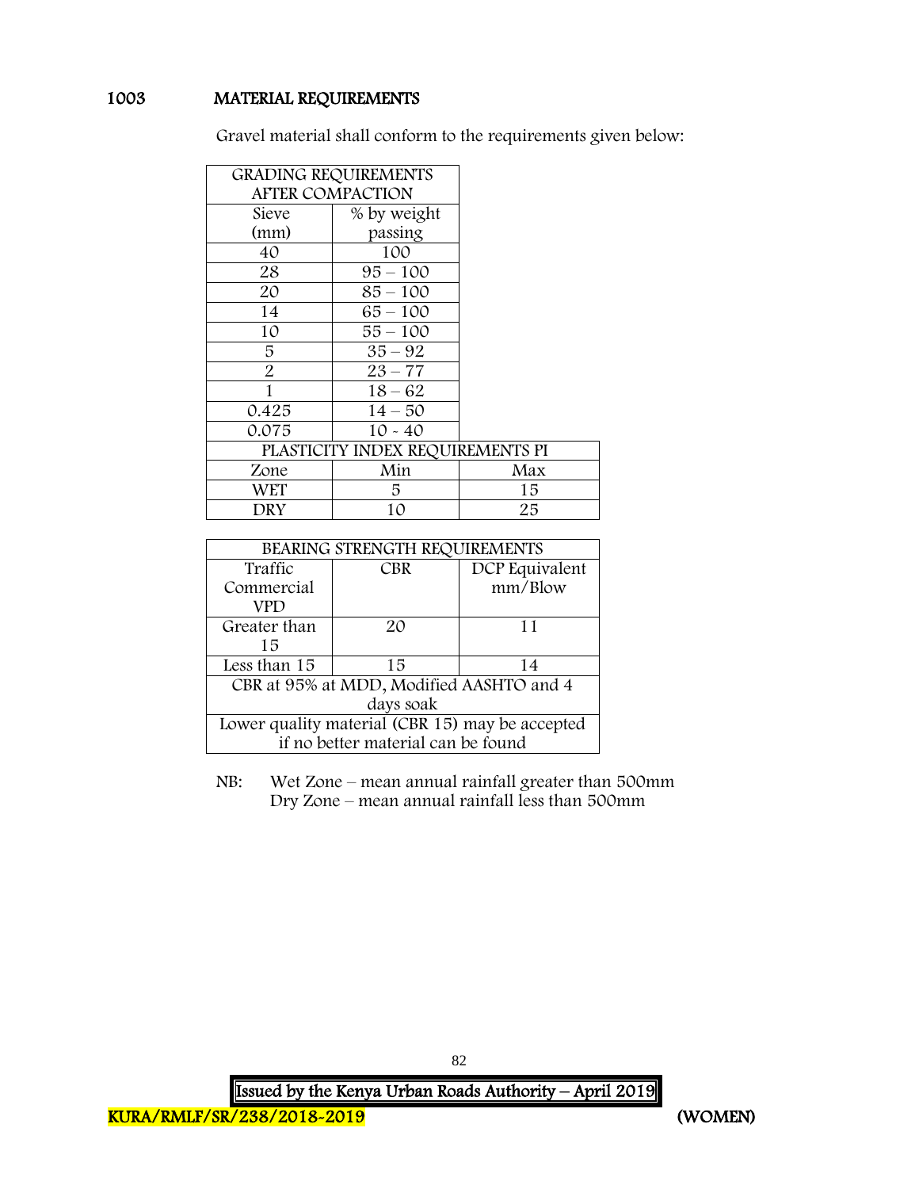## 1003 MATERIAL REQUIREMENTS

Gravel material shall conform to the requirements given below:

| GRADING REQUIREMENTS AFTER COMPACTION | | |
|---|---|---|
| Sieve (mm) | % by weight passing | |
| 40 | 100 | |
| 28 | 95 – 100 | |
| 20 | 85 – 100 | |
| 14 | 65 – 100 | |
| 10 | 55 – 100 | |
| 5 | 35 – 92 | |
| 2 | 23 – 77 | |
| 1 | 18 – 62 | |
| 0.425 | 14 – 50 | |
| 0.075 | 10 - 40 | |
| PLASTICITY INDEX REQUIREMENTS PI | | |
| Zone | Min | Max |
| WET | 5 | 15 |
| DRY | 10 | 25 |

| BEARING STRENGTH REQUIREMENTS | | |
|---|---|---|
| Traffic Commercial VPD | CBR | DCP Equivalent mm/Blow |
| Greater than 15 | 20 | 11 |
| Less than 15 | 15 | 14 |
| CBR at 95% at MDD, Modified AASHTO and 4 days soak | | |
| Lower quality material (CBR 15) may be accepted if no better material can be found | | |

NB: Wet Zone – mean annual rainfall greater than 500mm
Dry Zone – mean annual rainfall less than 500mm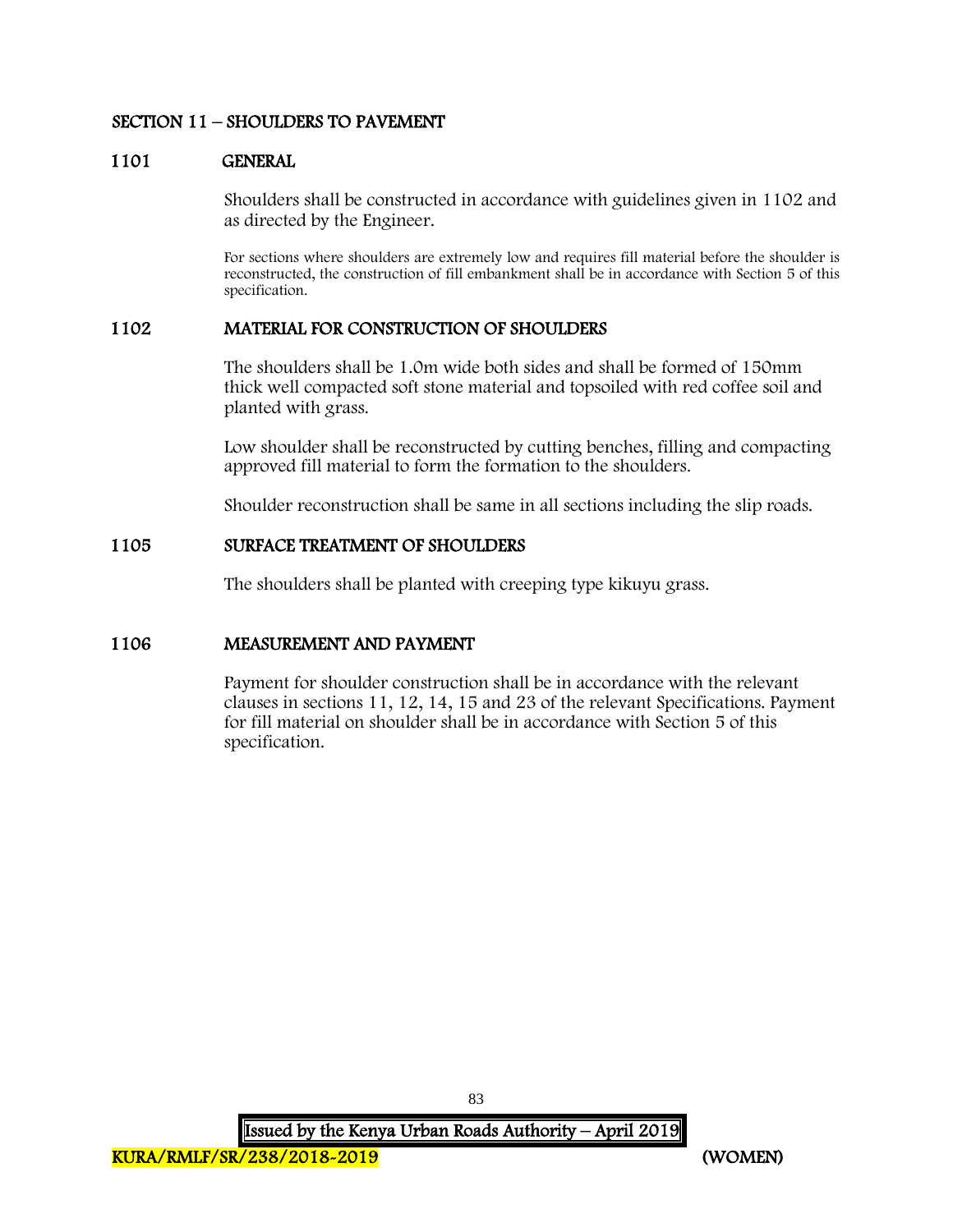## SECTION 11 – SHOULDERS TO PAVEMENT

### 1101 GENERAL

Shoulders shall be constructed in accordance with guidelines given in 1102 and as directed by the Engineer.

For sections where shoulders are extremely low and requires fill material before the shoulder is reconstructed, the construction of fill embankment shall be in accordance with Section 5 of this specification.

### 1102 MATERIAL FOR CONSTRUCTION OF SHOULDERS

The shoulders shall be 1.0m wide both sides and shall be formed of 150mm thick well compacted soft stone material and topsoiled with red coffee soil and planted with grass.

Low shoulder shall be reconstructed by cutting benches, filling and compacting approved fill material to form the formation to the shoulders.

Shoulder reconstruction shall be same in all sections including the slip roads.

### 1105 SURFACE TREATMENT OF SHOULDERS

The shoulders shall be planted with creeping type kikuyu grass.

### 1106 MEASUREMENT AND PAYMENT

Payment for shoulder construction shall be in accordance with the relevant clauses in sections 11, 12, 14, 15 and 23 of the relevant Specifications. Payment for fill material on shoulder shall be in accordance with Section 5 of this specification.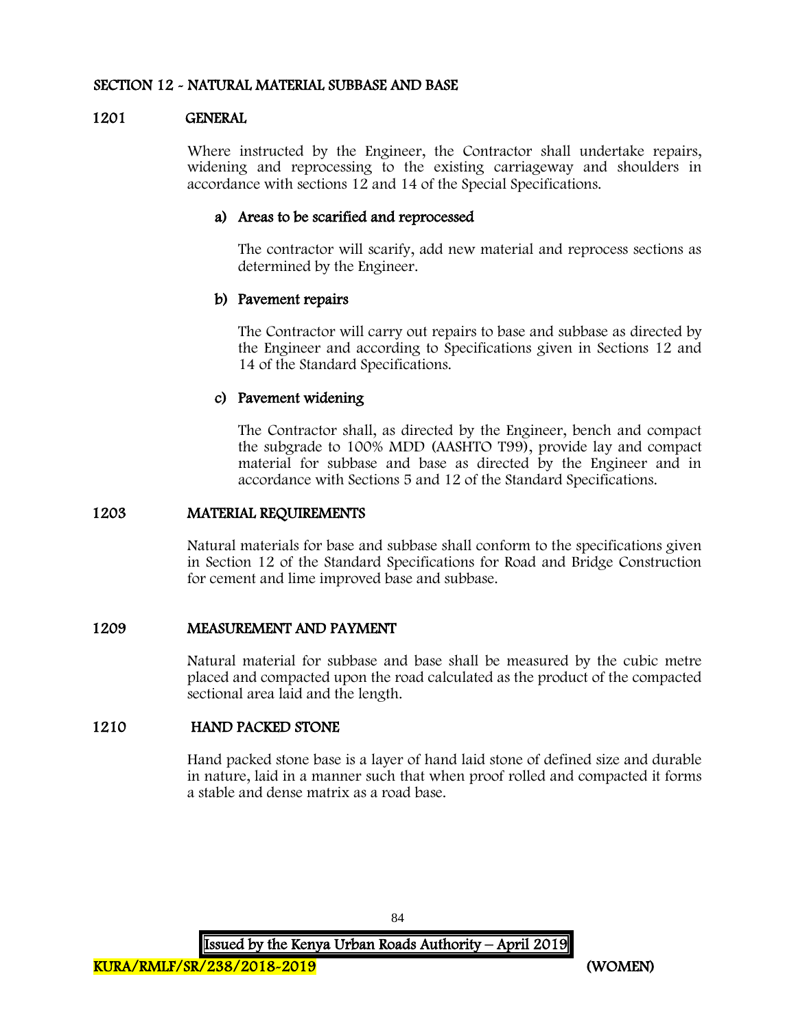## SECTION 12 - NATURAL MATERIAL SUBBASE AND BASE

### 1201 GENERAL

Where instructed by the Engineer, the Contractor shall undertake repairs, widening and reprocessing to the existing carriageway and shoulders in accordance with sections 12 and 14 of the Special Specifications.

**a) Areas to be scarified and reprocessed**

The contractor will scarify, add new material and reprocess sections as determined by the Engineer.

**b) Pavement repairs**

The Contractor will carry out repairs to base and subbase as directed by the Engineer and according to Specifications given in Sections 12 and 14 of the Standard Specifications.

**c) Pavement widening**

The Contractor shall, as directed by the Engineer, bench and compact the subgrade to 100% MDD (AASHTO T99), provide lay and compact material for subbase and base as directed by the Engineer and in accordance with Sections 5 and 12 of the Standard Specifications.

### 1203 MATERIAL REQUIREMENTS

Natural materials for base and subbase shall conform to the specifications given in Section 12 of the Standard Specifications for Road and Bridge Construction for cement and lime improved base and subbase.

### 1209 MEASUREMENT AND PAYMENT

Natural material for subbase and base shall be measured by the cubic metre placed and compacted upon the road calculated as the product of the compacted sectional area laid and the length.

### 1210 HAND PACKED STONE

Hand packed stone base is a layer of hand laid stone of defined size and durable in nature, laid in a manner such that when proof rolled and compacted it forms a stable and dense matrix as a road base.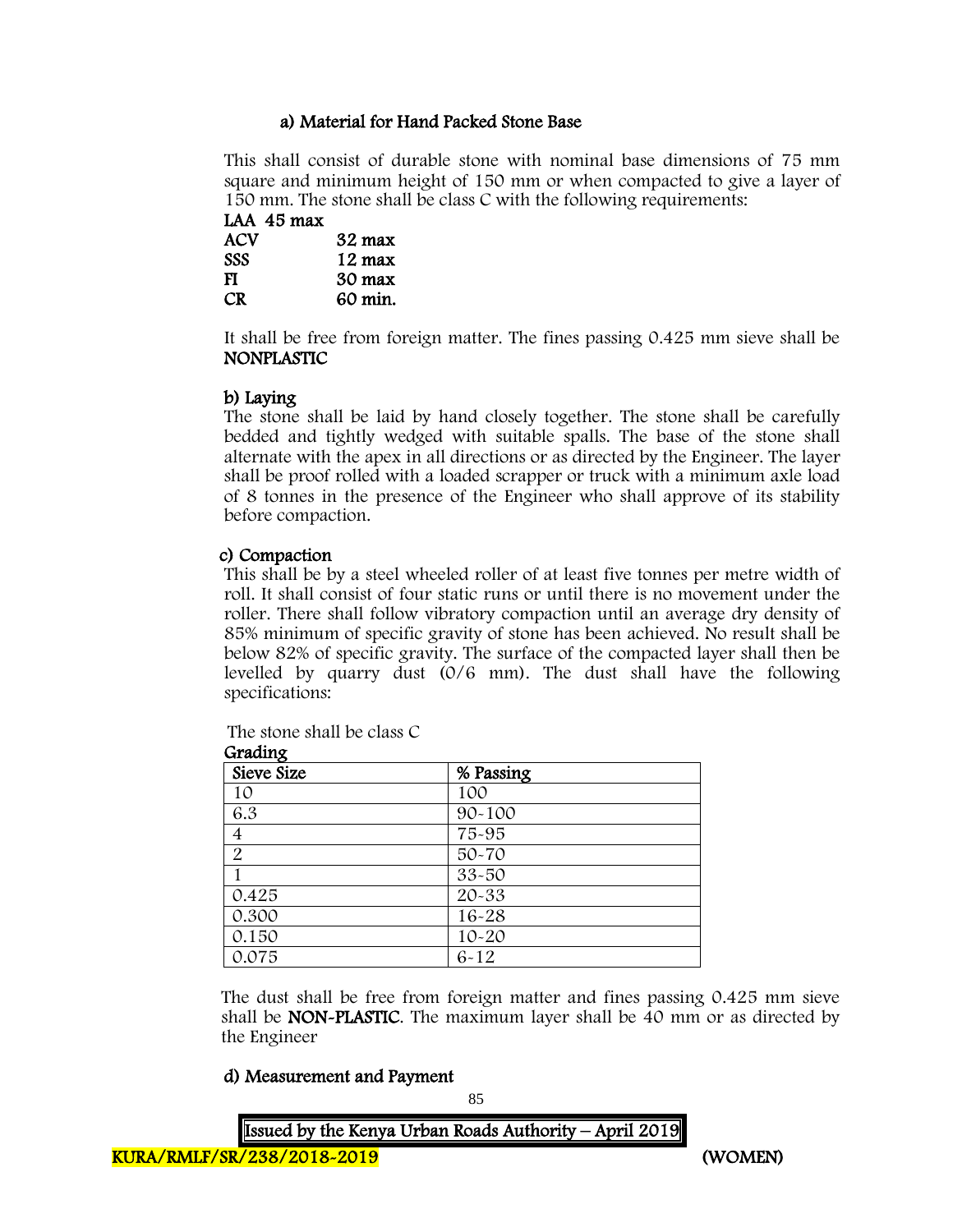### a) Material for Hand Packed Stone Base

This shall consist of durable stone with nominal base dimensions of 75 mm square and minimum height of 150 mm or when compacted to give a layer of 150 mm. The stone shall be class C with the following requirements:

**LAA 45 max**
**ACV 32 max**
**SSS 12 max**
**FI 30 max**
**CR 60 min.**

It shall be free from foreign matter. The fines passing 0.425 mm sieve shall be **NONPLASTIC**

### b) Laying

The stone shall be laid by hand closely together. The stone shall be carefully bedded and tightly wedged with suitable spalls. The base of the stone shall alternate with the apex in all directions or as directed by the Engineer. The layer shall be proof rolled with a loaded scrapper or truck with a minimum axle load of 8 tonnes in the presence of the Engineer who shall approve of its stability before compaction.

### c) Compaction

This shall be by a steel wheeled roller of at least five tonnes per metre width of roll. It shall consist of four static runs or until there is no movement under the roller. There shall follow vibratory compaction until an average dry density of 85% minimum of specific gravity of stone has been achieved. No result shall be below 82% of specific gravity. The surface of the compacted layer shall then be levelled by quarry dust (0/6 mm). The dust shall have the following specifications:

The stone shall be class C

**Grading**

| Sieve Size | % Passing |
|---|---|
| 10 | 100 |
| 6.3 | 90-100 |
| 4 | 75-95 |
| 2 | 50-70 |
| 1 | 33-50 |
| 0.425 | 20-33 |
| 0.300 | 16-28 |
| 0.150 | 10-20 |
| 0.075 | 6-12 |

The dust shall be free from foreign matter and fines passing 0.425 mm sieve shall be **NON-PLASTIC**. The maximum layer shall be 40 mm or as directed by the Engineer

### d) Measurement and Payment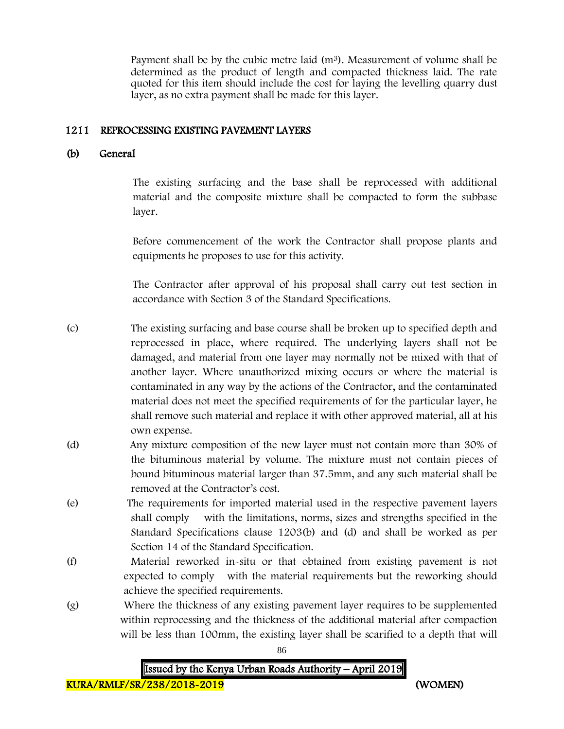Payment shall be by the cubic metre laid ($m^3$). Measurement of volume shall be determined as the product of length and compacted thickness laid. The rate quoted for this item should include the cost for laying the levelling quarry dust layer, as no extra payment shall be made for this layer.

## 1211 REPROCESSING EXISTING PAVEMENT LAYERS

### (b) General

The existing surfacing and the base shall be reprocessed with additional material and the composite mixture shall be compacted to form the subbase layer.

Before commencement of the work the Contractor shall propose plants and equipments he proposes to use for this activity.

The Contractor after approval of his proposal shall carry out test section in accordance with Section 3 of the Standard Specifications.

(c) The existing surfacing and base course shall be broken up to specified depth and reprocessed in place, where required. The underlying layers shall not be damaged, and material from one layer may normally not be mixed with that of another layer. Where unauthorized mixing occurs or where the material is contaminated in any way by the actions of the Contractor, and the contaminated material does not meet the specified requirements of for the particular layer, he shall remove such material and replace it with other approved material, all at his own expense.

(d) Any mixture composition of the new layer must not contain more than 30% of the bituminous material by volume. The mixture must not contain pieces of bound bituminous material larger than 37.5mm, and any such material shall be removed at the Contractor's cost.

(e) The requirements for imported material used in the respective pavement layers shall comply with the limitations, norms, sizes and strengths specified in the Standard Specifications clause 1203(b) and (d) and shall be worked as per Section 14 of the Standard Specification.

(f) Material reworked in-situ or that obtained from existing pavement is not expected to comply with the material requirements but the reworking should achieve the specified requirements.

(g) Where the thickness of any existing pavement layer requires to be supplemented within reprocessing and the thickness of the additional material after compaction will be less than 100mm, the existing layer shall be scarified to a depth that will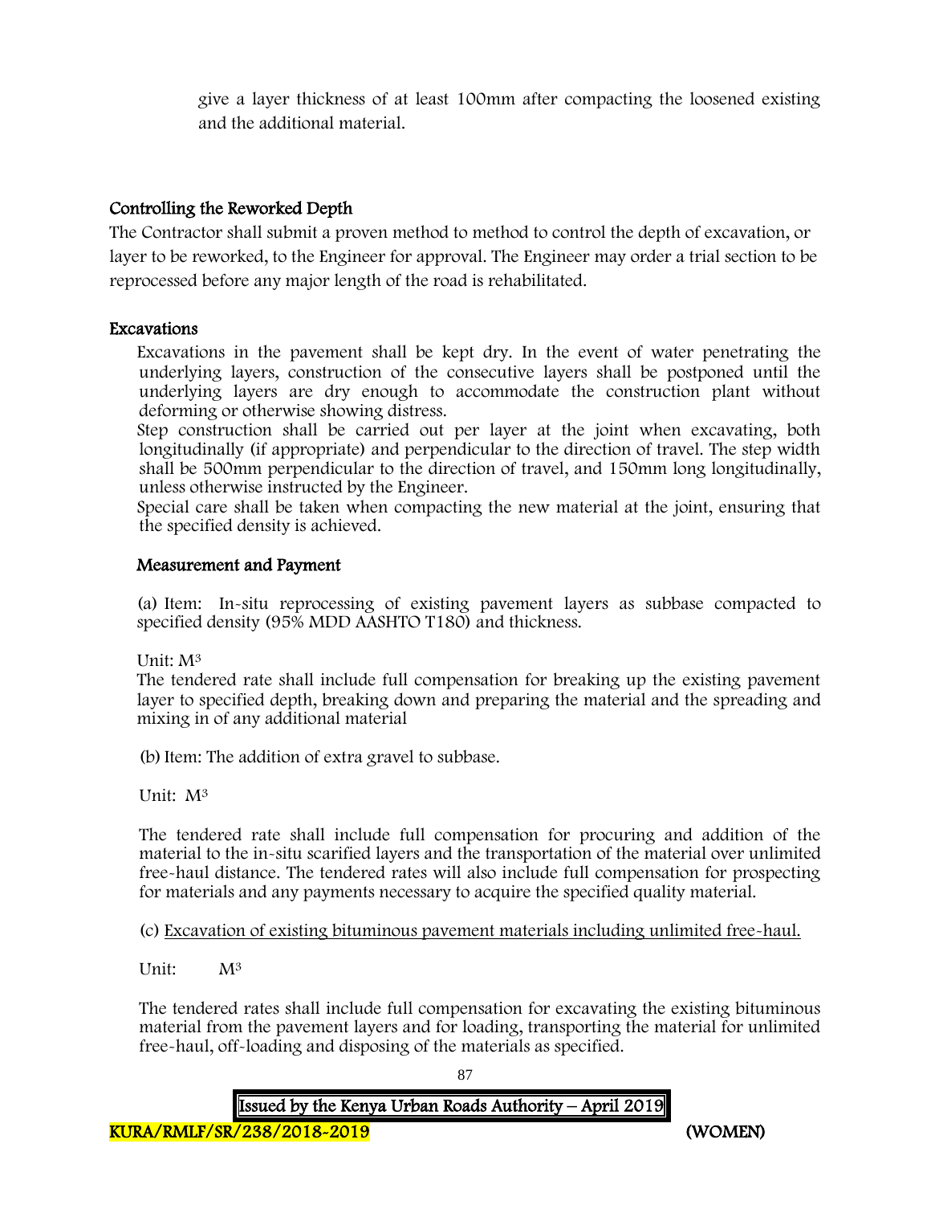give a layer thickness of at least 100mm after compacting the loosened existing and the additional material.

## Controlling the Reworked Depth

The Contractor shall submit a proven method to method to control the depth of excavation, or layer to be reworked, to the Engineer for approval. The Engineer may order a trial section to be reprocessed before any major length of the road is rehabilitated.

## Excavations

Excavations in the pavement shall be kept dry. In the event of water penetrating the underlying layers, construction of the consecutive layers shall be postponed until the underlying layers are dry enough to accommodate the construction plant without deforming or otherwise showing distress.

Step construction shall be carried out per layer at the joint when excavating, both longitudinally (if appropriate) and perpendicular to the direction of travel. The step width shall be 500mm perpendicular to the direction of travel, and 150mm long longitudinally, unless otherwise instructed by the Engineer.

Special care shall be taken when compacting the new material at the joint, ensuring that the specified density is achieved.

### Measurement and Payment

(a) Item: In-situ reprocessing of existing pavement layers as subbase compacted to specified density (95% MDD AASHTO T180) and thickness.

Unit: $M^3$

The tendered rate shall include full compensation for breaking up the existing pavement layer to specified depth, breaking down and preparing the material and the spreading and mixing in of any additional material

(b) Item: The addition of extra gravel to subbase.

Unit: $M^3$

The tendered rate shall include full compensation for procuring and addition of the material to the in-situ scarified layers and the transportation of the material over unlimited free-haul distance. The tendered rates will also include full compensation for prospecting for materials and any payments necessary to acquire the specified quality material.

(c) Excavation of existing bituminous pavement materials including unlimited free-haul.

Unit: $M^3$

The tendered rates shall include full compensation for excavating the existing bituminous material from the pavement layers and for loading, transporting the material for unlimited free-haul, off-loading and disposing of the materials as specified.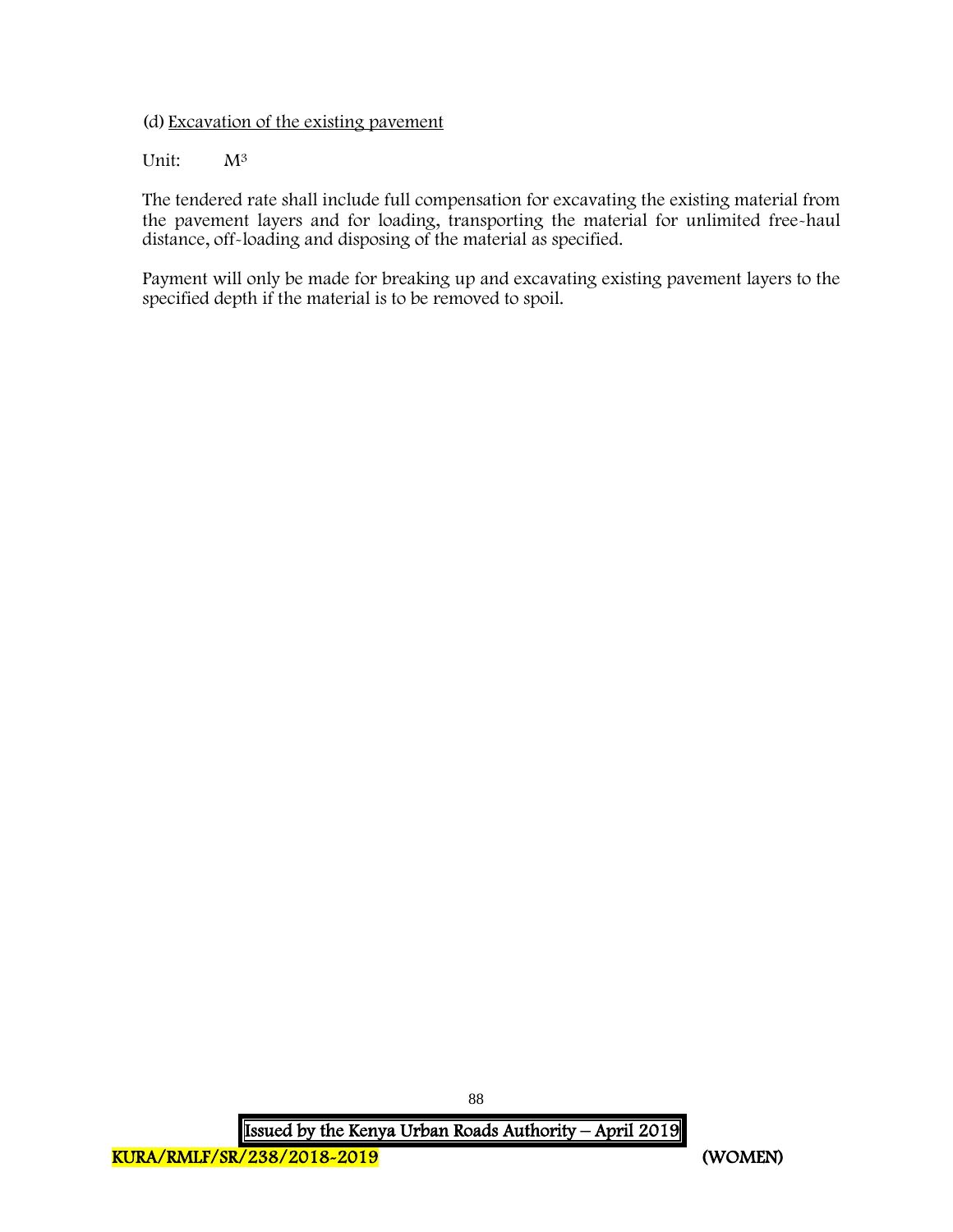(d) Excavation of the existing pavement

Unit: $M^3$

The tendered rate shall include full compensation for excavating the existing material from the pavement layers and for loading, transporting the material for unlimited free-haul distance, off-loading and disposing of the material as specified.

Payment will only be made for breaking up and excavating existing pavement layers to the specified depth if the material is to be removed to spoil.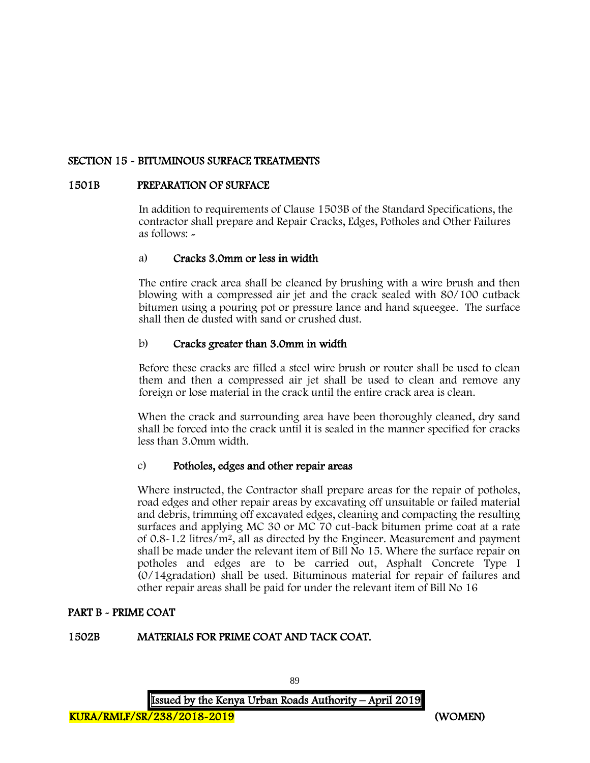## SECTION 15 - BITUMINOUS SURFACE TREATMENTS

### 1501B PREPARATION OF SURFACE

In addition to requirements of Clause 1503B of the Standard Specifications, the contractor shall prepare and Repair Cracks, Edges, Potholes and Other Failures as follows: -

a) **Cracks 3.0mm or less in width**

The entire crack area shall be cleaned by brushing with a wire brush and then blowing with a compressed air jet and the crack sealed with 80/100 cutback bitumen using a pouring pot or pressure lance and hand squeegee. The surface shall then de dusted with sand or crushed dust.

b) **Cracks greater than 3.0mm in width**

Before these cracks are filled a steel wire brush or router shall be used to clean them and then a compressed air jet shall be used to clean and remove any foreign or lose material in the crack until the entire crack area is clean.

When the crack and surrounding area have been thoroughly cleaned, dry sand shall be forced into the crack until it is sealed in the manner specified for cracks less than 3.0mm width.

c) **Potholes, edges and other repair areas**

Where instructed, the Contractor shall prepare areas for the repair of potholes, road edges and other repair areas by excavating off unsuitable or failed material and debris, trimming off excavated edges, cleaning and compacting the resulting surfaces and applying MC 30 or MC 70 cut-back bitumen prime coat at a rate of 0.8-1.2 litres/$m^2$, all as directed by the Engineer. Measurement and payment shall be made under the relevant item of Bill No 15. Where the surface repair on potholes and edges are to be carried out, Asphalt Concrete Type I (0/14gradation) shall be used. Bituminous material for repair of failures and other repair areas shall be paid for under the relevant item of Bill No 16

## PART B - PRIME COAT

### 1502B MATERIALS FOR PRIME COAT AND TACK COAT.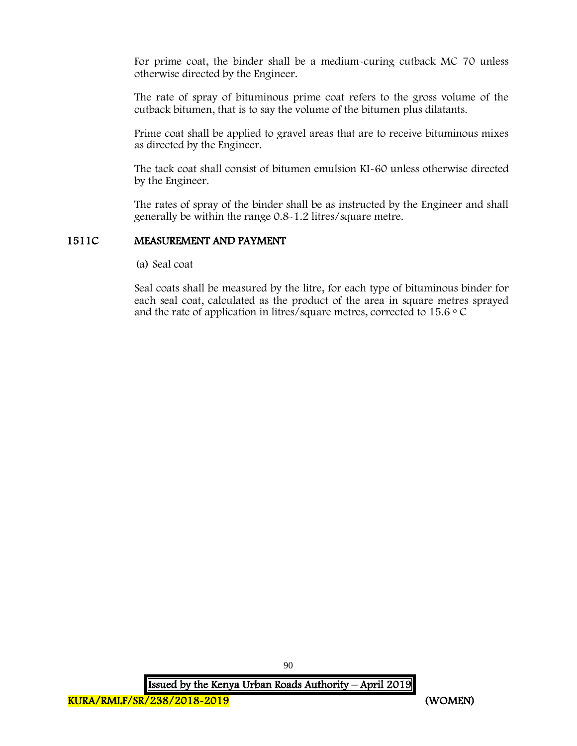For prime coat, the binder shall be a medium-curing cutback MC 70 unless otherwise directed by the Engineer.

The rate of spray of bituminous prime coat refers to the gross volume of the cutback bitumen, that is to say the volume of the bitumen plus dilatants.

Prime coat shall be applied to gravel areas that are to receive bituminous mixes as directed by the Engineer.

The tack coat shall consist of bitumen emulsion KI-60 unless otherwise directed by the Engineer.

The rates of spray of the binder shall be as instructed by the Engineer and shall generally be within the range 0.8-1.2 litres/square metre.

## 1511C MEASUREMENT AND PAYMENT

(a) Seal coat

Seal coats shall be measured by the litre, for each type of bituminous binder for each seal coat, calculated as the product of the area in square metres sprayed and the rate of application in litres/square metres, corrected to 15.6 $^{\circ}$C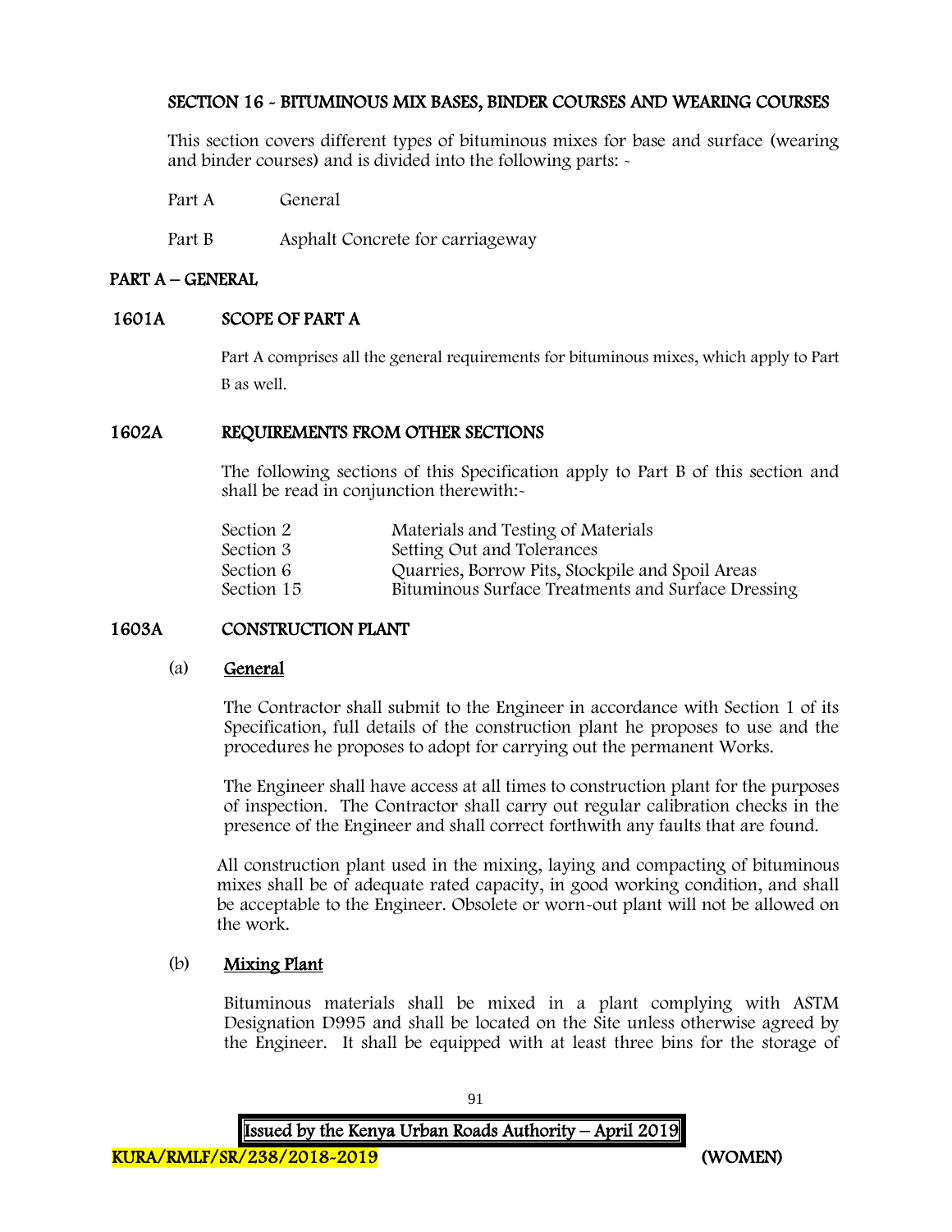## SECTION 16 - BITUMINOUS MIX BASES, BINDER COURSES AND WEARING COURSES

This section covers different types of bituminous mixes for base and surface (wearing and binder courses) and is divided into the following parts: -

Part A General

Part B Asphalt Concrete for carriageway

### PART A – GENERAL

#### 1601A SCOPE OF PART A

Part A comprises all the general requirements for bituminous mixes, which apply to Part B as well.

#### 1602A REQUIREMENTS FROM OTHER SECTIONS

The following sections of this Specification apply to Part B of this section and shall be read in conjunction therewith:-

| | |
|---|---|
| Section 2 | Materials and Testing of Materials |
| Section 3 | Setting Out and Tolerances |
| Section 6 | Quarries, Borrow Pits, Stockpile and Spoil Areas |
| Section 15 | Bituminous Surface Treatments and Surface Dressing |

#### 1603A CONSTRUCTION PLANT

(a) **General**

The Contractor shall submit to the Engineer in accordance with Section 1 of its Specification, full details of the construction plant he proposes to use and the procedures he proposes to adopt for carrying out the permanent Works.

The Engineer shall have access at all times to construction plant for the purposes of inspection. The Contractor shall carry out regular calibration checks in the presence of the Engineer and shall correct forthwith any faults that are found.

All construction plant used in the mixing, laying and compacting of bituminous mixes shall be of adequate rated capacity, in good working condition, and shall be acceptable to the Engineer. Obsolete or worn-out plant will not be allowed on the work.

(b) **Mixing Plant**

Bituminous materials shall be mixed in a plant complying with ASTM Designation D995 and shall be located on the Site unless otherwise agreed by the Engineer. It shall be equipped with at least three bins for the storage of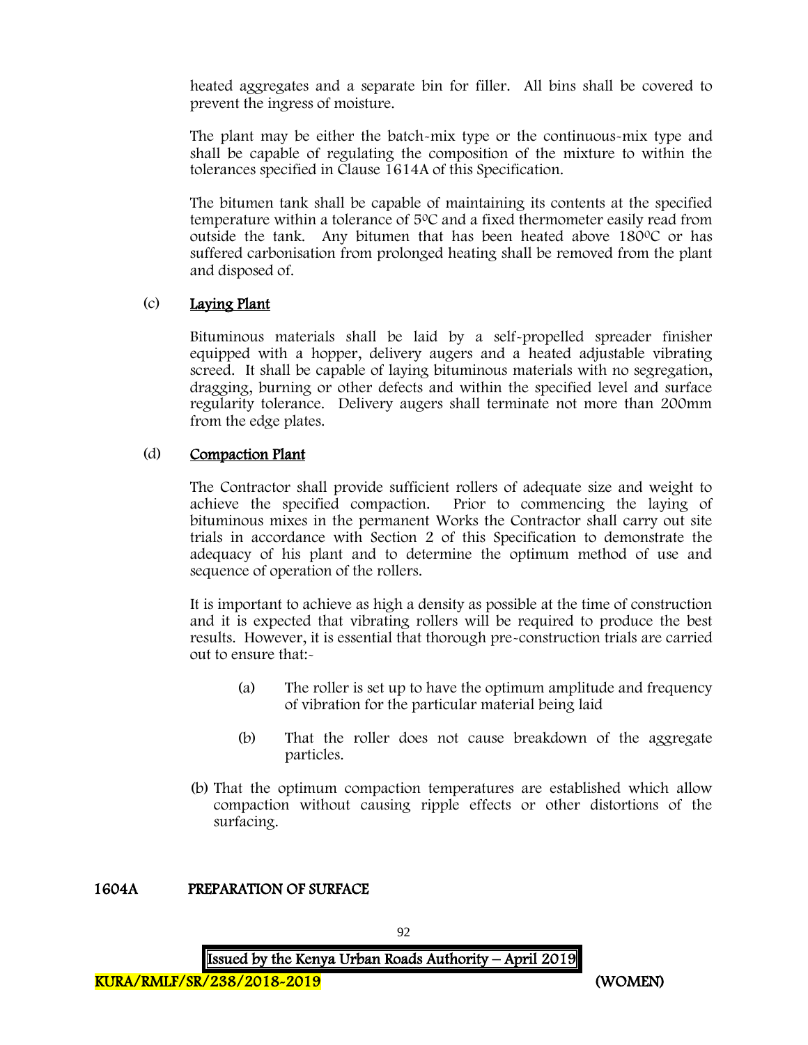heated aggregates and a separate bin for filler. All bins shall be covered to prevent the ingress of moisture.

The plant may be either the batch-mix type or the continuous-mix type and shall be capable of regulating the composition of the mixture to within the tolerances specified in Clause 1614A of this Specification.

The bitumen tank shall be capable of maintaining its contents at the specified temperature within a tolerance of 5$^0$C and a fixed thermometer easily read from outside the tank. Any bitumen that has been heated above 180$^0$C or has suffered carbonisation from prolonged heating shall be removed from the plant and disposed of.

(c) **Laying Plant**

Bituminous materials shall be laid by a self-propelled spreader finisher equipped with a hopper, delivery augers and a heated adjustable vibrating screed. It shall be capable of laying bituminous materials with no segregation, dragging, burning or other defects and within the specified level and surface regularity tolerance. Delivery augers shall terminate not more than 200mm from the edge plates.

(d) **Compaction Plant**

The Contractor shall provide sufficient rollers of adequate size and weight to achieve the specified compaction. Prior to commencing the laying of bituminous mixes in the permanent Works the Contractor shall carry out site trials in accordance with Section 2 of this Specification to demonstrate the adequacy of his plant and to determine the optimum method of use and sequence of operation of the rollers.

It is important to achieve as high a density as possible at the time of construction and it is expected that vibrating rollers will be required to produce the best results. However, it is essential that thorough pre-construction trials are carried out to ensure that:-

(a) The roller is set up to have the optimum amplitude and frequency of vibration for the particular material being laid

(b) That the roller does not cause breakdown of the aggregate particles.

(b) That the optimum compaction temperatures are established which allow compaction without causing ripple effects or other distortions of the surfacing.

## 1604A PREPARATION OF SURFACE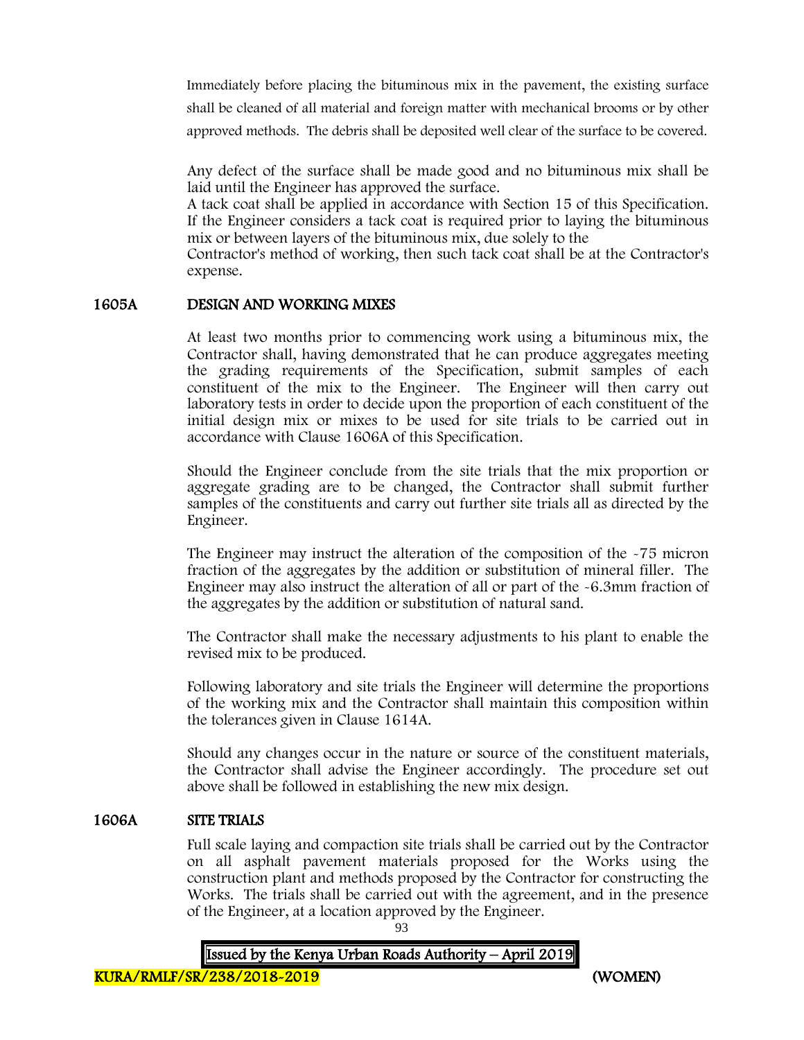Immediately before placing the bituminous mix in the pavement, the existing surface shall be cleaned of all material and foreign matter with mechanical brooms or by other approved methods. The debris shall be deposited well clear of the surface to be covered.

Any defect of the surface shall be made good and no bituminous mix shall be laid until the Engineer has approved the surface.
A tack coat shall be applied in accordance with Section 15 of this Specification. If the Engineer considers a tack coat is required prior to laying the bituminous mix or between layers of the bituminous mix, due solely to the
Contractor's method of working, then such tack coat shall be at the Contractor's expense.

## 1605A DESIGN AND WORKING MIXES

At least two months prior to commencing work using a bituminous mix, the Contractor shall, having demonstrated that he can produce aggregates meeting the grading requirements of the Specification, submit samples of each constituent of the mix to the Engineer. The Engineer will then carry out laboratory tests in order to decide upon the proportion of each constituent of the initial design mix or mixes to be used for site trials to be carried out in accordance with Clause 1606A of this Specification.

Should the Engineer conclude from the site trials that the mix proportion or aggregate grading are to be changed, the Contractor shall submit further samples of the constituents and carry out further site trials all as directed by the Engineer.

The Engineer may instruct the alteration of the composition of the -75 micron fraction of the aggregates by the addition or substitution of mineral filler. The Engineer may also instruct the alteration of all or part of the -6.3mm fraction of the aggregates by the addition or substitution of natural sand.

The Contractor shall make the necessary adjustments to his plant to enable the revised mix to be produced.

Following laboratory and site trials the Engineer will determine the proportions of the working mix and the Contractor shall maintain this composition within the tolerances given in Clause 1614A.

Should any changes occur in the nature or source of the constituent materials, the Contractor shall advise the Engineer accordingly. The procedure set out above shall be followed in establishing the new mix design.

## 1606A SITE TRIALS

Full scale laying and compaction site trials shall be carried out by the Contractor on all asphalt pavement materials proposed for the Works using the construction plant and methods proposed by the Contractor for constructing the Works. The trials shall be carried out with the agreement, and in the presence of the Engineer, at a location approved by the Engineer.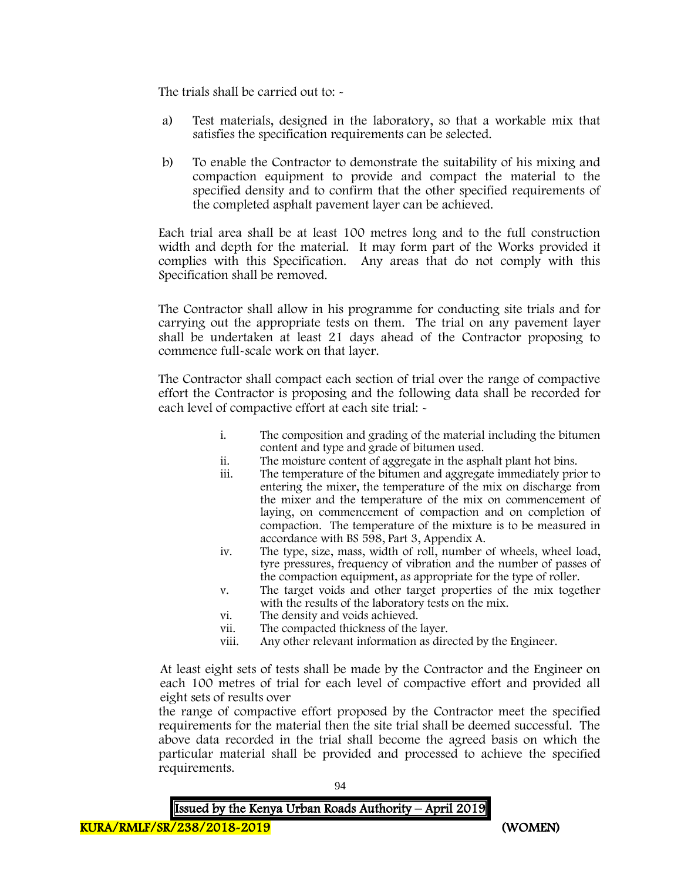The trials shall be carried out to: -

a) Test materials, designed in the laboratory, so that a workable mix that satisfies the specification requirements can be selected.

b) To enable the Contractor to demonstrate the suitability of his mixing and compaction equipment to provide and compact the material to the specified density and to confirm that the other specified requirements of the completed asphalt pavement layer can be achieved.

Each trial area shall be at least 100 metres long and to the full construction width and depth for the material. It may form part of the Works provided it complies with this Specification. Any areas that do not comply with this Specification shall be removed.

The Contractor shall allow in his programme for conducting site trials and for carrying out the appropriate tests on them. The trial on any pavement layer shall be undertaken at least 21 days ahead of the Contractor proposing to commence full-scale work on that layer.

The Contractor shall compact each section of trial over the range of compactive effort the Contractor is proposing and the following data shall be recorded for each level of compactive effort at each site trial: -

i. The composition and grading of the material including the bitumen content and type and grade of bitumen used.
ii. The moisture content of aggregate in the asphalt plant hot bins.
iii. The temperature of the bitumen and aggregate immediately prior to entering the mixer, the temperature of the mix on discharge from the mixer and the temperature of the mix on commencement of laying, on commencement of compaction and on completion of compaction. The temperature of the mixture is to be measured in accordance with BS 598, Part 3, Appendix A.
iv. The type, size, mass, width of roll, number of wheels, wheel load, tyre pressures, frequency of vibration and the number of passes of the compaction equipment, as appropriate for the type of roller.
v. The target voids and other target properties of the mix together with the results of the laboratory tests on the mix.
vi. The density and voids achieved.
vii. The compacted thickness of the layer.
viii. Any other relevant information as directed by the Engineer.

At least eight sets of tests shall be made by the Contractor and the Engineer on each 100 metres of trial for each level of compactive effort and provided all eight sets of results over the range of compactive effort proposed by the Contractor meet the specified requirements for the material then the site trial shall be deemed successful. The above data recorded in the trial shall become the agreed basis on which the particular material shall be provided and processed to achieve the specified requirements.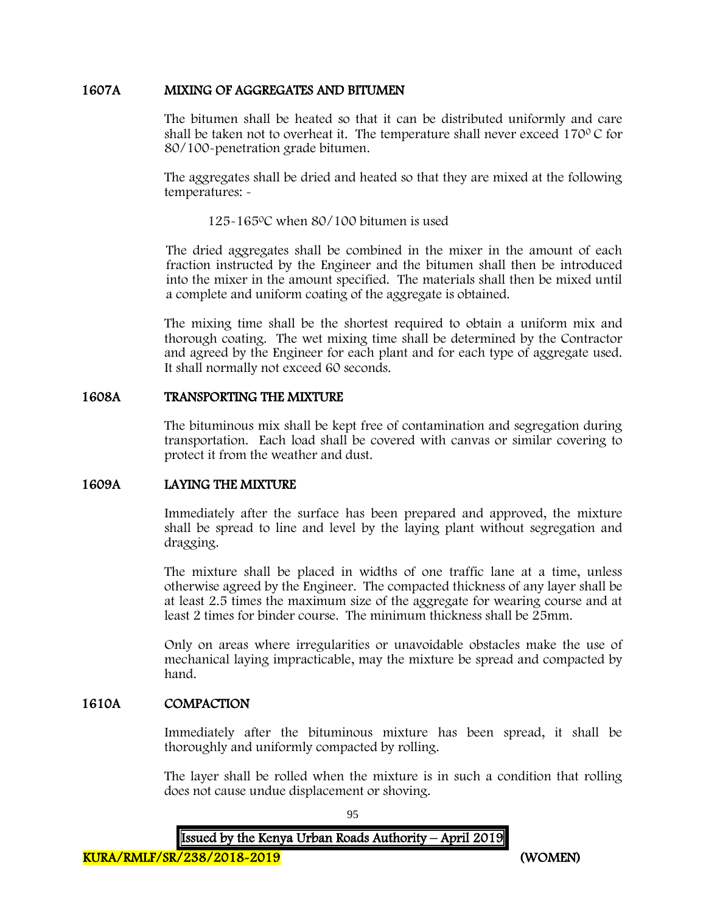## 1607A MIXING OF AGGREGATES AND BITUMEN

The bitumen shall be heated so that it can be distributed uniformly and care shall be taken not to overheat it. The temperature shall never exceed 170$^{0}$ C for 80/100-penetration grade bitumen.

The aggregates shall be dried and heated so that they are mixed at the following temperatures: -

125-165$^{0}$C when 80/100 bitumen is used

The dried aggregates shall be combined in the mixer in the amount of each fraction instructed by the Engineer and the bitumen shall then be introduced into the mixer in the amount specified. The materials shall then be mixed until a complete and uniform coating of the aggregate is obtained.

The mixing time shall be the shortest required to obtain a uniform mix and thorough coating. The wet mixing time shall be determined by the Contractor and agreed by the Engineer for each plant and for each type of aggregate used. It shall normally not exceed 60 seconds.

## 1608A TRANSPORTING THE MIXTURE

The bituminous mix shall be kept free of contamination and segregation during transportation. Each load shall be covered with canvas or similar covering to protect it from the weather and dust.

## 1609A LAYING THE MIXTURE

Immediately after the surface has been prepared and approved, the mixture shall be spread to line and level by the laying plant without segregation and dragging.

The mixture shall be placed in widths of one traffic lane at a time, unless otherwise agreed by the Engineer. The compacted thickness of any layer shall be at least 2.5 times the maximum size of the aggregate for wearing course and at least 2 times for binder course. The minimum thickness shall be 25mm.

Only on areas where irregularities or unavoidable obstacles make the use of mechanical laying impracticable, may the mixture be spread and compacted by hand.

## 1610A COMPACTION

Immediately after the bituminous mixture has been spread, it shall be thoroughly and uniformly compacted by rolling.

The layer shall be rolled when the mixture is in such a condition that rolling does not cause undue displacement or shoving.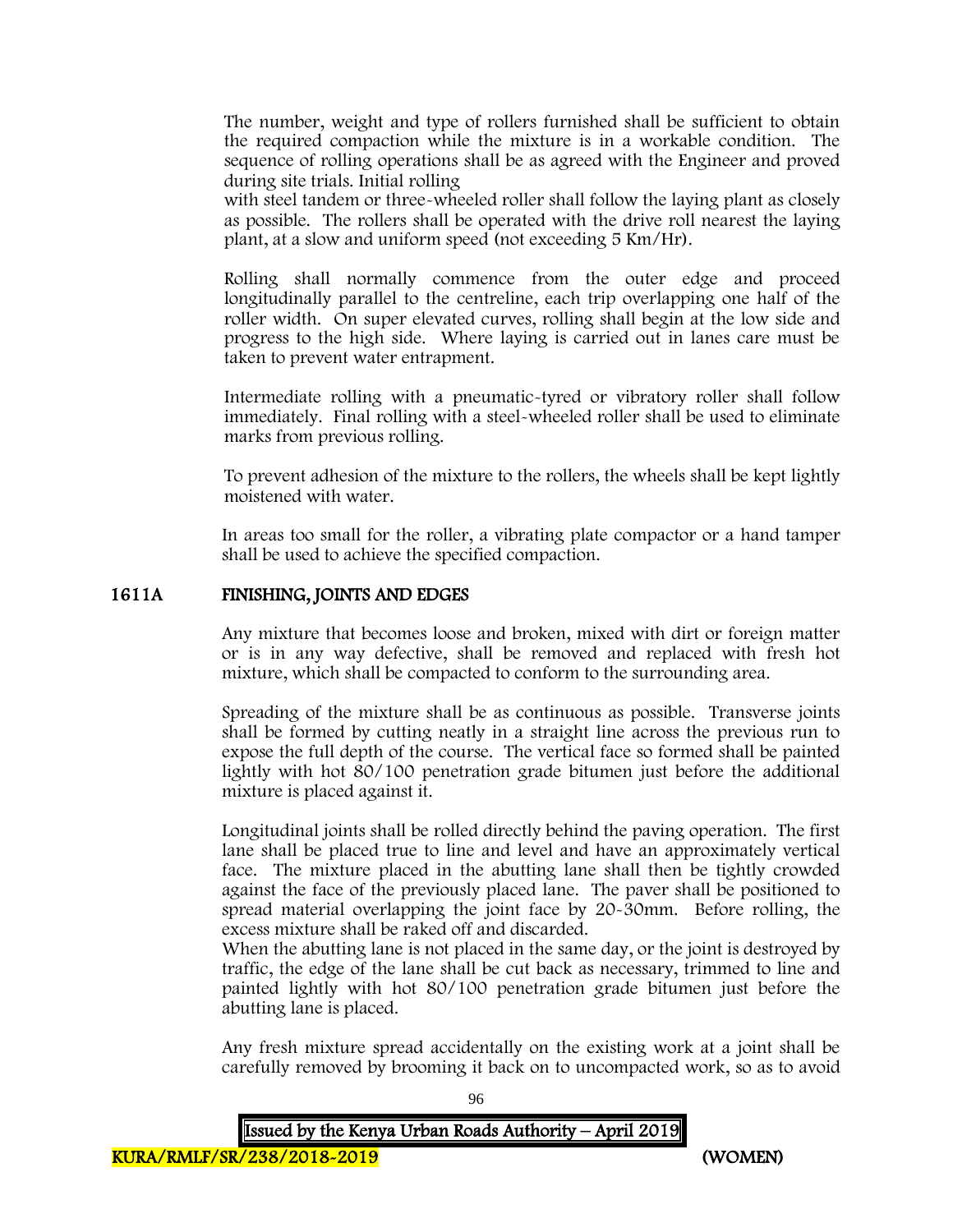The number, weight and type of rollers furnished shall be sufficient to obtain the required compaction while the mixture is in a workable condition. The sequence of rolling operations shall be as agreed with the Engineer and proved during site trials. Initial rolling
with steel tandem or three-wheeled roller shall follow the laying plant as closely as possible. The rollers shall be operated with the drive roll nearest the laying plant, at a slow and uniform speed (not exceeding 5 Km/Hr).

Rolling shall normally commence from the outer edge and proceed longitudinally parallel to the centreline, each trip overlapping one half of the roller width. On super elevated curves, rolling shall begin at the low side and progress to the high side. Where laying is carried out in lanes care must be taken to prevent water entrapment.

Intermediate rolling with a pneumatic-tyred or vibratory roller shall follow immediately. Final rolling with a steel-wheeled roller shall be used to eliminate marks from previous rolling.

To prevent adhesion of the mixture to the rollers, the wheels shall be kept lightly moistened with water.

In areas too small for the roller, a vibrating plate compactor or a hand tamper shall be used to achieve the specified compaction.

## 1611A FINISHING, JOINTS AND EDGES

Any mixture that becomes loose and broken, mixed with dirt or foreign matter or is in any way defective, shall be removed and replaced with fresh hot mixture, which shall be compacted to conform to the surrounding area.

Spreading of the mixture shall be as continuous as possible. Transverse joints shall be formed by cutting neatly in a straight line across the previous run to expose the full depth of the course. The vertical face so formed shall be painted lightly with hot 80/100 penetration grade bitumen just before the additional mixture is placed against it.

Longitudinal joints shall be rolled directly behind the paving operation. The first lane shall be placed true to line and level and have an approximately vertical face. The mixture placed in the abutting lane shall then be tightly crowded against the face of the previously placed lane. The paver shall be positioned to spread material overlapping the joint face by 20-30mm. Before rolling, the excess mixture shall be raked off and discarded.
When the abutting lane is not placed in the same day, or the joint is destroyed by traffic, the edge of the lane shall be cut back as necessary, trimmed to line and painted lightly with hot 80/100 penetration grade bitumen just before the abutting lane is placed.

Any fresh mixture spread accidentally on the existing work at a joint shall be carefully removed by brooming it back on to uncompacted work, so as to avoid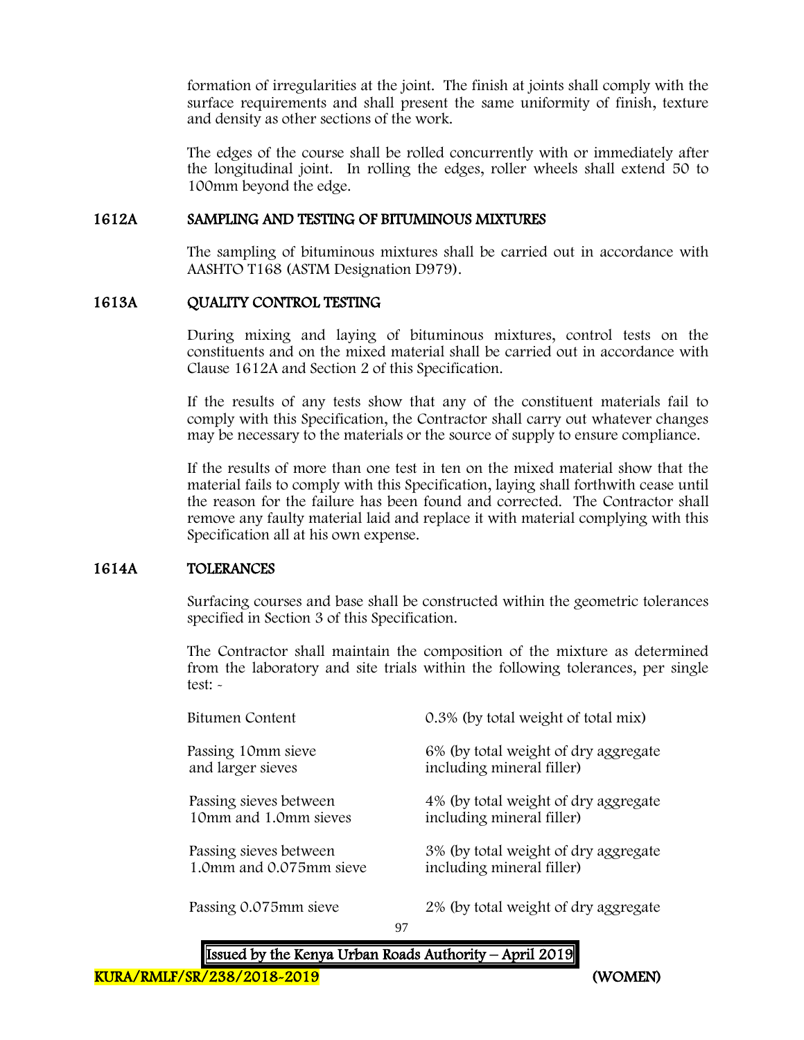formation of irregularities at the joint. The finish at joints shall comply with the surface requirements and shall present the same uniformity of finish, texture and density as other sections of the work.

The edges of the course shall be rolled concurrently with or immediately after the longitudinal joint. In rolling the edges, roller wheels shall extend 50 to 100mm beyond the edge.

## 1612A SAMPLING AND TESTING OF BITUMINOUS MIXTURES

The sampling of bituminous mixtures shall be carried out in accordance with AASHTO T168 (ASTM Designation D979).

## 1613A QUALITY CONTROL TESTING

During mixing and laying of bituminous mixtures, control tests on the constituents and on the mixed material shall be carried out in accordance with Clause 1612A and Section 2 of this Specification.

If the results of any tests show that any of the constituent materials fail to comply with this Specification, the Contractor shall carry out whatever changes may be necessary to the materials or the source of supply to ensure compliance.

If the results of more than one test in ten on the mixed material show that the material fails to comply with this Specification, laying shall forthwith cease until the reason for the failure has been found and corrected. The Contractor shall remove any faulty material laid and replace it with material complying with this Specification all at his own expense.

## 1614A TOLERANCES

Surfacing courses and base shall be constructed within the geometric tolerances specified in Section 3 of this Specification.

The Contractor shall maintain the composition of the mixture as determined from the laboratory and site trials within the following tolerances, per single test: -

| | |
|---|---|
| Bitumen Content | 0.3% (by total weight of total mix) |
| Passing 10mm sieve and larger sieves | 6% (by total weight of dry aggregate including mineral filler) |
| Passing sieves between 10mm and 1.0mm sieves | 4% (by total weight of dry aggregate including mineral filler) |
| Passing sieves between 1.0mm and 0.075mm sieve | 3% (by total weight of dry aggregate including mineral filler) |
| Passing 0.075mm sieve | 2% (by total weight of dry aggregate |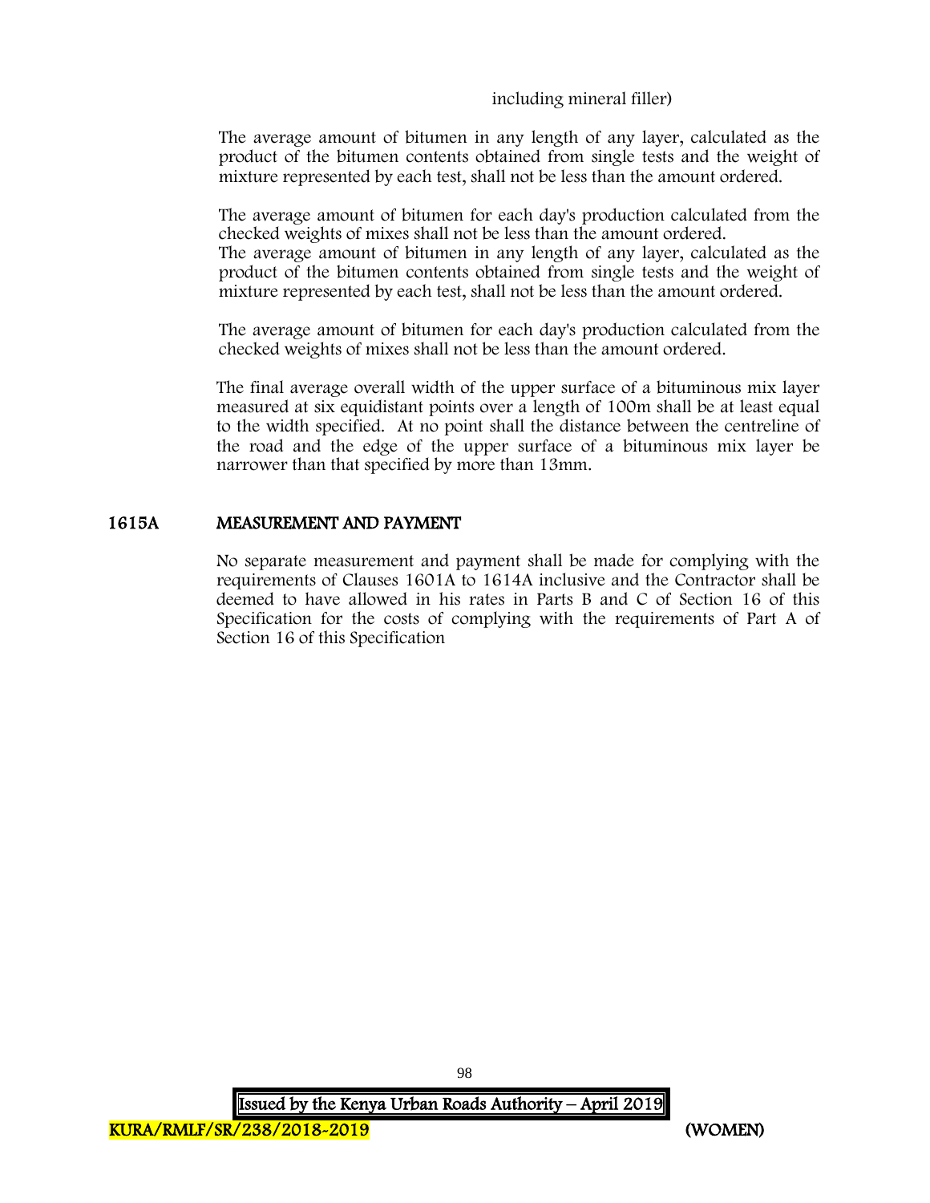including mineral filler)

The average amount of bitumen in any length of any layer, calculated as the product of the bitumen contents obtained from single tests and the weight of mixture represented by each test, shall not be less than the amount ordered.

The average amount of bitumen for each day's production calculated from the checked weights of mixes shall not be less than the amount ordered.
The average amount of bitumen in any length of any layer, calculated as the product of the bitumen contents obtained from single tests and the weight of mixture represented by each test, shall not be less than the amount ordered.

The average amount of bitumen for each day's production calculated from the checked weights of mixes shall not be less than the amount ordered.

The final average overall width of the upper surface of a bituminous mix layer measured at six equidistant points over a length of 100m shall be at least equal to the width specified. At no point shall the distance between the centreline of the road and the edge of the upper surface of a bituminous mix layer be narrower than that specified by more than 13mm.

## 1615A MEASUREMENT AND PAYMENT

No separate measurement and payment shall be made for complying with the requirements of Clauses 1601A to 1614A inclusive and the Contractor shall be deemed to have allowed in his rates in Parts B and C of Section 16 of this Specification for the costs of complying with the requirements of Part A of Section 16 of this Specification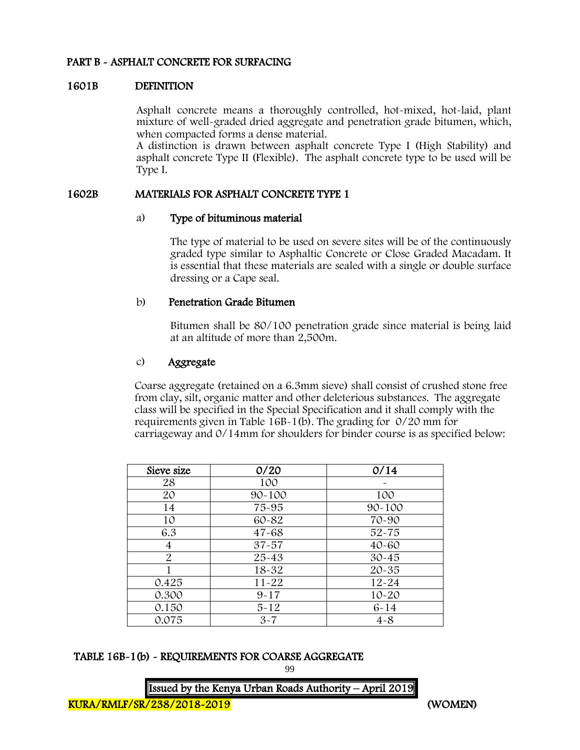## PART B - ASPHALT CONCRETE FOR SURFACING

### 1601B DEFINITION

Asphalt concrete means a thoroughly controlled, hot-mixed, hot-laid, plant mixture of well-graded dried aggregate and penetration grade bitumen, which, when compacted forms a dense material.
A distinction is drawn between asphalt concrete Type I (High Stability) and asphalt concrete Type II (Flexible). The asphalt concrete type to be used will be Type I.

### 1602B MATERIALS FOR ASPHALT CONCRETE TYPE 1

a) **Type of bituminous material**

The type of material to be used on severe sites will be of the continuously graded type similar to Asphaltic Concrete or Close Graded Macadam. It is essential that these materials are sealed with a single or double surface dressing or a Cape seal.

b) **Penetration Grade Bitumen**

Bitumen shall be 80/100 penetration grade since material is being laid at an altitude of more than 2,500m.

c) **Aggregate**

Coarse aggregate (retained on a 6.3mm sieve) shall consist of crushed stone free from clay, silt, organic matter and other deleterious substances. The aggregate class will be specified in the Special Specification and it shall comply with the requirements given in Table 16B-1(b). The grading for 0/20 mm for carriageway and 0/14mm for shoulders for binder course is as specified below:

| Sieve size | 0/20 | 0/14 |
|---|---|---|
| 28 | 100 | - |
| 20 | 90-100 | 100 |
| 14 | 75-95 | 90-100 |
| 10 | 60-82 | 70-90 |
| 6.3 | 47-68 | 52-75 |
| 4 | 37-57 | 40-60 |
| 2 | 25-43 | 30-45 |
| 1 | 18-32 | 20-35 |
| 0.425 | 11-22 | 12-24 |
| 0.300 | 9-17 | 10-20 |
| 0.150 | 5-12 | 6-14 |
| 0.075 | 3-7 | 4-8 |

**TABLE 16B-1(b) - REQUIREMENTS FOR COARSE AGGREGATE**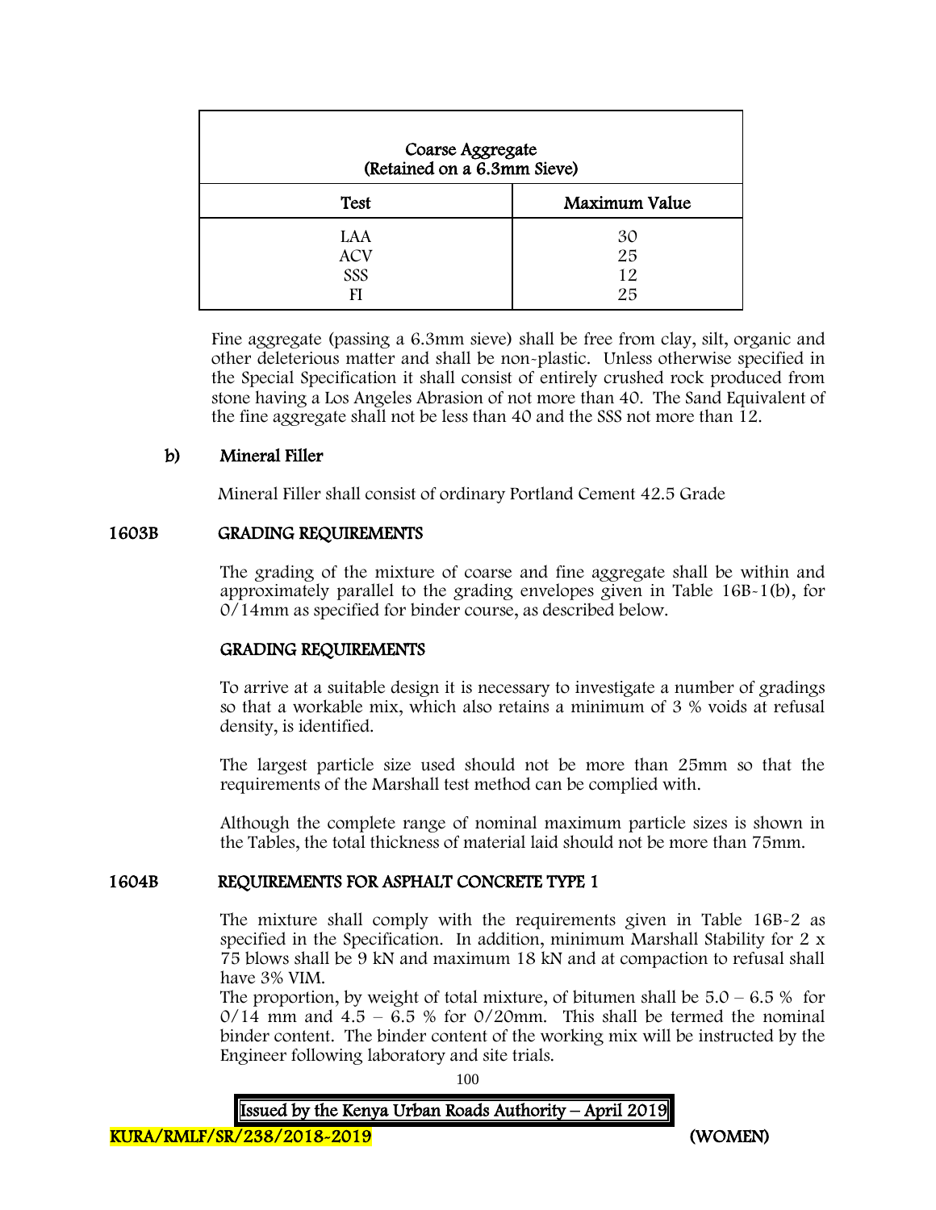| Coarse Aggregate (Retained on a 6.3mm Sieve) | |
|---|---|
| **Test** | **Maximum Value** |
| LAA | 30 |
| ACV | 25 |
| SSS | 12 |
| FI | 25 |

Fine aggregate (passing a 6.3mm sieve) shall be free from clay, silt, organic and other deleterious matter and shall be non-plastic. Unless otherwise specified in the Special Specification it shall consist of entirely crushed rock produced from stone having a Los Angeles Abrasion of not more than 40. The Sand Equivalent of the fine aggregate shall not be less than 40 and the SSS not more than 12.

### b) Mineral Filler

Mineral Filler shall consist of ordinary Portland Cement 42.5 Grade

## 1603B GRADING REQUIREMENTS

The grading of the mixture of coarse and fine aggregate shall be within and approximately parallel to the grading envelopes given in Table 16B-1(b), for 0/14mm as specified for binder course, as described below.

### GRADING REQUIREMENTS

To arrive at a suitable design it is necessary to investigate a number of gradings so that a workable mix, which also retains a minimum of 3 % voids at refusal density, is identified.

The largest particle size used should not be more than 25mm so that the requirements of the Marshall test method can be complied with.

Although the complete range of nominal maximum particle sizes is shown in the Tables, the total thickness of material laid should not be more than 75mm.

## 1604B REQUIREMENTS FOR ASPHALT CONCRETE TYPE 1

The mixture shall comply with the requirements given in Table 16B-2 as specified in the Specification. In addition, minimum Marshall Stability for 2 x 75 blows shall be 9 kN and maximum 18 kN and at compaction to refusal shall have 3% VIM.

The proportion, by weight of total mixture, of bitumen shall be 5.0 – 6.5 % for 0/14 mm and 4.5 – 6.5 % for 0/20mm. This shall be termed the nominal binder content. The binder content of the working mix will be instructed by the Engineer following laboratory and site trials.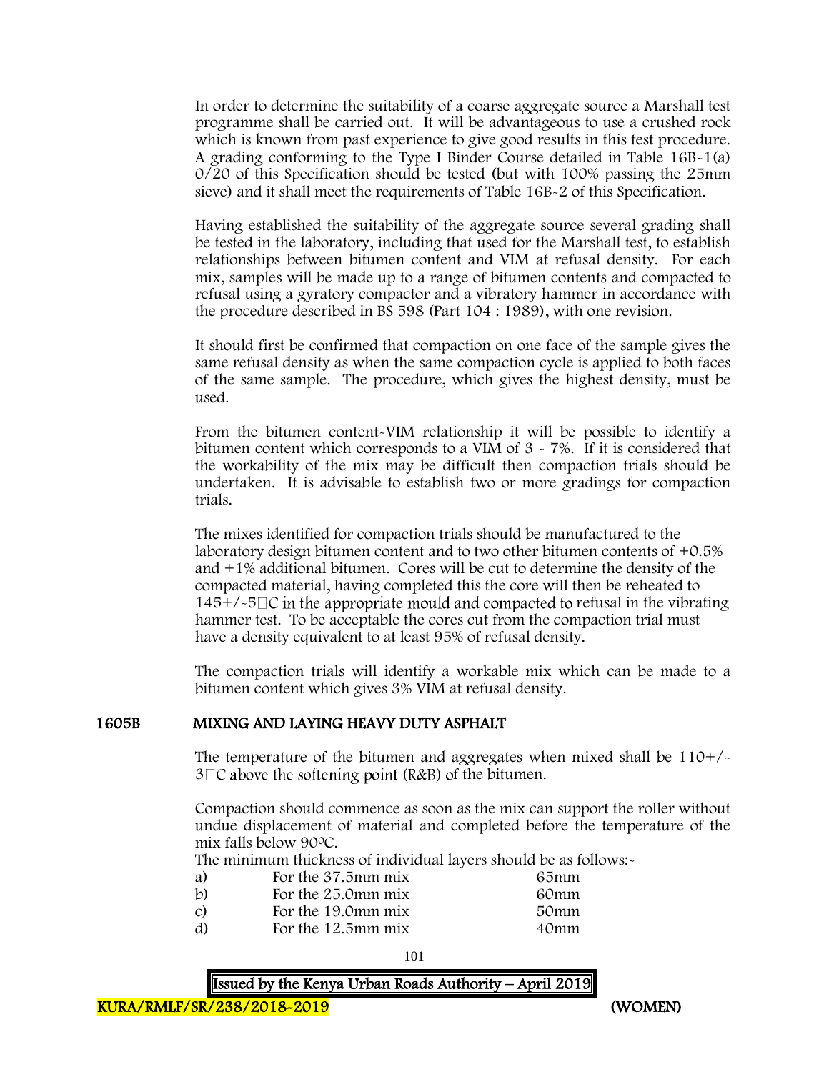In order to determine the suitability of a coarse aggregate source a Marshall test programme shall be carried out. It will be advantageous to use a crushed rock which is known from past experience to give good results in this test procedure. A grading conforming to the Type I Binder Course detailed in Table 16B-1(a) 0/20 of this Specification should be tested (but with 100% passing the 25mm sieve) and it shall meet the requirements of Table 16B-2 of this Specification.

Having established the suitability of the aggregate source several grading shall be tested in the laboratory, including that used for the Marshall test, to establish relationships between bitumen content and VIM at refusal density. For each mix, samples will be made up to a range of bitumen contents and compacted to refusal using a gyratory compactor and a vibratory hammer in accordance with the procedure described in BS 598 (Part 104 : 1989), with one revision.

It should first be confirmed that compaction on one face of the sample gives the same refusal density as when the same compaction cycle is applied to both faces of the same sample. The procedure, which gives the highest density, must be used.

From the bitumen content-VIM relationship it will be possible to identify a bitumen content which corresponds to a VIM of 3 - 7%. If it is considered that the workability of the mix may be difficult then compaction trials should be undertaken. It is advisable to establish two or more gradings for compaction trials.

The mixes identified for compaction trials should be manufactured to the laboratory design bitumen content and to two other bitumen contents of +0.5% and +1% additional bitumen. Cores will be cut to determine the density of the compacted material, having completed this the core will then be reheated to 145+/-5°C in the appropriate mould and compacted to refusal in the vibrating hammer test. To be acceptable the cores cut from the compaction trial must have a density equivalent to at least 95% of refusal density.

The compaction trials will identify a workable mix which can be made to a bitumen content which gives 3% VIM at refusal density.

## 1605B MIXING AND LAYING HEAVY DUTY ASPHALT

The temperature of the bitumen and aggregates when mixed shall be 110+/-3°C above the softening point (R&B) of the bitumen.

Compaction should commence as soon as the mix can support the roller without undue displacement of material and completed before the temperature of the mix falls below 90°C.

The minimum thickness of individual layers should be as follows:-

| | | |
|---|---|---|
| a) | For the 37.5mm mix | 65mm |
| b) | For the 25.0mm mix | 60mm |
| c) | For the 19.0mm mix | 50mm |
| d) | For the 12.5mm mix | 40mm |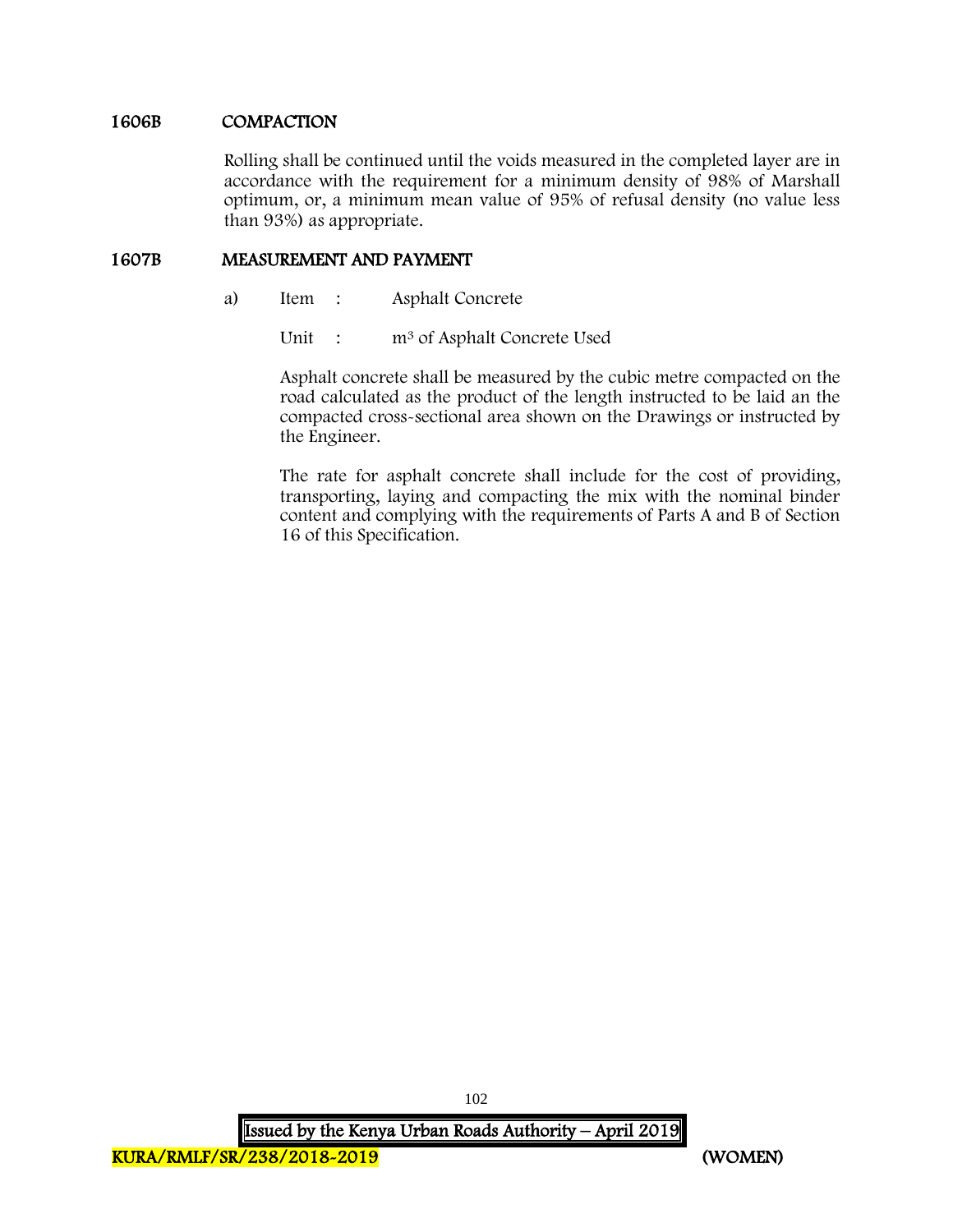## 1606B COMPACTION

Rolling shall be continued until the voids measured in the completed layer are in accordance with the requirement for a minimum density of 98% of Marshall optimum, or, a minimum mean value of 95% of refusal density (no value less than 93%) as appropriate.

## 1607B MEASUREMENT AND PAYMENT

a) Item : Asphalt Concrete

Unit : $m^3$ of Asphalt Concrete Used

Asphalt concrete shall be measured by the cubic metre compacted on the road calculated as the product of the length instructed to be laid an the compacted cross-sectional area shown on the Drawings or instructed by the Engineer.

The rate for asphalt concrete shall include for the cost of providing, transporting, laying and compacting the mix with the nominal binder content and complying with the requirements of Parts A and B of Section 16 of this Specification.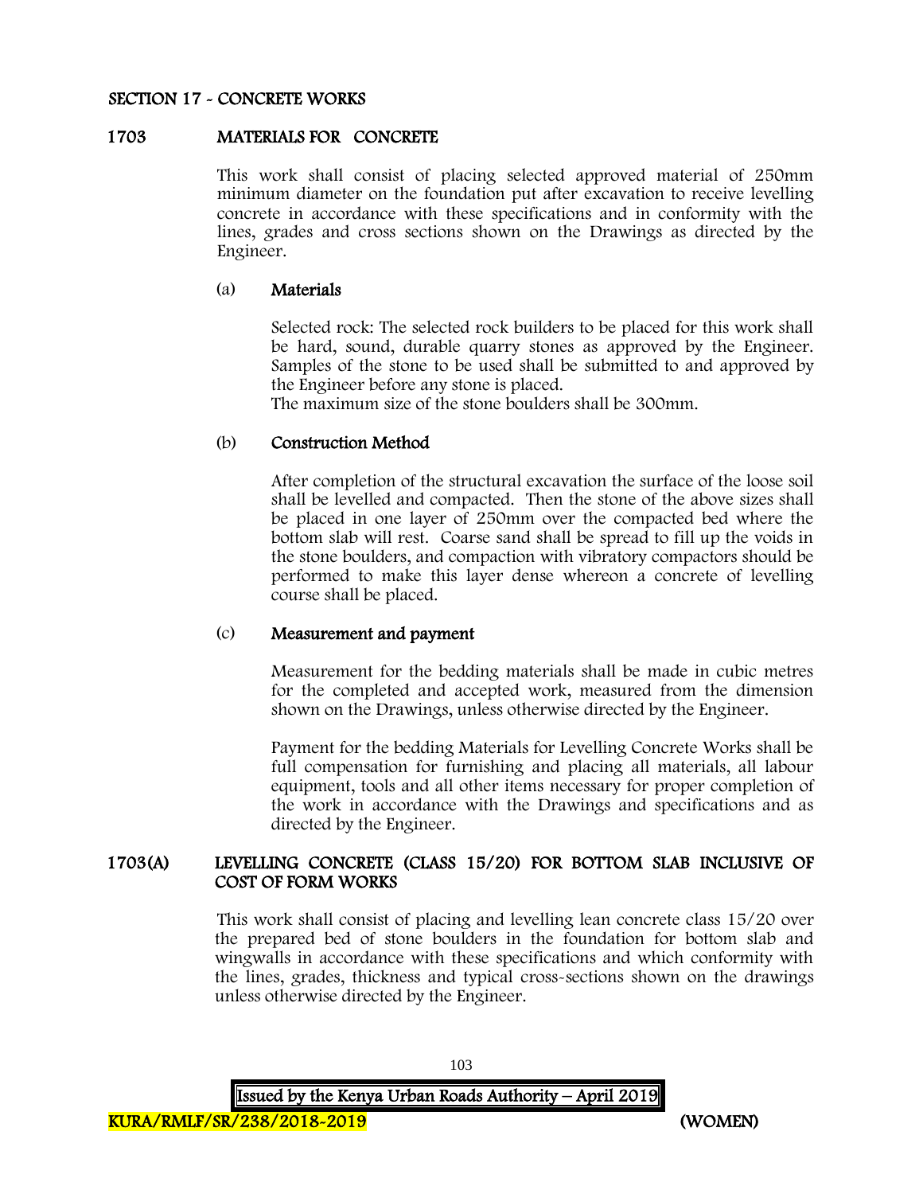## SECTION 17 - CONCRETE WORKS

### 1703 MATERIALS FOR CONCRETE

This work shall consist of placing selected approved material of 250mm minimum diameter on the foundation put after excavation to receive levelling concrete in accordance with these specifications and in conformity with the lines, grades and cross sections shown on the Drawings as directed by the Engineer.

#### (a) Materials

Selected rock: The selected rock builders to be placed for this work shall be hard, sound, durable quarry stones as approved by the Engineer. Samples of the stone to be used shall be submitted to and approved by the Engineer before any stone is placed.
The maximum size of the stone boulders shall be 300mm.

#### (b) Construction Method

After completion of the structural excavation the surface of the loose soil shall be levelled and compacted. Then the stone of the above sizes shall be placed in one layer of 250mm over the compacted bed where the bottom slab will rest. Coarse sand shall be spread to fill up the voids in the stone boulders, and compaction with vibratory compactors should be performed to make this layer dense whereon a concrete of levelling course shall be placed.

#### (c) Measurement and payment

Measurement for the bedding materials shall be made in cubic metres for the completed and accepted work, measured from the dimension shown on the Drawings, unless otherwise directed by the Engineer.

Payment for the bedding Materials for Levelling Concrete Works shall be full compensation for furnishing and placing all materials, all labour equipment, tools and all other items necessary for proper completion of the work in accordance with the Drawings and specifications and as directed by the Engineer.

### 1703(A) LEVELLING CONCRETE (CLASS 15/20) FOR BOTTOM SLAB INCLUSIVE OF COST OF FORM WORKS

This work shall consist of placing and levelling lean concrete class 15/20 over the prepared bed of stone boulders in the foundation for bottom slab and wingwalls in accordance with these specifications and which conformity with the lines, grades, thickness and typical cross-sections shown on the drawings unless otherwise directed by the Engineer.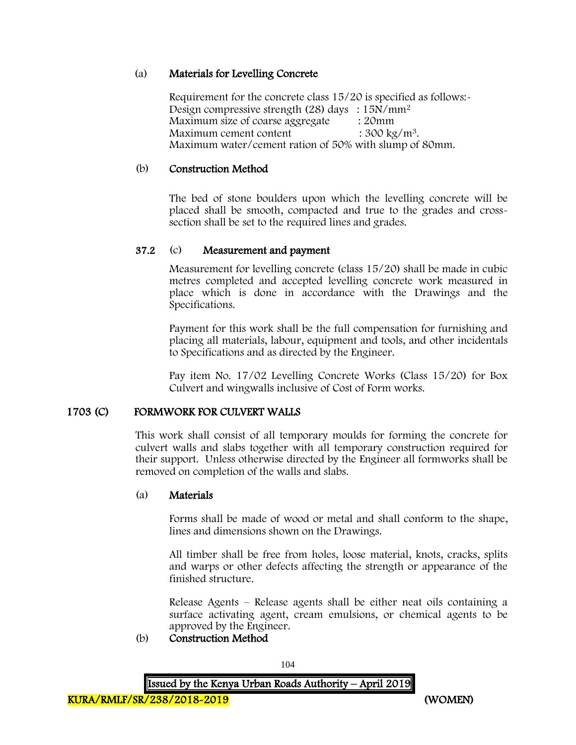(a) **Materials for Levelling Concrete**

Requirement for the concrete class 15/20 is specified as follows:-
Design compressive strength (28) days : 15N/mm$^2$
Maximum size of coarse aggregate : 20mm
Maximum cement content : 300 kg/m$^3$.
Maximum water/cement ration of 50% with slump of 80mm.

(b) **Construction Method**

The bed of stone boulders upon which the levelling concrete will be placed shall be smooth, compacted and true to the grades and cross-section shall be set to the required lines and grades.

**37.2** (c) **Measurement and payment**

Measurement for levelling concrete (class 15/20) shall be made in cubic metres completed and accepted levelling concrete work measured in place which is done in accordance with the Drawings and the Specifications.

Payment for this work shall be the full compensation for furnishing and placing all materials, labour, equipment and tools, and other incidentals to Specifications and as directed by the Engineer.

Pay item No. 17/02 Levelling Concrete Works (Class 15/20) for Box Culvert and wingwalls inclusive of Cost of Form works.

## 1703 (C) FORMWORK FOR CULVERT WALLS

This work shall consist of all temporary moulds for forming the concrete for culvert walls and slabs together with all temporary construction required for their support. Unless otherwise directed by the Engineer all formworks shall be removed on completion of the walls and slabs.

(a) **Materials**

Forms shall be made of wood or metal and shall conform to the shape, lines and dimensions shown on the Drawings.

All timber shall be free from holes, loose material, knots, cracks, splits and warps or other defects affecting the strength or appearance of the finished structure.

Release Agents – Release agents shall be either neat oils containing a surface activating agent, cream emulsions, or chemical agents to be approved by the Engineer.

(b) **Construction Method**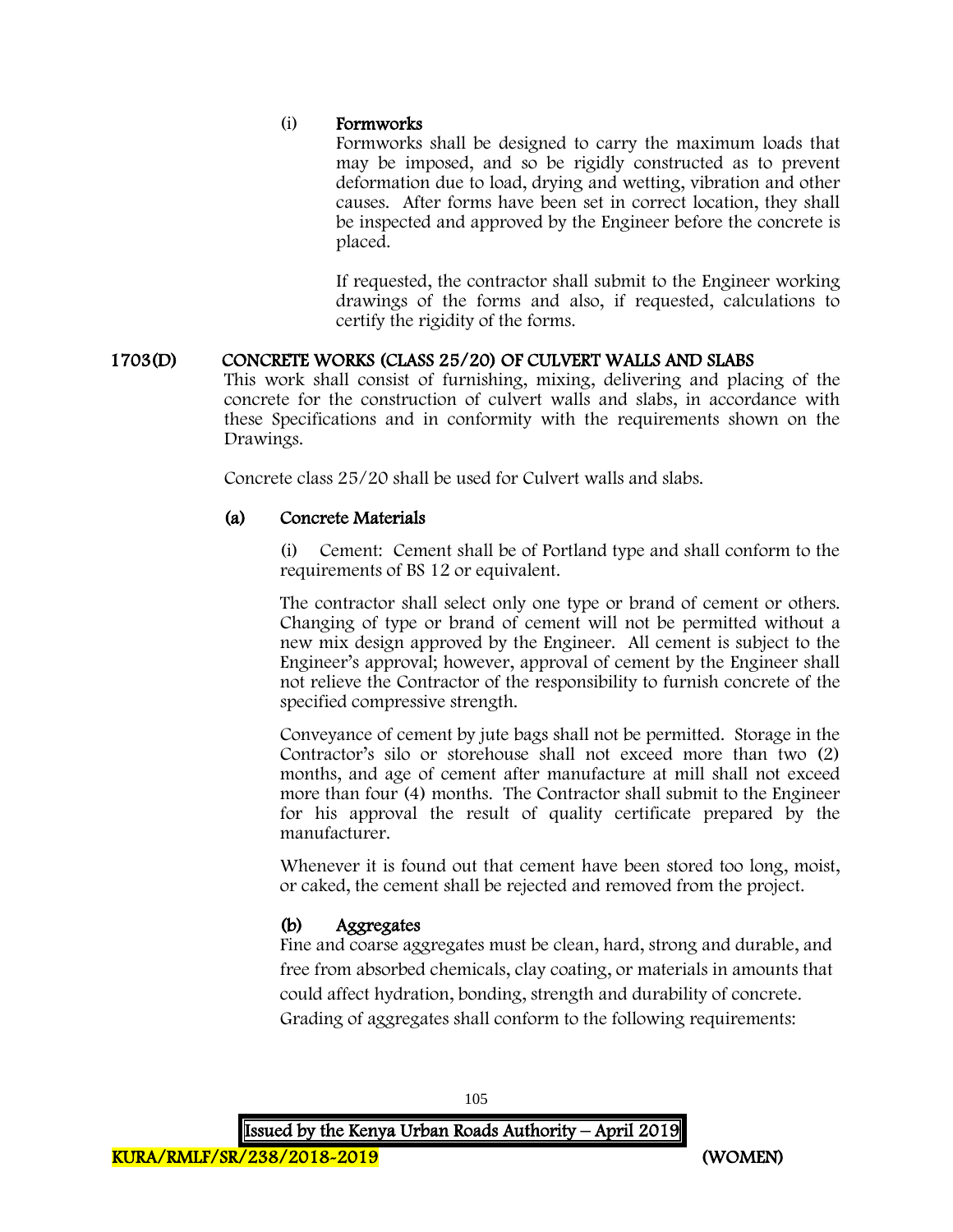(i) **Formworks**

Formworks shall be designed to carry the maximum loads that may be imposed, and so be rigidly constructed as to prevent deformation due to load, drying and wetting, vibration and other causes. After forms have been set in correct location, they shall be inspected and approved by the Engineer before the concrete is placed.

If requested, the contractor shall submit to the Engineer working drawings of the forms and also, if requested, calculations to certify the rigidity of the forms.

## 1703(D) CONCRETE WORKS (CLASS 25/20) OF CULVERT WALLS AND SLABS

This work shall consist of furnishing, mixing, delivering and placing of the concrete for the construction of culvert walls and slabs, in accordance with these Specifications and in conformity with the requirements shown on the Drawings.

Concrete class 25/20 shall be used for Culvert walls and slabs.

### (a) Concrete Materials

(i) Cement: Cement shall be of Portland type and shall conform to the requirements of BS 12 or equivalent.

The contractor shall select only one type or brand of cement or others. Changing of type or brand of cement will not be permitted without a new mix design approved by the Engineer. All cement is subject to the Engineer's approval; however, approval of cement by the Engineer shall not relieve the Contractor of the responsibility to furnish concrete of the specified compressive strength.

Conveyance of cement by jute bags shall not be permitted. Storage in the Contractor's silo or storehouse shall not exceed more than two (2) months, and age of cement after manufacture at mill shall not exceed more than four (4) months. The Contractor shall submit to the Engineer for his approval the result of quality certificate prepared by the manufacturer.

Whenever it is found out that cement have been stored too long, moist, or caked, the cement shall be rejected and removed from the project.

### (b) Aggregates

Fine and coarse aggregates must be clean, hard, strong and durable, and free from absorbed chemicals, clay coating, or materials in amounts that could affect hydration, bonding, strength and durability of concrete. Grading of aggregates shall conform to the following requirements: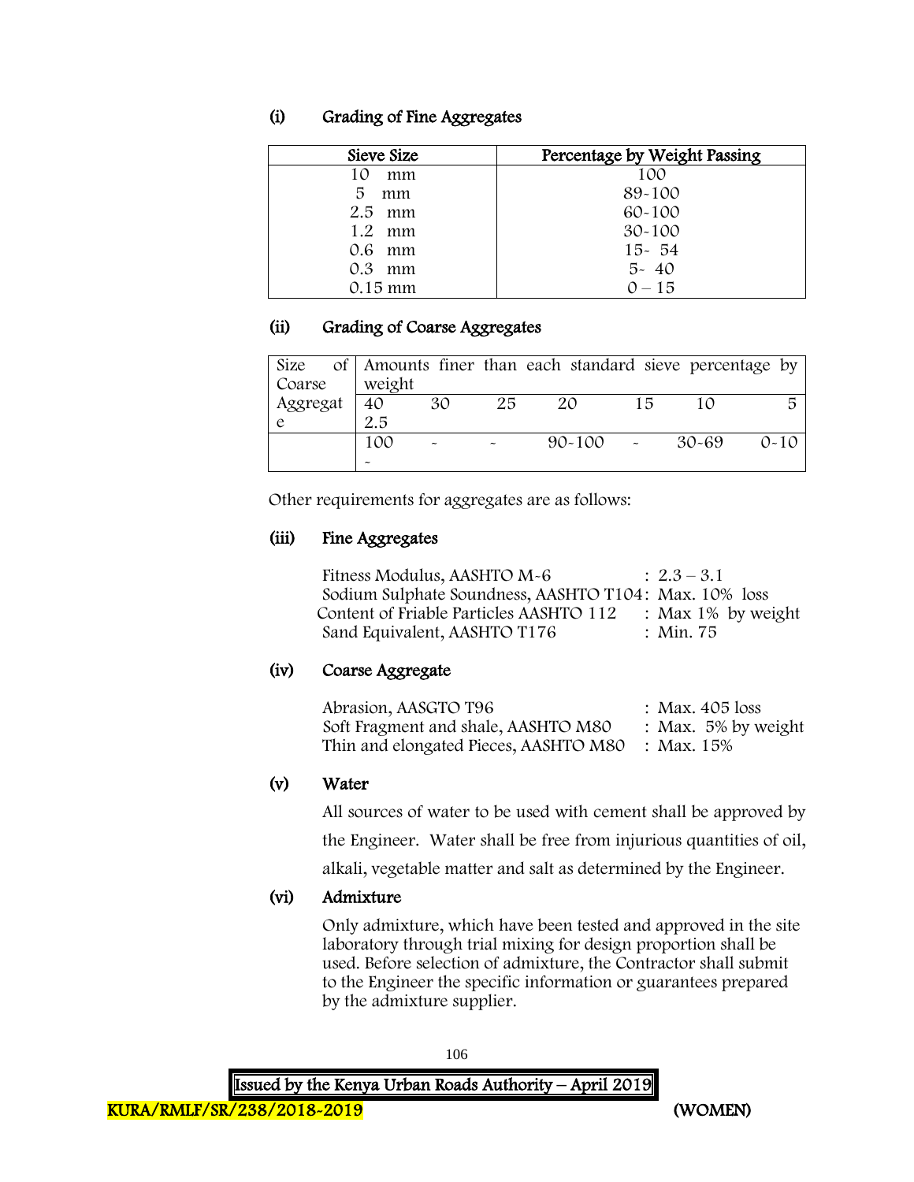### (i) Grading of Fine Aggregates

| Sieve Size | Percentage by Weight Passing |
|---|---|
| 10 mm | 100 |
| 5 mm | 89-100 |
| 2.5 mm | 60-100 |
| 1.2 mm | 30-100 |
| 0.6 mm | 15- 54 |
| 0.3 mm | 5- 40 |
| 0.15 mm | 0 – 15 |

### (ii) Grading of Coarse Aggregates

| Size of Coarse Aggregate | Amounts finer than each standard sieve percentage by weight | | | | | | |
|---|---|---|---|---|---|---|---|
| | 40 2.5 | 30 | 25 | 20 | 15 | 10 | 5 |
| | 100 - | - | - | 90-100 | - | 30-69 | 0-10 |

Other requirements for aggregates are as follows:

### (iii) Fine Aggregates

| | |
|---|---|
| Fitness Modulus, AASHTO M-6 | : 2.3 – 3.1 |
| Sodium Sulphate Soundness, AASHTO T104 | : Max. 10% loss |
| Content of Friable Particles AASHTO 112 | : Max 1% by weight |
| Sand Equivalent, AASHTO T176 | : Min. 75 |

### (iv) Coarse Aggregate

| | |
|---|---|
| Abrasion, AASGTO T96 | : Max. 405 loss |
| Soft Fragment and shale, AASHTO M80 | : Max. 5% by weight |
| Thin and elongated Pieces, AASHTO M80 | : Max. 15% |

### (v) Water

All sources of water to be used with cement shall be approved by the Engineer. Water shall be free from injurious quantities of oil, alkali, vegetable matter and salt as determined by the Engineer.

### (vi) Admixture

Only admixture, which have been tested and approved in the site laboratory through trial mixing for design proportion shall be used. Before selection of admixture, the Contractor shall submit to the Engineer the specific information or guarantees prepared by the admixture supplier.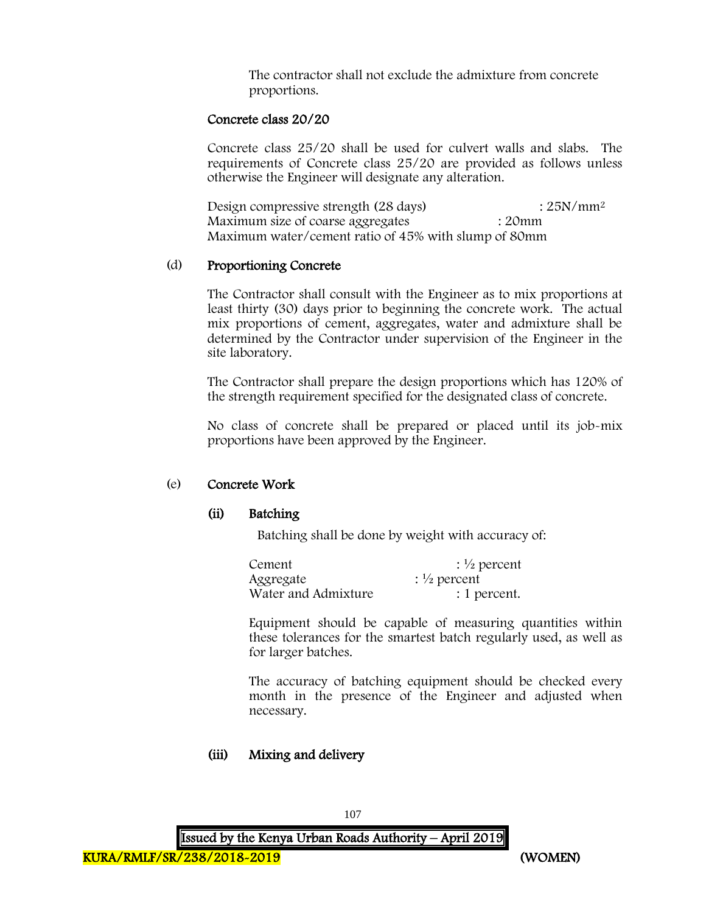The contractor shall not exclude the admixture from concrete proportions.

**Concrete class 20/20**

Concrete class 25/20 shall be used for culvert walls and slabs. The requirements of Concrete class 25/20 are provided as follows unless otherwise the Engineer will designate any alteration.

Design compressive strength (28 days) : $25N/mm^2$
Maximum size of coarse aggregates : 20mm
Maximum water/cement ratio of 45% with slump of 80mm

(d) **Proportioning Concrete**

The Contractor shall consult with the Engineer as to mix proportions at least thirty (30) days prior to beginning the concrete work. The actual mix proportions of cement, aggregates, water and admixture shall be determined by the Contractor under supervision of the Engineer in the site laboratory.

The Contractor shall prepare the design proportions which has 120% of the strength requirement specified for the designated class of concrete.

No class of concrete shall be prepared or placed until its job-mix proportions have been approved by the Engineer.

(e) **Concrete Work**

**(ii) Batching**

Batching shall be done by weight with accuracy of:

Cement : ½ percent
Aggregate : ½ percent
Water and Admixture : 1 percent.

Equipment should be capable of measuring quantities within these tolerances for the smartest batch regularly used, as well as for larger batches.

The accuracy of batching equipment should be checked every month in the presence of the Engineer and adjusted when necessary.

**(iii) Mixing and delivery**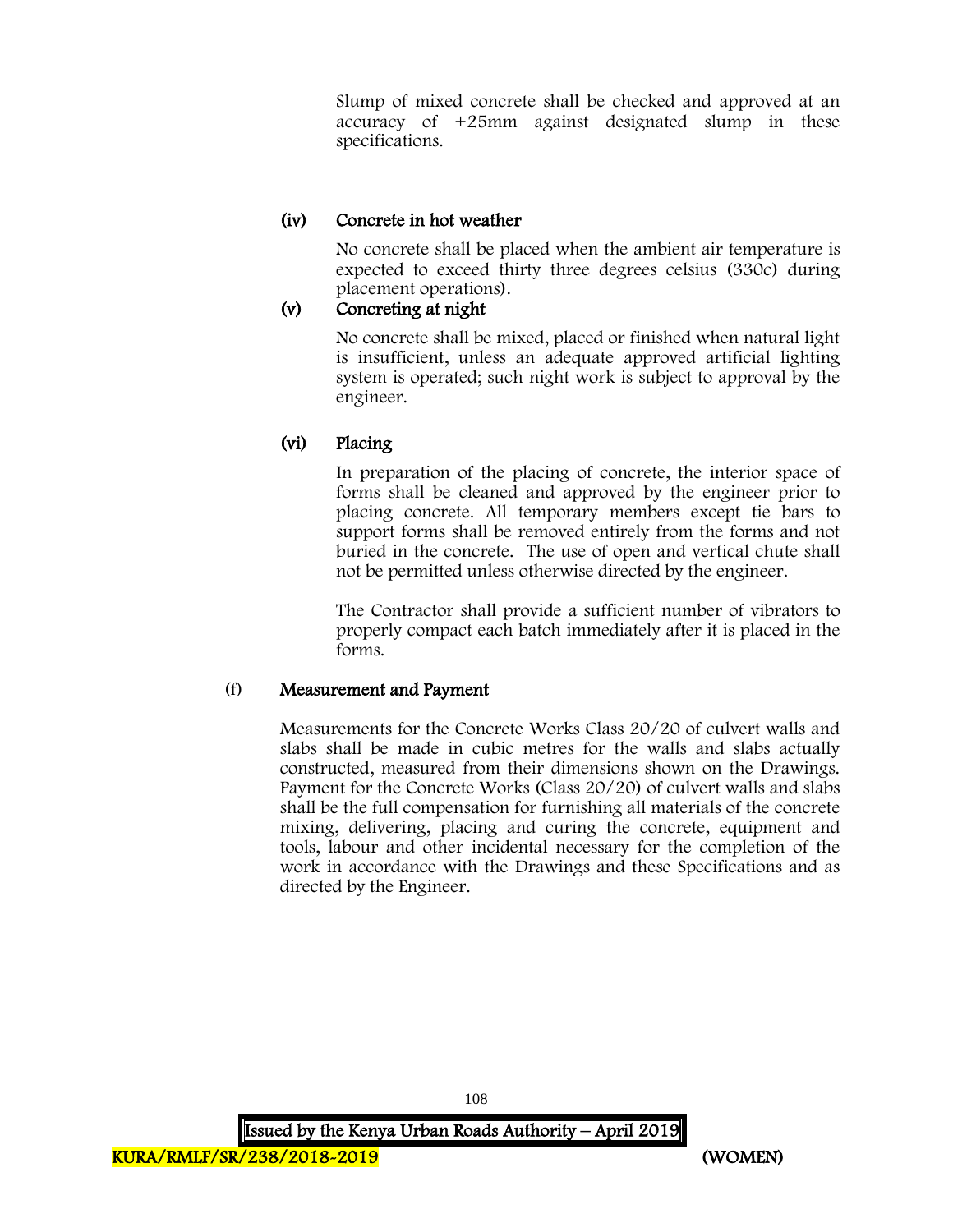Slump of mixed concrete shall be checked and approved at an accuracy of +25mm against designated slump in these specifications.

**(iv) Concrete in hot weather**

No concrete shall be placed when the ambient air temperature is expected to exceed thirty three degrees celsius (330c) during placement operations).

**(v) Concreting at night**

No concrete shall be mixed, placed or finished when natural light is insufficient, unless an adequate approved artificial lighting system is operated; such night work is subject to approval by the engineer.

**(vi) Placing**

In preparation of the placing of concrete, the interior space of forms shall be cleaned and approved by the engineer prior to placing concrete. All temporary members except tie bars to support forms shall be removed entirely from the forms and not buried in the concrete. The use of open and vertical chute shall not be permitted unless otherwise directed by the engineer.

The Contractor shall provide a sufficient number of vibrators to properly compact each batch immediately after it is placed in the forms.

**(f) Measurement and Payment**

Measurements for the Concrete Works Class 20/20 of culvert walls and slabs shall be made in cubic metres for the walls and slabs actually constructed, measured from their dimensions shown on the Drawings. Payment for the Concrete Works (Class 20/20) of culvert walls and slabs shall be the full compensation for furnishing all materials of the concrete mixing, delivering, placing and curing the concrete, equipment and tools, labour and other incidental necessary for the completion of the work in accordance with the Drawings and these Specifications and as directed by the Engineer.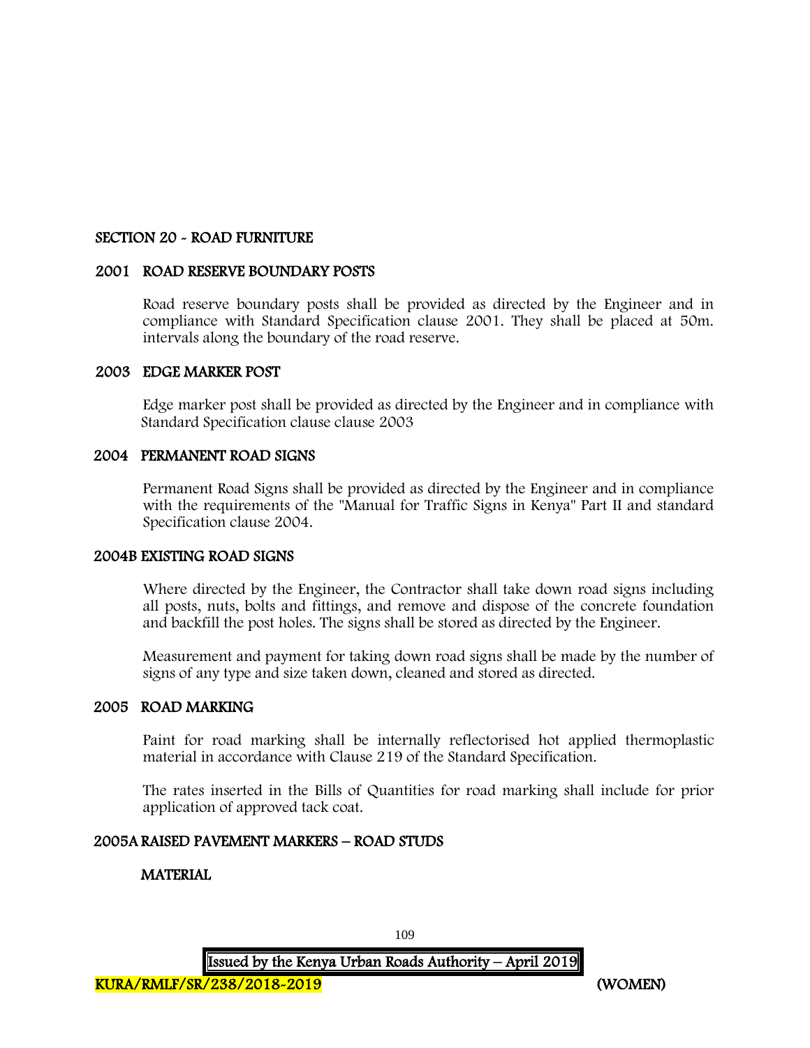## SECTION 20 - ROAD FURNITURE

### 2001 ROAD RESERVE BOUNDARY POSTS

Road reserve boundary posts shall be provided as directed by the Engineer and in compliance with Standard Specification clause 2001. They shall be placed at 50m. intervals along the boundary of the road reserve.

### 2003 EDGE MARKER POST

Edge marker post shall be provided as directed by the Engineer and in compliance with Standard Specification clause clause 2003

### 2004 PERMANENT ROAD SIGNS

Permanent Road Signs shall be provided as directed by the Engineer and in compliance with the requirements of the "Manual for Traffic Signs in Kenya" Part II and standard Specification clause 2004.

### 2004B EXISTING ROAD SIGNS

Where directed by the Engineer, the Contractor shall take down road signs including all posts, nuts, bolts and fittings, and remove and dispose of the concrete foundation and backfill the post holes. The signs shall be stored as directed by the Engineer.

Measurement and payment for taking down road signs shall be made by the number of signs of any type and size taken down, cleaned and stored as directed.

### 2005 ROAD MARKING

Paint for road marking shall be internally reflectorised hot applied thermoplastic material in accordance with Clause 219 of the Standard Specification.

The rates inserted in the Bills of Quantities for road marking shall include for prior application of approved tack coat.

### 2005A RAISED PAVEMENT MARKERS – ROAD STUDS

**MATERIAL**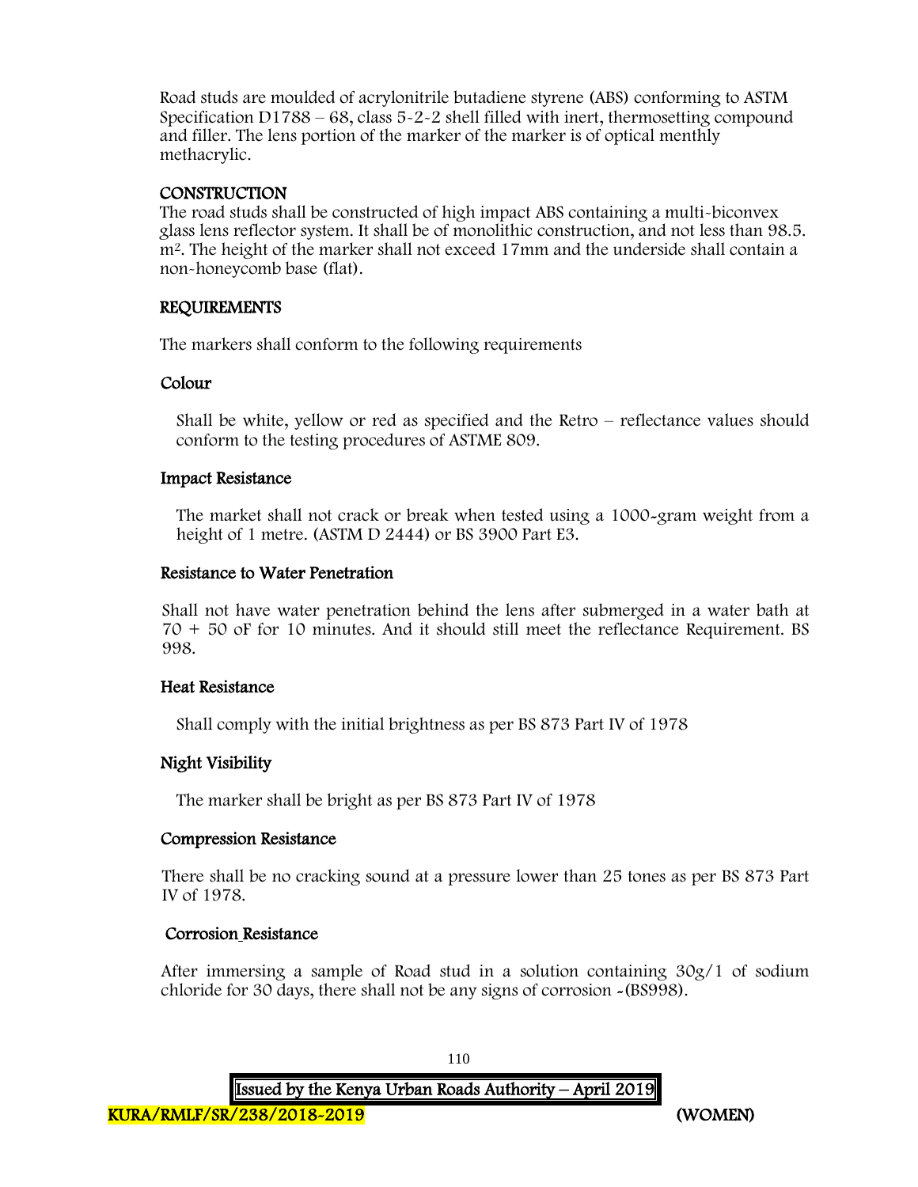Road studs are moulded of acrylonitrile butadiene styrene (ABS) conforming to ASTM Specification D1788 – 68, class 5-2-2 shell filled with inert, thermosetting compound and filler. The lens portion of the marker of the marker is of optical menthly methacrylic.

**CONSTRUCTION**

The road studs shall be constructed of high impact ABS containing a multi-biconvex glass lens reflector system. It shall be of monolithic construction, and not less than 98.5. $m^2$. The height of the marker shall not exceed 17mm and the underside shall contain a non-honeycomb base (flat).

**REQUIREMENTS**

The markers shall conform to the following requirements

**Colour**

Shall be white, yellow or red as specified and the Retro – reflectance values should conform to the testing procedures of ASTME 809.

**Impact Resistance**

The market shall not crack or break when tested using a 1000-gram weight from a height of 1 metre. (ASTM D 2444) or BS 3900 Part E3.

**Resistance to Water Penetration**

Shall not have water penetration behind the lens after submerged in a water bath at 70 + 50 oF for 10 minutes. And it should still meet the reflectance Requirement. BS 998.

**Heat Resistance**

Shall comply with the initial brightness as per BS 873 Part IV of 1978

**Night Visibility**

The marker shall be bright as per BS 873 Part IV of 1978

**Compression Resistance**

There shall be no cracking sound at a pressure lower than 25 tones as per BS 873 Part IV of 1978.

**Corrosion Resistance**

After immersing a sample of Road stud in a solution containing 30g/1 of sodium chloride for 30 days, there shall not be any signs of corrosion -(BS998).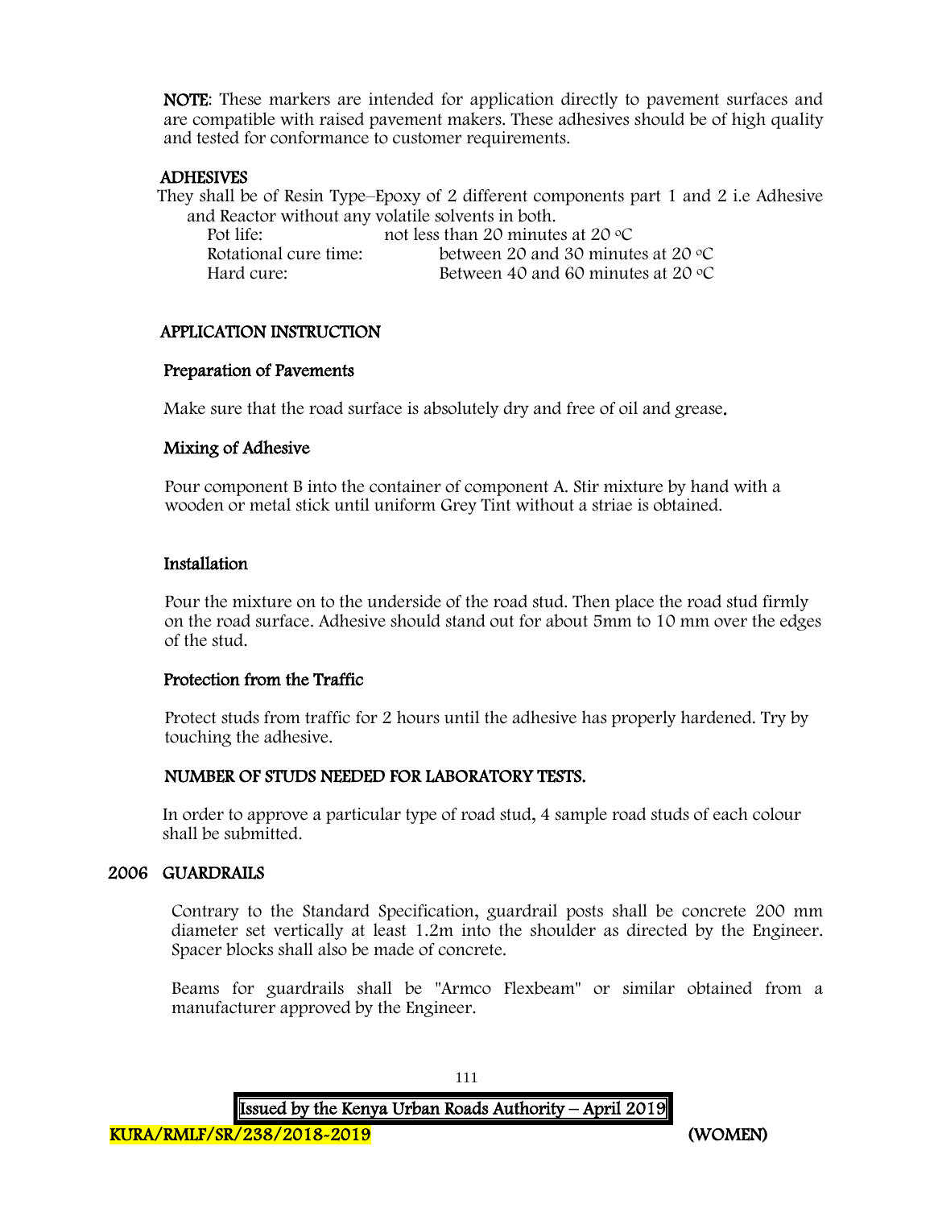**NOTE**: These markers are intended for application directly to pavement surfaces and are compatible with raised pavement makers. These adhesives should be of high quality and tested for conformance to customer requirements.

**ADHESIVES**

They shall be of Resin Type–Epoxy of 2 different components part 1 and 2 i.e Adhesive and Reactor without any volatile solvents in both.

| | |
|---|---|
| Pot life: | not less than 20 minutes at 20 °C |
| Rotational cure time: | between 20 and 30 minutes at 20 °C |
| Hard cure: | Between 40 and 60 minutes at 20 °C |

**APPLICATION INSTRUCTION**

**Preparation of Pavements**

Make sure that the road surface is absolutely dry and free of oil and grease.

**Mixing of Adhesive**

Pour component B into the container of component A. Stir mixture by hand with a wooden or metal stick until uniform Grey Tint without a striae is obtained.

**Installation**

Pour the mixture on to the underside of the road stud. Then place the road stud firmly on the road surface. Adhesive should stand out for about 5mm to 10 mm over the edges of the stud.

**Protection from the Traffic**

Protect studs from traffic for 2 hours until the adhesive has properly hardened. Try by touching the adhesive.

**NUMBER OF STUDS NEEDED FOR LABORATORY TESTS.**

In order to approve a particular type of road stud, 4 sample road studs of each colour shall be submitted.

## 2006 GUARDRAILS

Contrary to the Standard Specification, guardrail posts shall be concrete 200 mm diameter set vertically at least 1.2m into the shoulder as directed by the Engineer. Spacer blocks shall also be made of concrete.

Beams for guardrails shall be "Armco Flexbeam" or similar obtained from a manufacturer approved by the Engineer.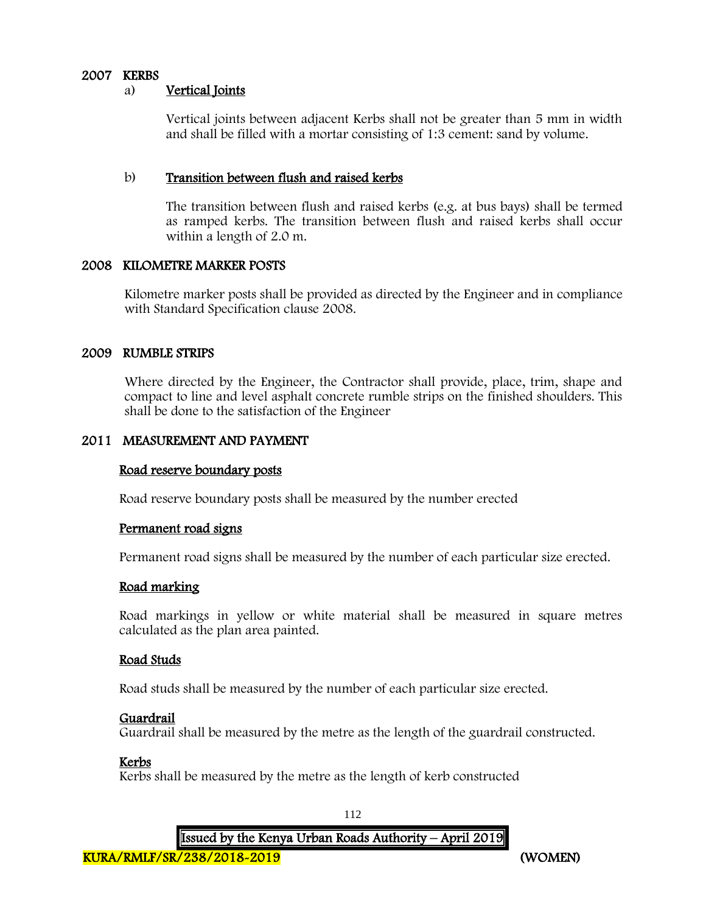## 2007 KERBS

a) **Vertical Joints**

Vertical joints between adjacent Kerbs shall not be greater than 5 mm in width and shall be filled with a mortar consisting of 1:3 cement: sand by volume.

b) **Transition between flush and raised kerbs**

The transition between flush and raised kerbs (e.g. at bus bays) shall be termed as ramped kerbs. The transition between flush and raised kerbs shall occur within a length of 2.0 m.

## 2008 KILOMETRE MARKER POSTS

Kilometre marker posts shall be provided as directed by the Engineer and in compliance with Standard Specification clause 2008.

## 2009 RUMBLE STRIPS

Where directed by the Engineer, the Contractor shall provide, place, trim, shape and compact to line and level asphalt concrete rumble strips on the finished shoulders. This shall be done to the satisfaction of the Engineer

## 2011 MEASUREMENT AND PAYMENT

**Road reserve boundary posts**

Road reserve boundary posts shall be measured by the number erected

**Permanent road signs**

Permanent road signs shall be measured by the number of each particular size erected.

**Road marking**

Road markings in yellow or white material shall be measured in square metres calculated as the plan area painted.

**Road Studs**

Road studs shall be measured by the number of each particular size erected.

**Guardrail**

Guardrail shall be measured by the metre as the length of the guardrail constructed.

**Kerbs**

Kerbs shall be measured by the metre as the length of kerb constructed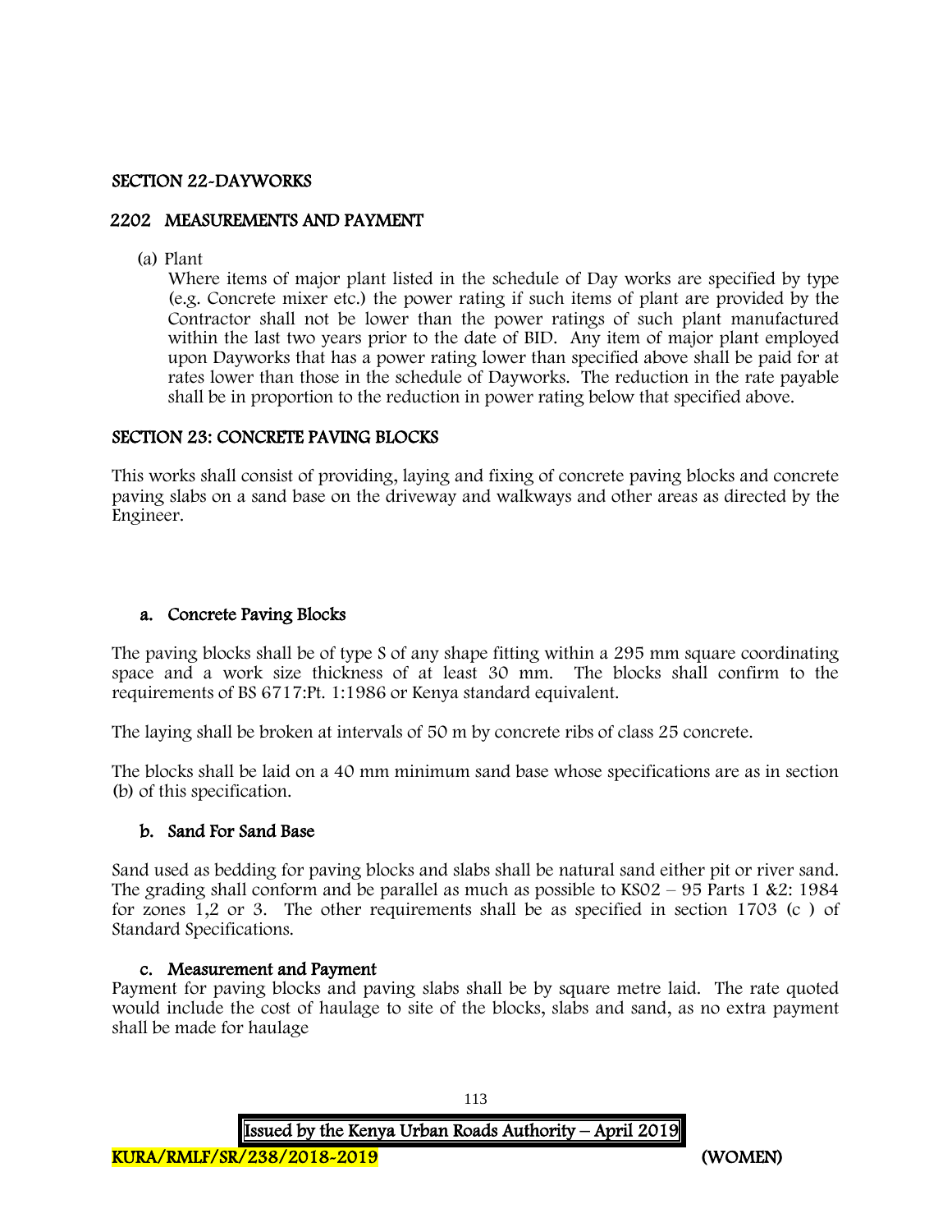## SECTION 22-DAYWORKS

### 2202 MEASUREMENTS AND PAYMENT

(a) Plant

Where items of major plant listed in the schedule of Day works are specified by type (e.g. Concrete mixer etc.) the power rating if such items of plant are provided by the Contractor shall not be lower than the power ratings of such plant manufactured within the last two years prior to the date of BID. Any item of major plant employed upon Dayworks that has a power rating lower than specified above shall be paid for at rates lower than those in the schedule of Dayworks. The reduction in the rate payable shall be in proportion to the reduction in power rating below that specified above.

## SECTION 23: CONCRETE PAVING BLOCKS

This works shall consist of providing, laying and fixing of concrete paving blocks and concrete paving slabs on a sand base on the driveway and walkways and other areas as directed by the Engineer.

### a. Concrete Paving Blocks

The paving blocks shall be of type S of any shape fitting within a 295 mm square coordinating space and a work size thickness of at least 30 mm. The blocks shall confirm to the requirements of BS 6717:Pt. 1:1986 or Kenya standard equivalent.

The laying shall be broken at intervals of 50 m by concrete ribs of class 25 concrete.

The blocks shall be laid on a 40 mm minimum sand base whose specifications are as in section (b) of this specification.

### b. Sand For Sand Base

Sand used as bedding for paving blocks and slabs shall be natural sand either pit or river sand. The grading shall conform and be parallel as much as possible to KS02 – 95 Parts 1 &2: 1984 for zones 1,2 or 3. The other requirements shall be as specified in section 1703 (c ) of Standard Specifications.

### c. Measurement and Payment

Payment for paving blocks and paving slabs shall be by square metre laid. The rate quoted would include the cost of haulage to site of the blocks, slabs and sand, as no extra payment shall be made for haulage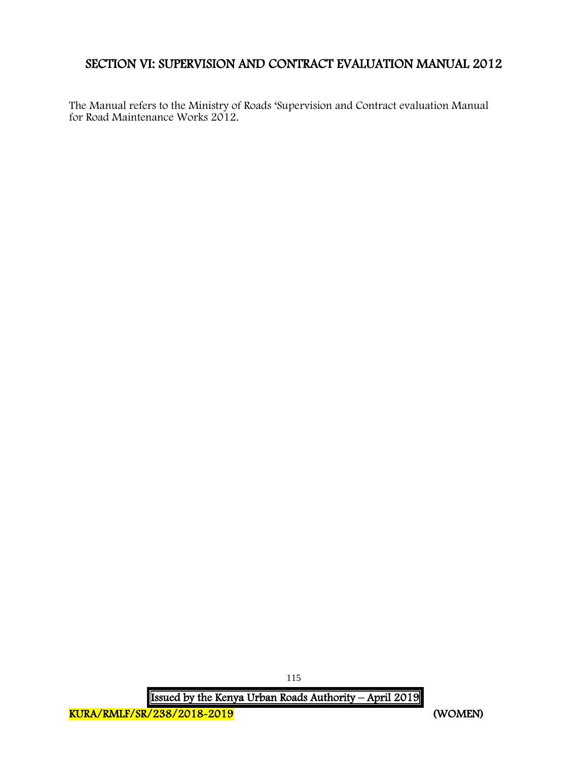## SECTION VI: SUPERVISION AND CONTRACT EVALUATION MANUAL 2012

The Manual refers to the Ministry of Roads 'Supervision and Contract evaluation Manual for Road Maintenance Works 2012.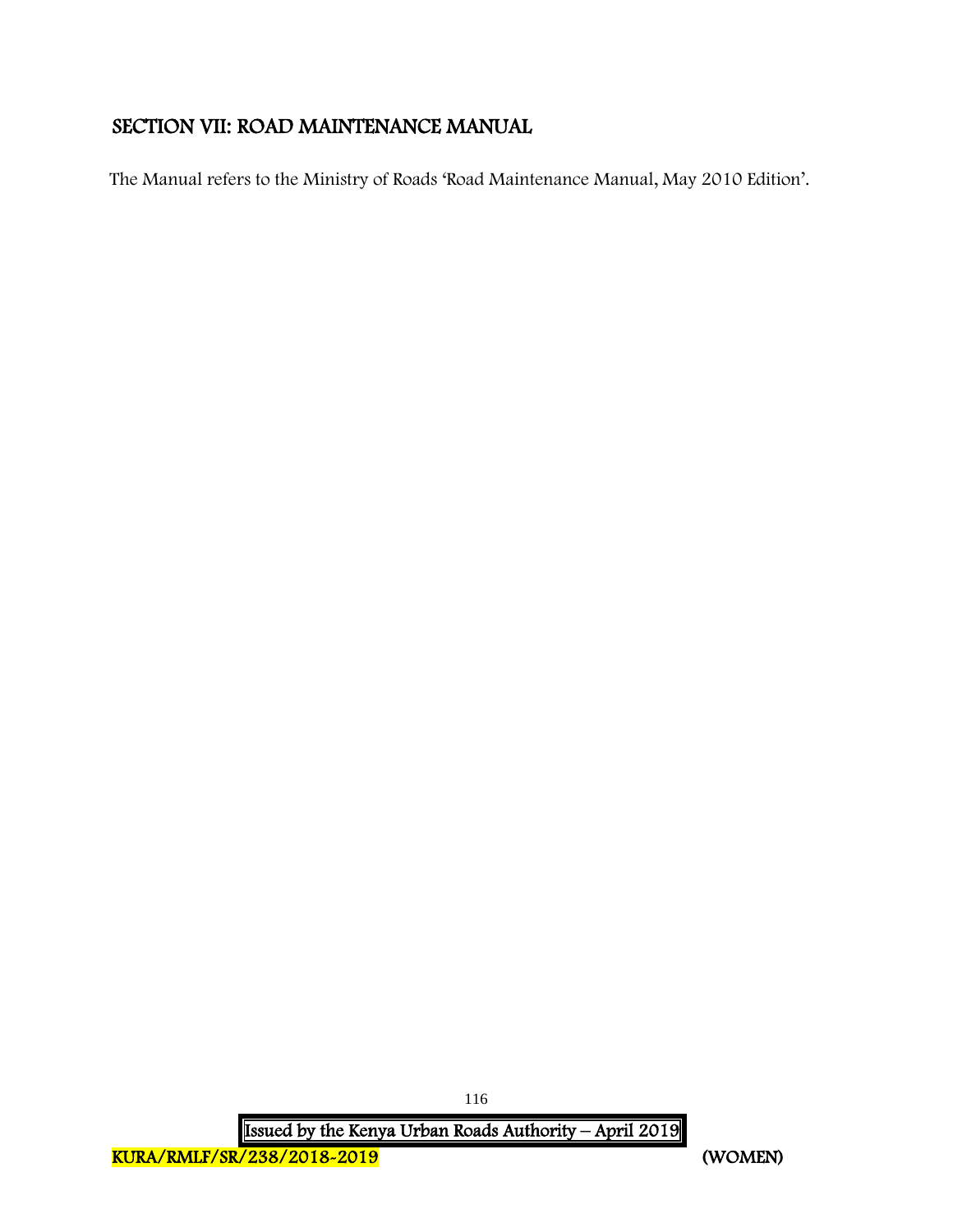## SECTION VII: ROAD MAINTENANCE MANUAL

The Manual refers to the Ministry of Roads 'Road Maintenance Manual, May 2010 Edition'.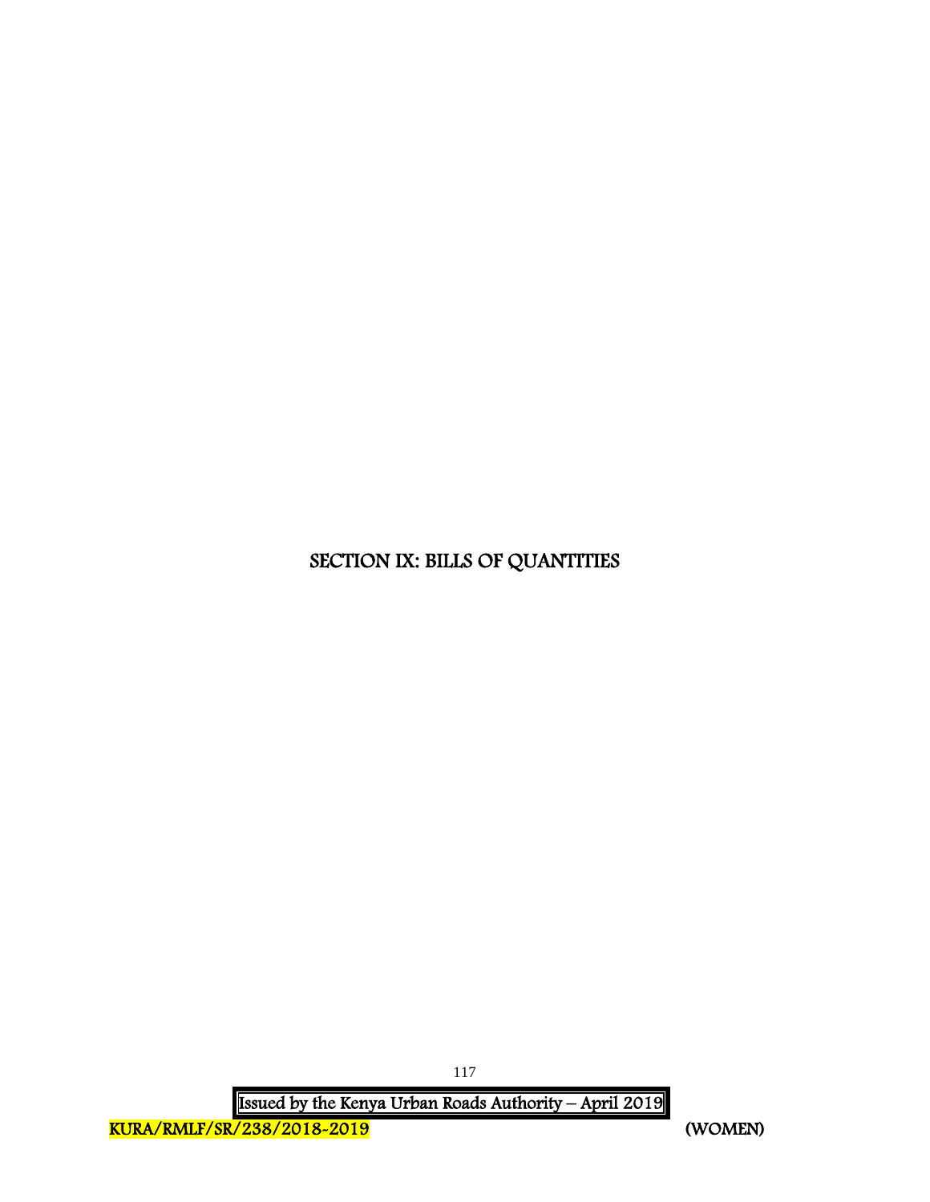# SECTION IX: BILLS OF QUANTITIES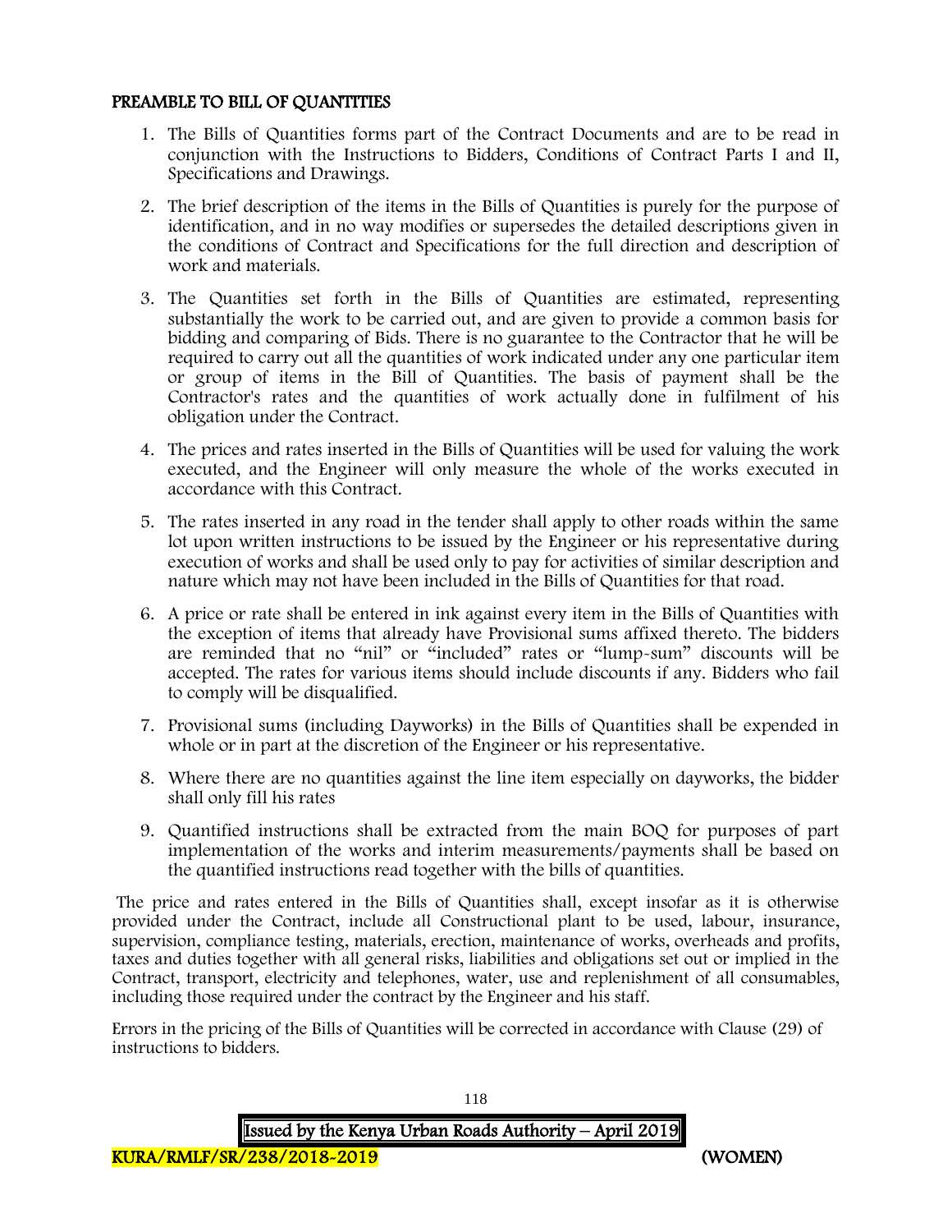## PREAMBLE TO BILL OF QUANTITIES

1. The Bills of Quantities forms part of the Contract Documents and are to be read in conjunction with the Instructions to Bidders, Conditions of Contract Parts I and II, Specifications and Drawings.
2. The brief description of the items in the Bills of Quantities is purely for the purpose of identification, and in no way modifies or supersedes the detailed descriptions given in the conditions of Contract and Specifications for the full direction and description of work and materials.
3. The Quantities set forth in the Bills of Quantities are estimated, representing substantially the work to be carried out, and are given to provide a common basis for bidding and comparing of Bids. There is no guarantee to the Contractor that he will be required to carry out all the quantities of work indicated under any one particular item or group of items in the Bill of Quantities. The basis of payment shall be the Contractor's rates and the quantities of work actually done in fulfilment of his obligation under the Contract.
4. The prices and rates inserted in the Bills of Quantities will be used for valuing the work executed, and the Engineer will only measure the whole of the works executed in accordance with this Contract.
5. The rates inserted in any road in the tender shall apply to other roads within the same lot upon written instructions to be issued by the Engineer or his representative during execution of works and shall be used only to pay for activities of similar description and nature which may not have been included in the Bills of Quantities for that road.
6. A price or rate shall be entered in ink against every item in the Bills of Quantities with the exception of items that already have Provisional sums affixed thereto. The bidders are reminded that no "nil" or "included" rates or "lump-sum" discounts will be accepted. The rates for various items should include discounts if any. Bidders who fail to comply will be disqualified.
7. Provisional sums (including Dayworks) in the Bills of Quantities shall be expended in whole or in part at the discretion of the Engineer or his representative.
8. Where there are no quantities against the line item especially on dayworks, the bidder shall only fill his rates
9. Quantified instructions shall be extracted from the main BOQ for purposes of part implementation of the works and interim measurements/payments shall be based on the quantified instructions read together with the bills of quantities.

The price and rates entered in the Bills of Quantities shall, except insofar as it is otherwise provided under the Contract, include all Constructional plant to be used, labour, insurance, supervision, compliance testing, materials, erection, maintenance of works, overheads and profits, taxes and duties together with all general risks, liabilities and obligations set out or implied in the Contract, transport, electricity and telephones, water, use and replenishment of all consumables, including those required under the contract by the Engineer and his staff.

Errors in the pricing of the Bills of Quantities will be corrected in accordance with Clause (29) of instructions to bidders.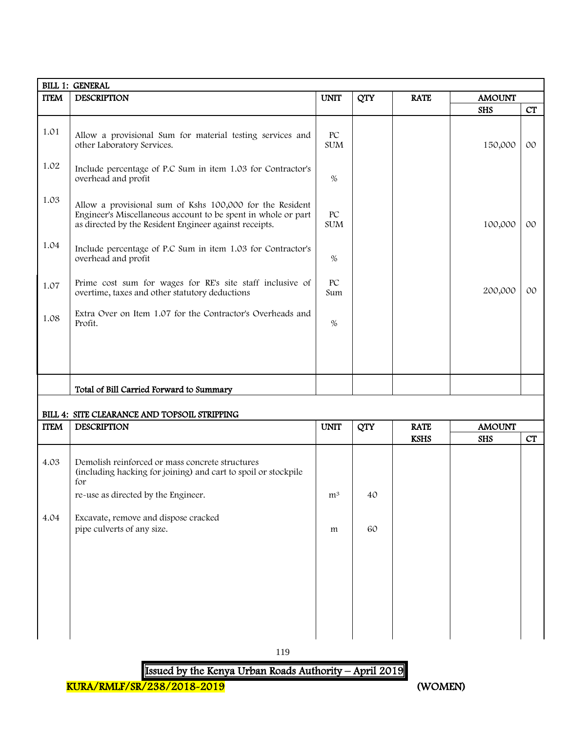| BILL 1: GENERAL | | | | | | |
|---|---|---|---|---|---|---|
| **ITEM** | **DESCRIPTION** | **UNIT** | **QTY** | **RATE** | **AMOUNT** | |
| | | | | | **SHS** | **CT** |
| 1.01 | Allow a provisional Sum for material testing services and other Laboratory Services. | PC SUM | | | 150,000 | 00 |
| 1.02 | Include percentage of P.C Sum in item 1.03 for Contractor's overhead and profit | % | | | | |
| 1.03 | Allow a provisional sum of Kshs 100,000 for the Resident Engineer's Miscellaneous account to be spent in whole or part as directed by the Resident Engineer against receipts. | PC SUM | | | 100,000 | 00 |
| 1.04 | Include percentage of P.C Sum in item 1.03 for Contractor's overhead and profit | % | | | | |
| 1.07 | Prime cost sum for wages for RE's site staff inclusive of overtime, taxes and other statutory deductions | PC Sum | | | 200,000 | 00 |
| 1.08 | Extra Over on Item 1.07 for the Contractor's Overheads and Profit. | % | | | | |
| | Total of Bill Carried Forward to Summary | | | | | |

| BILL 4: SITE CLEARANCE AND TOPSOIL STRIPPING | | | | | | |
|---|---|---|---|---|---|---|
| **ITEM** | **DESCRIPTION** | **UNIT** | **QTY** | **RATE** | **AMOUNT** | |
| | | | | **KSHS** | **SHS** | **CT** |
| 4.03 | Demolish reinforced or mass concrete structures (including hacking for joining) and cart to spoil or stockpile for re-use as directed by the Engineer. | $m^3$ | 40 | | | |
| 4.04 | Excavate, remove and dispose cracked pipe culverts of any size. | m | 60 | | | |

Issued by the Kenya Urban Roads Authority – April 2019

KURA/RMLF/SR/238/2018-2019 (WOMEN)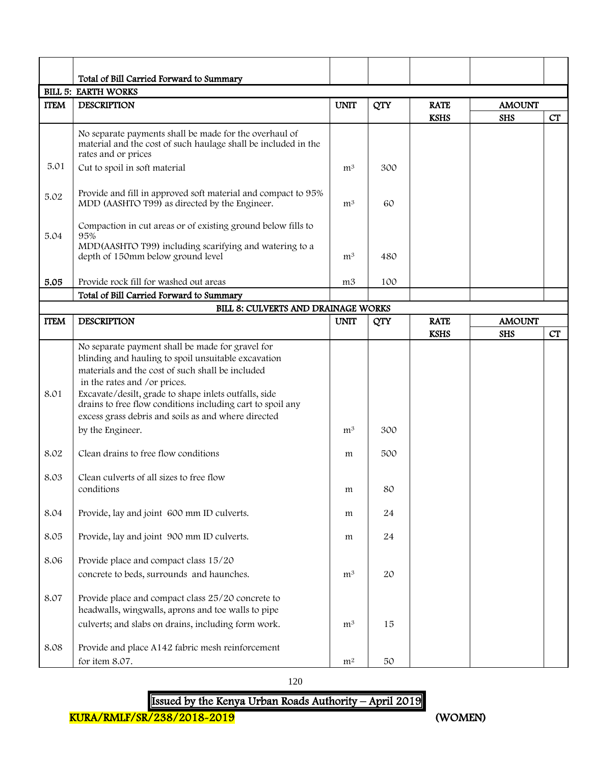| | Total of Bill Carried Forward to Summary | | | | | |
|---|---|---|---|---|---|---|

**BILL 5: EARTH WORKS**

| ITEM | DESCRIPTION | UNIT | QTY | RATE KSHS | AMOUNT SHS | CT |
|---|---|---|---|---|---|---|
| | No separate payments shall be made for the overhaul of material and the cost of such haulage shall be included in the rates and or prices | | | | | |
| 5.01 | Cut to spoil in soft material | $m^3$ | 300 | | | |
| 5.02 | Provide and fill in approved soft material and compact to 95% MDD (AASHTO T99) as directed by the Engineer. | $m^3$ | 60 | | | |
| 5.04 | Compaction in cut areas or of existing ground below fills to 95% MDD(AASHTO T99) including scarifying and watering to a depth of 150mm below ground level | $m^3$ | 480 | | | |
| **5.05** | Provide rock fill for washed out areas | m3 | 100 | | | |
| | **Total of Bill Carried Forward to Summary** | | | | | |

**BILL 8: CULVERTS AND DRAINAGE WORKS**

| ITEM | DESCRIPTION | UNIT | QTY | RATE KSHS | AMOUNT SHS | CT |
|---|---|---|---|---|---|---|
| 8.01 | No separate payment shall be made for gravel for blinding and hauling to spoil unsuitable excavation materials and the cost of such shall be included in the rates and /or prices. Excavate/desilt, grade to shape inlets outfalls, side drains to free flow conditions including cart to spoil any excess grass debris and soils as and where directed by the Engineer. | $m^3$ | 300 | | | |
| 8.02 | Clean drains to free flow conditions | m | 500 | | | |
| 8.03 | Clean culverts of all sizes to free flow conditions | m | 80 | | | |
| 8.04 | Provide, lay and joint 600 mm ID culverts. | m | 24 | | | |
| 8.05 | Provide, lay and joint 900 mm ID culverts. | m | 24 | | | |
| 8.06 | Provide place and compact class 15/20 concrete to beds, surrounds and haunches. | $m^3$ | 20 | | | |
| 8.07 | Provide place and compact class 25/20 concrete to headwalls, wingwalls, aprons and toe walls to pipe culverts; and slabs on drains, including form work. | $m^3$ | 15 | | | |
| 8.08 | Provide and place A142 fabric mesh reinforcement for item 8.07. | $m^2$ | 50 | | | |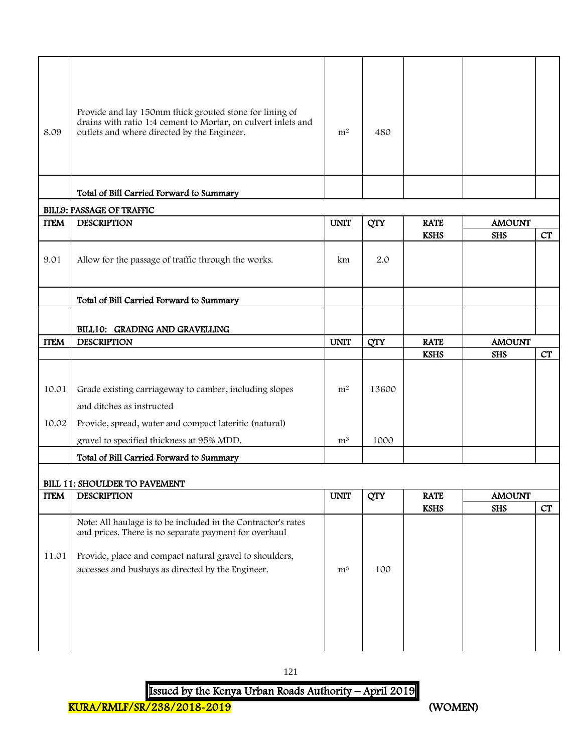| ITEM | DESCRIPTION | UNIT | QTY | RATE KSHS | AMOUNT SHS | CT |
|---|---|---|---|---|---|---|
| 8.09 | Provide and lay 150mm thick grouted stone for lining of drains with ratio 1:4 cement to Mortar, on culvert inlets and outlets and where directed by the Engineer. | m² | 480 | | | |
| | **Total of Bill Carried Forward to Summary** | | | | | |

**BILL9: PASSAGE OF TRAFFIC**

| ITEM | DESCRIPTION | UNIT | QTY | RATE | AMOUNT | |
|---|---|---|---|---|---|---|
| | | | | KSHS | SHS | CT |
| 9.01 | Allow for the passage of traffic through the works. | km | 2.0 | | | |
| | **Total of Bill Carried Forward to Summary** | | | | | |

**BILL10: GRADING AND GRAVELLING**

| ITEM | DESCRIPTION | UNIT | QTY | RATE | AMOUNT | |
|---|---|---|---|---|---|---|
| | | | | KSHS | SHS | CT |
| 10.01 | Grade existing carriageway to camber, including slopes and ditches as instructed | m² | 13600 | | | |
| 10.02 | Provide, spread, water and compact lateritic (natural) gravel to specified thickness at 95% MDD. | m³ | 1000 | | | |
| | **Total of Bill Carried Forward to Summary** | | | | | |

**BILL 11: SHOULDER TO PAVEMENT**

| ITEM | DESCRIPTION | UNIT | QTY | RATE | AMOUNT | |
|---|---|---|---|---|---|---|
| | | | | KSHS | SHS | CT |
| | Note: All haulage is to be included in the Contractor's rates and prices. There is no separate payment for overhaul | | | | | |
| 11.01 | Provide, place and compact natural gravel to shoulders, accesses and busbays as directed by the Engineer. | m³ | 100 | | | |

Issued by the Kenya Urban Roads Authority – April 2019

KURA/RMLF/SR/238/2018-2019 (WOMEN)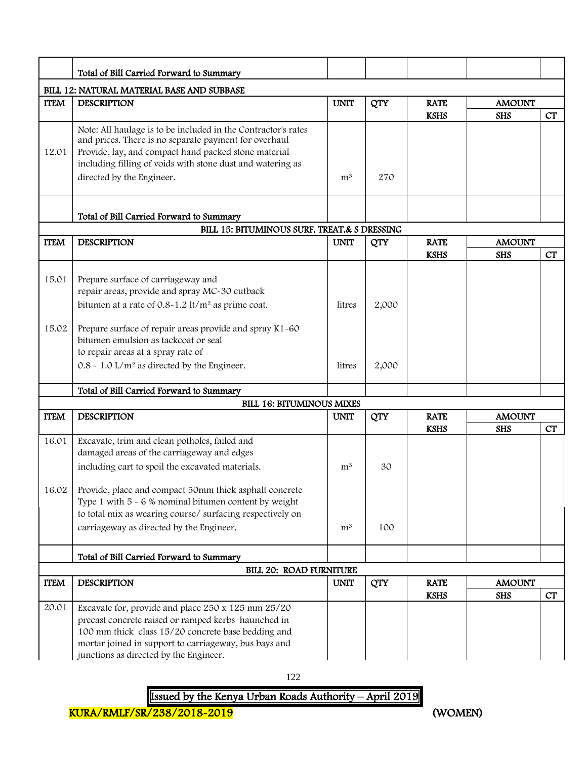| | Total of Bill Carried Forward to Summary | | | | | |
|---|---|---|---|---|---|---|

**BILL 12: NATURAL MATERIAL BASE AND SUBBASE**

| ITEM | DESCRIPTION | UNIT | QTY | RATE KSHS | AMOUNT SHS | CT |
|---|---|---|---|---|---|---|
| 12.01 | Note: All haulage is to be included in the Contractor's rates and prices. There is no separate payment for overhaul Provide, lay, and compact hand packed stone material including filling of voids with stone dust and watering as directed by the Engineer. | $m^3$ | 270 | | | |
| | Total of Bill Carried Forward to Summary | | | | | |

**BILL 15: BITUMINOUS SURF. TREAT.& S DRESSING**

| ITEM | DESCRIPTION | UNIT | QTY | RATE KSHS | AMOUNT SHS | CT |
|---|---|---|---|---|---|---|
| 15.01 | Prepare surface of carriageway and repair areas, provide and spray MC-30 cutback bitumen at a rate of 0.8-1.2 lt/$m^2$ as prime coat. | litres | 2,000 | | | |
| 15.02 | Prepare surface of repair areas provide and spray K1-60 bitumen emulsion as tackcoat or seal to repair areas at a spray rate of 0.8 - 1.0 L/$m^2$ as directed by the Engineer. | litres | 2,000 | | | |
| | Total of Bill Carried Forward to Summary | | | | | |

**BILL 16: BITUMINOUS MIXES**

| ITEM | DESCRIPTION | UNIT | QTY | RATE KSHS | AMOUNT SHS | CT |
|---|---|---|---|---|---|---|
| 16.01 | Excavate, trim and clean potholes, failed and damaged areas of the carriageway and edges including cart to spoil the excavated materials. | $m^3$ | 30 | | | |
| 16.02 | Provide, place and compact 50mm thick asphalt concrete Type 1 with 5 - 6 % nominal bitumen content by weight to total mix as wearing course/ surfacing respectively on carriageway as directed by the Engineer. | $m^3$ | 100 | | | |
| | Total of Bill Carried Forward to Summary | | | | | |

**BILL 20: ROAD FURNITURE**

| ITEM | DESCRIPTION | UNIT | QTY | RATE KSHS | AMOUNT SHS | CT |
|---|---|---|---|---|---|---|
| 20.01 | Excavate for, provide and place 250 x 125 mm 25/20 precast concrete raised or ramped kerbs haunched in 100 mm thick class 15/20 concrete base bedding and mortar joined in support to carriageway, bus bays and junctions as directed by the Engineer. | | | | | |

Issued by the Kenya Urban Roads Authority – April 2019

KURA/RMLF/SR/238/2018-2019 (WOMEN)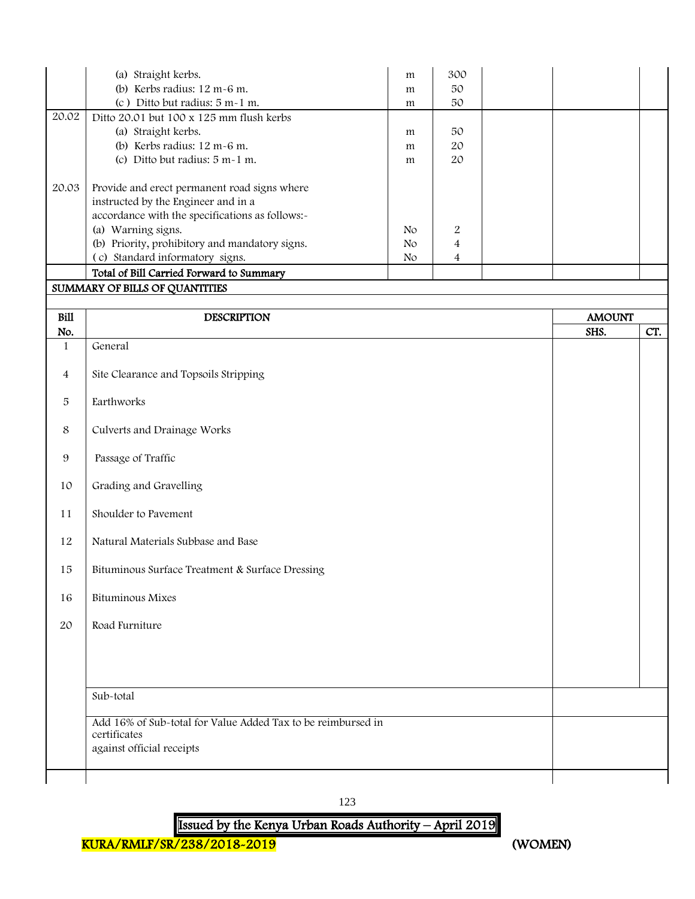| | | | | | | |
|---|---|---|---|---|---|---|
| | (a) Straight kerbs. | m | 300 | | | |
| | (b) Kerbs radius: 12 m-6 m. | m | 50 | | | |
| | (c ) Ditto but radius: 5 m-1 m. | m | 50 | | | |
| 20.02 | Ditto 20.01 but 100 x 125 mm flush kerbs | | | | | |
| | (a) Straight kerbs. | m | 50 | | | |
| | (b) Kerbs radius: 12 m-6 m. | m | 20 | | | |
| | (c) Ditto but radius: 5 m-1 m. | m | 20 | | | |
| 20.03 | Provide and erect permanent road signs where instructed by the Engineer and in a accordance with the specifications as follows:- | | | | | |
| | (a) Warning signs. | No | 2 | | | |
| | (b) Priority, prohibitory and mandatory signs. | No | 4 | | | |
| | ( c) Standard informatory signs. | No | 4 | | | |
| | **Total of Bill Carried Forward to Summary** | | | | | |

**SUMMARY OF BILLS OF QUANTITIES**

| Bill No. | DESCRIPTION | AMOUNT SHS. | CT. |
|---|---|---|---|
| 1 | General | | |
| 4 | Site Clearance and Topsoils Stripping | | |
| 5 | Earthworks | | |
| 8 | Culverts and Drainage Works | | |
| 9 | Passage of Traffic | | |
| 10 | Grading and Gravelling | | |
| 11 | Shoulder to Pavement | | |
| 12 | Natural Materials Subbase and Base | | |
| 15 | Bituminous Surface Treatment & Surface Dressing | | |
| 16 | Bituminous Mixes | | |
| 20 | Road Furniture | | |
| | Sub-total | | |
| | Add 16% of Sub-total for Value Added Tax to be reimbursed in certificates against official receipts | | |
| | | | |

KURA/RMLF/SR/238/2018-2019 (WOMEN)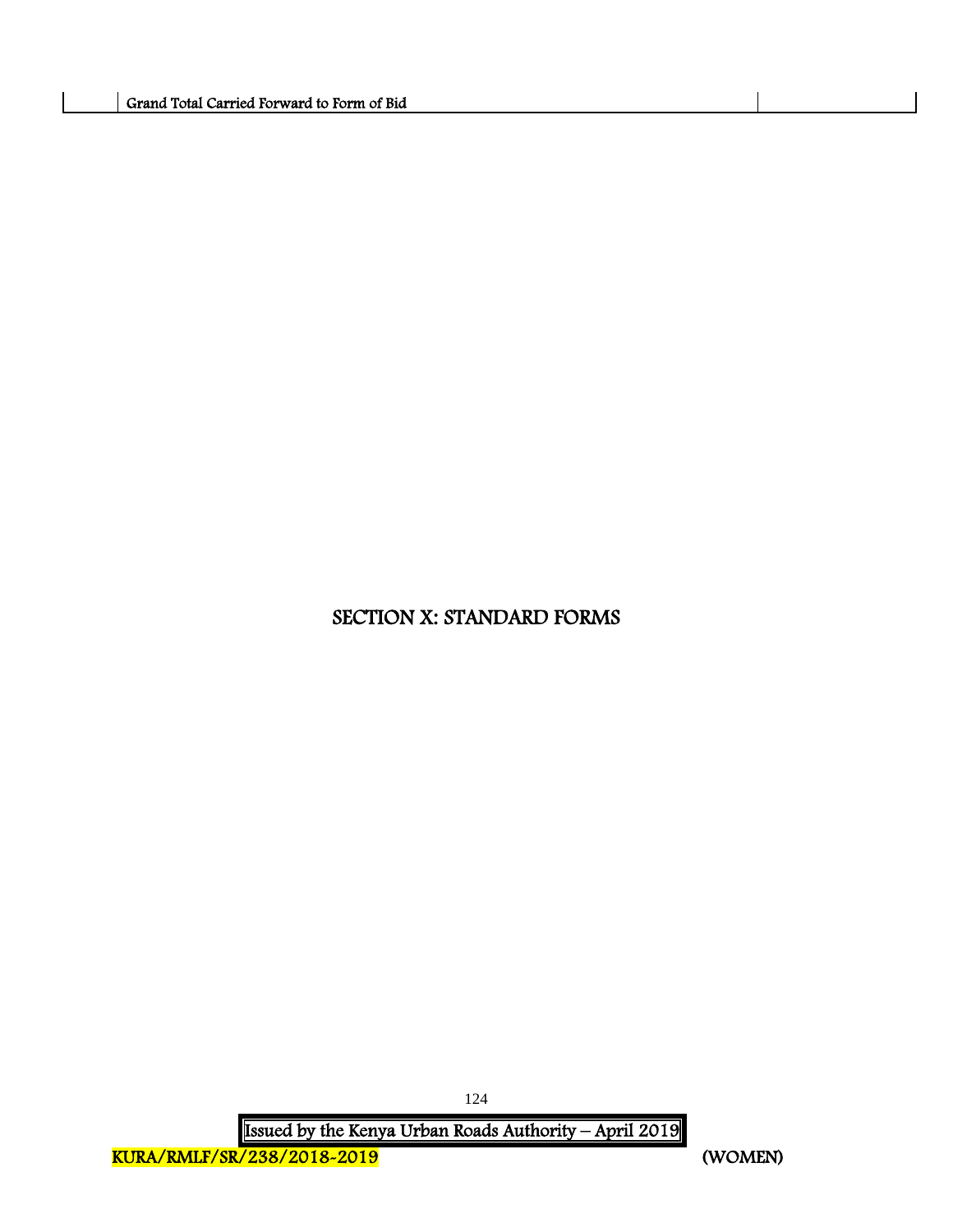| | Grand Total Carried Forward to Form of Bid | |
|---|---|---|

# SECTION X: STANDARD FORMS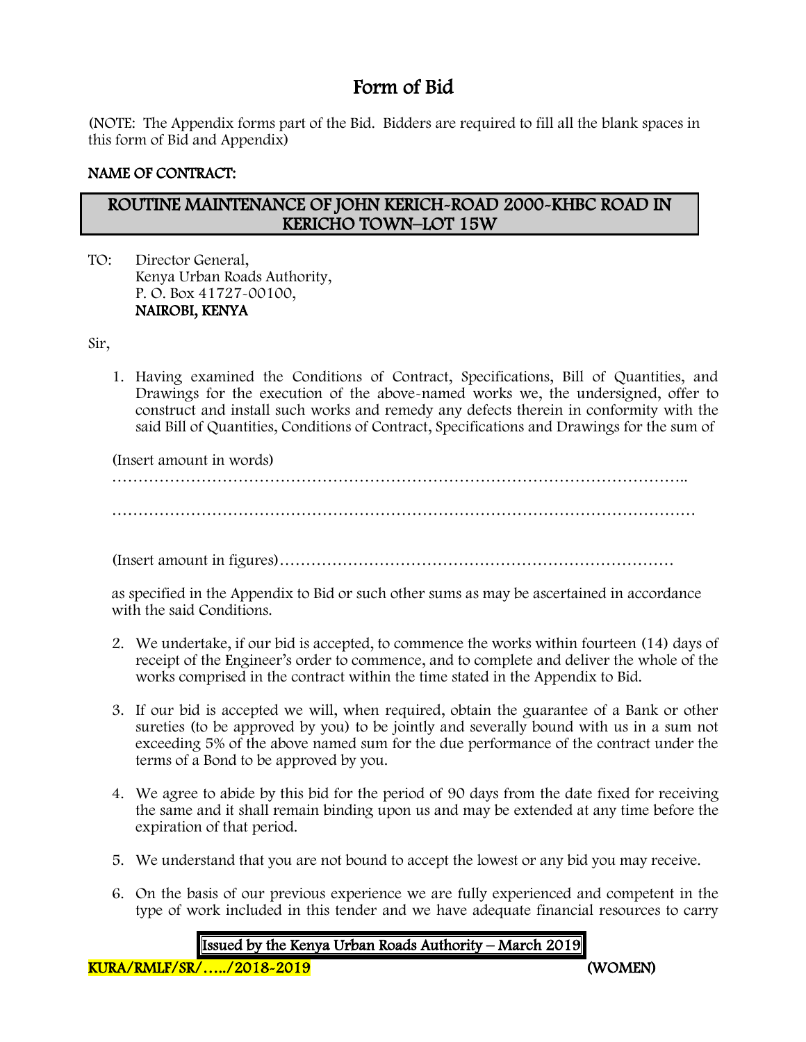# Form of Bid

(NOTE: The Appendix forms part of the Bid. Bidders are required to fill all the blank spaces in this form of Bid and Appendix)

**NAME OF CONTRACT:**

**ROUTINE MAINTENANCE OF JOHN KERICH-ROAD 2000-KHBC ROAD IN KERICHO TOWN–LOT 15W**

TO: Director General,
Kenya Urban Roads Authority,
P. O. Box 41727-00100,
**NAIROBI, KENYA**

Sir,

1. Having examined the Conditions of Contract, Specifications, Bill of Quantities, and Drawings for the execution of the above-named works we, the undersigned, offer to construct and install such works and remedy any defects therein in conformity with the said Bill of Quantities, Conditions of Contract, Specifications and Drawings for the sum of

   (Insert amount in words)
   ………………………………………………………………………………………………..

   ………………………………………………………………………………………………

   (Insert amount in figures)…………………………………………………………………

   as specified in the Appendix to Bid or such other sums as may be ascertained in accordance with the said Conditions.

2. We undertake, if our bid is accepted, to commence the works within fourteen (14) days of receipt of the Engineer's order to commence, and to complete and deliver the whole of the works comprised in the contract within the time stated in the Appendix to Bid.

3. If our bid is accepted we will, when required, obtain the guarantee of a Bank or other sureties (to be approved by you) to be jointly and severally bound with us in a sum not exceeding 5% of the above named sum for the due performance of the contract under the terms of a Bond to be approved by you.

4. We agree to abide by this bid for the period of 90 days from the date fixed for receiving the same and it shall remain binding upon us and may be extended at any time before the expiration of that period.

5. We understand that you are not bound to accept the lowest or any bid you may receive.

6. On the basis of our previous experience we are fully experienced and competent in the type of work included in this tender and we have adequate financial resources to carry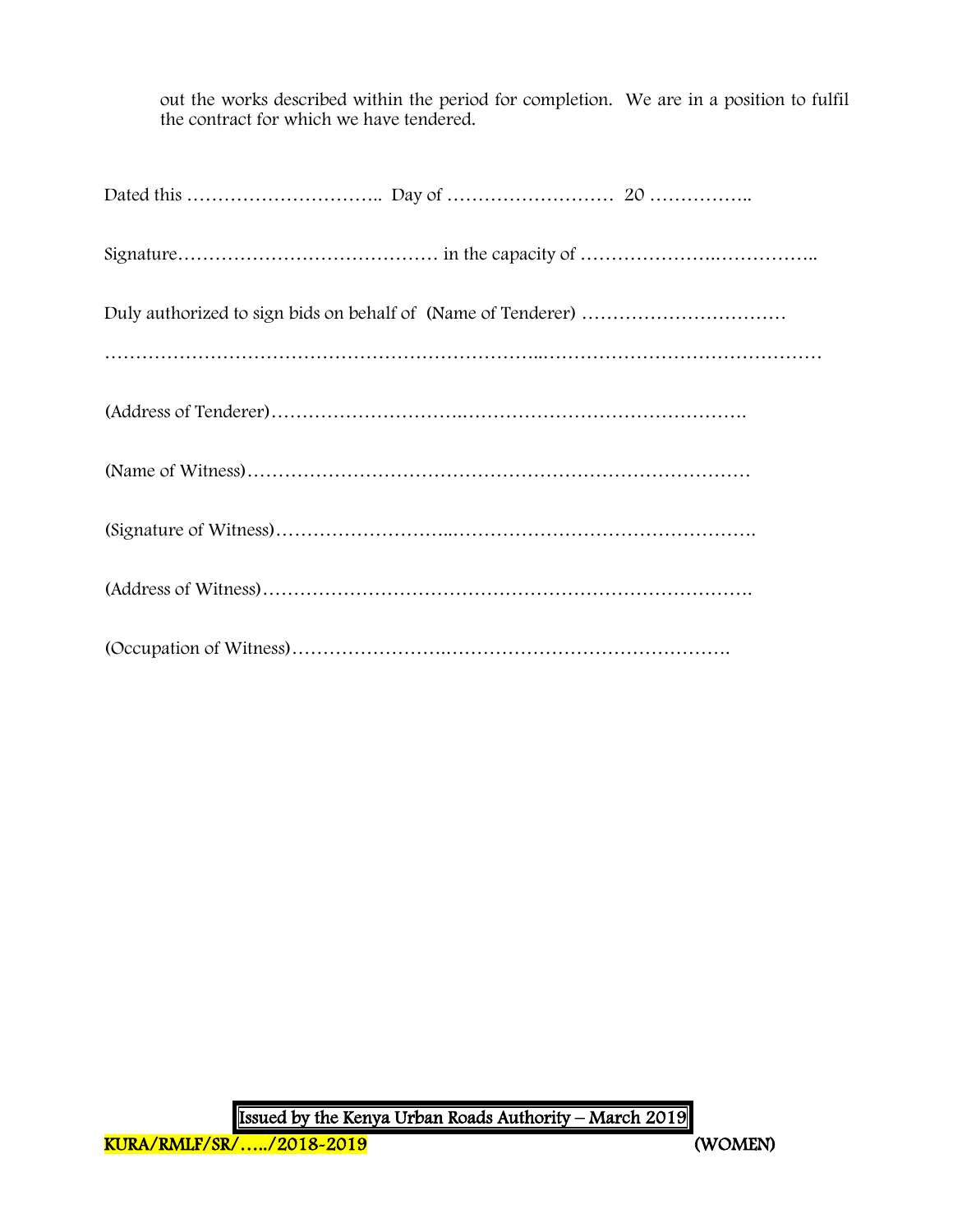out the works described within the period for completion. We are in a position to fulfil the contract for which we have tendered.

Dated this ………………………….. Day of ……………………… 20 ……………..

Signature…………………………………… in the capacity of ………………….……………..

Duly authorized to sign bids on behalf of (Name of Tenderer) ……………………………

……………………………………………………………..………………………………………

(Address of Tenderer)…………………………..……………………………………….

(Name of Witness)……………………………………………………………………

(Signature of Witness)………………………..………………………………………….

(Address of Witness)…………………………………………………………………….

(Occupation of Witness)……………………..……………………………………….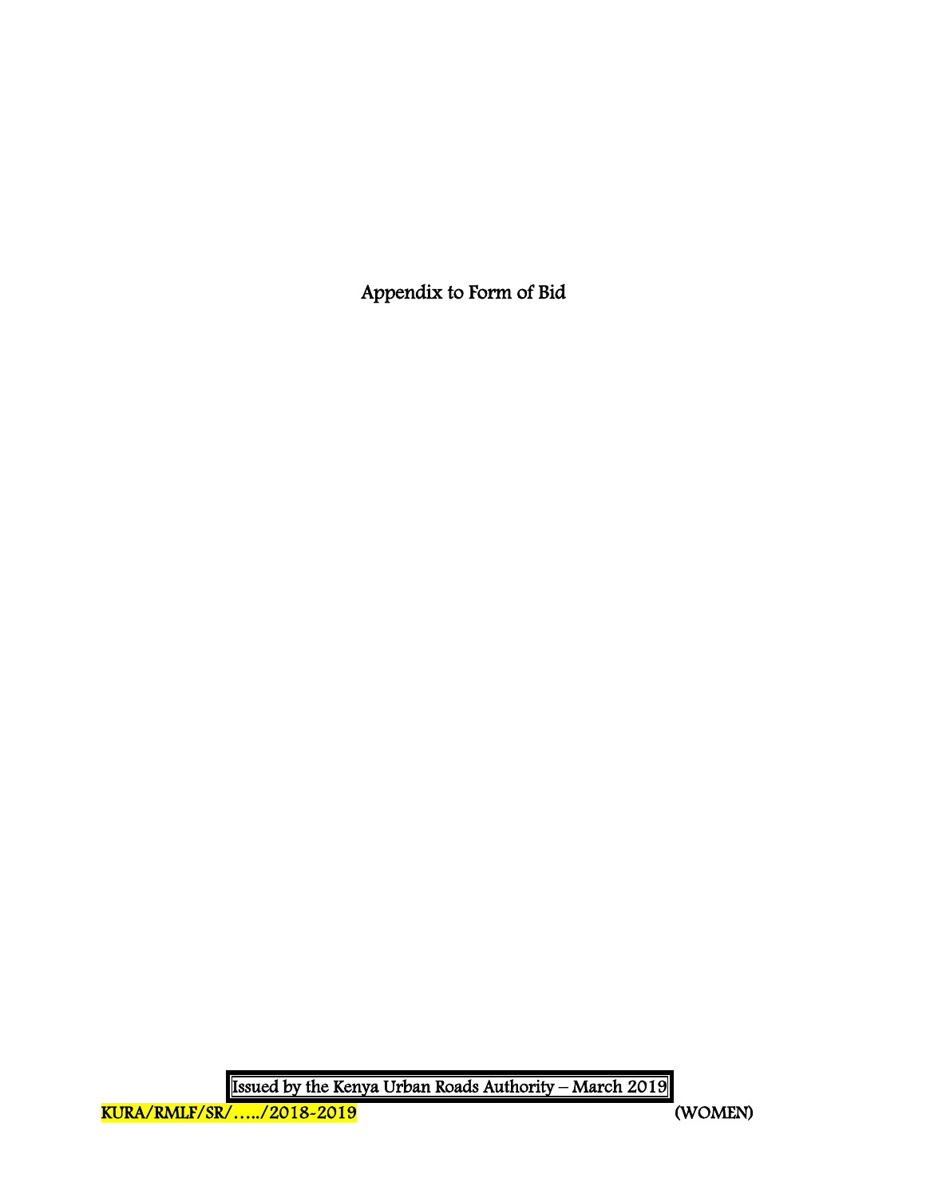# Appendix to Form of Bid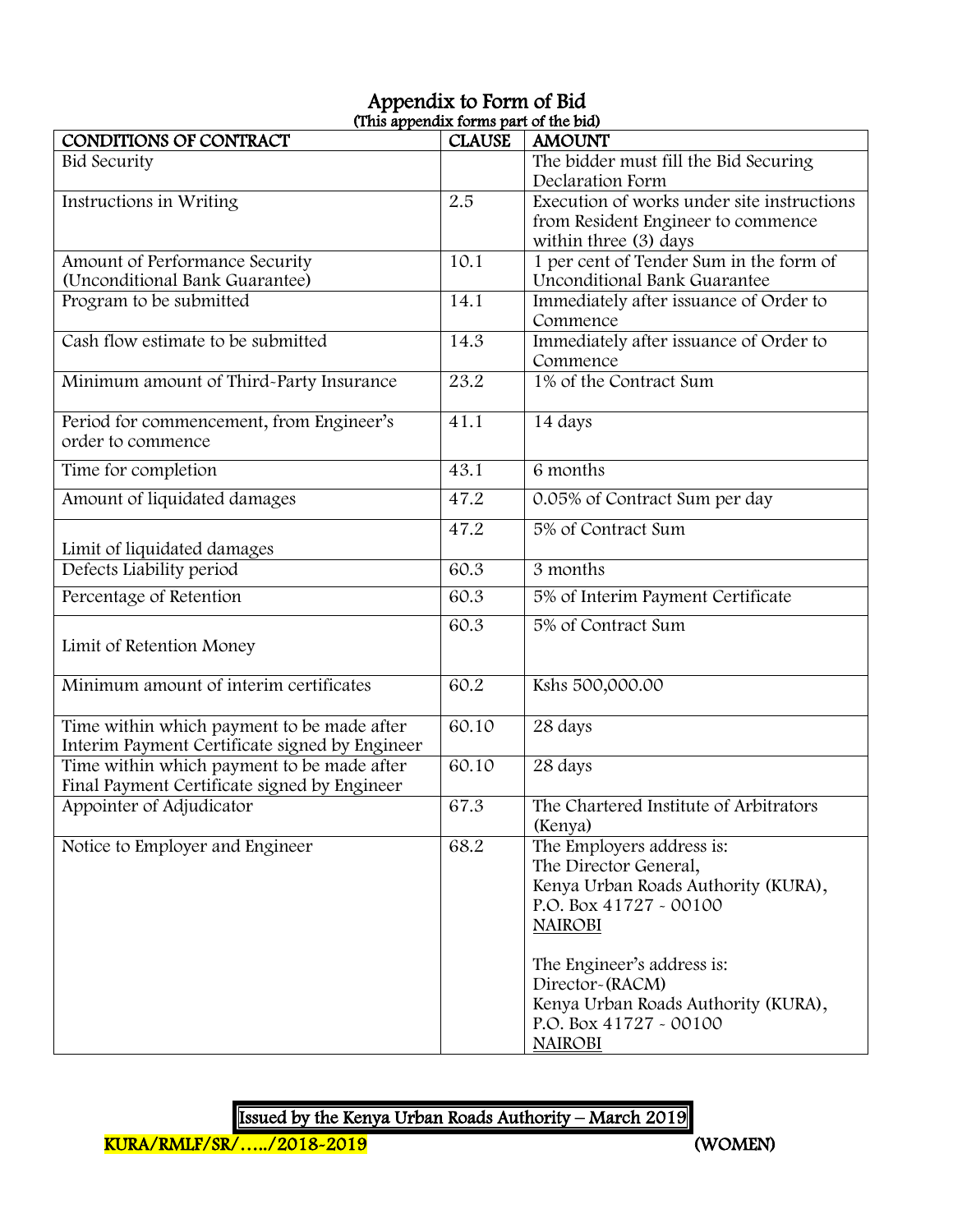# Appendix to Form of Bid

(This appendix forms part of the bid)

| CONDITIONS OF CONTRACT | CLAUSE | AMOUNT |
|---|---|---|
| Bid Security | | The bidder must fill the Bid Securing Declaration Form |
| Instructions in Writing | 2.5 | Execution of works under site instructions from Resident Engineer to commence within three (3) days |
| Amount of Performance Security (Unconditional Bank Guarantee) | 10.1 | 1 per cent of Tender Sum in the form of Unconditional Bank Guarantee |
| Program to be submitted | 14.1 | Immediately after issuance of Order to Commence |
| Cash flow estimate to be submitted | 14.3 | Immediately after issuance of Order to Commence |
| Minimum amount of Third-Party Insurance | 23.2 | 1% of the Contract Sum |
| Period for commencement, from Engineer's order to commence | 41.1 | 14 days |
| Time for completion | 43.1 | 6 months |
| Amount of liquidated damages | 47.2 | 0.05% of Contract Sum per day |
| Limit of liquidated damages | 47.2 | 5% of Contract Sum |
| Defects Liability period | 60.3 | 3 months |
| Percentage of Retention | 60.3 | 5% of Interim Payment Certificate |
| Limit of Retention Money | 60.3 | 5% of Contract Sum |
| Minimum amount of interim certificates | 60.2 | Kshs 500,000.00 |
| Time within which payment to be made after Interim Payment Certificate signed by Engineer | 60.10 | 28 days |
| Time within which payment to be made after Final Payment Certificate signed by Engineer | 60.10 | 28 days |
| Appointer of Adjudicator | 67.3 | The Chartered Institute of Arbitrators (Kenya) |
| Notice to Employer and Engineer | 68.2 | The Employers address is:<br>The Director General,<br>Kenya Urban Roads Authority (KURA),<br>P.O. Box 41727 - 00100<br>NAIROBI<br><br>The Engineer's address is:<br>Director-(RACM)<br>Kenya Urban Roads Authority (KURA),<br>P.O. Box 41727 - 00100<br>NAIROBI |

Issued by the Kenya Urban Roads Authority – March 2019

KURA/RMLF/SR/…../2018-2019 (WOMEN)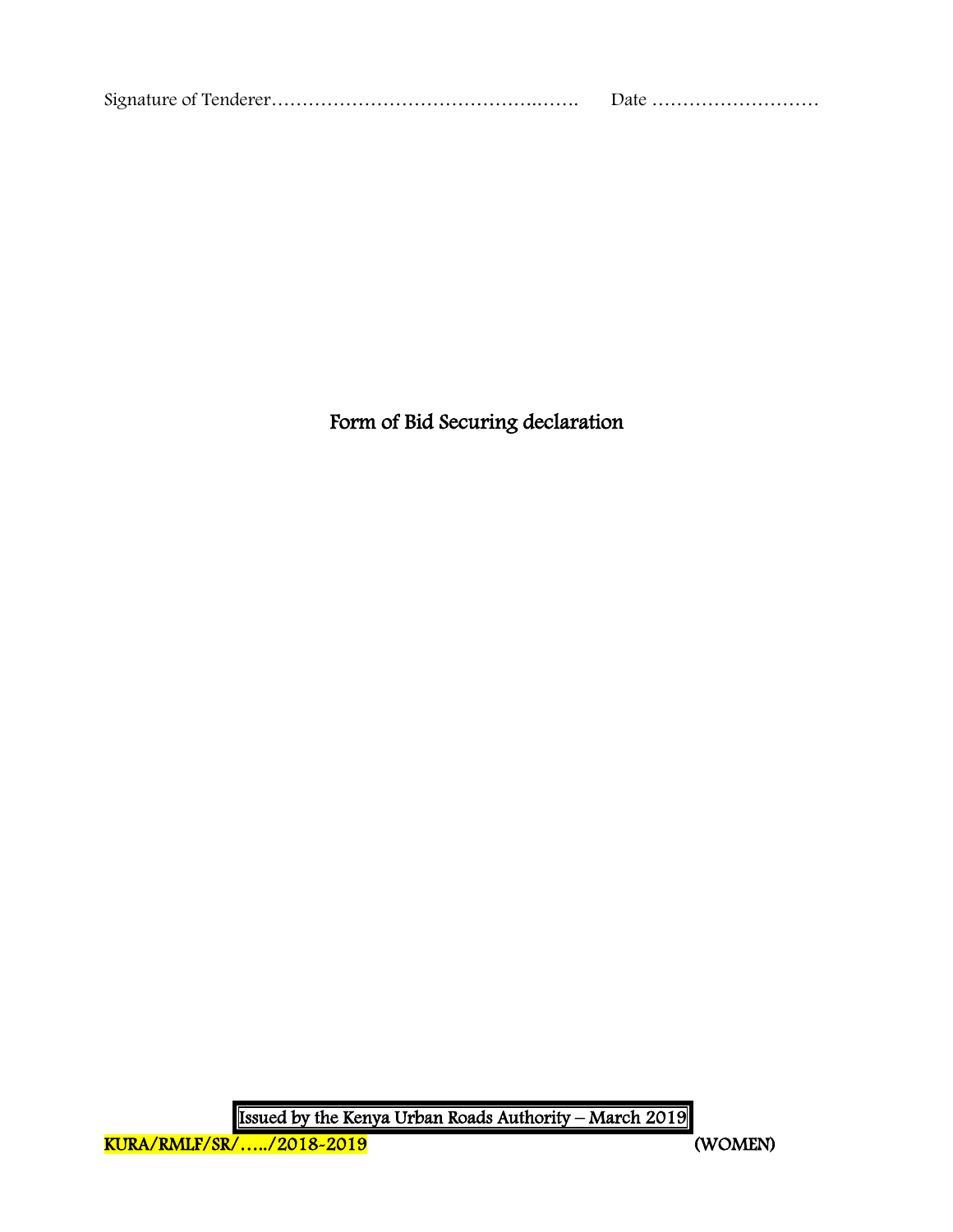Signature of Tenderer……………………………………..……. Date ………………………

## Form of Bid Securing declaration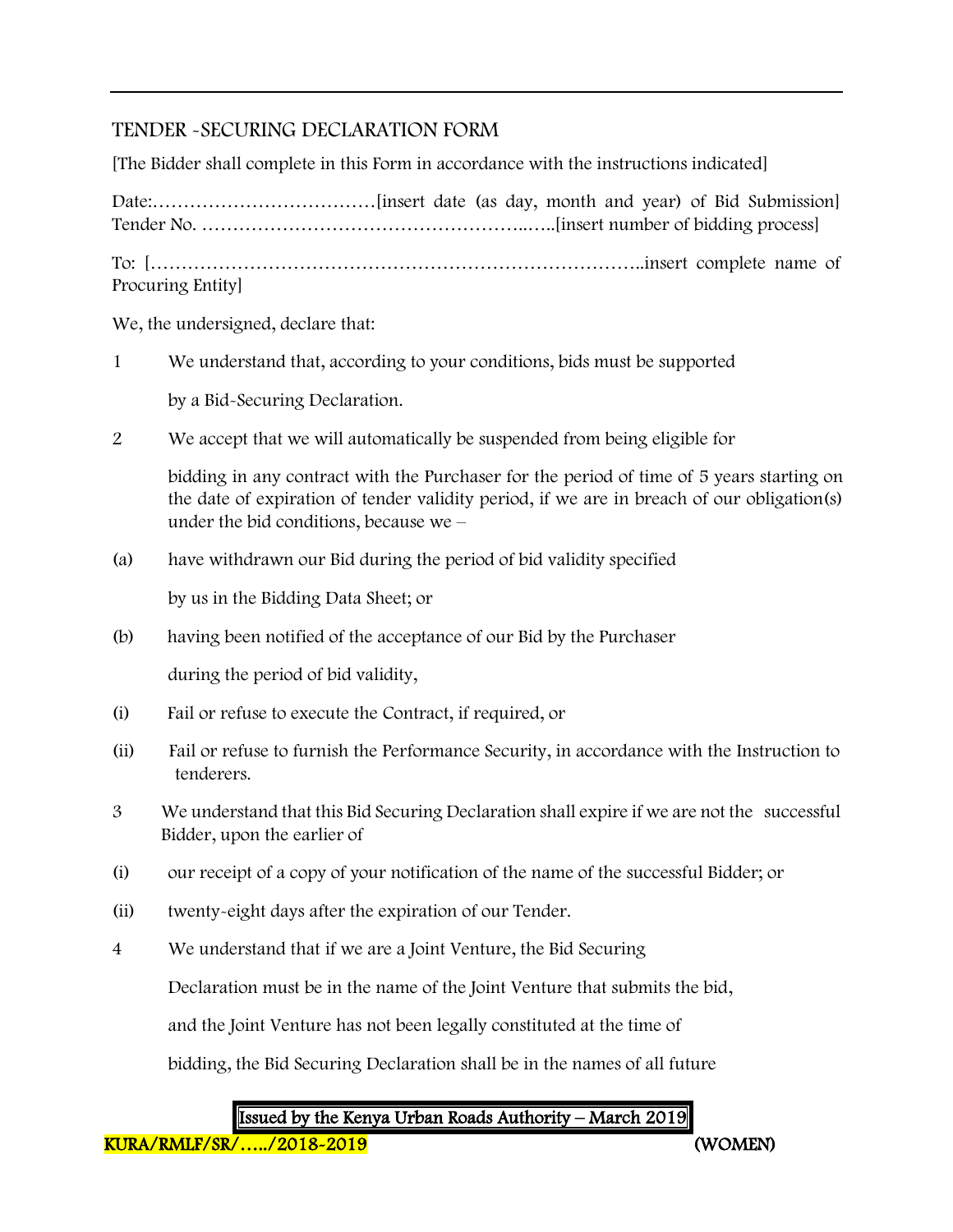## TENDER -SECURING DECLARATION FORM

[The Bidder shall complete in this Form in accordance with the instructions indicated]

Date:………………………………[insert date (as day, month and year) of Bid Submission]
Tender No. ………………………………………………..…..[insert number of bidding process]

To: [……………………………………………………………………..insert complete name of Procuring Entity]

We, the undersigned, declare that:

1 We understand that, according to your conditions, bids must be supported by a Bid-Securing Declaration.

2 We accept that we will automatically be suspended from being eligible for bidding in any contract with the Purchaser for the period of time of 5 years starting on the date of expiration of tender validity period, if we are in breach of our obligation(s) under the bid conditions, because we –

(a) have withdrawn our Bid during the period of bid validity specified by us in the Bidding Data Sheet; or

(b) having been notified of the acceptance of our Bid by the Purchaser during the period of bid validity,

(i) Fail or refuse to execute the Contract, if required, or

(ii) Fail or refuse to furnish the Performance Security, in accordance with the Instruction to tenderers.

3 We understand that this Bid Securing Declaration shall expire if we are not the successful Bidder, upon the earlier of

(i) our receipt of a copy of your notification of the name of the successful Bidder; or

(ii) twenty-eight days after the expiration of our Tender.

4 We understand that if we are a Joint Venture, the Bid Securing Declaration must be in the name of the Joint Venture that submits the bid, and the Joint Venture has not been legally constituted at the time of bidding, the Bid Securing Declaration shall be in the names of all future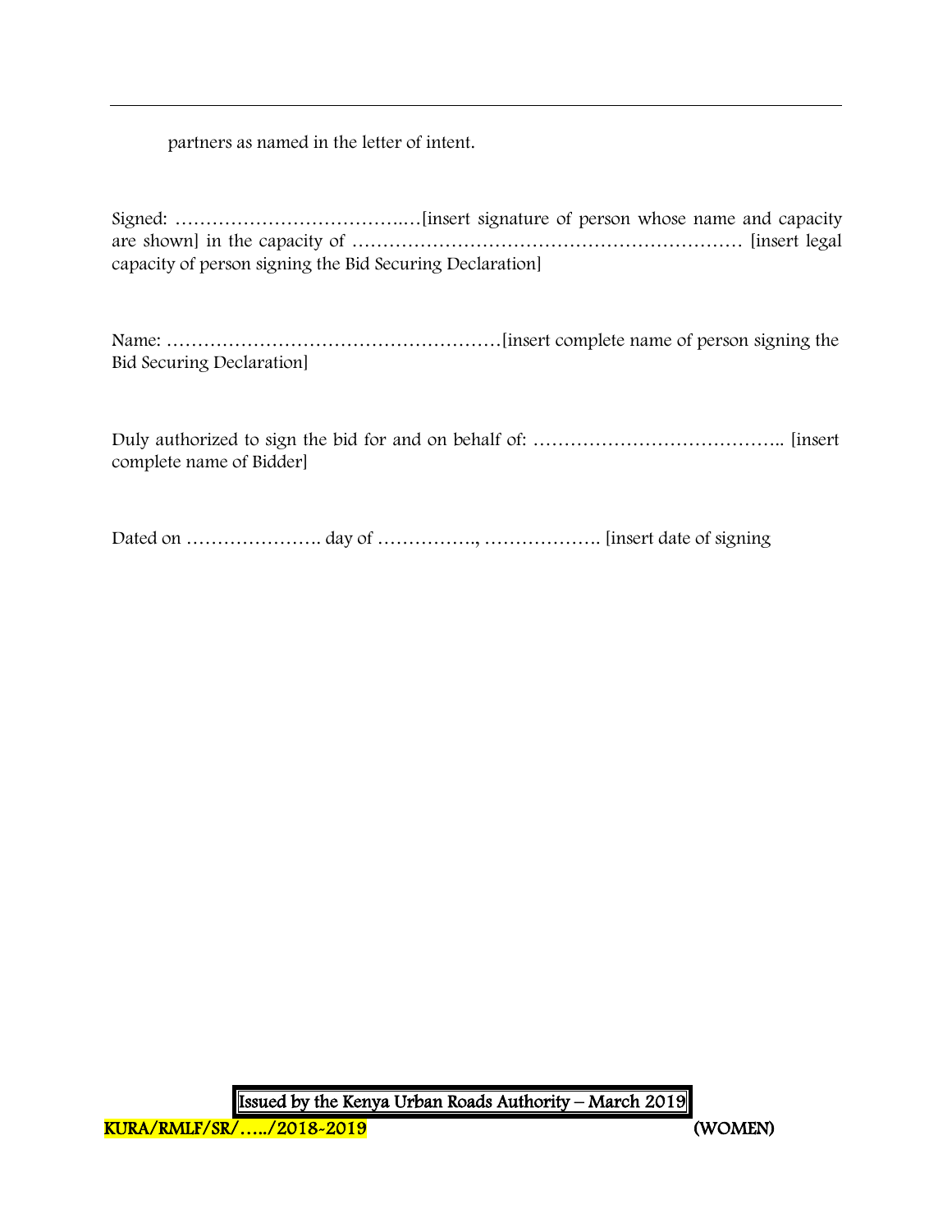partners as named in the letter of intent.

Signed: ………………………………..…[insert signature of person whose name and capacity are shown] in the capacity of ……………………………………………………… [insert legal capacity of person signing the Bid Securing Declaration]

Name: ………………………………………………[insert complete name of person signing the Bid Securing Declaration]

Duly authorized to sign the bid for and on behalf of: ………………………………….. [insert complete name of Bidder]

Dated on …………………. day of ……………., ………………. [insert date of signing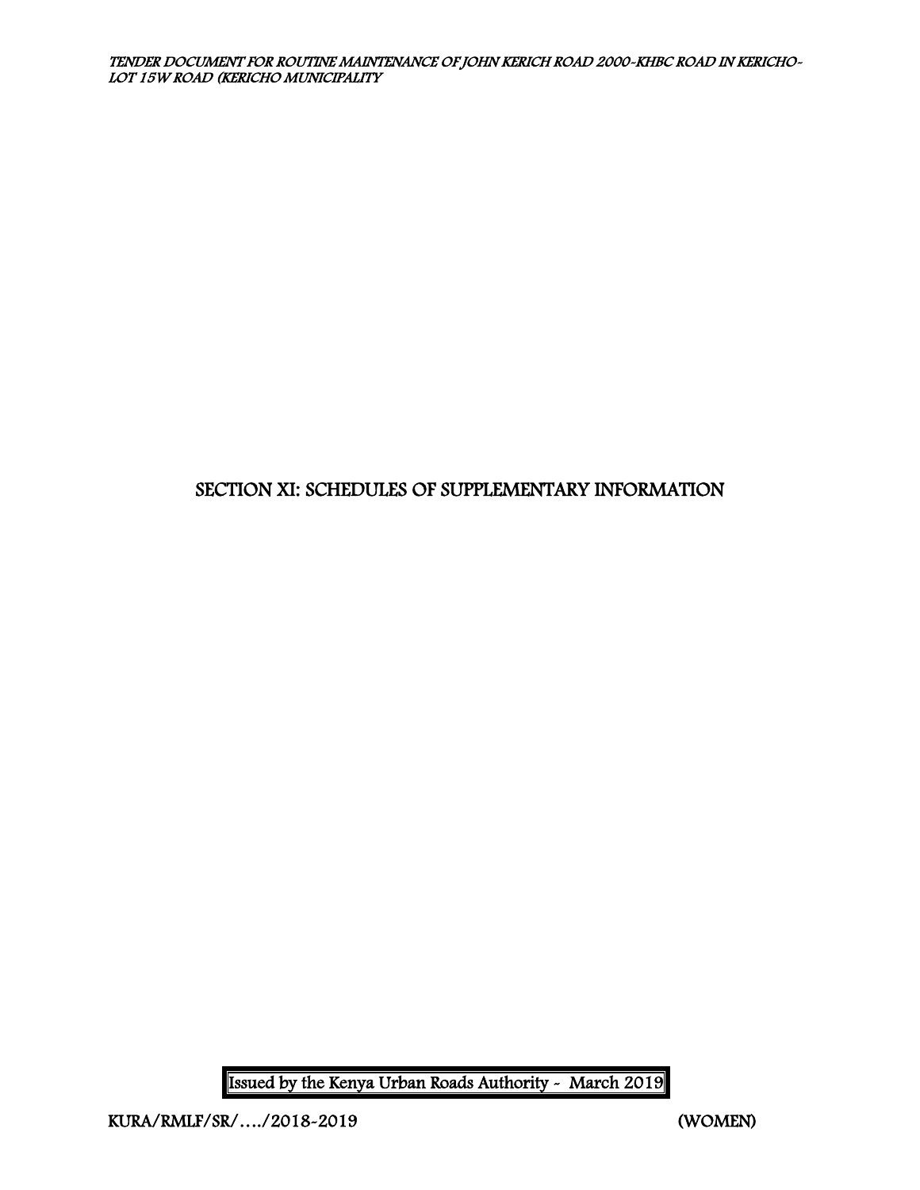# SECTION XI: SCHEDULES OF SUPPLEMENTARY INFORMATION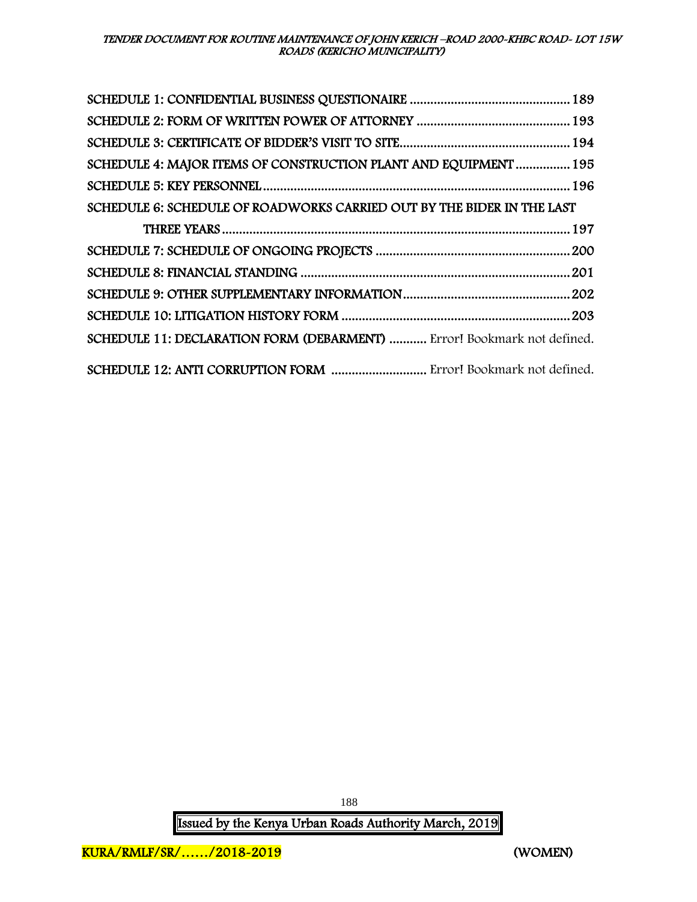SCHEDULE 1: CONFIDENTIAL BUSINESS QUESTIONAIRE ............................................... 189

SCHEDULE 2: FORM OF WRITTEN POWER OF ATTORNEY ............................................. 193

SCHEDULE 3: CERTIFICATE OF BIDDER'S VISIT TO SITE.................................................. 194

SCHEDULE 4: MAJOR ITEMS OF CONSTRUCTION PLANT AND EQUIPMENT ................ 195

SCHEDULE 5: KEY PERSONNEL ........................................................................................... 196

SCHEDULE 6: SCHEDULE OF ROADWORKS CARRIED OUT BY THE BIDER IN THE LAST THREE YEARS ........................................................................................................ 197

SCHEDULE 7: SCHEDULE OF ONGOING PROJECTS ......................................................... 200

SCHEDULE 8: FINANCIAL STANDING ................................................................................ 201

SCHEDULE 9: OTHER SUPPLEMENTARY INFORMATION................................................. 202

SCHEDULE 10: LITIGATION HISTORY FORM .................................................................... 203

SCHEDULE 11: DECLARATION FORM (DEBARMENT) ........... Error! Bookmark not defined.

SCHEDULE 12: ANTI CORRUPTION FORM ............................ Error! Bookmark not defined.

Issued by the Kenya Urban Roads Authority March, 2019

KURA/RMLF/SR/....../2018-2019 (WOMEN)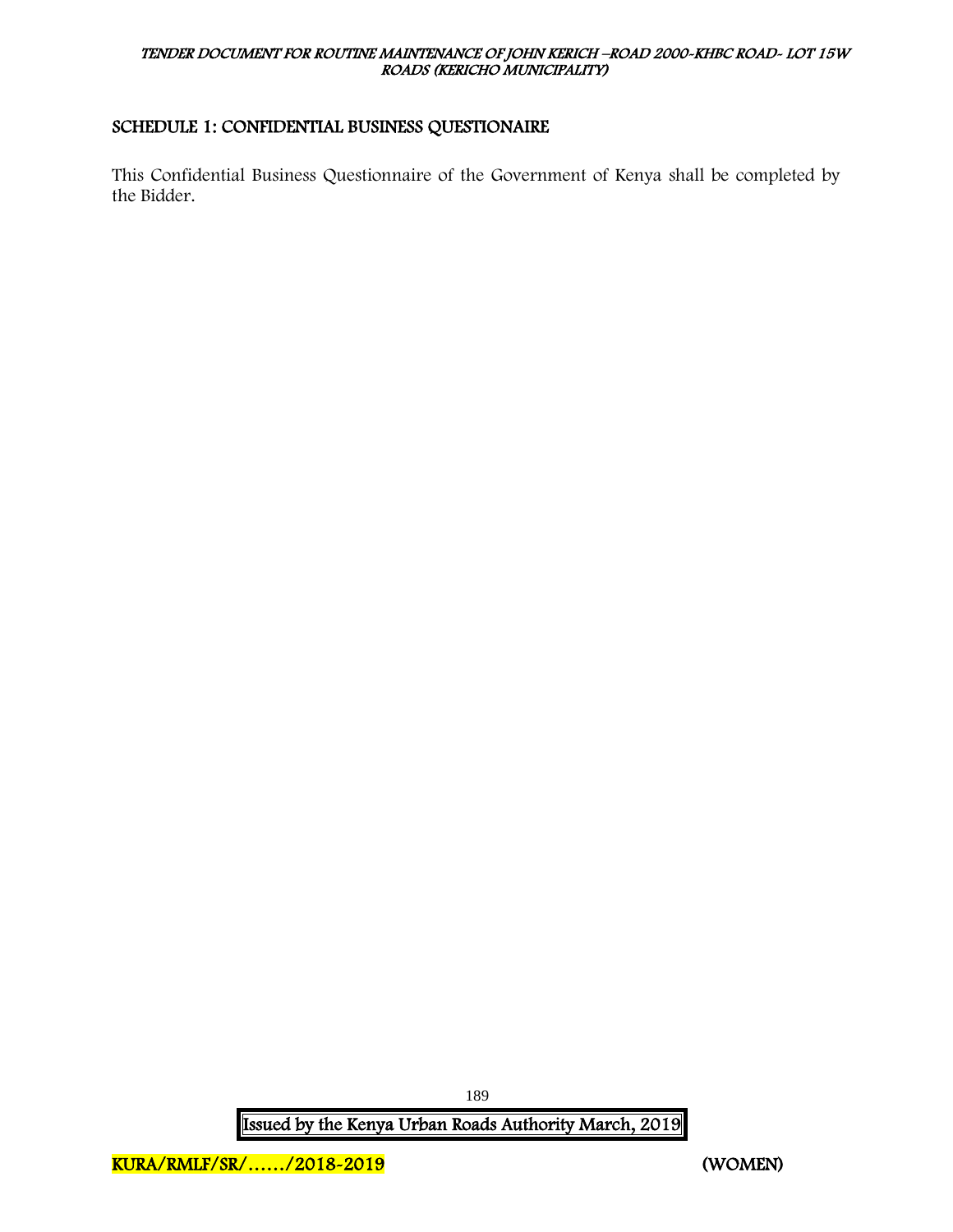## SCHEDULE 1: CONFIDENTIAL BUSINESS QUESTIONAIRE

This Confidential Business Questionnaire of the Government of Kenya shall be completed by the Bidder.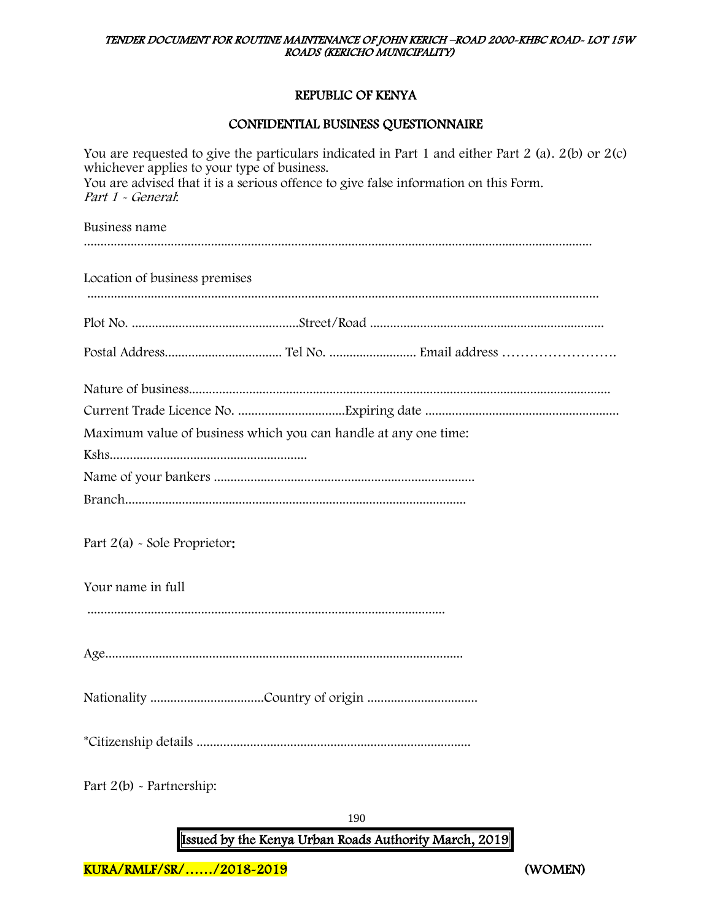## REPUBLIC OF KENYA

## CONFIDENTIAL BUSINESS QUESTIONNAIRE

You are requested to give the particulars indicated in Part 1 and either Part 2 (a). 2(b) or 2(c) whichever applies to your type of business.
You are advised that it is a serious offence to give false information on this Form.
*Part 1 - General*:

Business name
.................................................................................................................................................

Location of business premises
.................................................................................................................................................

Plot No. ..................................................Street/Road .....................................................................

Postal Address.................................. Tel No. ......................... Email address …………………….

Nature of business............................................................................................................................

Current Trade Licence No. ...............................Expiring date ........................................................

Maximum value of business which you can handle at any one time:

Kshs..........................................................

Name of your bankers .............................................................................

Branch.....................................................................................................

Part 2(a) - Sole Proprietor:

Your name in full
..........................................................................................................

Age..........................................................................................................

Nationality .................................Country of origin ................................

*Citizenship details ..................................................................................

Part 2(b) - Partnership: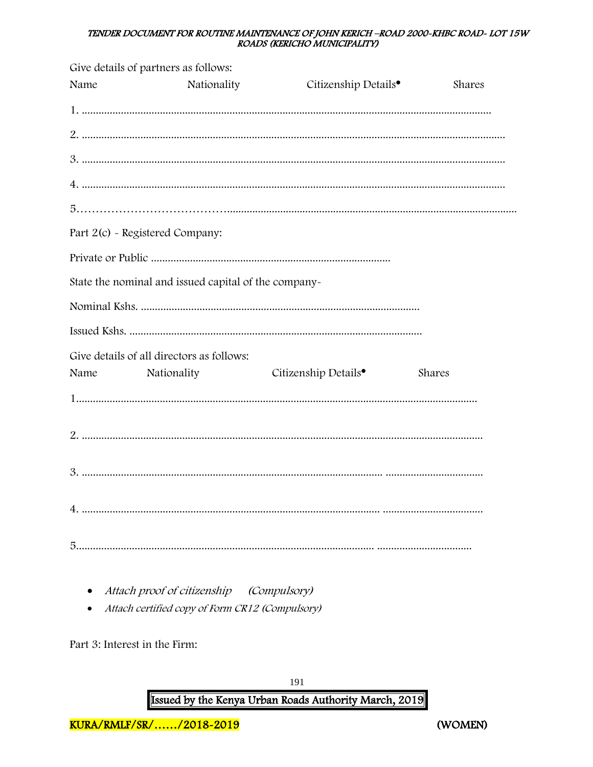Give details of partners as follows:

Name Nationality Citizenship Details• Shares

1. ..................................................................................................................................................

2. ......................................................................................................................................................

3. ......................................................................................................................................................

4. ......................................................................................................................................................

5…………………………………......................................................................................................................

Part 2(c) - Registered Company:

Private or Public ....................................................................................

State the nominal and issued capital of the company-

Nominal Kshs. ..................................................................................................

Issued Kshs. .........................................................................................................

Give details of all directors as follows:

Name Nationality Citizenship Details• Shares

1..............................................................................................................................................

2. .............................................................................................................................................

3. ........................................................................................................... .................................

4. .......................................................................................................... ...................................

5........................................................................................................... .................................

- *Attach proof of citizenship (Compulsory)*
- *Attach certified copy of Form CR12 (Compulsory)*

Part 3: Interest in the Firm: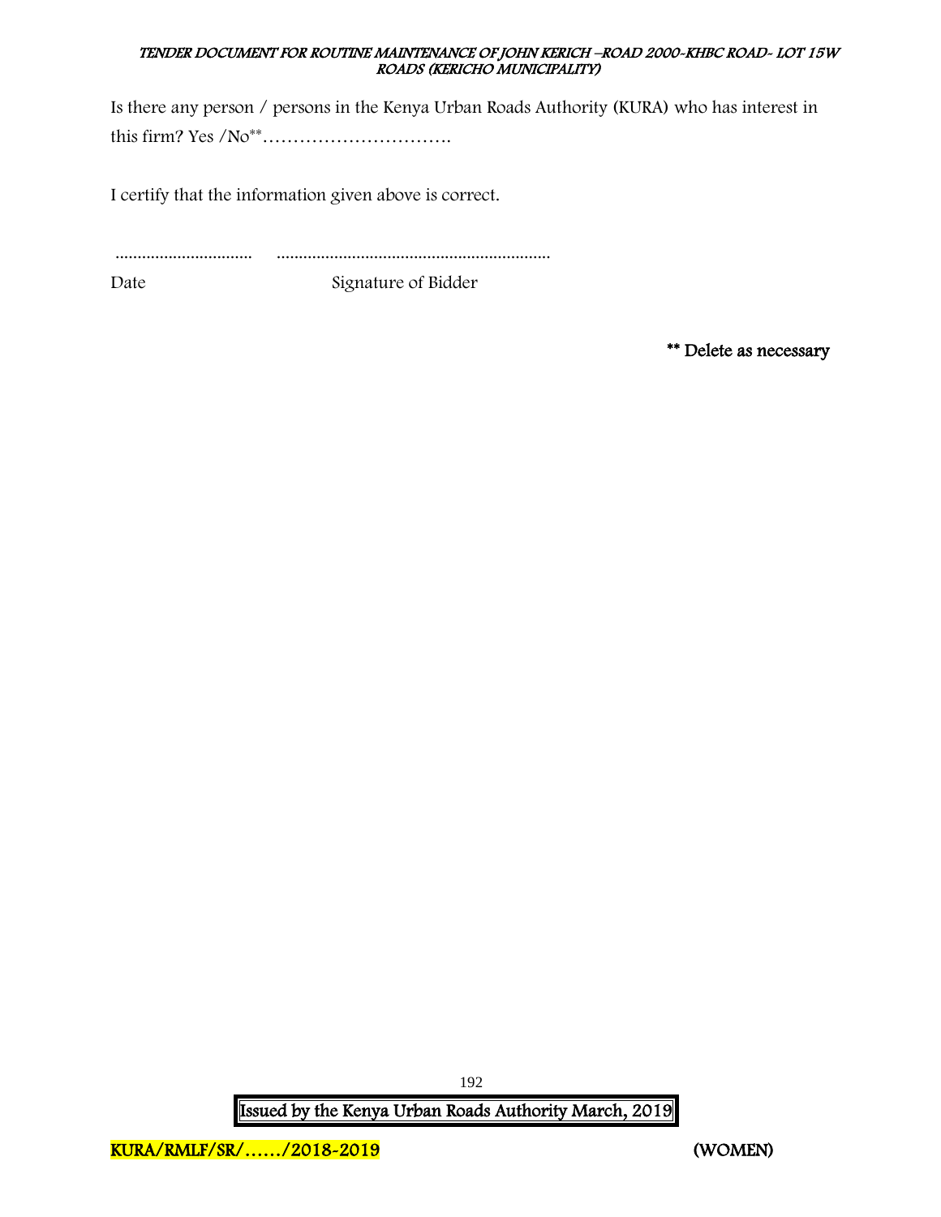Is there any person / persons in the Kenya Urban Roads Authority (KURA) who has interest in this firm? Yes /No**………………………….

I certify that the information given above is correct.

............................... .............................................................

Date Signature of Bidder

**\*\* Delete as necessary**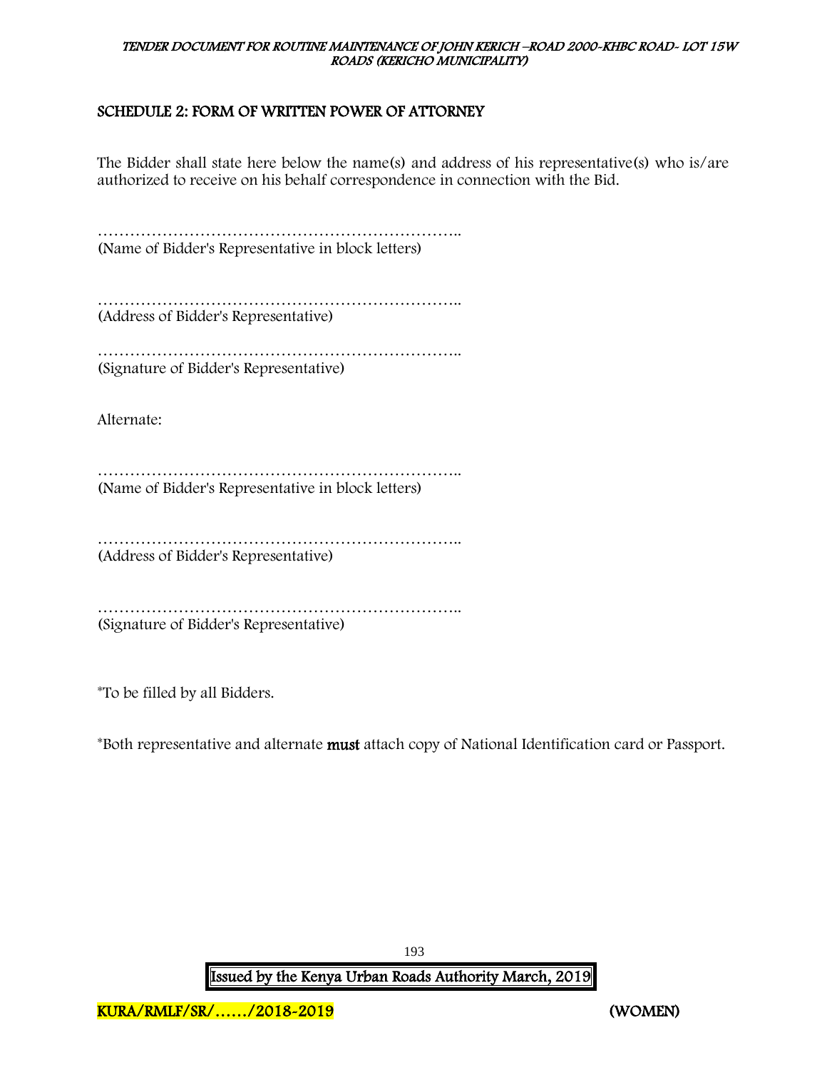## SCHEDULE 2: FORM OF WRITTEN POWER OF ATTORNEY

The Bidder shall state here below the name(s) and address of his representative(s) who is/are authorized to receive on his behalf correspondence in connection with the Bid.

…………………………………………………………..
(Name of Bidder's Representative in block letters)

…………………………………………………………..
(Address of Bidder's Representative)

…………………………………………………………..
(Signature of Bidder's Representative)

Alternate:

…………………………………………………………..
(Name of Bidder's Representative in block letters)

…………………………………………………………..
(Address of Bidder's Representative)

…………………………………………………………..
(Signature of Bidder's Representative)

*To be filled by all Bidders.

*Both representative and alternate **must** attach copy of National Identification card or Passport.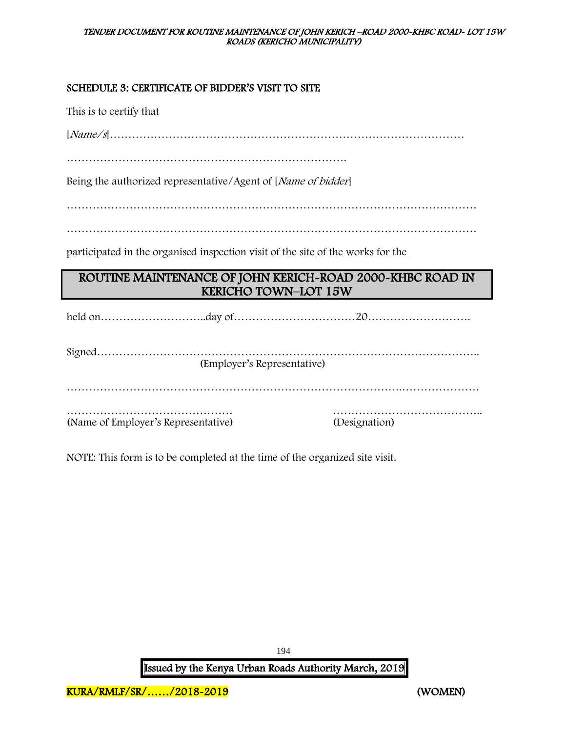## SCHEDULE 3: CERTIFICATE OF BIDDER'S VISIT TO SITE

This is to certify that

[*Name/s*]……………………………………………………………………………………

…………………………………………………………………….

Being the authorized representative/Agent of [*Name of bidder*]

……………………………………………………………………………………………………

……………………………………………………………………………………………………

participated in the organised inspection visit of the site of the works for the

**ROUTINE MAINTENANCE OF JOHN KERICH-ROAD 2000-KHBC ROAD IN KERICHO TOWN–LOT 15W**

held on………………………..day of……………………………20……………………….

Signed………………………………………………………………………………………..
(Employer's Representative)

……………………………………………………………………………….…………………

……………………………………… (Name of Employer's Representative)

………………………………….. (Designation)

NOTE: This form is to be completed at the time of the organized site visit.

Issued by the Kenya Urban Roads Authority March, 2019

KURA/RMLF/SR/……/2018-2019 (WOMEN)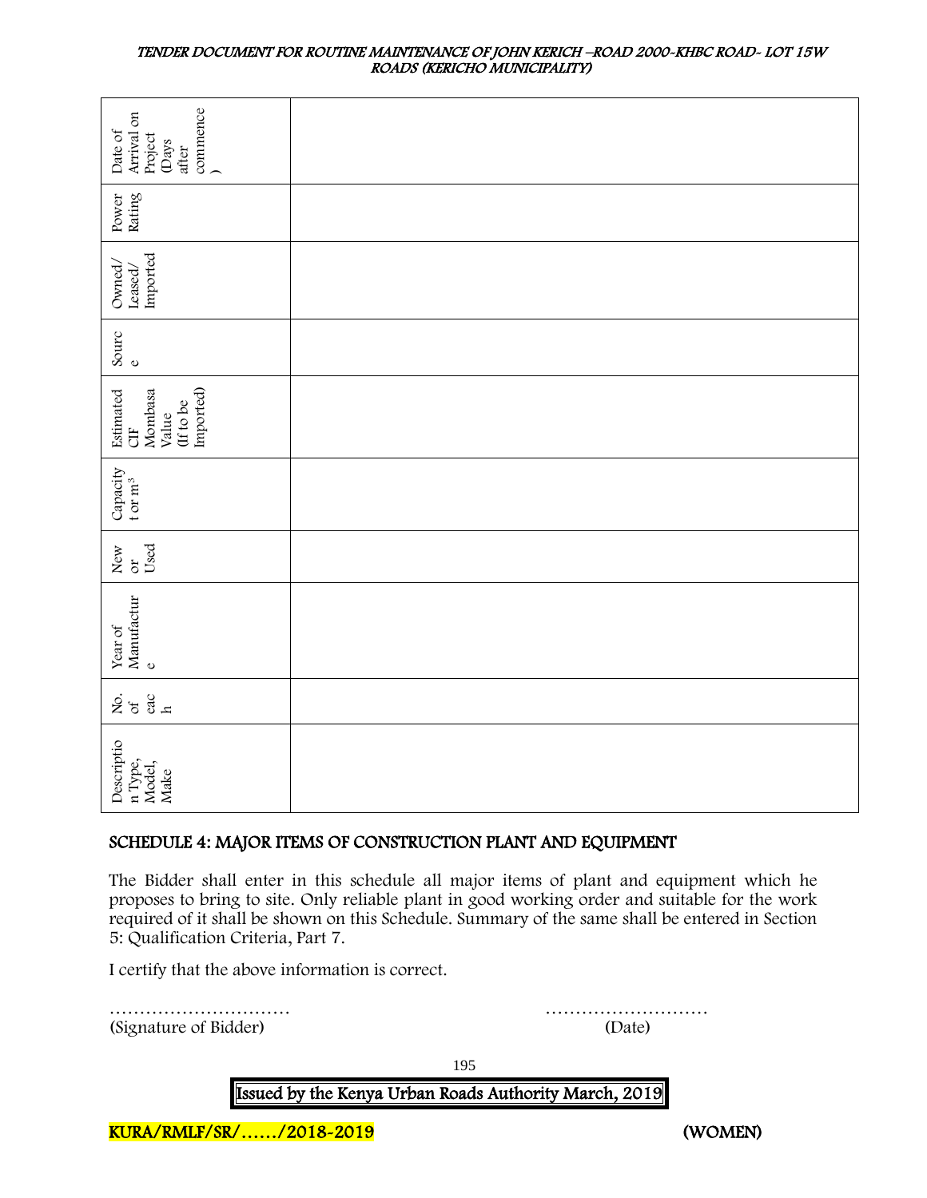| Description Type, Model, Make | No. of each | Year of Manufacture | New or Used | Capacity t or m³ | Estimated CIF Mombasa Value (If to be Imported) | Source | Owned/ Leased/ Imported | Power Rating | Date of Arrival on Project (Days after commence) |
|---|---|---|---|---|---|---|---|---|---|
| | | | | | | | | | |

## SCHEDULE 4: MAJOR ITEMS OF CONSTRUCTION PLANT AND EQUIPMENT

The Bidder shall enter in this schedule all major items of plant and equipment which he proposes to bring to site. Only reliable plant in good working order and suitable for the work required of it shall be shown on this Schedule. Summary of the same shall be entered in Section 5: Qualification Criteria, Part 7.

I certify that the above information is correct.

…………………………  ………………………
(Signature of Bidder)  (Date)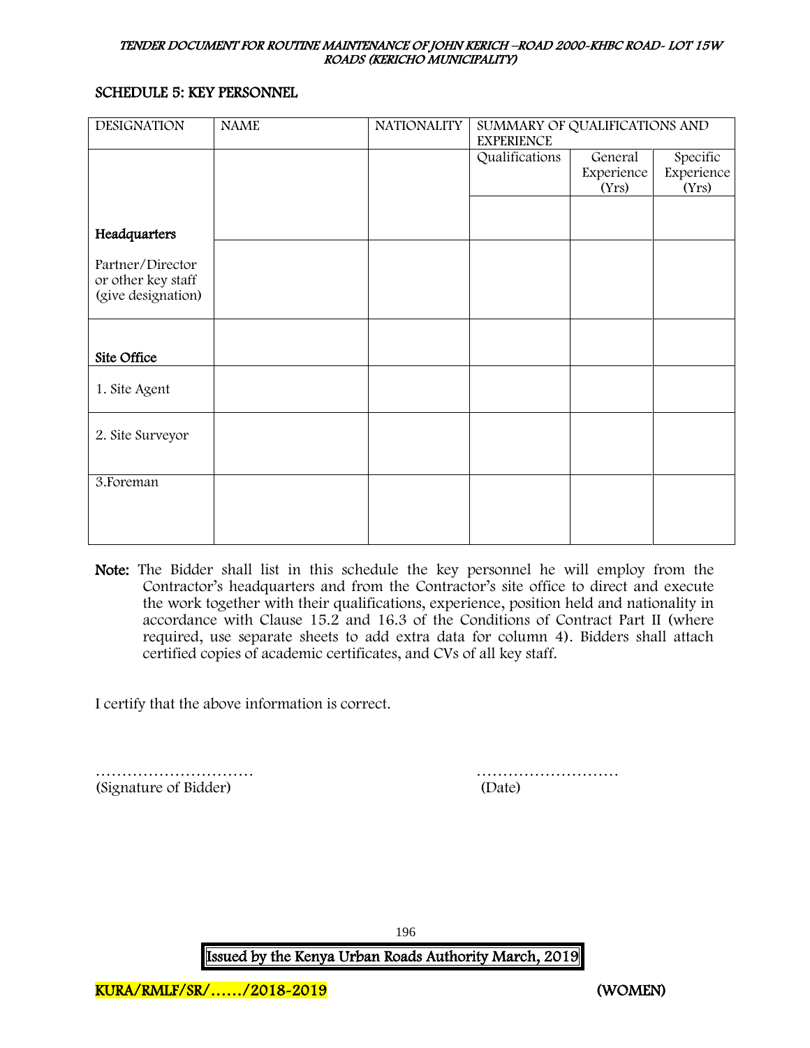## SCHEDULE 5: KEY PERSONNEL

| DESIGNATION | NAME | NATIONALITY | SUMMARY OF QUALIFICATIONS AND EXPERIENCE | | |
|---|---|---|---|---|---|
| | | | Qualifications | General Experience (Yrs) | Specific Experience (Yrs) |
| **Headquarters** | | | | | |
| Partner/Director or other key staff (give designation) | | | | | |
| **Site Office** | | | | | |
| 1. Site Agent | | | | | |
| 2. Site Surveyor | | | | | |
| 3.Foreman | | | | | |

**Note:** The Bidder shall list in this schedule the key personnel he will employ from the Contractor's headquarters and from the Contractor's site office to direct and execute the work together with their qualifications, experience, position held and nationality in accordance with Clause 15.2 and 16.3 of the Conditions of Contract Part II (where required, use separate sheets to add extra data for column 4). Bidders shall attach certified copies of academic certificates, and CVs of all key staff.

I certify that the above information is correct.

………………………… (Signature of Bidder)

……………………… (Date)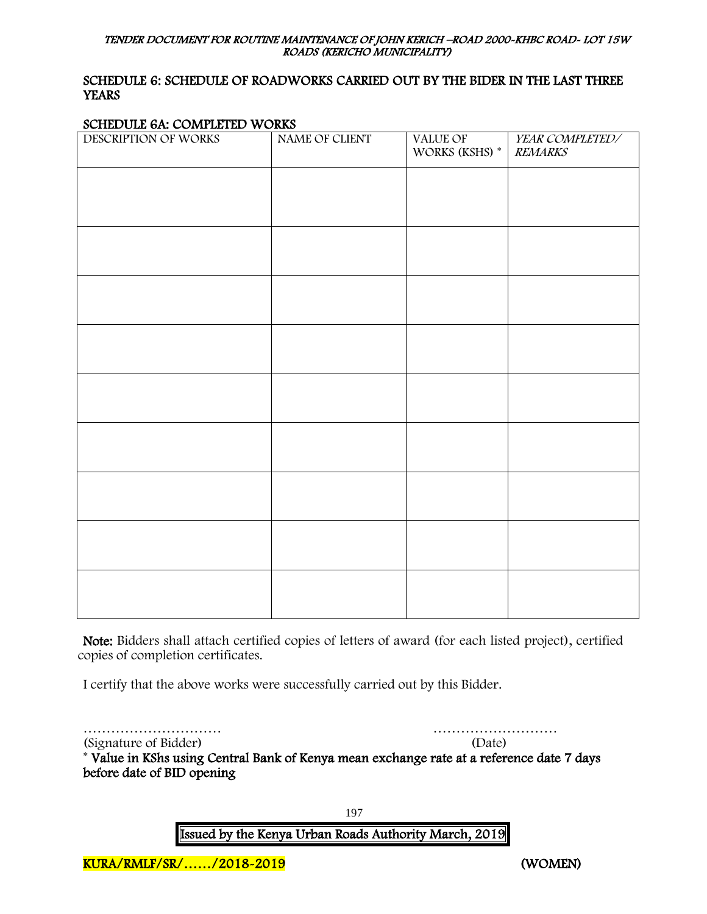## SCHEDULE 6: SCHEDULE OF ROADWORKS CARRIED OUT BY THE BIDER IN THE LAST THREE YEARS

### SCHEDULE 6A: COMPLETED WORKS

| DESCRIPTION OF WORKS | NAME OF CLIENT | VALUE OF WORKS (KSHS) * | *YEAR COMPLETED/ REMARKS* |
|---|---|---|---|
| | | | |
| | | | |
| | | | |
| | | | |
| | | | |
| | | | |
| | | | |
| | | | |
| | | | |

**Note:** Bidders shall attach certified copies of letters of award (for each listed project), certified copies of completion certificates.

I certify that the above works were successfully carried out by this Bidder.

………………………… ………………………
(Signature of Bidder) (Date)

**\* Value in KShs using Central Bank of Kenya mean exchange rate at a reference date 7 days before date of BID opening**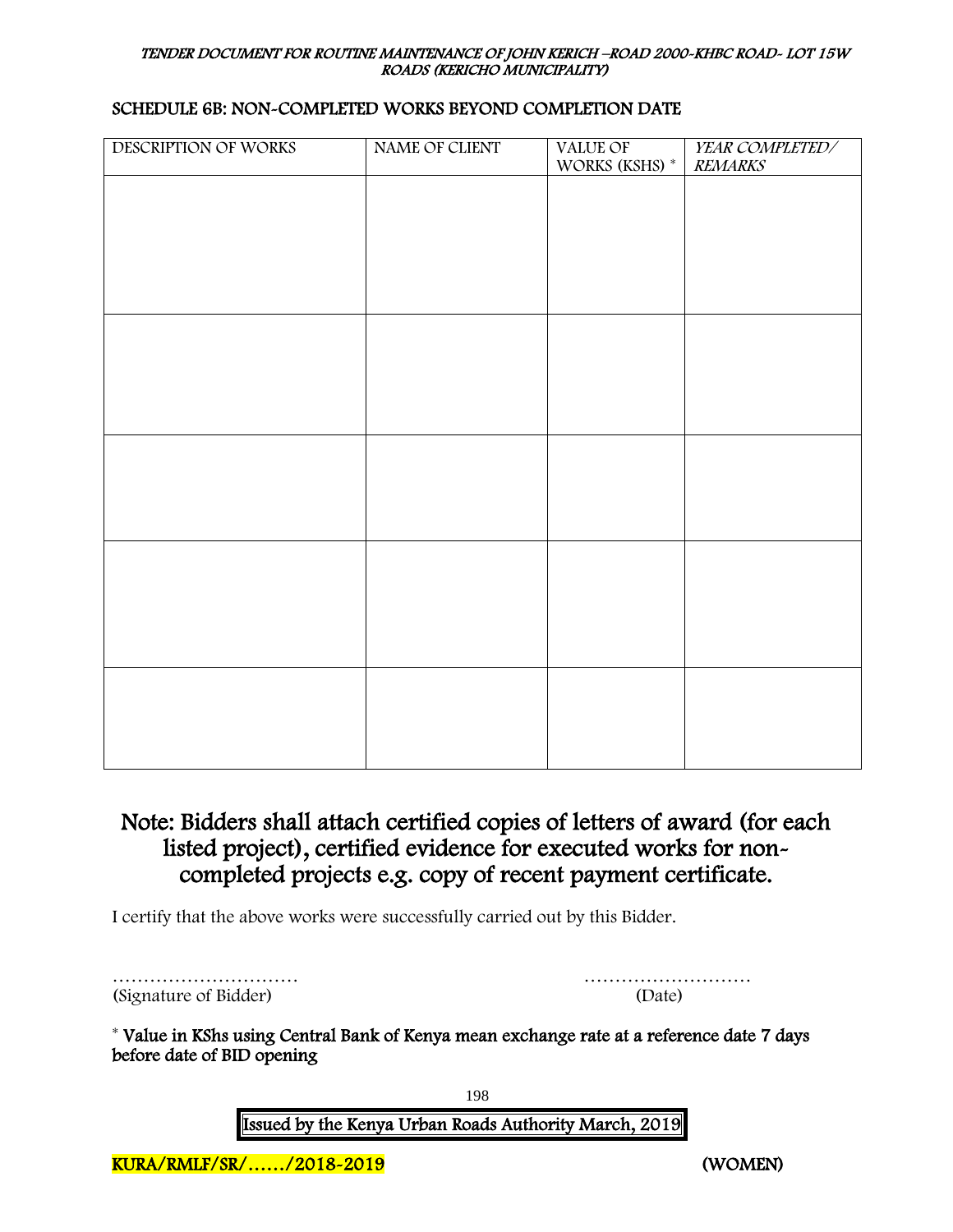## SCHEDULE 6B: NON-COMPLETED WORKS BEYOND COMPLETION DATE

| DESCRIPTION OF WORKS | NAME OF CLIENT | VALUE OF WORKS (KSHS) * | *YEAR COMPLETED/ REMARKS* |
| --- | --- | --- | --- |
| | | | |
| | | | |
| | | | |
| | | | |
| | | | |

## Note: Bidders shall attach certified copies of letters of award (for each listed project), certified evidence for executed works for non-completed projects e.g. copy of recent payment certificate.

I certify that the above works were successfully carried out by this Bidder.

………………………… ………………………
(Signature of Bidder) (Date)

**\* Value in KShs using Central Bank of Kenya mean exchange rate at a reference date 7 days before date of BID opening**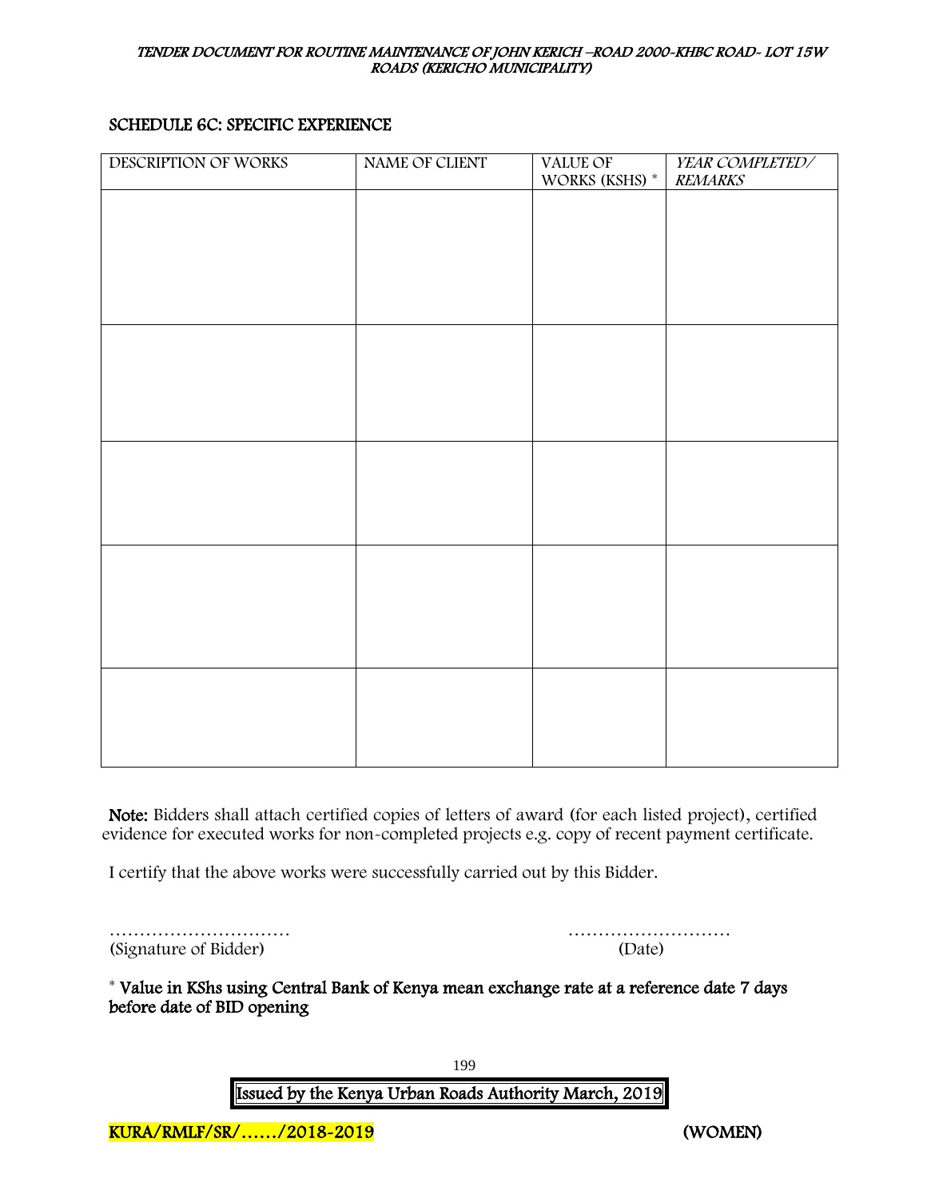## SCHEDULE 6C: SPECIFIC EXPERIENCE

| DESCRIPTION OF WORKS | NAME OF CLIENT | VALUE OF WORKS (KSHS) * | *YEAR COMPLETED/ REMARKS* |
|---|---|---|---|
| | | | |
| | | | |
| | | | |
| | | | |
| | | | |

**Note:** Bidders shall attach certified copies of letters of award (for each listed project), certified evidence for executed works for non-completed projects e.g. copy of recent payment certificate.

I certify that the above works were successfully carried out by this Bidder.

………………………… (Signature of Bidder)

……………………… (Date)

* **Value in KShs using Central Bank of Kenya mean exchange rate at a reference date 7 days before date of BID opening**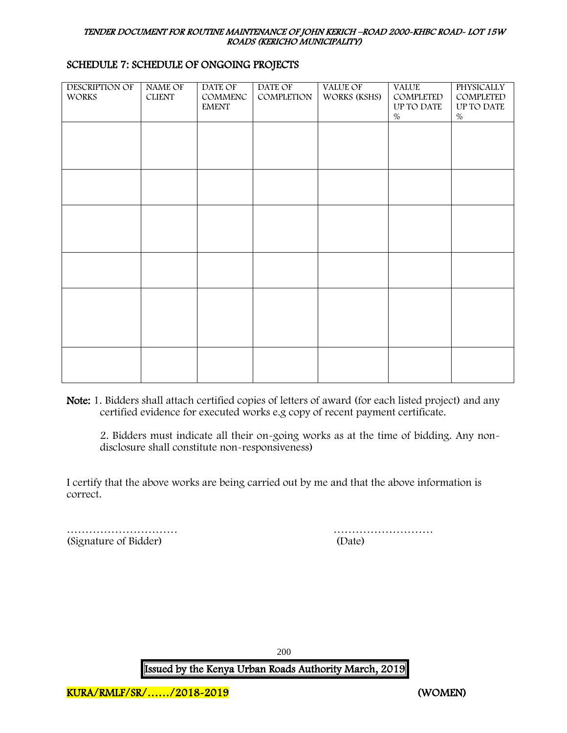## SCHEDULE 7: SCHEDULE OF ONGOING PROJECTS

| DESCRIPTION OF WORKS | NAME OF CLIENT | DATE OF COMMENCEMENT | DATE OF COMPLETION | VALUE OF WORKS (KSHS) | VALUE COMPLETED UP TO DATE % | PHYSICALLY COMPLETED UP TO DATE % |
|---|---|---|---|---|---|---|
| | | | | | | |
| | | | | | | |
| | | | | | | |
| | | | | | | |
| | | | | | | |
| | | | | | | |

**Note:** 1. Bidders shall attach certified copies of letters of award (for each listed project) and any certified evidence for executed works e.g copy of recent payment certificate.

2. Bidders must indicate all their on-going works as at the time of bidding. Any non-disclosure shall constitute non-responsiveness)

I certify that the above works are being carried out by me and that the above information is correct.

…………………………  
(Signature of Bidder)

………………………  
(Date)

KURA/RMLF/SR/……/2018-2019 (WOMEN)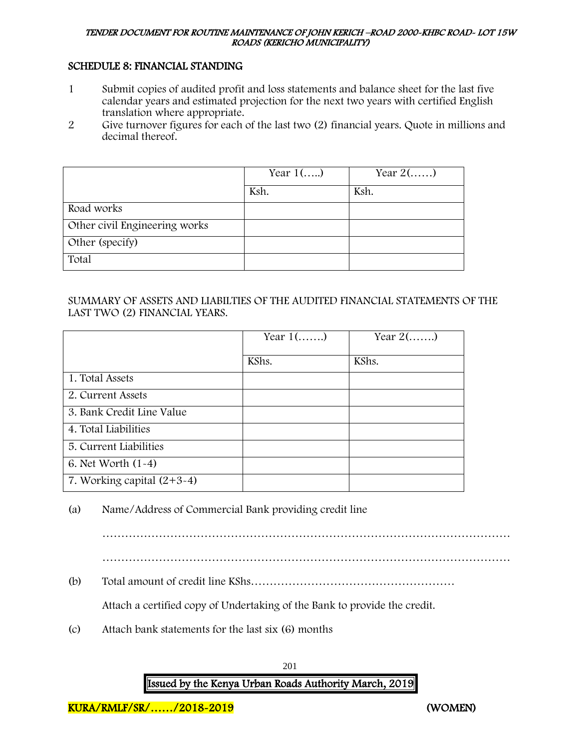## SCHEDULE 8: FINANCIAL STANDING

1. Submit copies of audited profit and loss statements and balance sheet for the last five calendar years and estimated projection for the next two years with certified English translation where appropriate.
2. Give turnover figures for each of the last two (2) financial years. Quote in millions and decimal thereof.

| | Year 1(…..) | Year 2(……) |
|---|---|---|
| | Ksh. | Ksh. |
| Road works | | |
| Other civil Engineering works | | |
| Other (specify) | | |
| Total | | |

SUMMARY OF ASSETS AND LIABILTIES OF THE AUDITED FINANCIAL STATEMENTS OF THE LAST TWO (2) FINANCIAL YEARS.

| | Year 1(…….) | Year 2(…….) |
|---|---|---|
| | KShs. | KShs. |
| 1. Total Assets | | |
| 2. Current Assets | | |
| 3. Bank Credit Line Value | | |
| 4. Total Liabilities | | |
| 5. Current Liabilities | | |
| 6. Net Worth (1-4) | | |
| 7. Working capital (2+3-4) | | |

(a) Name/Address of Commercial Bank providing credit line

…………………………………………………………………………………………………

…………………………………………………………………………………………………

(b) Total amount of credit line KShs………………………………………………

Attach a certified copy of Undertaking of the Bank to provide the credit.

(c) Attach bank statements for the last six (6) months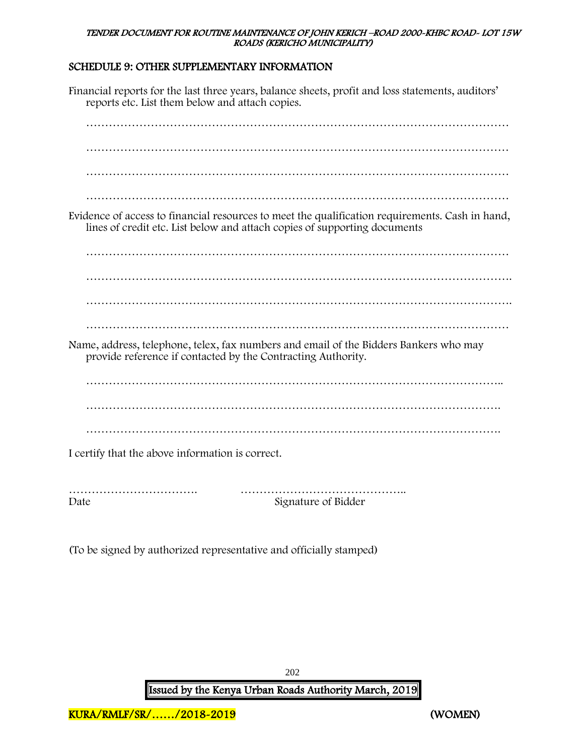## SCHEDULE 9: OTHER SUPPLEMENTARY INFORMATION

Financial reports for the last three years, balance sheets, profit and loss statements, auditors' reports etc. List them below and attach copies.

…………………………………………………………………………………………………

…………………………………………………………………………………………………

…………………………………………………………………………………………………

…………………………………………………………………………………………………

Evidence of access to financial resources to meet the qualification requirements. Cash in hand, lines of credit etc. List below and attach copies of supporting documents

…………………………………………………………………………………………………

…………………………………………………………………………………………………

…………………………………………………………………………………………………

…………………………………………………………………………………………………

Name, address, telephone, telex, fax numbers and email of the Bidders Bankers who may provide reference if contacted by the Contracting Authority.

…………………………………………………………………………………………………

…………………………………………………………………………………………………

…………………………………………………………………………………………………

I certify that the above information is correct.

……………………………. ……………………………………..

Date Signature of Bidder

(To be signed by authorized representative and officially stamped)

**Issued by the Kenya Urban Roads Authority March, 2019**

**KURA/RMLF/SR/……/2018-2019** **(WOMEN)**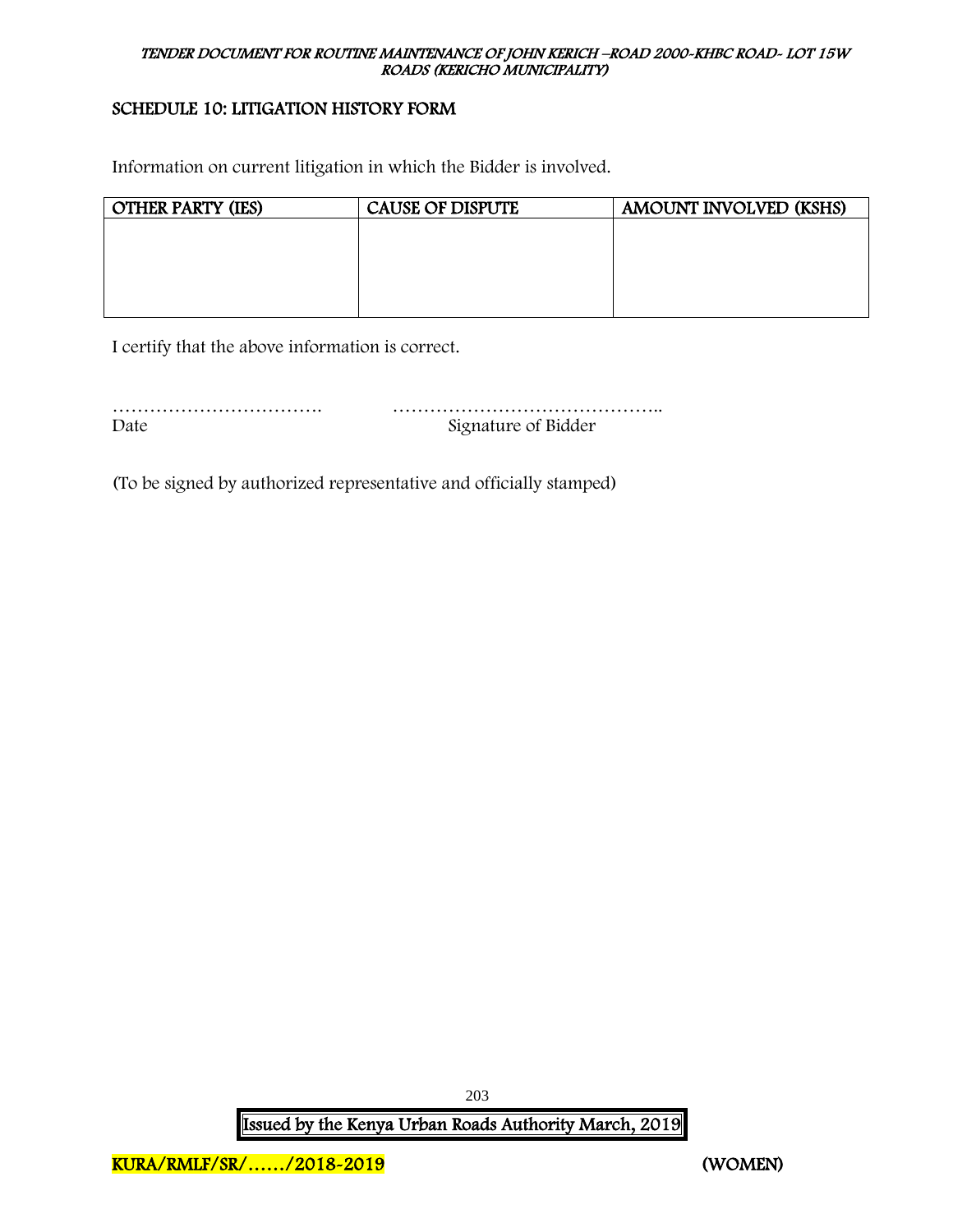## SCHEDULE 10: LITIGATION HISTORY FORM

Information on current litigation in which the Bidder is involved.

| OTHER PARTY (IES) | CAUSE OF DISPUTE | AMOUNT INVOLVED (KSHS) |
|---|---|---|
| | | |

I certify that the above information is correct.

……………………………. ……………………………………..
Date Signature of Bidder

(To be signed by authorized representative and officially stamped)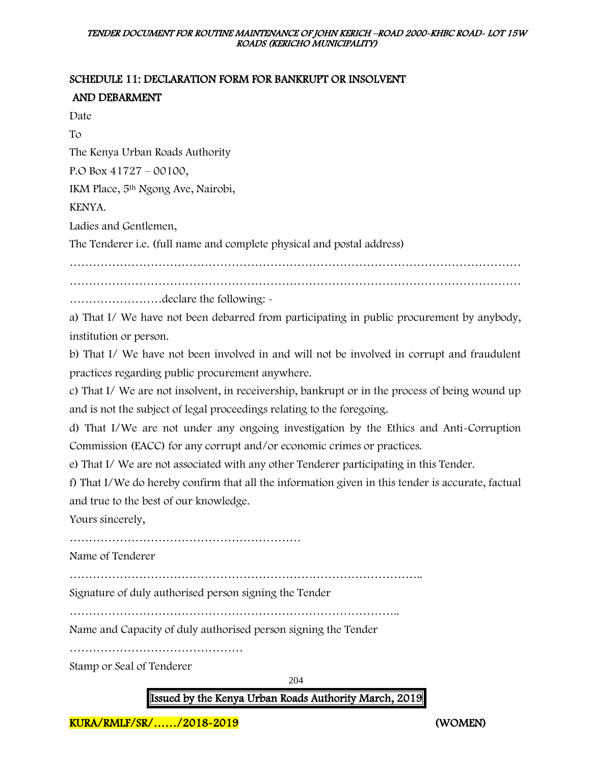## SCHEDULE 11: DECLARATION FORM FOR BANKRUPT OR INSOLVENT AND DEBARMENT

Date

To

The Kenya Urban Roads Authority

P.O Box 41727 – 00100,

IKM Place, 5th Ngong Ave, Nairobi,

KENYA.

Ladies and Gentlemen,

The Tenderer i.e. (full name and complete physical and postal address)

……………………………………………………………………………………………………

……………………………………………………………………………………………………

……………………declare the following: -

a) That I/ We have not been debarred from participating in public procurement by anybody, institution or person.

b) That I/ We have not been involved in and will not be involved in corrupt and fraudulent practices regarding public procurement anywhere.

c) That I/ We are not insolvent, in receivership, bankrupt or in the process of being wound up and is not the subject of legal proceedings relating to the foregoing.

d) That I/We are not under any ongoing investigation by the Ethics and Anti-Corruption Commission (EACC) for any corrupt and/or economic crimes or practices.

e) That I/ We are not associated with any other Tenderer participating in this Tender.

f) That I/We do hereby confirm that all the information given in this tender is accurate, factual and true to the best of our knowledge.

Yours sincerely,

……………………………………………………

Name of Tenderer

………………………………………………………………………………..

Signature of duly authorised person signing the Tender

…………………………………………………………………………..

Name and Capacity of duly authorised person signing the Tender

………………………………………

Stamp or Seal of Tenderer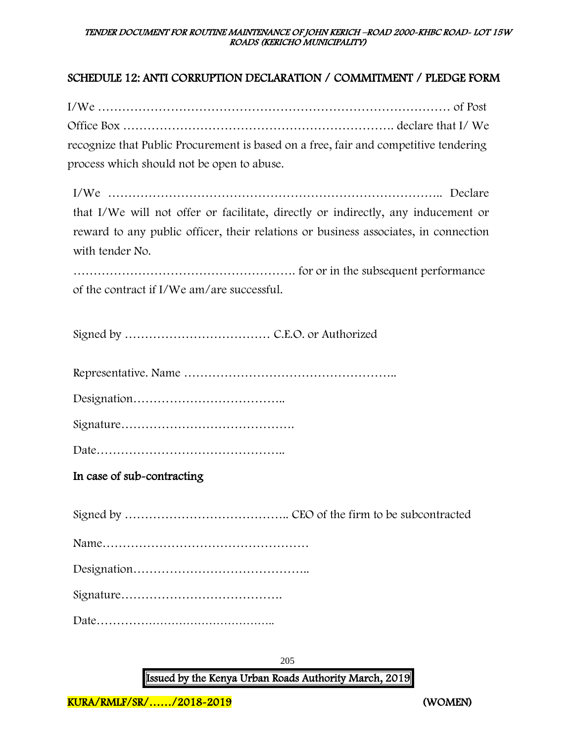## SCHEDULE 12: ANTI CORRUPTION DECLARATION / COMMITMENT / PLEDGE FORM

I/We ……………………………………………………………………………… of Post Office Box ………………………………………………………. declare that I/ We recognize that Public Procurement is based on a free, fair and competitive tendering process which should not be open to abuse.

I/We ……………………………………………………………………….. Declare that I/We will not offer or facilitate, directly or indirectly, any inducement or reward to any public officer, their relations or business associates, in connection with tender No.

………………………………………………. for or in the subsequent performance of the contract if I/We am/are successful.

Signed by ……………………………… C.E.O. or Authorized

Representative. Name ……………………………………………..

Designation………………………………..

Signature…………………………………….

Date………………………………………..

**In case of sub-contracting**

Signed by ………………………………….. CEO of the firm to be subcontracted

Name……………………………………………

Designation……………………………………..

Signature………………………………….

Date………………………………………..

Issued by the Kenya Urban Roads Authority March, 2019

KURA/RMLF/SR/……/2018-2019 (WOMEN)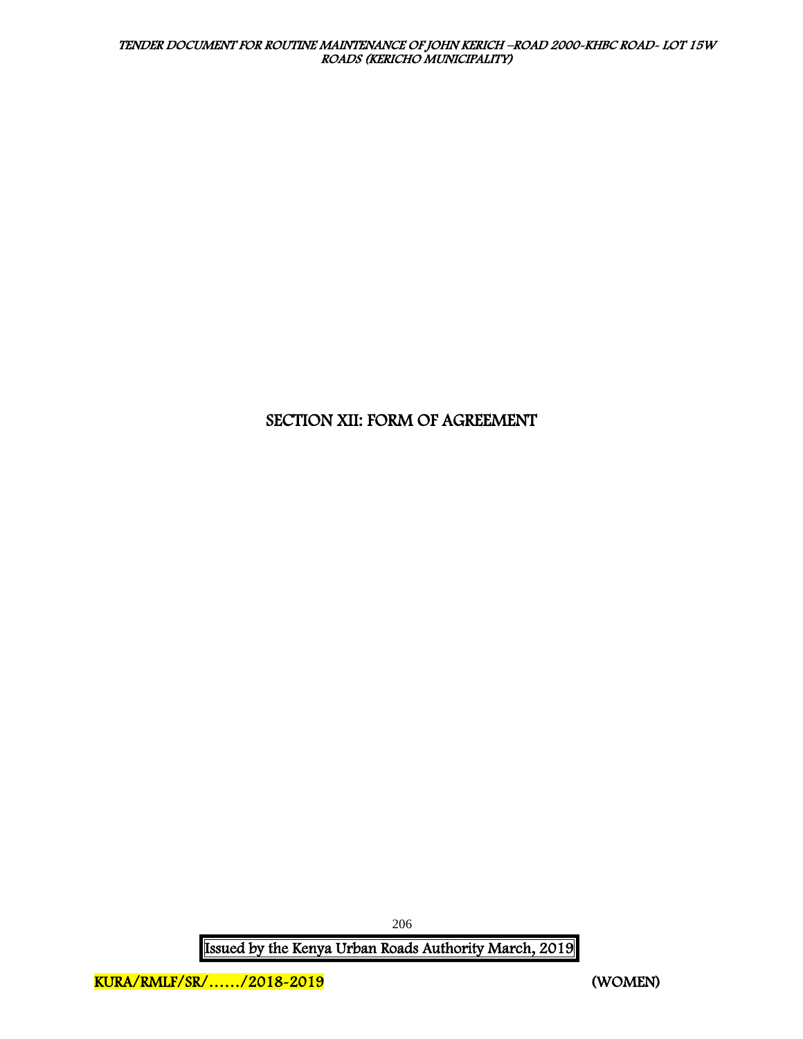# SECTION XII: FORM OF AGREEMENT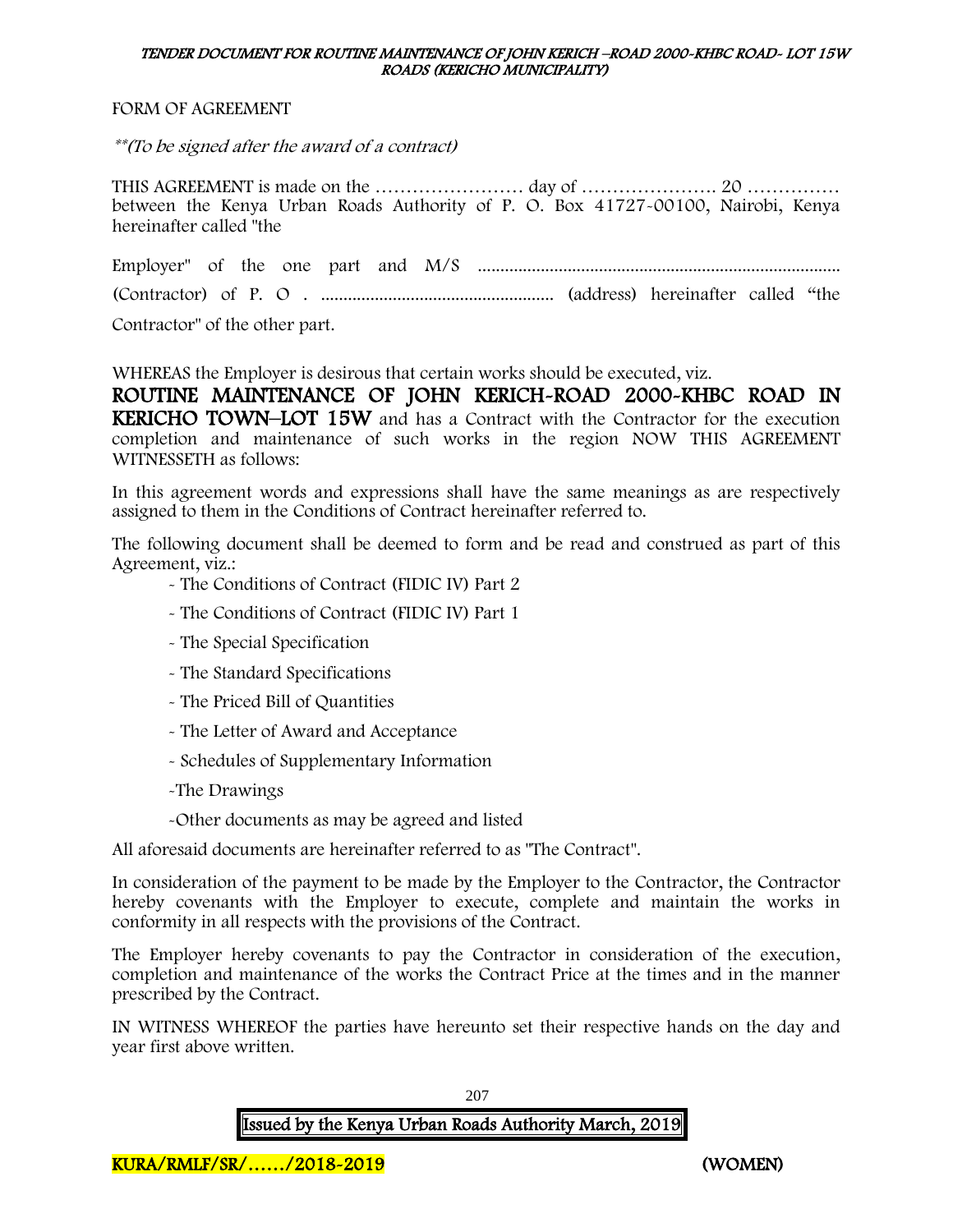FORM OF AGREEMENT

*\*\*(To be signed after the award of a contract)*

THIS AGREEMENT is made on the …………………… day of …………………. 20 …………… between the Kenya Urban Roads Authority of P. O. Box 41727-00100, Nairobi, Kenya hereinafter called "the

Employer" of the one part and M/S ................................................................................. (Contractor) of P. O . .................................................... (address) hereinafter called "the Contractor" of the other part.

WHEREAS the Employer is desirous that certain works should be executed, viz. **ROUTINE MAINTENANCE OF JOHN KERICH-ROAD 2000-KHBC ROAD IN KERICHO TOWN–LOT 15W** and has a Contract with the Contractor for the execution completion and maintenance of such works in the region NOW THIS AGREEMENT WITNESSETH as follows:

In this agreement words and expressions shall have the same meanings as are respectively assigned to them in the Conditions of Contract hereinafter referred to.

The following document shall be deemed to form and be read and construed as part of this Agreement, viz.:

- The Conditions of Contract (FIDIC IV) Part 2
- The Conditions of Contract (FIDIC IV) Part 1
- The Special Specification
- The Standard Specifications
- The Priced Bill of Quantities
- The Letter of Award and Acceptance
- Schedules of Supplementary Information
- The Drawings
- Other documents as may be agreed and listed

All aforesaid documents are hereinafter referred to as "The Contract".

In consideration of the payment to be made by the Employer to the Contractor, the Contractor hereby covenants with the Employer to execute, complete and maintain the works in conformity in all respects with the provisions of the Contract.

The Employer hereby covenants to pay the Contractor in consideration of the execution, completion and maintenance of the works the Contract Price at the times and in the manner prescribed by the Contract.

IN WITNESS WHEREOF the parties have hereunto set their respective hands on the day and year first above written.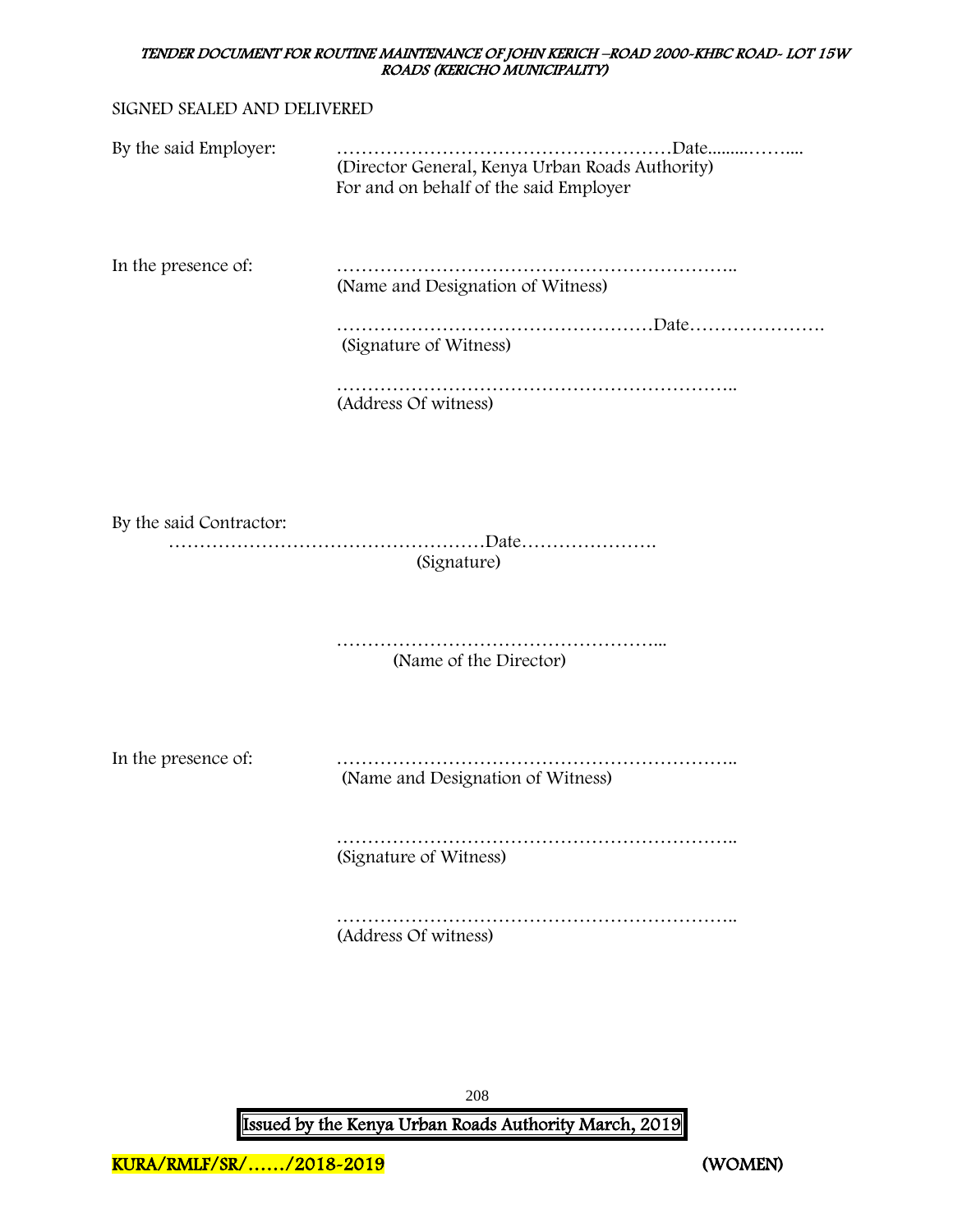SIGNED SEALED AND DELIVERED

By the said Employer: ………………………………………………Date.........……....
(Director General, Kenya Urban Roads Authority)
For and on behalf of the said Employer

In the presence of: ………………………………………………………..
(Name and Designation of Witness)

……………………………………………Date………………….
(Signature of Witness)

………………………………………………………..
(Address Of witness)

By the said Contractor:
……………………………………………Date………………….
(Signature)

……………………………………………...
(Name of the Director)

In the presence of: ………………………………………………………..
(Name and Designation of Witness)

………………………………………………………..
(Signature of Witness)

………………………………………………………..
(Address Of witness)

KURA/RMLF/SR/……/2018-2019 (WOMEN)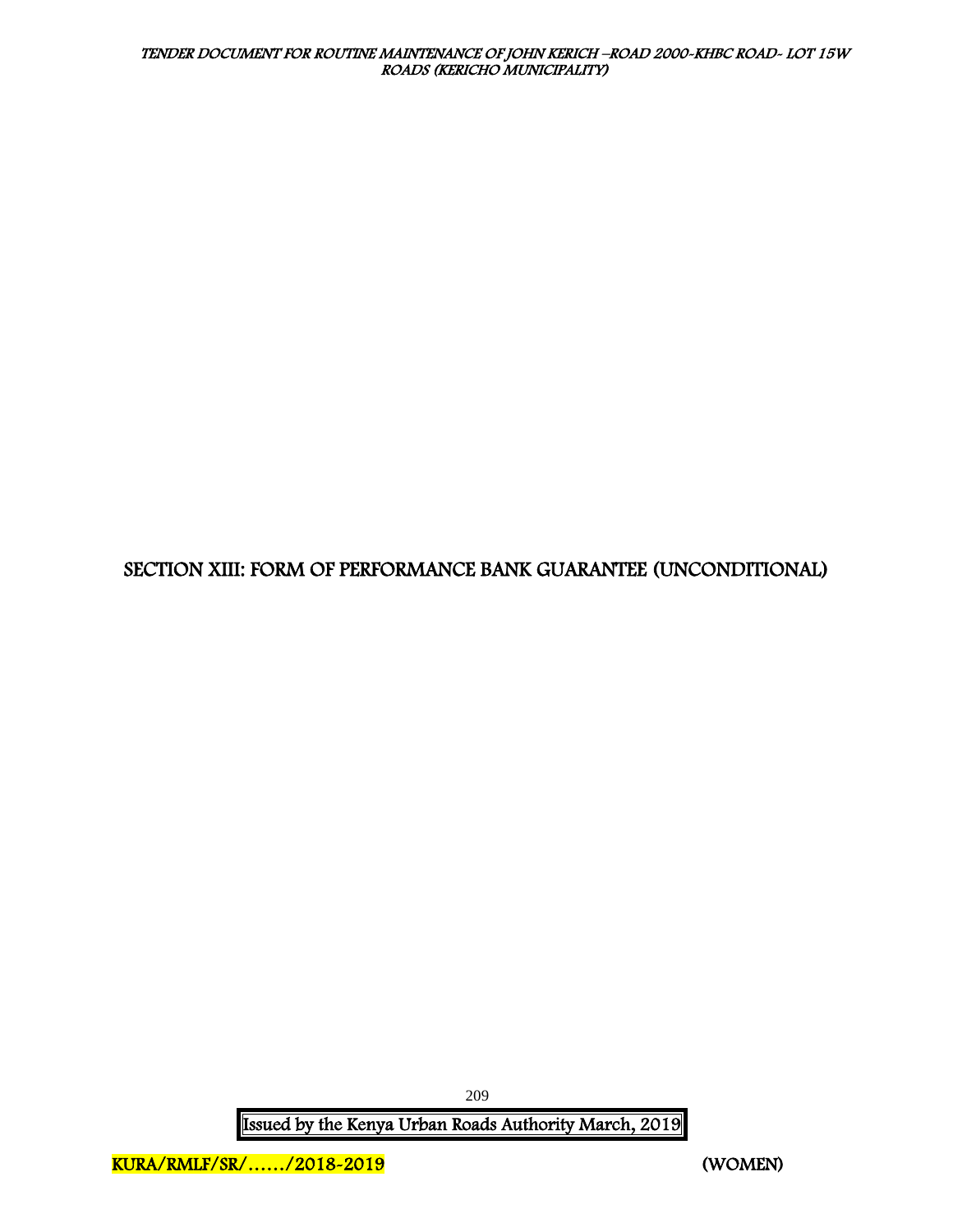# SECTION XIII: FORM OF PERFORMANCE BANK GUARANTEE (UNCONDITIONAL)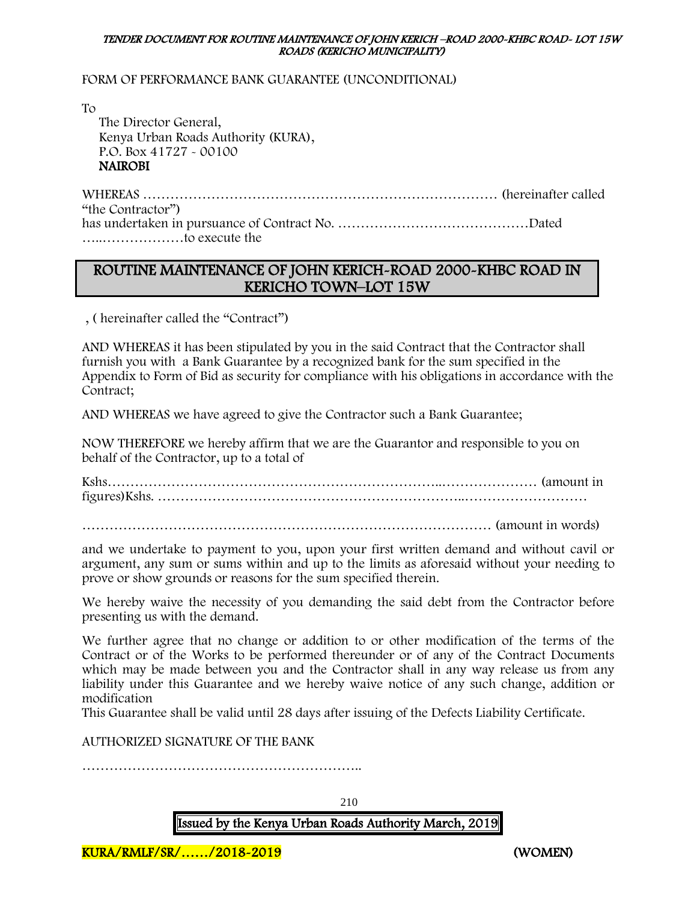FORM OF PERFORMANCE BANK GUARANTEE (UNCONDITIONAL)

To

The Director General,
Kenya Urban Roads Authority (KURA),
P.O. Box 41727 - 00100
**NAIROBI**

WHEREAS …………………………………………………………………… (hereinafter called "the Contractor")
has undertaken in pursuance of Contract No. ……………………………………Dated …..………………to execute the

**ROUTINE MAINTENANCE OF JOHN KERICH-ROAD 2000-KHBC ROAD IN KERICHO TOWN–LOT 15W**

, ( hereinafter called the "Contract")

AND WHEREAS it has been stipulated by you in the said Contract that the Contractor shall furnish you with a Bank Guarantee by a recognized bank for the sum specified in the Appendix to Form of Bid as security for compliance with his obligations in accordance with the Contract;

AND WHEREAS we have agreed to give the Contractor such a Bank Guarantee;

NOW THEREFORE we hereby affirm that we are the Guarantor and responsible to you on behalf of the Contractor, up to a total of

Kshs……………………………………………………………...………………… (amount in figures)Kshs. ……………………………………………………..………………………

……………………………………………………………………………… (amount in words)

and we undertake to payment to you, upon your first written demand and without cavil or argument, any sum or sums within and up to the limits as aforesaid without your needing to prove or show grounds or reasons for the sum specified therein.

We hereby waive the necessity of you demanding the said debt from the Contractor before presenting us with the demand.

We further agree that no change or addition to or other modification of the terms of the Contract or of the Works to be performed thereunder or of any of the Contract Documents which may be made between you and the Contractor shall in any way release us from any liability under this Guarantee and we hereby waive notice of any such change, addition or modification
This Guarantee shall be valid until 28 days after issuing of the Defects Liability Certificate.

AUTHORIZED SIGNATURE OF THE BANK

……………………………………………………..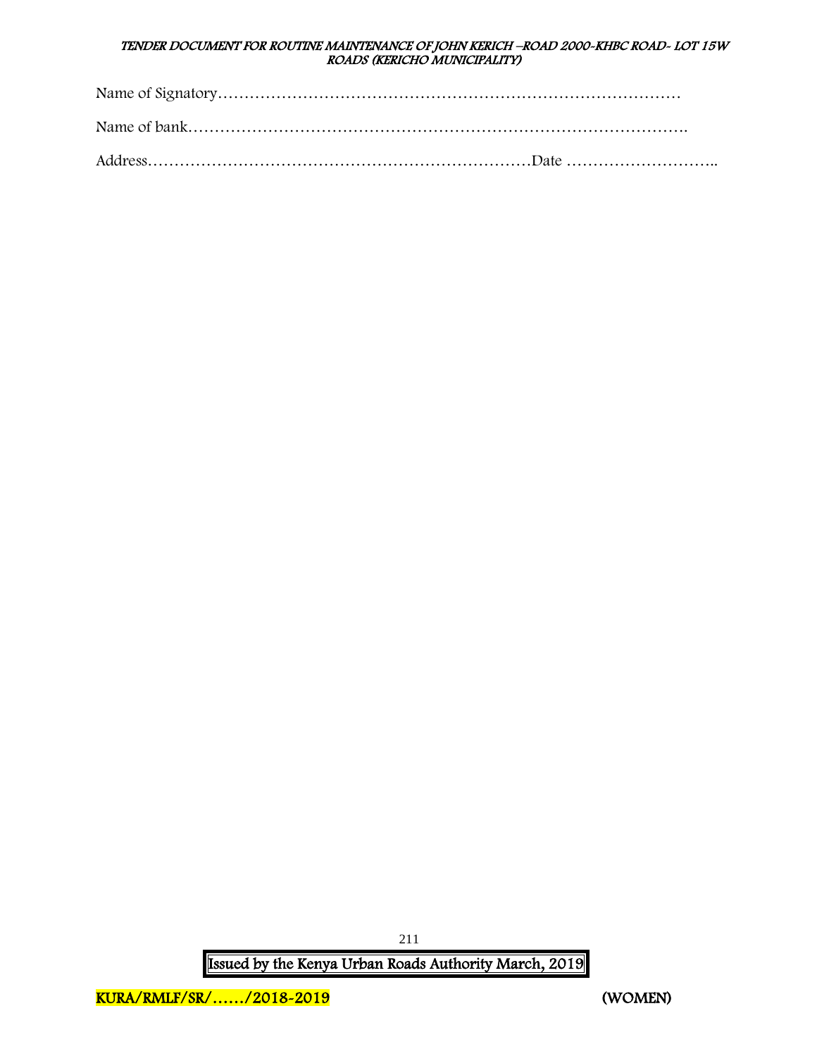Name of Signatory……………………………………………………………………………

Name of bank………………………………………………………………………………….

Address………………………………………………………………Date ………………………..